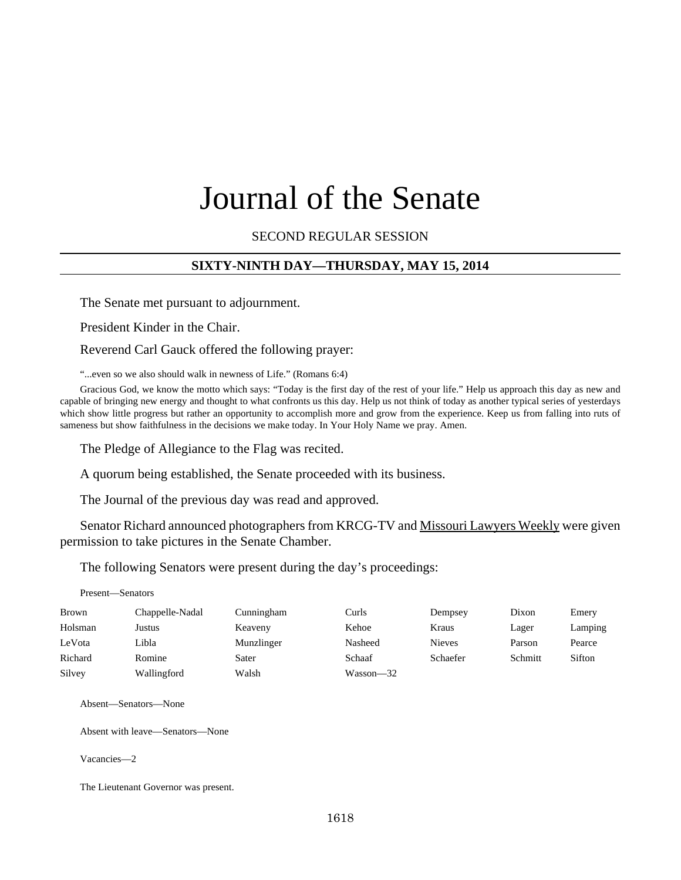# Journal of the Senate

SECOND REGULAR SESSION

## SIXTY-NINTH DAY—THURSDAY, MAY 15, 2014

The Senate met pursuant to adjournment.

President Kinder in the Chair.

Reverend Carl Gauck offered the following prayer:

"...even so we also should walk in newness of Life." (Romans 6:4)

Gracious God, we know the motto which says: "Today is the first day of the rest of your life." Help us approach this day as new and capable of bringing new energy and thought to what confronts us this day. Help us not think of today as another typical series of yesterdays which show little progress but rather an opportunity to accomplish more and grow from the experience. Keep us from falling into ruts of sameness but show faithfulness in the decisions we make today. In Your Holy Name we pray. Amen.

The Pledge of Allegiance to the Flag was recited.

A quorum being established, the Senate proceeded with its business.

The Journal of the previous day was read and approved.

Senator Richard announced photographers from KRCG-TV and Missouri Lawyers Weekly were given permission to take pictures in the Senate Chamber.

The following Senators were present during the day's proceedings:

Present—Senators

| | | | | | | |
|---|---|---|---|---|---|---|
| Brown | Chappelle-Nadal | Cunningham | Curls | Dempsey | Dixon | Emery |
| Holsman | Justus | Keaveny | Kehoe | Kraus | Lager | Lamping |
| LeVota | Libla | Munzlinger | Nasheed | Nieves | Parson | Pearce |
| Richard | Romine | Sater | Schaaf | Schaefer | Schmitt | Sifton |
| Silvey | Wallingford | Walsh | Wasson—32 | | | |

Absent—Senators—None

Absent with leave—Senators—None

Vacancies—2

The Lieutenant Governor was present.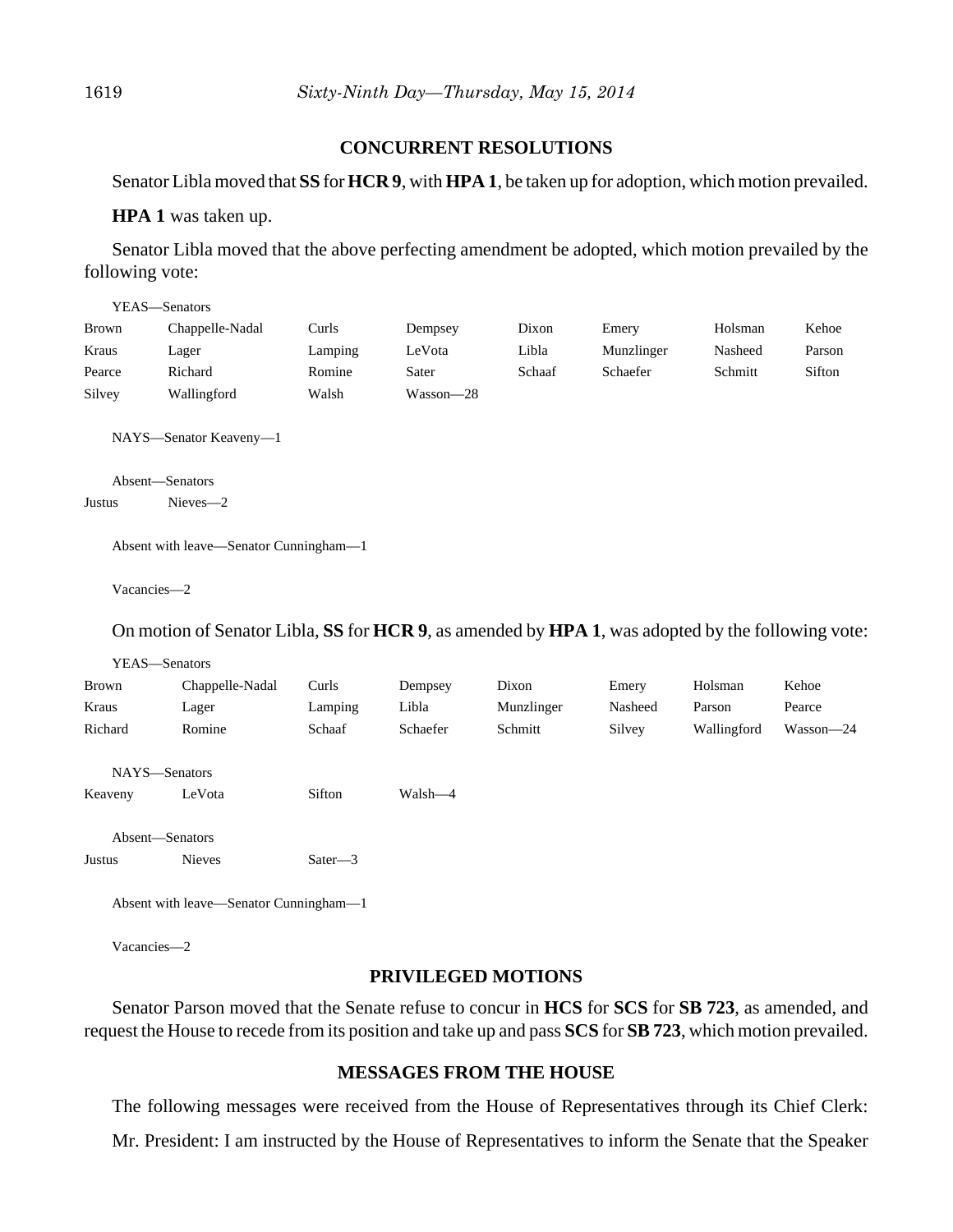## CONCURRENT RESOLUTIONS

Senator Libla moved that **SS** for **HCR 9**, with **HPA 1**, be taken up for adoption, which motion prevailed.

**HPA 1** was taken up.

Senator Libla moved that the above perfecting amendment be adopted, which motion prevailed by the following vote:

YEAS—Senators

| | | | | | | | |
|---|---|---|---|---|---|---|---|
| Brown | Chappelle-Nadal | Curls | Dempsey | Dixon | Emery | Holsman | Kehoe |
| Kraus | Lager | Lamping | LeVota | Libla | Munzlinger | Nasheed | Parson |
| Pearce | Richard | Romine | Sater | Schaaf | Schaefer | Schmitt | Sifton |
| Silvey | Wallingford | Walsh | Wasson—28 | | | | |

NAYS—Senator Keaveny—1

Absent—Senators

| | |
|---|---|
| Justus | Nieves—2 |

Absent with leave—Senator Cunningham—1

Vacancies—2

On motion of Senator Libla, **SS** for **HCR 9**, as amended by **HPA 1**, was adopted by the following vote:

YEAS—Senators

| | | | | | | | |
|---|---|---|---|---|---|---|---|
| Brown | Chappelle-Nadal | Curls | Dempsey | Dixon | Emery | Holsman | Kehoe |
| Kraus | Lager | Lamping | Libla | Munzlinger | Nasheed | Parson | Pearce |
| Richard | Romine | Schaaf | Schaefer | Schmitt | Silvey | Wallingford | Wasson—24 |

NAYS—Senators

| | | | |
|---|---|---|---|
| Keaveny | LeVota | Sifton | Walsh—4 |

Absent—Senators

| | | |
|---|---|---|
| Justus | Nieves | Sater—3 |

Absent with leave—Senator Cunningham—1

Vacancies—2

## PRIVILEGED MOTIONS

Senator Parson moved that the Senate refuse to concur in **HCS** for **SCS** for **SB 723**, as amended, and request the House to recede from its position and take up and pass **SCS** for **SB 723**, which motion prevailed.

## MESSAGES FROM THE HOUSE

The following messages were received from the House of Representatives through its Chief Clerk:

Mr. President: I am instructed by the House of Representatives to inform the Senate that the Speaker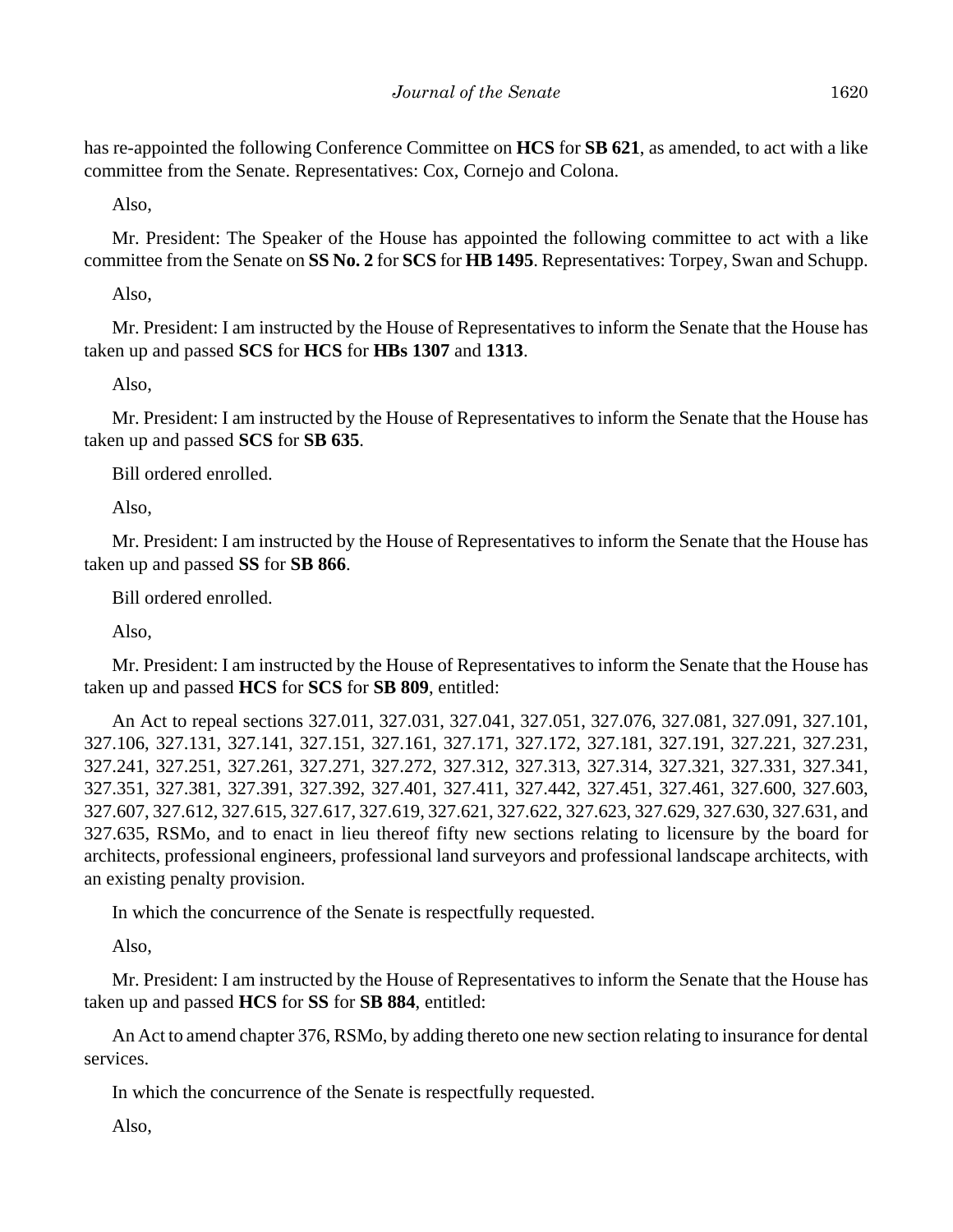has re-appointed the following Conference Committee on **HCS** for **SB 621**, as amended, to act with a like committee from the Senate. Representatives: Cox, Cornejo and Colona.

Also,

Mr. President: The Speaker of the House has appointed the following committee to act with a like committee from the Senate on **SS No. 2** for **SCS** for **HB 1495**. Representatives: Torpey, Swan and Schupp.

Also,

Mr. President: I am instructed by the House of Representatives to inform the Senate that the House has taken up and passed **SCS** for **HCS** for **HBs 1307** and **1313**.

Also,

Mr. President: I am instructed by the House of Representatives to inform the Senate that the House has taken up and passed **SCS** for **SB 635**.

Bill ordered enrolled.

Also,

Mr. President: I am instructed by the House of Representatives to inform the Senate that the House has taken up and passed **SS** for **SB 866**.

Bill ordered enrolled.

Also,

Mr. President: I am instructed by the House of Representatives to inform the Senate that the House has taken up and passed **HCS** for **SCS** for **SB 809**, entitled:

An Act to repeal sections 327.011, 327.031, 327.041, 327.051, 327.076, 327.081, 327.091, 327.101, 327.106, 327.131, 327.141, 327.151, 327.161, 327.171, 327.172, 327.181, 327.191, 327.221, 327.231, 327.241, 327.251, 327.261, 327.271, 327.272, 327.312, 327.313, 327.314, 327.321, 327.331, 327.341, 327.351, 327.381, 327.391, 327.392, 327.401, 327.411, 327.442, 327.451, 327.461, 327.600, 327.603, 327.607, 327.612, 327.615, 327.617, 327.619, 327.621, 327.622, 327.623, 327.629, 327.630, 327.631, and 327.635, RSMo, and to enact in lieu thereof fifty new sections relating to licensure by the board for architects, professional engineers, professional land surveyors and professional landscape architects, with an existing penalty provision.

In which the concurrence of the Senate is respectfully requested.

Also,

Mr. President: I am instructed by the House of Representatives to inform the Senate that the House has taken up and passed **HCS** for **SS** for **SB 884**, entitled:

An Act to amend chapter 376, RSMo, by adding thereto one new section relating to insurance for dental services.

In which the concurrence of the Senate is respectfully requested.

Also,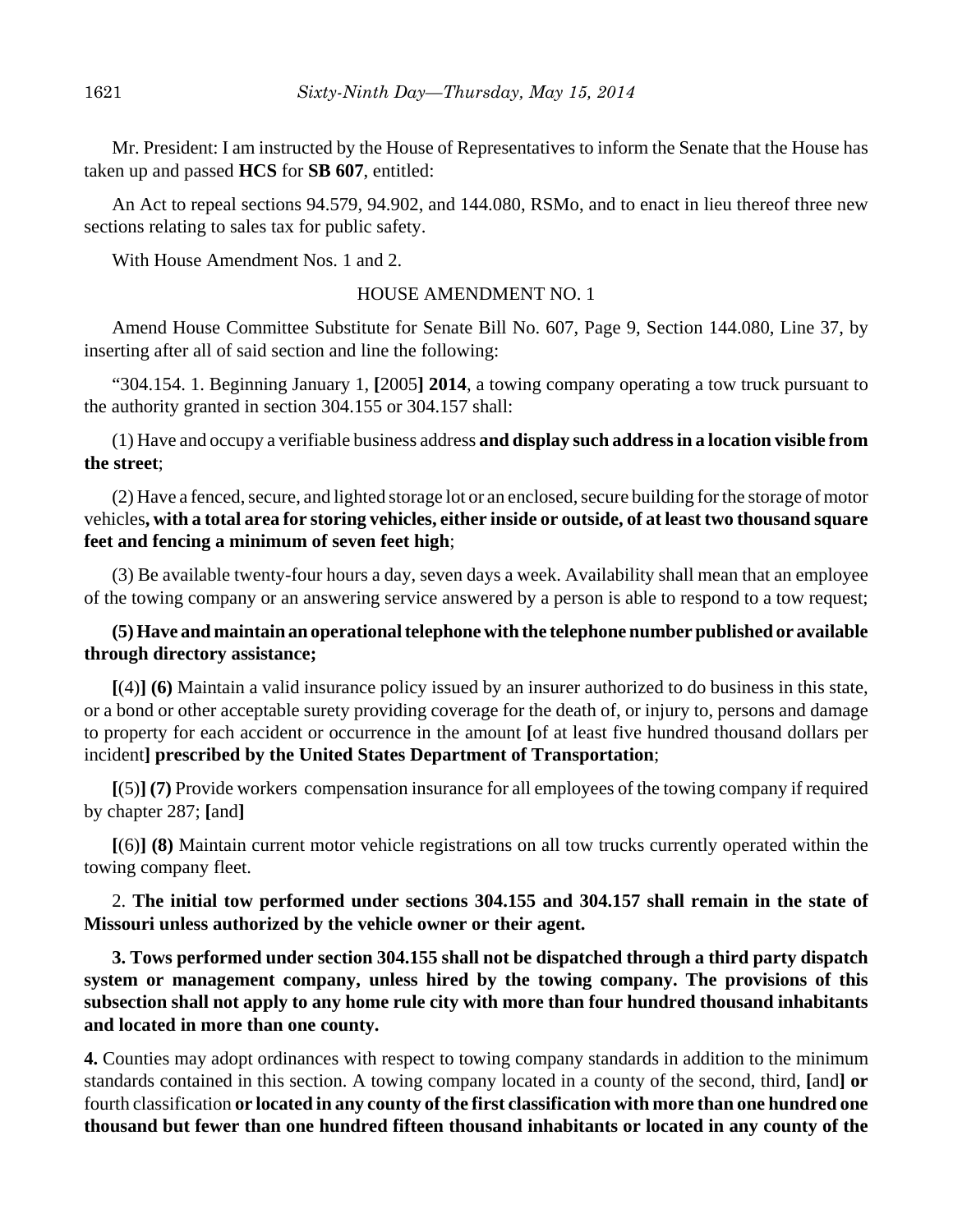Mr. President: I am instructed by the House of Representatives to inform the Senate that the House has taken up and passed **HCS** for **SB 607**, entitled:

An Act to repeal sections 94.579, 94.902, and 144.080, RSMo, and to enact in lieu thereof three new sections relating to sales tax for public safety.

With House Amendment Nos. 1 and 2.

HOUSE AMENDMENT NO. 1

Amend House Committee Substitute for Senate Bill No. 607, Page 9, Section 144.080, Line 37, by inserting after all of said section and line the following:

"304.154. 1. Beginning January 1, **[**2005**] 2014**, a towing company operating a tow truck pursuant to the authority granted in section 304.155 or 304.157 shall:

(1) Have and occupy a verifiable business address **and display such address in a location visible from the street**;

(2) Have a fenced, secure, and lighted storage lot or an enclosed, secure building for the storage of motor vehicles**, with a total area for storing vehicles, either inside or outside, of at least two thousand square feet and fencing a minimum of seven feet high**;

(3) Be available twenty-four hours a day, seven days a week. Availability shall mean that an employee of the towing company or an answering service answered by a person is able to respond to a tow request;

**(5) Have and maintain an operational telephone with the telephone number published or available through directory assistance;**

**[**(4)**] (6)** Maintain a valid insurance policy issued by an insurer authorized to do business in this state, or a bond or other acceptable surety providing coverage for the death of, or injury to, persons and damage to property for each accident or occurrence in the amount **[**of at least five hundred thousand dollars per incident**] prescribed by the United States Department of Transportation**;

**[**(5)**] (7)** Provide workers compensation insurance for all employees of the towing company if required by chapter 287; **[**and**]**

**[**(6)**] (8)** Maintain current motor vehicle registrations on all tow trucks currently operated within the towing company fleet.

2. **The initial tow performed under sections 304.155 and 304.157 shall remain in the state of Missouri unless authorized by the vehicle owner or their agent.**

**3. Tows performed under section 304.155 shall not be dispatched through a third party dispatch system or management company, unless hired by the towing company. The provisions of this subsection shall not apply to any home rule city with more than four hundred thousand inhabitants and located in more than one county.**

**4.** Counties may adopt ordinances with respect to towing company standards in addition to the minimum standards contained in this section. A towing company located in a county of the second, third, **[**and**] or** fourth classification **or located in any county of the first classification with more than one hundred one thousand but fewer than one hundred fifteen thousand inhabitants or located in any county of the**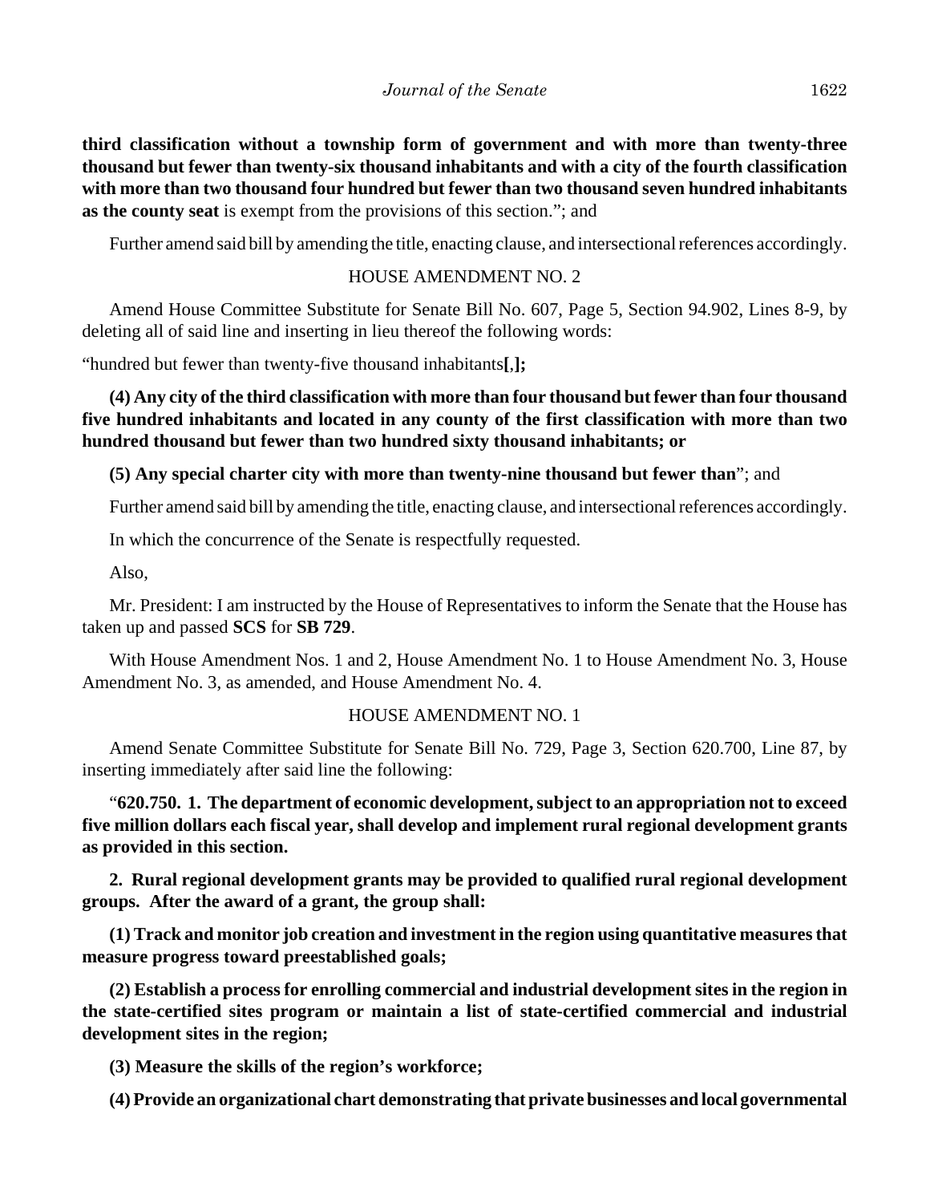**third classification without a township form of government and with more than twenty-three thousand but fewer than twenty-six thousand inhabitants and with a city of the fourth classification with more than two thousand four hundred but fewer than two thousand seven hundred inhabitants as the county seat** is exempt from the provisions of this section."; and

Further amend said bill by amending the title, enacting clause, and intersectional references accordingly.

HOUSE AMENDMENT NO. 2

Amend House Committee Substitute for Senate Bill No. 607, Page 5, Section 94.902, Lines 8-9, by deleting all of said line and inserting in lieu thereof the following words:

"hundred but fewer than twenty-five thousand inhabitants**[**,**];**

**(4) Any city of the third classification with more than four thousand but fewer than four thousand five hundred inhabitants and located in any county of the first classification with more than two hundred thousand but fewer than two hundred sixty thousand inhabitants; or**

**(5) Any special charter city with more than twenty-nine thousand but fewer than**"; and

Further amend said bill by amending the title, enacting clause, and intersectional references accordingly.

In which the concurrence of the Senate is respectfully requested.

Also,

Mr. President: I am instructed by the House of Representatives to inform the Senate that the House has taken up and passed **SCS** for **SB 729**.

With House Amendment Nos. 1 and 2, House Amendment No. 1 to House Amendment No. 3, House Amendment No. 3, as amended, and House Amendment No. 4.

HOUSE AMENDMENT NO. 1

Amend Senate Committee Substitute for Senate Bill No. 729, Page 3, Section 620.700, Line 87, by inserting immediately after said line the following:

"**620.750. 1. The department of economic development, subject to an appropriation not to exceed five million dollars each fiscal year, shall develop and implement rural regional development grants as provided in this section.**

**2. Rural regional development grants may be provided to qualified rural regional development groups. After the award of a grant, the group shall:**

**(1) Track and monitor job creation and investment in the region using quantitative measures that measure progress toward preestablished goals;**

**(2) Establish a process for enrolling commercial and industrial development sites in the region in the state-certified sites program or maintain a list of state-certified commercial and industrial development sites in the region;**

**(3) Measure the skills of the region's workforce;**

**(4) Provide an organizational chart demonstrating that private businesses and local governmental**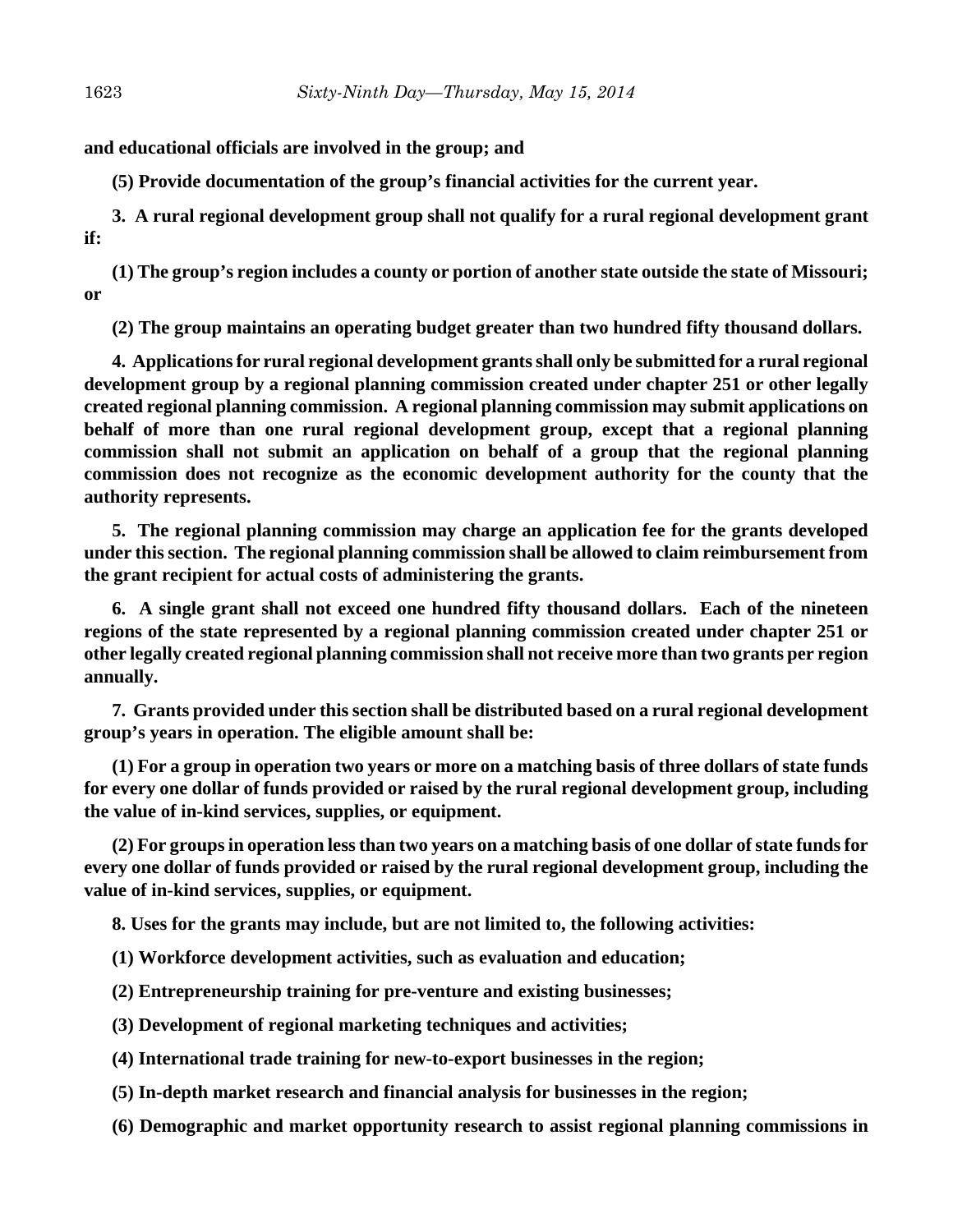**and educational officials are involved in the group; and**

**(5) Provide documentation of the group's financial activities for the current year.**

**3. A rural regional development group shall not qualify for a rural regional development grant if:**

**(1) The group's region includes a county or portion of another state outside the state of Missouri; or**

**(2) The group maintains an operating budget greater than two hundred fifty thousand dollars.**

**4. Applications for rural regional development grants shall only be submitted for a rural regional development group by a regional planning commission created under chapter 251 or other legally created regional planning commission. A regional planning commission may submit applications on behalf of more than one rural regional development group, except that a regional planning commission shall not submit an application on behalf of a group that the regional planning commission does not recognize as the economic development authority for the county that the authority represents.**

**5. The regional planning commission may charge an application fee for the grants developed under this section. The regional planning commission shall be allowed to claim reimbursement from the grant recipient for actual costs of administering the grants.**

**6. A single grant shall not exceed one hundred fifty thousand dollars. Each of the nineteen regions of the state represented by a regional planning commission created under chapter 251 or other legally created regional planning commission shall not receive more than two grants per region annually.**

**7. Grants provided under this section shall be distributed based on a rural regional development group's years in operation. The eligible amount shall be:**

**(1) For a group in operation two years or more on a matching basis of three dollars of state funds for every one dollar of funds provided or raised by the rural regional development group, including the value of in-kind services, supplies, or equipment.**

**(2) For groups in operation less than two years on a matching basis of one dollar of state funds for every one dollar of funds provided or raised by the rural regional development group, including the value of in-kind services, supplies, or equipment.**

**8. Uses for the grants may include, but are not limited to, the following activities:**

**(1) Workforce development activities, such as evaluation and education;**

**(2) Entrepreneurship training for pre-venture and existing businesses;**

**(3) Development of regional marketing techniques and activities;**

**(4) International trade training for new-to-export businesses in the region;**

**(5) In-depth market research and financial analysis for businesses in the region;**

**(6) Demographic and market opportunity research to assist regional planning commissions in**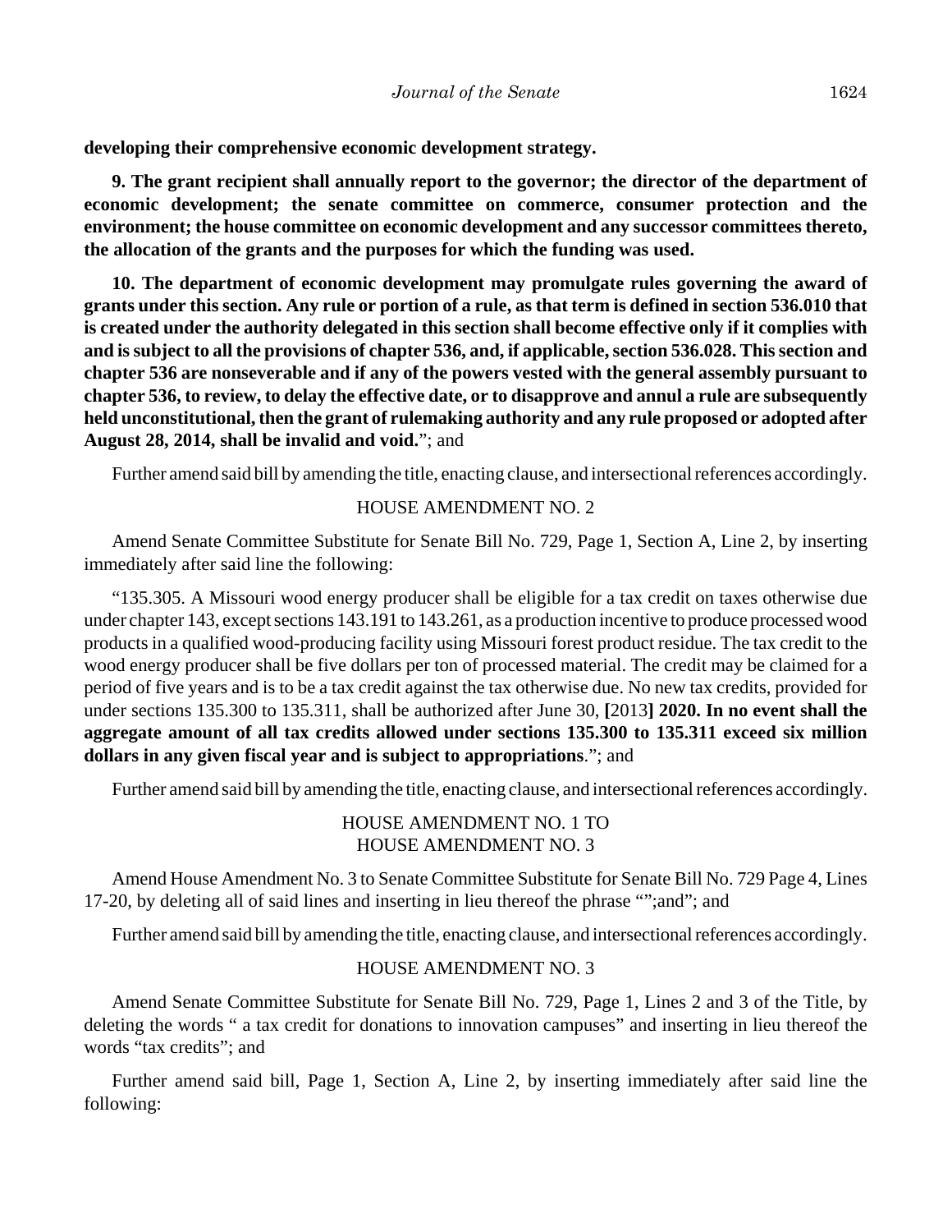**developing their comprehensive economic development strategy.**

**9. The grant recipient shall annually report to the governor; the director of the department of economic development; the senate committee on commerce, consumer protection and the environment; the house committee on economic development and any successor committees thereto, the allocation of the grants and the purposes for which the funding was used.**

**10. The department of economic development may promulgate rules governing the award of grants under this section. Any rule or portion of a rule, as that term is defined in section 536.010 that is created under the authority delegated in this section shall become effective only if it complies with and is subject to all the provisions of chapter 536, and, if applicable, section 536.028. This section and chapter 536 are nonseverable and if any of the powers vested with the general assembly pursuant to chapter 536, to review, to delay the effective date, or to disapprove and annul a rule are subsequently held unconstitutional, then the grant of rulemaking authority and any rule proposed or adopted after August 28, 2014, shall be invalid and void.**"; and

Further amend said bill by amending the title, enacting clause, and intersectional references accordingly.

HOUSE AMENDMENT NO. 2

Amend Senate Committee Substitute for Senate Bill No. 729, Page 1, Section A, Line 2, by inserting immediately after said line the following:

"135.305. A Missouri wood energy producer shall be eligible for a tax credit on taxes otherwise due under chapter 143, except sections 143.191 to 143.261, as a production incentive to produce processed wood products in a qualified wood-producing facility using Missouri forest product residue. The tax credit to the wood energy producer shall be five dollars per ton of processed material. The credit may be claimed for a period of five years and is to be a tax credit against the tax otherwise due. No new tax credits, provided for under sections 135.300 to 135.311, shall be authorized after June 30, **[**2013**] 2020. In no event shall the aggregate amount of all tax credits allowed under sections 135.300 to 135.311 exceed six million dollars in any given fiscal year and is subject to appropriations**."; and

Further amend said bill by amending the title, enacting clause, and intersectional references accordingly.

HOUSE AMENDMENT NO. 1 TO
HOUSE AMENDMENT NO. 3

Amend House Amendment No. 3 to Senate Committee Substitute for Senate Bill No. 729 Page 4, Lines 17-20, by deleting all of said lines and inserting in lieu thereof the phrase "";and"; and

Further amend said bill by amending the title, enacting clause, and intersectional references accordingly.

HOUSE AMENDMENT NO. 3

Amend Senate Committee Substitute for Senate Bill No. 729, Page 1, Lines 2 and 3 of the Title, by deleting the words " a tax credit for donations to innovation campuses" and inserting in lieu thereof the words "tax credits"; and

Further amend said bill, Page 1, Section A, Line 2, by inserting immediately after said line the following: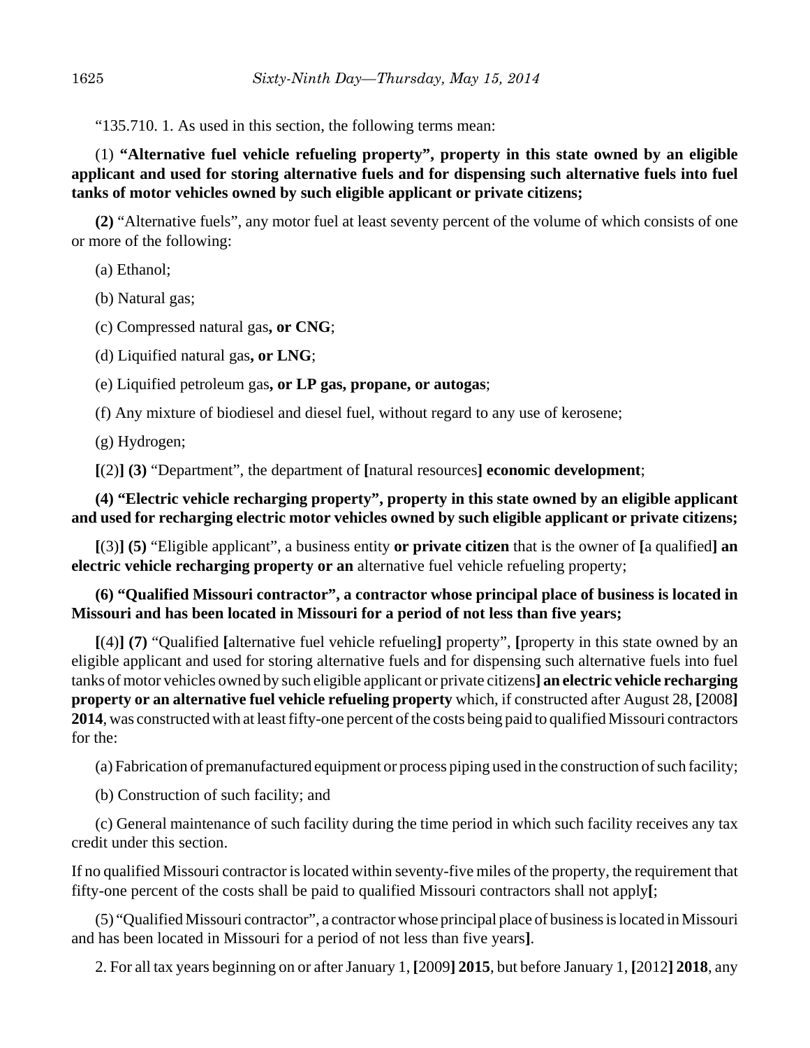"135.710. 1. As used in this section, the following terms mean:

(1) **"Alternative fuel vehicle refueling property", property in this state owned by an eligible applicant and used for storing alternative fuels and for dispensing such alternative fuels into fuel tanks of motor vehicles owned by such eligible applicant or private citizens;**

**(2)** "Alternative fuels", any motor fuel at least seventy percent of the volume of which consists of one or more of the following:

(a) Ethanol;

(b) Natural gas;

(c) Compressed natural gas**, or CNG**;

(d) Liquified natural gas**, or LNG**;

(e) Liquified petroleum gas**, or LP gas, propane, or autogas**;

(f) Any mixture of biodiesel and diesel fuel, without regard to any use of kerosene;

(g) Hydrogen;

**[**(2)**] (3)** "Department", the department of **[**natural resources**] economic development**;

**(4) "Electric vehicle recharging property", property in this state owned by an eligible applicant and used for recharging electric motor vehicles owned by such eligible applicant or private citizens;**

**[**(3)**] (5)** "Eligible applicant", a business entity **or private citizen** that is the owner of **[**a qualified**] an electric vehicle recharging property or an** alternative fuel vehicle refueling property;

**(6) "Qualified Missouri contractor", a contractor whose principal place of business is located in Missouri and has been located in Missouri for a period of not less than five years;**

**[**(4)**] (7)** "Qualified **[**alternative fuel vehicle refueling**]** property", **[**property in this state owned by an eligible applicant and used for storing alternative fuels and for dispensing such alternative fuels into fuel tanks of motor vehicles owned by such eligible applicant or private citizens**] an electric vehicle recharging property or an alternative fuel vehicle refueling property** which, if constructed after August 28, **[**2008**] 2014**, was constructed with at least fifty-one percent of the costs being paid to qualified Missouri contractors for the:

(a) Fabrication of premanufactured equipment or process piping used in the construction of such facility;

(b) Construction of such facility; and

(c) General maintenance of such facility during the time period in which such facility receives any tax credit under this section.

If no qualified Missouri contractor is located within seventy-five miles of the property, the requirement that fifty-one percent of the costs shall be paid to qualified Missouri contractors shall not apply**[**;

(5) "Qualified Missouri contractor", a contractor whose principal place of business is located in Missouri and has been located in Missouri for a period of not less than five years**]**.

2. For all tax years beginning on or after January 1, **[**2009**] 2015**, but before January 1, **[**2012**] 2018**, any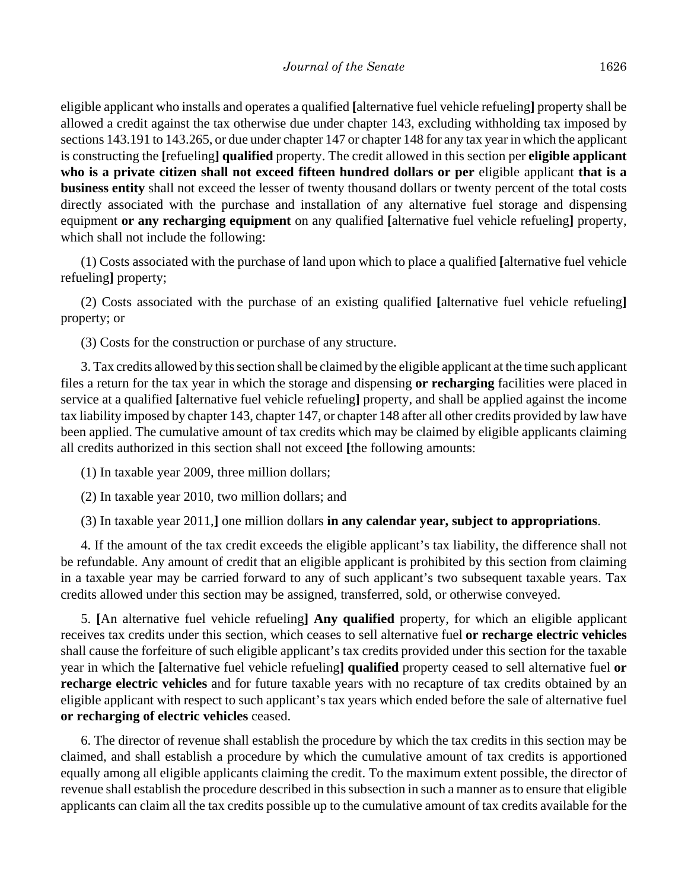eligible applicant who installs and operates a qualified **[**alternative fuel vehicle refueling**]** property shall be allowed a credit against the tax otherwise due under chapter 143, excluding withholding tax imposed by sections 143.191 to 143.265, or due under chapter 147 or chapter 148 for any tax year in which the applicant is constructing the **[**refueling**]** **qualified** property. The credit allowed in this section per **eligible applicant who is a private citizen shall not exceed fifteen hundred dollars or per** eligible applicant **that is a business entity** shall not exceed the lesser of twenty thousand dollars or twenty percent of the total costs directly associated with the purchase and installation of any alternative fuel storage and dispensing equipment **or any recharging equipment** on any qualified **[**alternative fuel vehicle refueling**]** property, which shall not include the following:

(1) Costs associated with the purchase of land upon which to place a qualified **[**alternative fuel vehicle refueling**]** property;

(2) Costs associated with the purchase of an existing qualified **[**alternative fuel vehicle refueling**]** property; or

(3) Costs for the construction or purchase of any structure.

3. Tax credits allowed by this section shall be claimed by the eligible applicant at the time such applicant files a return for the tax year in which the storage and dispensing **or recharging** facilities were placed in service at a qualified **[**alternative fuel vehicle refueling**]** property, and shall be applied against the income tax liability imposed by chapter 143, chapter 147, or chapter 148 after all other credits provided by law have been applied. The cumulative amount of tax credits which may be claimed by eligible applicants claiming all credits authorized in this section shall not exceed **[**the following amounts:

(1) In taxable year 2009, three million dollars;

(2) In taxable year 2010, two million dollars; and

(3) In taxable year 2011,**]** one million dollars **in any calendar year, subject to appropriations**.

4. If the amount of the tax credit exceeds the eligible applicant's tax liability, the difference shall not be refundable. Any amount of credit that an eligible applicant is prohibited by this section from claiming in a taxable year may be carried forward to any of such applicant's two subsequent taxable years. Tax credits allowed under this section may be assigned, transferred, sold, or otherwise conveyed.

5. **[**An alternative fuel vehicle refueling**]** **Any qualified** property, for which an eligible applicant receives tax credits under this section, which ceases to sell alternative fuel **or recharge electric vehicles** shall cause the forfeiture of such eligible applicant's tax credits provided under this section for the taxable year in which the **[**alternative fuel vehicle refueling**]** **qualified** property ceased to sell alternative fuel **or recharge electric vehicles** and for future taxable years with no recapture of tax credits obtained by an eligible applicant with respect to such applicant's tax years which ended before the sale of alternative fuel **or recharging of electric vehicles** ceased.

6. The director of revenue shall establish the procedure by which the tax credits in this section may be claimed, and shall establish a procedure by which the cumulative amount of tax credits is apportioned equally among all eligible applicants claiming the credit. To the maximum extent possible, the director of revenue shall establish the procedure described in this subsection in such a manner as to ensure that eligible applicants can claim all the tax credits possible up to the cumulative amount of tax credits available for the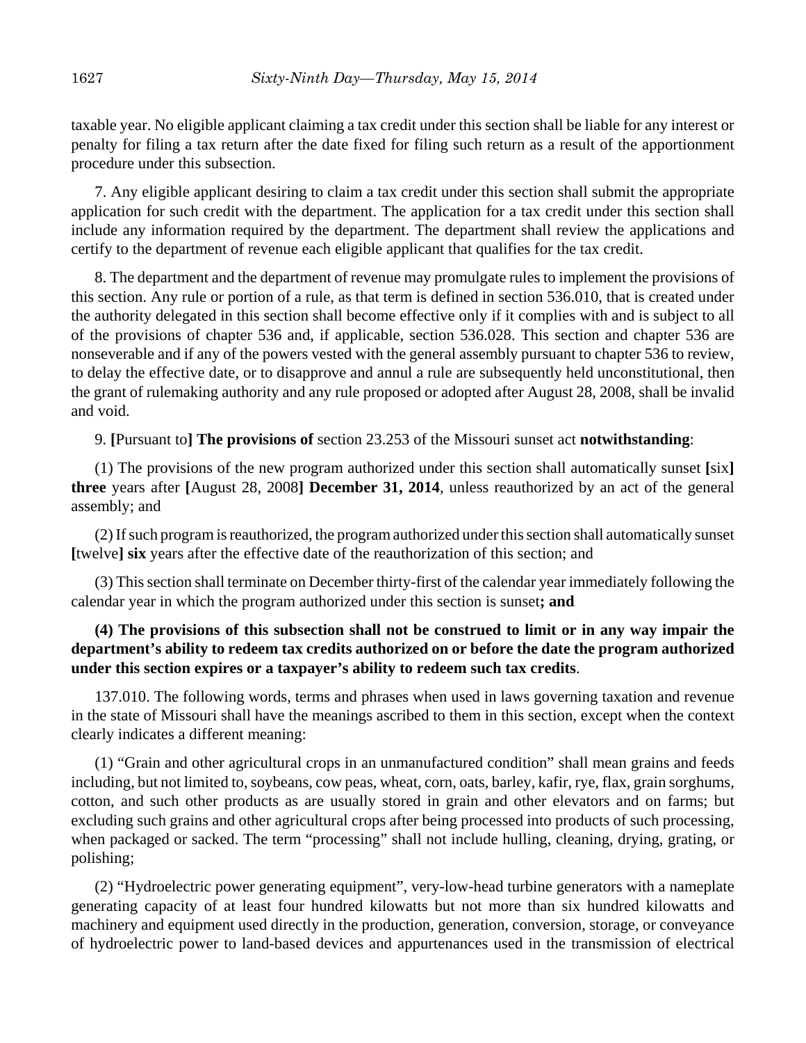taxable year. No eligible applicant claiming a tax credit under this section shall be liable for any interest or penalty for filing a tax return after the date fixed for filing such return as a result of the apportionment procedure under this subsection.

7. Any eligible applicant desiring to claim a tax credit under this section shall submit the appropriate application for such credit with the department. The application for a tax credit under this section shall include any information required by the department. The department shall review the applications and certify to the department of revenue each eligible applicant that qualifies for the tax credit.

8. The department and the department of revenue may promulgate rules to implement the provisions of this section. Any rule or portion of a rule, as that term is defined in section 536.010, that is created under the authority delegated in this section shall become effective only if it complies with and is subject to all of the provisions of chapter 536 and, if applicable, section 536.028. This section and chapter 536 are nonseverable and if any of the powers vested with the general assembly pursuant to chapter 536 to review, to delay the effective date, or to disapprove and annul a rule are subsequently held unconstitutional, then the grant of rulemaking authority and any rule proposed or adopted after August 28, 2008, shall be invalid and void.

9. **[**Pursuant to**] The provisions of** section 23.253 of the Missouri sunset act **notwithstanding**:

(1) The provisions of the new program authorized under this section shall automatically sunset **[**six**] three** years after **[**August 28, 2008**] December 31, 2014**, unless reauthorized by an act of the general assembly; and

(2) If such program is reauthorized, the program authorized under this section shall automatically sunset **[**twelve**] six** years after the effective date of the reauthorization of this section; and

(3) This section shall terminate on December thirty-first of the calendar year immediately following the calendar year in which the program authorized under this section is sunset**; and**

**(4) The provisions of this subsection shall not be construed to limit or in any way impair the department's ability to redeem tax credits authorized on or before the date the program authorized under this section expires or a taxpayer's ability to redeem such tax credits**.

137.010. The following words, terms and phrases when used in laws governing taxation and revenue in the state of Missouri shall have the meanings ascribed to them in this section, except when the context clearly indicates a different meaning:

(1) "Grain and other agricultural crops in an unmanufactured condition" shall mean grains and feeds including, but not limited to, soybeans, cow peas, wheat, corn, oats, barley, kafir, rye, flax, grain sorghums, cotton, and such other products as are usually stored in grain and other elevators and on farms; but excluding such grains and other agricultural crops after being processed into products of such processing, when packaged or sacked. The term "processing" shall not include hulling, cleaning, drying, grating, or polishing;

(2) "Hydroelectric power generating equipment", very-low-head turbine generators with a nameplate generating capacity of at least four hundred kilowatts but not more than six hundred kilowatts and machinery and equipment used directly in the production, generation, conversion, storage, or conveyance of hydroelectric power to land-based devices and appurtenances used in the transmission of electrical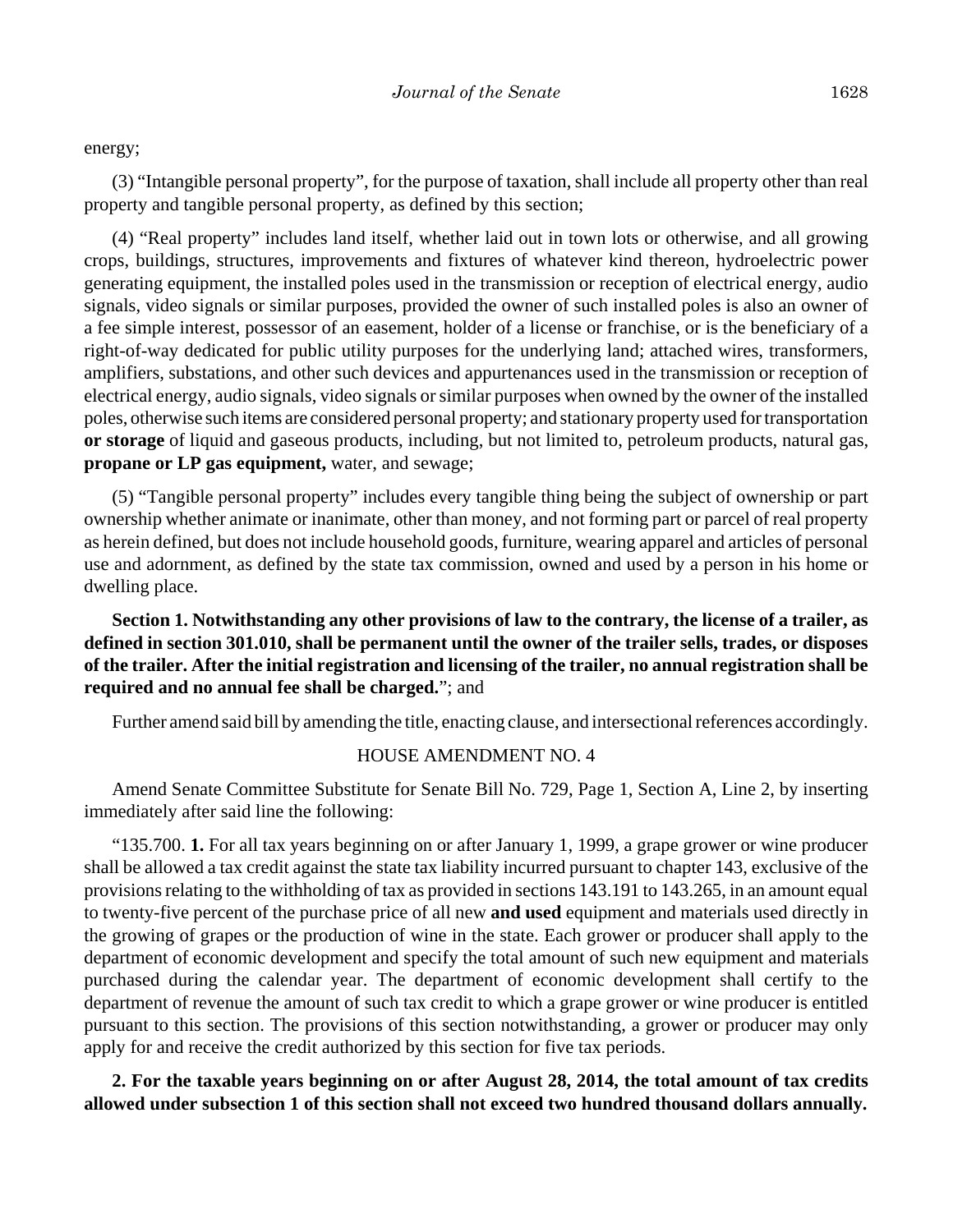energy;

(3) “Intangible personal property”, for the purpose of taxation, shall include all property other than real property and tangible personal property, as defined by this section;

(4) “Real property” includes land itself, whether laid out in town lots or otherwise, and all growing crops, buildings, structures, improvements and fixtures of whatever kind thereon, hydroelectric power generating equipment, the installed poles used in the transmission or reception of electrical energy, audio signals, video signals or similar purposes, provided the owner of such installed poles is also an owner of a fee simple interest, possessor of an easement, holder of a license or franchise, or is the beneficiary of a right-of-way dedicated for public utility purposes for the underlying land; attached wires, transformers, amplifiers, substations, and other such devices and appurtenances used in the transmission or reception of electrical energy, audio signals, video signals or similar purposes when owned by the owner of the installed poles, otherwise such items are considered personal property; and stationary property used for transportation **or storage** of liquid and gaseous products, including, but not limited to, petroleum products, natural gas, **propane or LP gas equipment,** water, and sewage;

(5) “Tangible personal property” includes every tangible thing being the subject of ownership or part ownership whether animate or inanimate, other than money, and not forming part or parcel of real property as herein defined, but does not include household goods, furniture, wearing apparel and articles of personal use and adornment, as defined by the state tax commission, owned and used by a person in his home or dwelling place.

**Section 1. Notwithstanding any other provisions of law to the contrary, the license of a trailer, as defined in section 301.010, shall be permanent until the owner of the trailer sells, trades, or disposes of the trailer. After the initial registration and licensing of the trailer, no annual registration shall be required and no annual fee shall be charged.**”; and

Further amend said bill by amending the title, enacting clause, and intersectional references accordingly.

HOUSE AMENDMENT NO. 4

Amend Senate Committee Substitute for Senate Bill No. 729, Page 1, Section A, Line 2, by inserting immediately after said line the following:

“135.700. **1.** For all tax years beginning on or after January 1, 1999, a grape grower or wine producer shall be allowed a tax credit against the state tax liability incurred pursuant to chapter 143, exclusive of the provisions relating to the withholding of tax as provided in sections 143.191 to 143.265, in an amount equal to twenty-five percent of the purchase price of all new **and used** equipment and materials used directly in the growing of grapes or the production of wine in the state. Each grower or producer shall apply to the department of economic development and specify the total amount of such new equipment and materials purchased during the calendar year. The department of economic development shall certify to the department of revenue the amount of such tax credit to which a grape grower or wine producer is entitled pursuant to this section. The provisions of this section notwithstanding, a grower or producer may only apply for and receive the credit authorized by this section for five tax periods.

**2. For the taxable years beginning on or after August 28, 2014, the total amount of tax credits allowed under subsection 1 of this section shall not exceed two hundred thousand dollars annually.**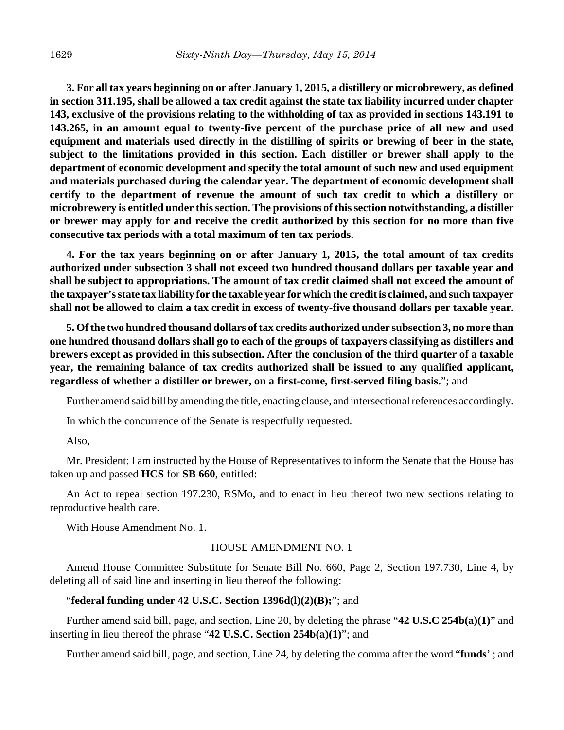**3. For all tax years beginning on or after January 1, 2015, a distillery or microbrewery, as defined in section 311.195, shall be allowed a tax credit against the state tax liability incurred under chapter 143, exclusive of the provisions relating to the withholding of tax as provided in sections 143.191 to 143.265, in an amount equal to twenty-five percent of the purchase price of all new and used equipment and materials used directly in the distilling of spirits or brewing of beer in the state, subject to the limitations provided in this section. Each distiller or brewer shall apply to the department of economic development and specify the total amount of such new and used equipment and materials purchased during the calendar year. The department of economic development shall certify to the department of revenue the amount of such tax credit to which a distillery or microbrewery is entitled under this section. The provisions of this section notwithstanding, a distiller or brewer may apply for and receive the credit authorized by this section for no more than five consecutive tax periods with a total maximum of ten tax periods.**

**4. For the tax years beginning on or after January 1, 2015, the total amount of tax credits authorized under subsection 3 shall not exceed two hundred thousand dollars per taxable year and shall be subject to appropriations. The amount of tax credit claimed shall not exceed the amount of the taxpayer's state tax liability for the taxable year for which the credit is claimed, and such taxpayer shall not be allowed to claim a tax credit in excess of twenty-five thousand dollars per taxable year.**

**5. Of the two hundred thousand dollars of tax credits authorized under subsection 3, no more than one hundred thousand dollars shall go to each of the groups of taxpayers classifying as distillers and brewers except as provided in this subsection. After the conclusion of the third quarter of a taxable year, the remaining balance of tax credits authorized shall be issued to any qualified applicant, regardless of whether a distiller or brewer, on a first-come, first-served filing basis.**"; and

Further amend said bill by amending the title, enacting clause, and intersectional references accordingly.

In which the concurrence of the Senate is respectfully requested.

Also,

Mr. President: I am instructed by the House of Representatives to inform the Senate that the House has taken up and passed **HCS** for **SB 660**, entitled:

An Act to repeal section 197.230, RSMo, and to enact in lieu thereof two new sections relating to reproductive health care.

With House Amendment No. 1.

HOUSE AMENDMENT NO. 1

Amend House Committee Substitute for Senate Bill No. 660, Page 2, Section 197.730, Line 4, by deleting all of said line and inserting in lieu thereof the following:

"**federal funding under 42 U.S.C. Section 1396d(l)(2)(B);**"; and

Further amend said bill, page, and section, Line 20, by deleting the phrase "**42 U.S.C 254b(a)(1)**" and inserting in lieu thereof the phrase "**42 U.S.C. Section 254b(a)(1)**"; and

Further amend said bill, page, and section, Line 24, by deleting the comma after the word "**funds**' ; and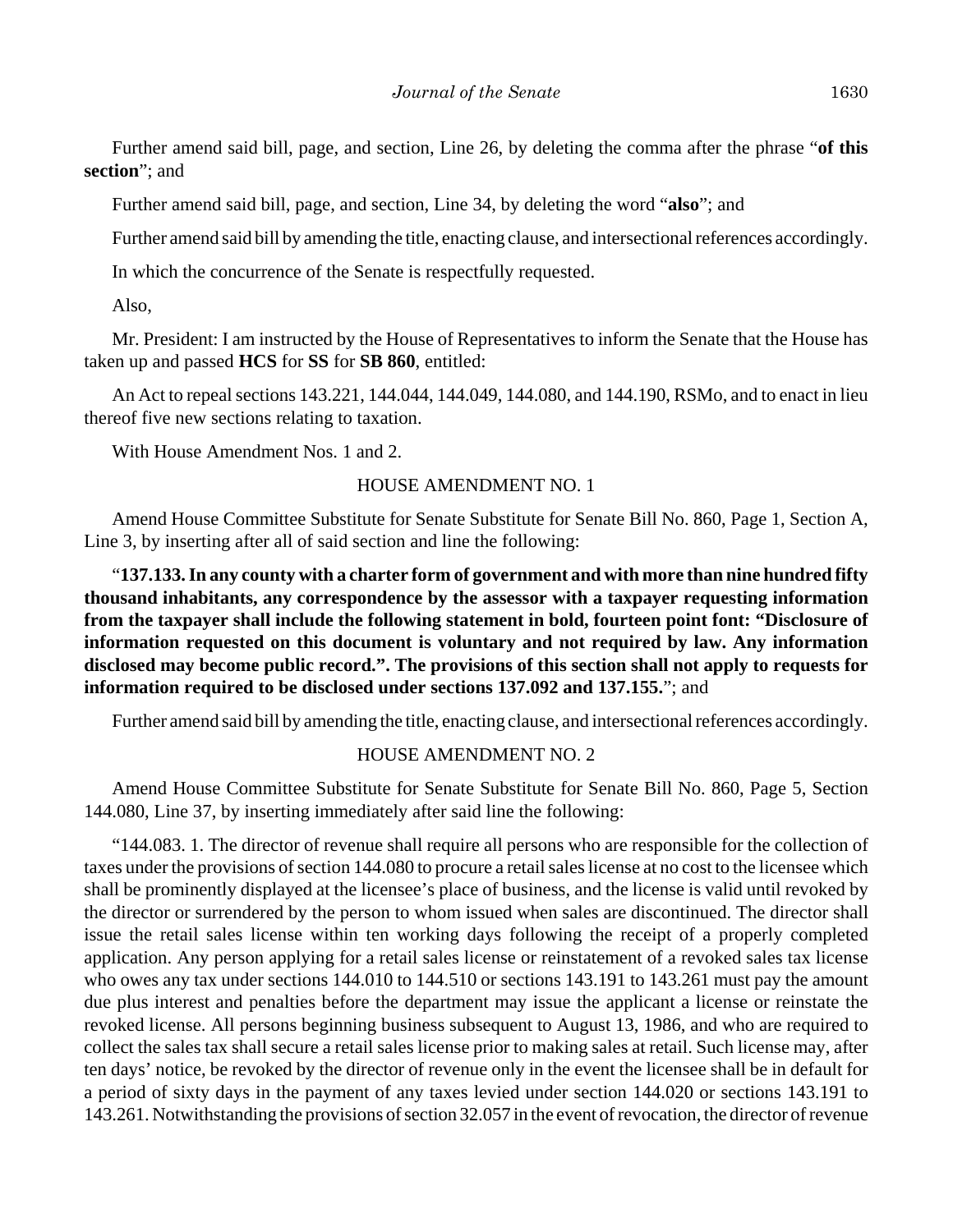Further amend said bill, page, and section, Line 26, by deleting the comma after the phrase "**of this section**"; and

Further amend said bill, page, and section, Line 34, by deleting the word "**also**"; and

Further amend said bill by amending the title, enacting clause, and intersectional references accordingly.

In which the concurrence of the Senate is respectfully requested.

Also,

Mr. President: I am instructed by the House of Representatives to inform the Senate that the House has taken up and passed **HCS** for **SS** for **SB 860**, entitled:

An Act to repeal sections 143.221, 144.044, 144.049, 144.080, and 144.190, RSMo, and to enact in lieu thereof five new sections relating to taxation.

With House Amendment Nos. 1 and 2.

HOUSE AMENDMENT NO. 1

Amend House Committee Substitute for Senate Substitute for Senate Bill No. 860, Page 1, Section A, Line 3, by inserting after all of said section and line the following:

"**137.133. In any county with a charter form of government and with more than nine hundred fifty thousand inhabitants, any correspondence by the assessor with a taxpayer requesting information from the taxpayer shall include the following statement in bold, fourteen point font: "Disclosure of information requested on this document is voluntary and not required by law. Any information disclosed may become public record.". The provisions of this section shall not apply to requests for information required to be disclosed under sections 137.092 and 137.155.**"; and

Further amend said bill by amending the title, enacting clause, and intersectional references accordingly.

HOUSE AMENDMENT NO. 2

Amend House Committee Substitute for Senate Substitute for Senate Bill No. 860, Page 5, Section 144.080, Line 37, by inserting immediately after said line the following:

"144.083. 1. The director of revenue shall require all persons who are responsible for the collection of taxes under the provisions of section 144.080 to procure a retail sales license at no cost to the licensee which shall be prominently displayed at the licensee's place of business, and the license is valid until revoked by the director or surrendered by the person to whom issued when sales are discontinued. The director shall issue the retail sales license within ten working days following the receipt of a properly completed application. Any person applying for a retail sales license or reinstatement of a revoked sales tax license who owes any tax under sections 144.010 to 144.510 or sections 143.191 to 143.261 must pay the amount due plus interest and penalties before the department may issue the applicant a license or reinstate the revoked license. All persons beginning business subsequent to August 13, 1986, and who are required to collect the sales tax shall secure a retail sales license prior to making sales at retail. Such license may, after ten days' notice, be revoked by the director of revenue only in the event the licensee shall be in default for a period of sixty days in the payment of any taxes levied under section 144.020 or sections 143.191 to 143.261. Notwithstanding the provisions of section 32.057 in the event of revocation, the director of revenue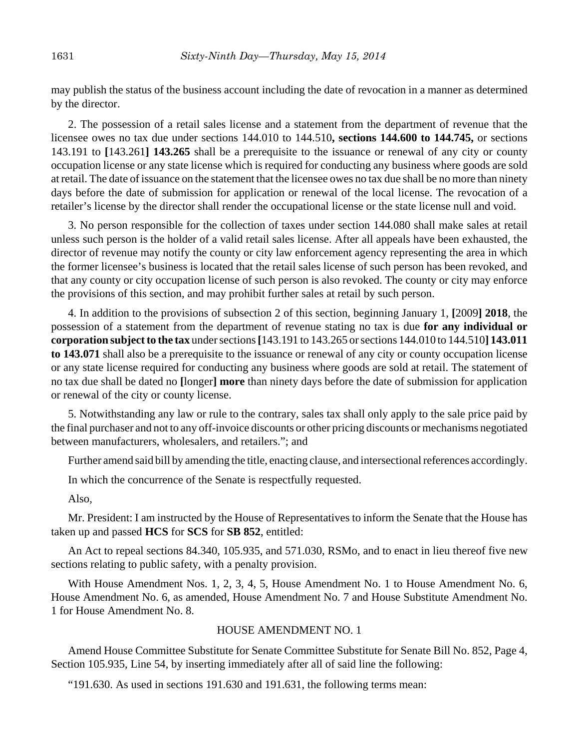may publish the status of the business account including the date of revocation in a manner as determined by the director.

2. The possession of a retail sales license and a statement from the department of revenue that the licensee owes no tax due under sections 144.010 to 144.510**, sections 144.600 to 144.745,** or sections 143.191 to **[**143.261**] 143.265** shall be a prerequisite to the issuance or renewal of any city or county occupation license or any state license which is required for conducting any business where goods are sold at retail. The date of issuance on the statement that the licensee owes no tax due shall be no more than ninety days before the date of submission for application or renewal of the local license. The revocation of a retailer's license by the director shall render the occupational license or the state license null and void.

3. No person responsible for the collection of taxes under section 144.080 shall make sales at retail unless such person is the holder of a valid retail sales license. After all appeals have been exhausted, the director of revenue may notify the county or city law enforcement agency representing the area in which the former licensee's business is located that the retail sales license of such person has been revoked, and that any county or city occupation license of such person is also revoked. The county or city may enforce the provisions of this section, and may prohibit further sales at retail by such person.

4. In addition to the provisions of subsection 2 of this section, beginning January 1, **[**2009**] 2018**, the possession of a statement from the department of revenue stating no tax is due **for any individual or corporation subject to the tax** under sections **[**143.191 to 143.265 or sections 144.010 to 144.510**] 143.011 to 143.071** shall also be a prerequisite to the issuance or renewal of any city or county occupation license or any state license required for conducting any business where goods are sold at retail. The statement of no tax due shall be dated no **[**longer**] more** than ninety days before the date of submission for application or renewal of the city or county license.

5. Notwithstanding any law or rule to the contrary, sales tax shall only apply to the sale price paid by the final purchaser and not to any off-invoice discounts or other pricing discounts or mechanisms negotiated between manufacturers, wholesalers, and retailers."; and

Further amend said bill by amending the title, enacting clause, and intersectional references accordingly.

In which the concurrence of the Senate is respectfully requested.

Also,

Mr. President: I am instructed by the House of Representatives to inform the Senate that the House has taken up and passed **HCS** for **SCS** for **SB 852**, entitled:

An Act to repeal sections 84.340, 105.935, and 571.030, RSMo, and to enact in lieu thereof five new sections relating to public safety, with a penalty provision.

With House Amendment Nos. 1, 2, 3, 4, 5, House Amendment No. 1 to House Amendment No. 6, House Amendment No. 6, as amended, House Amendment No. 7 and House Substitute Amendment No. 1 for House Amendment No. 8.

HOUSE AMENDMENT NO. 1

Amend House Committee Substitute for Senate Committee Substitute for Senate Bill No. 852, Page 4, Section 105.935, Line 54, by inserting immediately after all of said line the following:

"191.630. As used in sections 191.630 and 191.631, the following terms mean: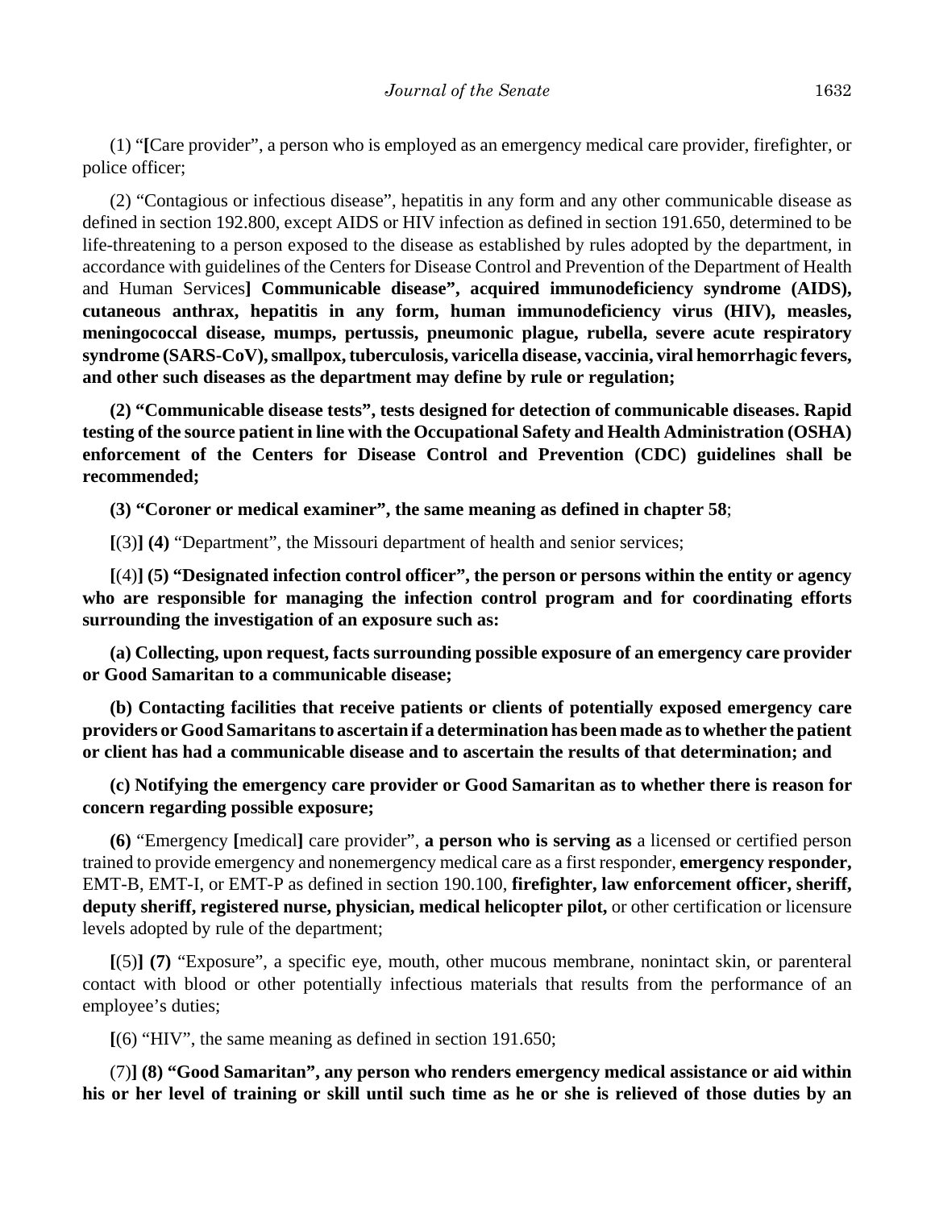(1) "**[**Care provider", a person who is employed as an emergency medical care provider, firefighter, or police officer;

(2) "Contagious or infectious disease", hepatitis in any form and any other communicable disease as defined in section 192.800, except AIDS or HIV infection as defined in section 191.650, determined to be life-threatening to a person exposed to the disease as established by rules adopted by the department, in accordance with guidelines of the Centers for Disease Control and Prevention of the Department of Health and Human Services**] Communicable disease", acquired immunodeficiency syndrome (AIDS), cutaneous anthrax, hepatitis in any form, human immunodeficiency virus (HIV), measles, meningococcal disease, mumps, pertussis, pneumonic plague, rubella, severe acute respiratory syndrome (SARS-CoV), smallpox, tuberculosis, varicella disease, vaccinia, viral hemorrhagic fevers, and other such diseases as the department may define by rule or regulation;**

**(2) "Communicable disease tests", tests designed for detection of communicable diseases. Rapid testing of the source patient in line with the Occupational Safety and Health Administration (OSHA) enforcement of the Centers for Disease Control and Prevention (CDC) guidelines shall be recommended;**

**(3) "Coroner or medical examiner", the same meaning as defined in chapter 58**;

**[**(3)**] (4)** "Department", the Missouri department of health and senior services;

**[**(4)**] (5) "Designated infection control officer", the person or persons within the entity or agency who are responsible for managing the infection control program and for coordinating efforts surrounding the investigation of an exposure such as:**

**(a) Collecting, upon request, facts surrounding possible exposure of an emergency care provider or Good Samaritan to a communicable disease;**

**(b) Contacting facilities that receive patients or clients of potentially exposed emergency care providers or Good Samaritans to ascertain if a determination has been made as to whether the patient or client has had a communicable disease and to ascertain the results of that determination; and**

**(c) Notifying the emergency care provider or Good Samaritan as to whether there is reason for concern regarding possible exposure;**

**(6)** "Emergency **[**medical**]** care provider", **a person who is serving as** a licensed or certified person trained to provide emergency and nonemergency medical care as a first responder, **emergency responder,** EMT-B, EMT-I, or EMT-P as defined in section 190.100, **firefighter, law enforcement officer, sheriff, deputy sheriff, registered nurse, physician, medical helicopter pilot,** or other certification or licensure levels adopted by rule of the department;

**[**(5)**] (7)** "Exposure", a specific eye, mouth, other mucous membrane, nonintact skin, or parenteral contact with blood or other potentially infectious materials that results from the performance of an employee's duties;

**[**(6) "HIV", the same meaning as defined in section 191.650;

(7)**] (8) "Good Samaritan", any person who renders emergency medical assistance or aid within his or her level of training or skill until such time as he or she is relieved of those duties by an**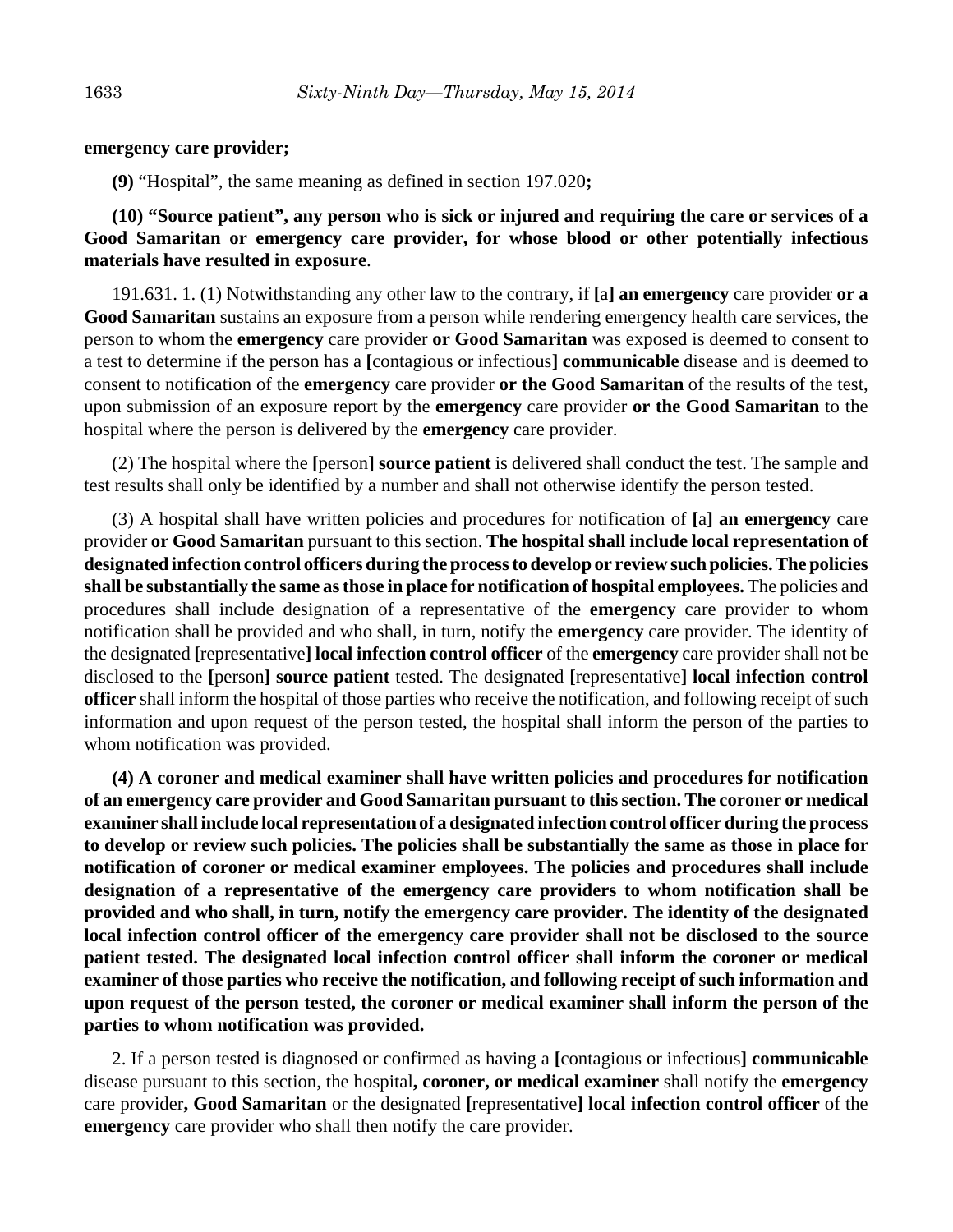**emergency care provider;**

**(9)** "Hospital", the same meaning as defined in section 197.020**;**

**(10) "Source patient", any person who is sick or injured and requiring the care or services of a Good Samaritan or emergency care provider, for whose blood or other potentially infectious materials have resulted in exposure**.

191.631. 1. (1) Notwithstanding any other law to the contrary, if **[**a**] an emergency** care provider **or a Good Samaritan** sustains an exposure from a person while rendering emergency health care services, the person to whom the **emergency** care provider **or Good Samaritan** was exposed is deemed to consent to a test to determine if the person has a **[**contagious or infectious**] communicable** disease and is deemed to consent to notification of the **emergency** care provider **or the Good Samaritan** of the results of the test, upon submission of an exposure report by the **emergency** care provider **or the Good Samaritan** to the hospital where the person is delivered by the **emergency** care provider.

(2) The hospital where the **[**person**] source patient** is delivered shall conduct the test. The sample and test results shall only be identified by a number and shall not otherwise identify the person tested.

(3) A hospital shall have written policies and procedures for notification of **[**a**] an emergency** care provider **or Good Samaritan** pursuant to this section. **The hospital shall include local representation of designated infection control officers during the process to develop or review such policies. The policies shall be substantially the same as those in place for notification of hospital employees.** The policies and procedures shall include designation of a representative of the **emergency** care provider to whom notification shall be provided and who shall, in turn, notify the **emergency** care provider. The identity of the designated **[**representative**] local infection control officer** of the **emergency** care provider shall not be disclosed to the **[**person**] source patient** tested. The designated **[**representative**] local infection control officer** shall inform the hospital of those parties who receive the notification, and following receipt of such information and upon request of the person tested, the hospital shall inform the person of the parties to whom notification was provided.

**(4) A coroner and medical examiner shall have written policies and procedures for notification of an emergency care provider and Good Samaritan pursuant to this section. The coroner or medical examiner shall include local representation of a designated infection control officer during the process to develop or review such policies. The policies shall be substantially the same as those in place for notification of coroner or medical examiner employees. The policies and procedures shall include designation of a representative of the emergency care providers to whom notification shall be provided and who shall, in turn, notify the emergency care provider. The identity of the designated local infection control officer of the emergency care provider shall not be disclosed to the source patient tested. The designated local infection control officer shall inform the coroner or medical examiner of those parties who receive the notification, and following receipt of such information and upon request of the person tested, the coroner or medical examiner shall inform the person of the parties to whom notification was provided.**

2. If a person tested is diagnosed or confirmed as having a **[**contagious or infectious**] communicable** disease pursuant to this section, the hospital**, coroner, or medical examiner** shall notify the **emergency** care provider**, Good Samaritan** or the designated **[**representative**] local infection control officer** of the **emergency** care provider who shall then notify the care provider.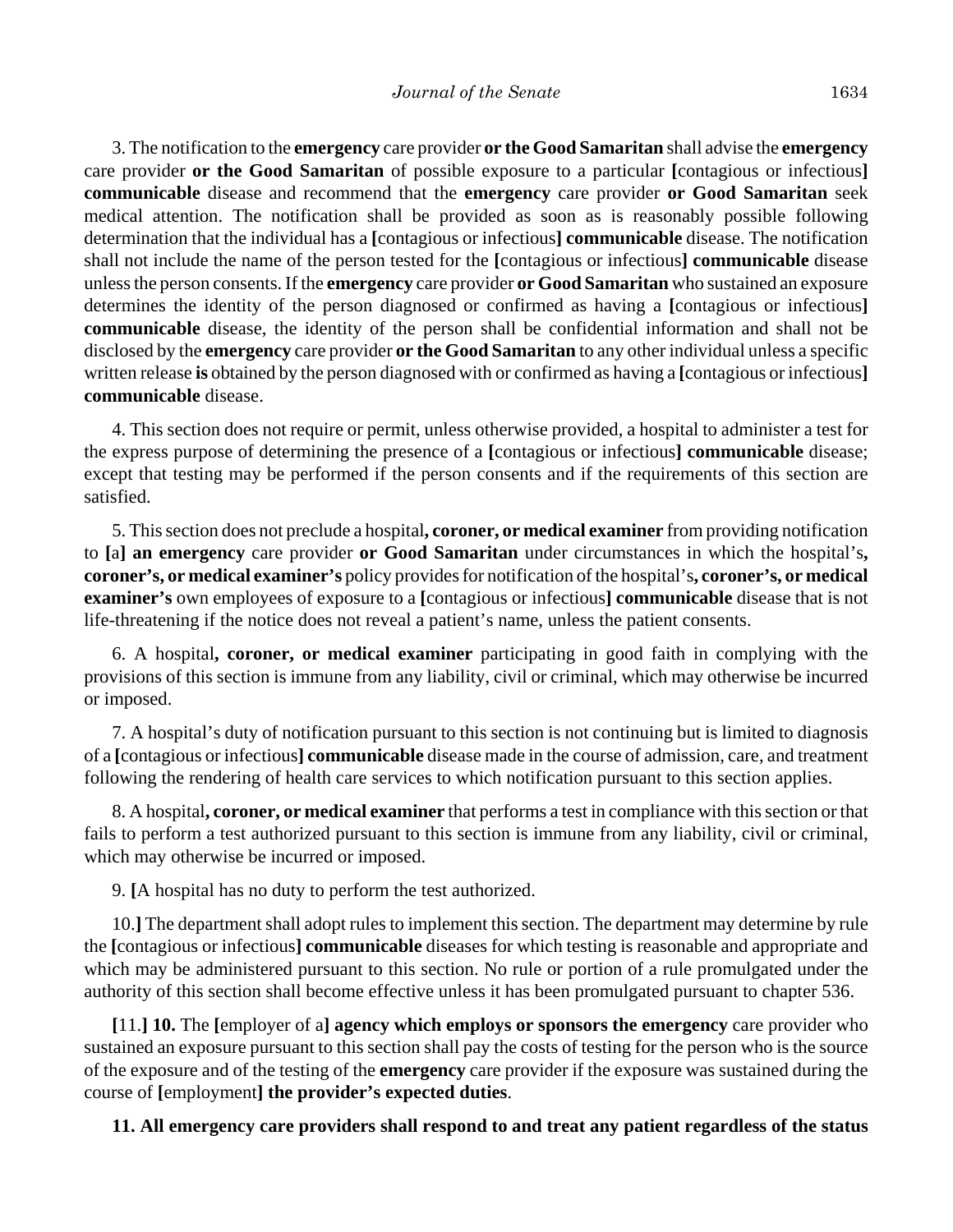3. The notification to the **emergency** care provider **or the Good Samaritan** shall advise the **emergency** care provider **or the Good Samaritan** of possible exposure to a particular **[**contagious or infectious**]** **communicable** disease and recommend that the **emergency** care provider **or Good Samaritan** seek medical attention. The notification shall be provided as soon as is reasonably possible following determination that the individual has a **[**contagious or infectious**]** **communicable** disease. The notification shall not include the name of the person tested for the **[**contagious or infectious**]** **communicable** disease unless the person consents. If the **emergency** care provider **or Good Samaritan** who sustained an exposure determines the identity of the person diagnosed or confirmed as having a **[**contagious or infectious**]** **communicable** disease, the identity of the person shall be confidential information and shall not be disclosed by the **emergency** care provider **or the Good Samaritan** to any other individual unless a specific written release **is** obtained by the person diagnosed with or confirmed as having a **[**contagious or infectious**]** **communicable** disease.

4. This section does not require or permit, unless otherwise provided, a hospital to administer a test for the express purpose of determining the presence of a **[**contagious or infectious**]** **communicable** disease; except that testing may be performed if the person consents and if the requirements of this section are satisfied.

5. This section does not preclude a hospital**, coroner, or medical examiner** from providing notification to **[**a**] an emergency** care provider **or Good Samaritan** under circumstances in which the hospital's**, coroner's, or medical examiner's** policy provides for notification of the hospital's**, coroner's, or medical examiner's** own employees of exposure to a **[**contagious or infectious**]** **communicable** disease that is not life-threatening if the notice does not reveal a patient's name, unless the patient consents.

6. A hospital**, coroner, or medical examiner** participating in good faith in complying with the provisions of this section is immune from any liability, civil or criminal, which may otherwise be incurred or imposed.

7. A hospital's duty of notification pursuant to this section is not continuing but is limited to diagnosis of a **[**contagious or infectious**]** **communicable** disease made in the course of admission, care, and treatment following the rendering of health care services to which notification pursuant to this section applies.

8. A hospital**, coroner, or medical examiner** that performs a test in compliance with this section or that fails to perform a test authorized pursuant to this section is immune from any liability, civil or criminal, which may otherwise be incurred or imposed.

9. **[**A hospital has no duty to perform the test authorized.

10.**]** The department shall adopt rules to implement this section. The department may determine by rule the **[**contagious or infectious**]** **communicable** diseases for which testing is reasonable and appropriate and which may be administered pursuant to this section. No rule or portion of a rule promulgated under the authority of this section shall become effective unless it has been promulgated pursuant to chapter 536.

**[**11.**] 10.** The **[**employer of a**] agency which employs or sponsors the emergency** care provider who sustained an exposure pursuant to this section shall pay the costs of testing for the person who is the source of the exposure and of the testing of the **emergency** care provider if the exposure was sustained during the course of **[**employment**] the provider's expected duties**.

**11. All emergency care providers shall respond to and treat any patient regardless of the status**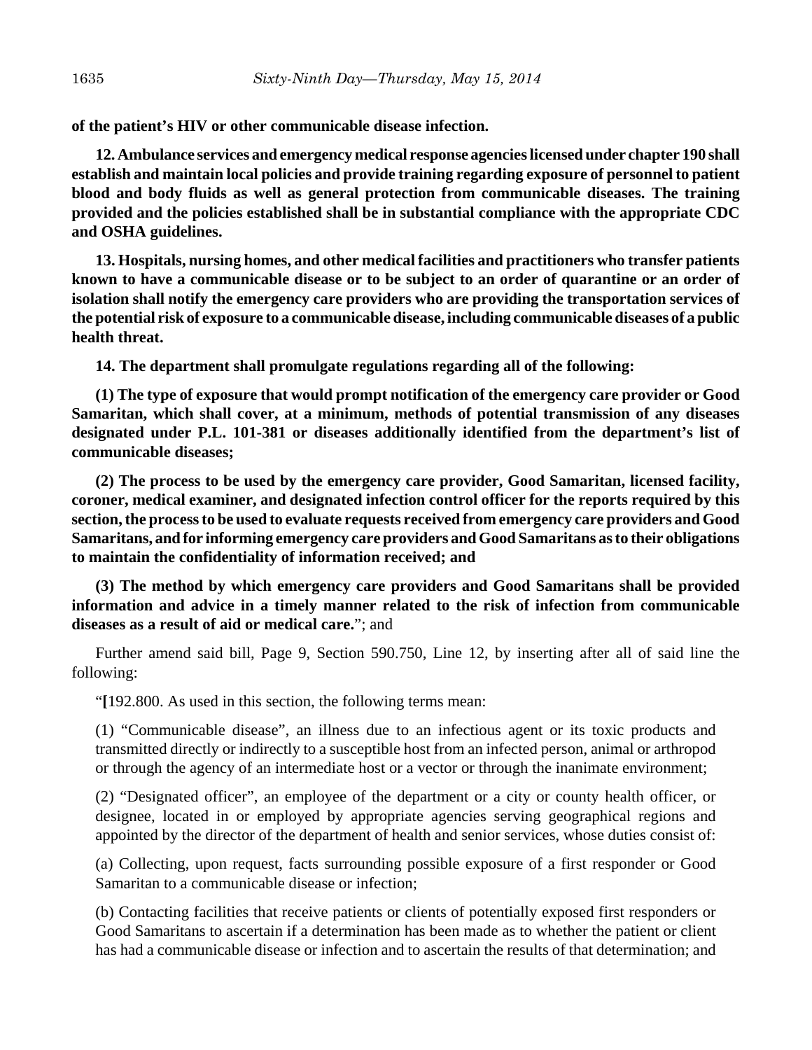**of the patient's HIV or other communicable disease infection.**

**12. Ambulance services and emergency medical response agencies licensed under chapter 190 shall establish and maintain local policies and provide training regarding exposure of personnel to patient blood and body fluids as well as general protection from communicable diseases. The training provided and the policies established shall be in substantial compliance with the appropriate CDC and OSHA guidelines.**

**13. Hospitals, nursing homes, and other medical facilities and practitioners who transfer patients known to have a communicable disease or to be subject to an order of quarantine or an order of isolation shall notify the emergency care providers who are providing the transportation services of the potential risk of exposure to a communicable disease, including communicable diseases of a public health threat.**

**14. The department shall promulgate regulations regarding all of the following:**

**(1) The type of exposure that would prompt notification of the emergency care provider or Good Samaritan, which shall cover, at a minimum, methods of potential transmission of any diseases designated under P.L. 101-381 or diseases additionally identified from the department's list of communicable diseases;**

**(2) The process to be used by the emergency care provider, Good Samaritan, licensed facility, coroner, medical examiner, and designated infection control officer for the reports required by this section, the process to be used to evaluate requests received from emergency care providers and Good Samaritans, and for informing emergency care providers and Good Samaritans as to their obligations to maintain the confidentiality of information received; and**

**(3) The method by which emergency care providers and Good Samaritans shall be provided information and advice in a timely manner related to the risk of infection from communicable diseases as a result of aid or medical care.**"; and

Further amend said bill, Page 9, Section 590.750, Line 12, by inserting after all of said line the following:

"**[**192.800. As used in this section, the following terms mean:

(1) "Communicable disease", an illness due to an infectious agent or its toxic products and transmitted directly or indirectly to a susceptible host from an infected person, animal or arthropod or through the agency of an intermediate host or a vector or through the inanimate environment;

(2) "Designated officer", an employee of the department or a city or county health officer, or designee, located in or employed by appropriate agencies serving geographical regions and appointed by the director of the department of health and senior services, whose duties consist of:

(a) Collecting, upon request, facts surrounding possible exposure of a first responder or Good Samaritan to a communicable disease or infection;

(b) Contacting facilities that receive patients or clients of potentially exposed first responders or Good Samaritans to ascertain if a determination has been made as to whether the patient or client has had a communicable disease or infection and to ascertain the results of that determination; and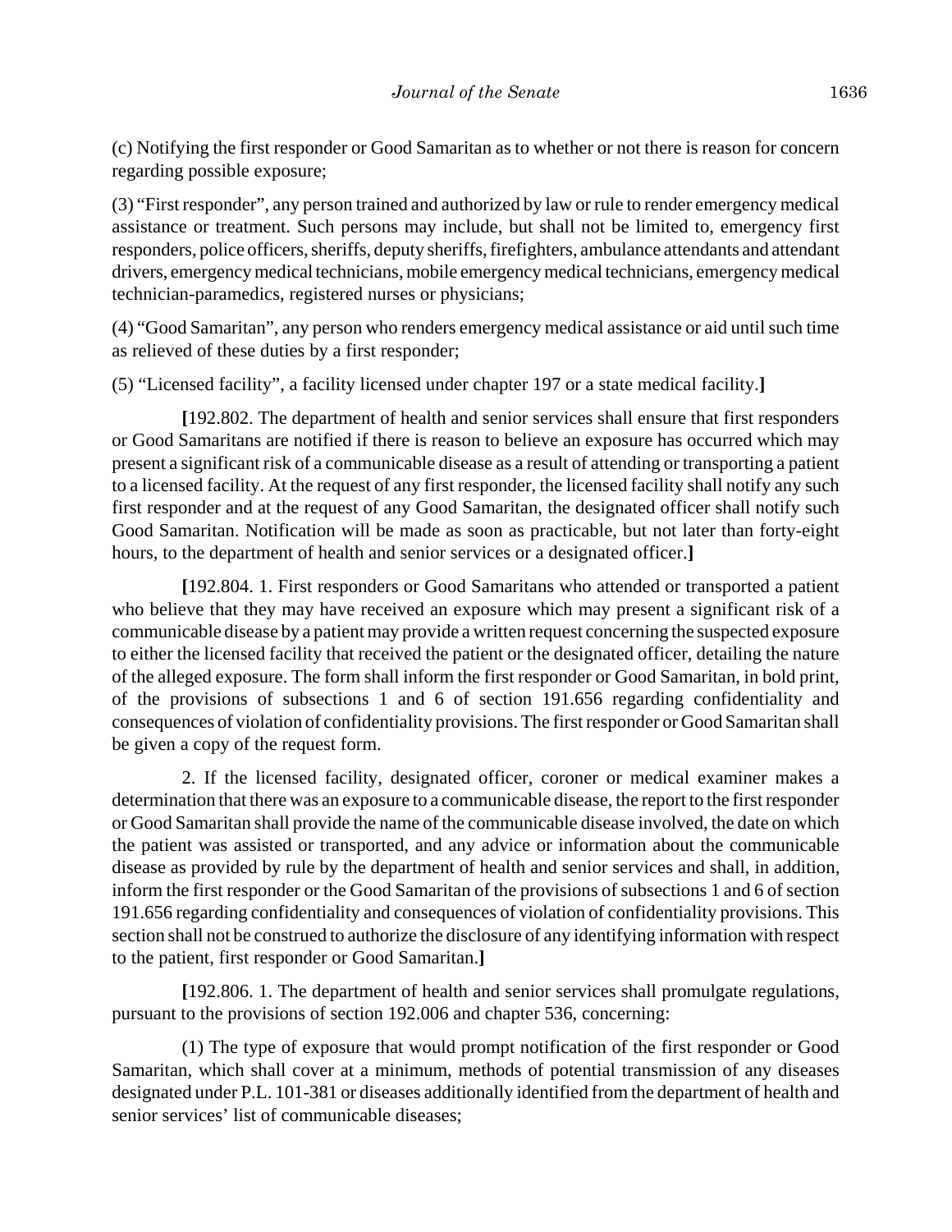(c) Notifying the first responder or Good Samaritan as to whether or not there is reason for concern regarding possible exposure;

(3) "First responder", any person trained and authorized by law or rule to render emergency medical assistance or treatment. Such persons may include, but shall not be limited to, emergency first responders, police officers, sheriffs, deputy sheriffs, firefighters, ambulance attendants and attendant drivers, emergency medical technicians, mobile emergency medical technicians, emergency medical technician-paramedics, registered nurses or physicians;

(4) "Good Samaritan", any person who renders emergency medical assistance or aid until such time as relieved of these duties by a first responder;

(5) "Licensed facility", a facility licensed under chapter 197 or a state medical facility.**]**

**[**192.802. The department of health and senior services shall ensure that first responders or Good Samaritans are notified if there is reason to believe an exposure has occurred which may present a significant risk of a communicable disease as a result of attending or transporting a patient to a licensed facility. At the request of any first responder, the licensed facility shall notify any such first responder and at the request of any Good Samaritan, the designated officer shall notify such Good Samaritan. Notification will be made as soon as practicable, but not later than forty-eight hours, to the department of health and senior services or a designated officer.**]**

**[**192.804. 1. First responders or Good Samaritans who attended or transported a patient who believe that they may have received an exposure which may present a significant risk of a communicable disease by a patient may provide a written request concerning the suspected exposure to either the licensed facility that received the patient or the designated officer, detailing the nature of the alleged exposure. The form shall inform the first responder or Good Samaritan, in bold print, of the provisions of subsections 1 and 6 of section 191.656 regarding confidentiality and consequences of violation of confidentiality provisions. The first responder or Good Samaritan shall be given a copy of the request form.

2. If the licensed facility, designated officer, coroner or medical examiner makes a determination that there was an exposure to a communicable disease, the report to the first responder or Good Samaritan shall provide the name of the communicable disease involved, the date on which the patient was assisted or transported, and any advice or information about the communicable disease as provided by rule by the department of health and senior services and shall, in addition, inform the first responder or the Good Samaritan of the provisions of subsections 1 and 6 of section 191.656 regarding confidentiality and consequences of violation of confidentiality provisions. This section shall not be construed to authorize the disclosure of any identifying information with respect to the patient, first responder or Good Samaritan.**]**

**[**192.806. 1. The department of health and senior services shall promulgate regulations, pursuant to the provisions of section 192.006 and chapter 536, concerning:

(1) The type of exposure that would prompt notification of the first responder or Good Samaritan, which shall cover at a minimum, methods of potential transmission of any diseases designated under P.L. 101-381 or diseases additionally identified from the department of health and senior services' list of communicable diseases;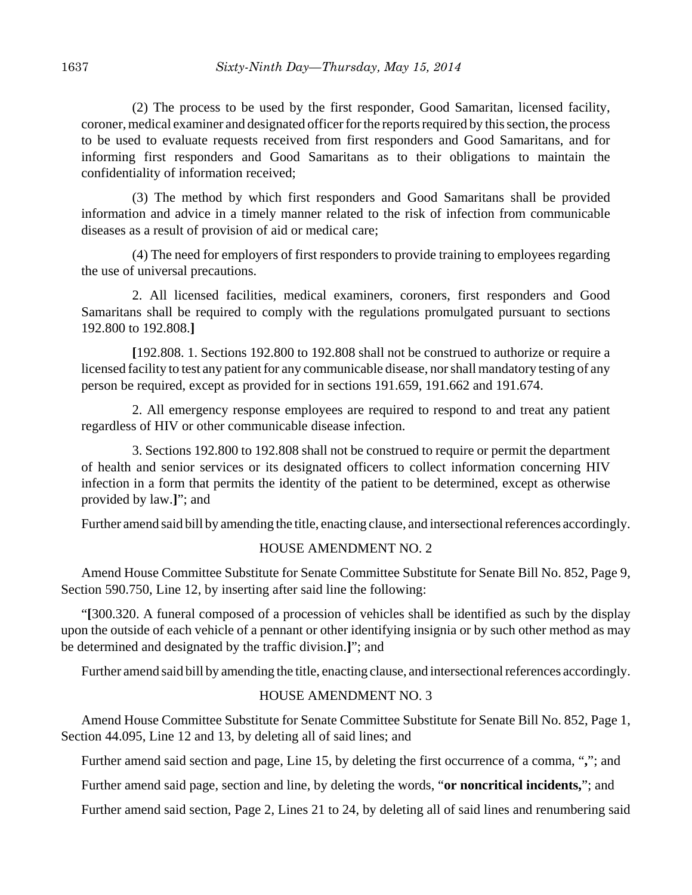(2) The process to be used by the first responder, Good Samaritan, licensed facility, coroner, medical examiner and designated officer for the reports required by this section, the process to be used to evaluate requests received from first responders and Good Samaritans, and for informing first responders and Good Samaritans as to their obligations to maintain the confidentiality of information received;

(3) The method by which first responders and Good Samaritans shall be provided information and advice in a timely manner related to the risk of infection from communicable diseases as a result of provision of aid or medical care;

(4) The need for employers of first responders to provide training to employees regarding the use of universal precautions.

2. All licensed facilities, medical examiners, coroners, first responders and Good Samaritans shall be required to comply with the regulations promulgated pursuant to sections 192.800 to 192.808.**]**

**[**192.808. 1. Sections 192.800 to 192.808 shall not be construed to authorize or require a licensed facility to test any patient for any communicable disease, nor shall mandatory testing of any person be required, except as provided for in sections 191.659, 191.662 and 191.674.

2. All emergency response employees are required to respond to and treat any patient regardless of HIV or other communicable disease infection.

3. Sections 192.800 to 192.808 shall not be construed to require or permit the department of health and senior services or its designated officers to collect information concerning HIV infection in a form that permits the identity of the patient to be determined, except as otherwise provided by law.**]**"; and

Further amend said bill by amending the title, enacting clause, and intersectional references accordingly.

HOUSE AMENDMENT NO. 2

Amend House Committee Substitute for Senate Committee Substitute for Senate Bill No. 852, Page 9, Section 590.750, Line 12, by inserting after said line the following:

"**[**300.320. A funeral composed of a procession of vehicles shall be identified as such by the display upon the outside of each vehicle of a pennant or other identifying insignia or by such other method as may be determined and designated by the traffic division.**]**"; and

Further amend said bill by amending the title, enacting clause, and intersectional references accordingly.

HOUSE AMENDMENT NO. 3

Amend House Committee Substitute for Senate Committee Substitute for Senate Bill No. 852, Page 1, Section 44.095, Line 12 and 13, by deleting all of said lines; and

Further amend said section and page, Line 15, by deleting the first occurrence of a comma, "**,**"; and

Further amend said page, section and line, by deleting the words, "**or noncritical incidents,**"; and

Further amend said section, Page 2, Lines 21 to 24, by deleting all of said lines and renumbering said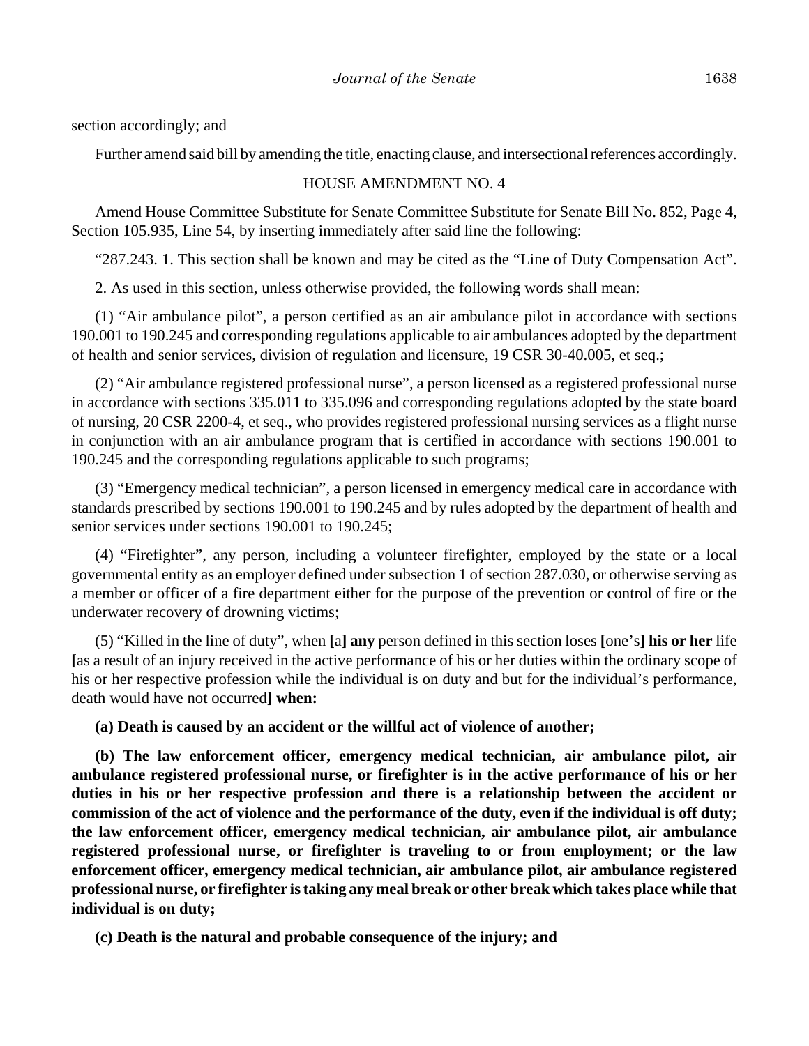section accordingly; and

Further amend said bill by amending the title, enacting clause, and intersectional references accordingly.

HOUSE AMENDMENT NO. 4

Amend House Committee Substitute for Senate Committee Substitute for Senate Bill No. 852, Page 4, Section 105.935, Line 54, by inserting immediately after said line the following:

"287.243. 1. This section shall be known and may be cited as the "Line of Duty Compensation Act".

2. As used in this section, unless otherwise provided, the following words shall mean:

(1) "Air ambulance pilot", a person certified as an air ambulance pilot in accordance with sections 190.001 to 190.245 and corresponding regulations applicable to air ambulances adopted by the department of health and senior services, division of regulation and licensure, 19 CSR 30-40.005, et seq.;

(2) "Air ambulance registered professional nurse", a person licensed as a registered professional nurse in accordance with sections 335.011 to 335.096 and corresponding regulations adopted by the state board of nursing, 20 CSR 2200-4, et seq., who provides registered professional nursing services as a flight nurse in conjunction with an air ambulance program that is certified in accordance with sections 190.001 to 190.245 and the corresponding regulations applicable to such programs;

(3) "Emergency medical technician", a person licensed in emergency medical care in accordance with standards prescribed by sections 190.001 to 190.245 and by rules adopted by the department of health and senior services under sections 190.001 to 190.245;

(4) "Firefighter", any person, including a volunteer firefighter, employed by the state or a local governmental entity as an employer defined under subsection 1 of section 287.030, or otherwise serving as a member or officer of a fire department either for the purpose of the prevention or control of fire or the underwater recovery of drowning victims;

(5) "Killed in the line of duty", when **[**a**] any** person defined in this section loses **[**one's**] his or her** life **[**as a result of an injury received in the active performance of his or her duties within the ordinary scope of his or her respective profession while the individual is on duty and but for the individual's performance, death would have not occurred**] when:**

**(a) Death is caused by an accident or the willful act of violence of another;**

**(b) The law enforcement officer, emergency medical technician, air ambulance pilot, air ambulance registered professional nurse, or firefighter is in the active performance of his or her duties in his or her respective profession and there is a relationship between the accident or commission of the act of violence and the performance of the duty, even if the individual is off duty; the law enforcement officer, emergency medical technician, air ambulance pilot, air ambulance registered professional nurse, or firefighter is traveling to or from employment; or the law enforcement officer, emergency medical technician, air ambulance pilot, air ambulance registered professional nurse, or firefighter is taking any meal break or other break which takes place while that individual is on duty;**

**(c) Death is the natural and probable consequence of the injury; and**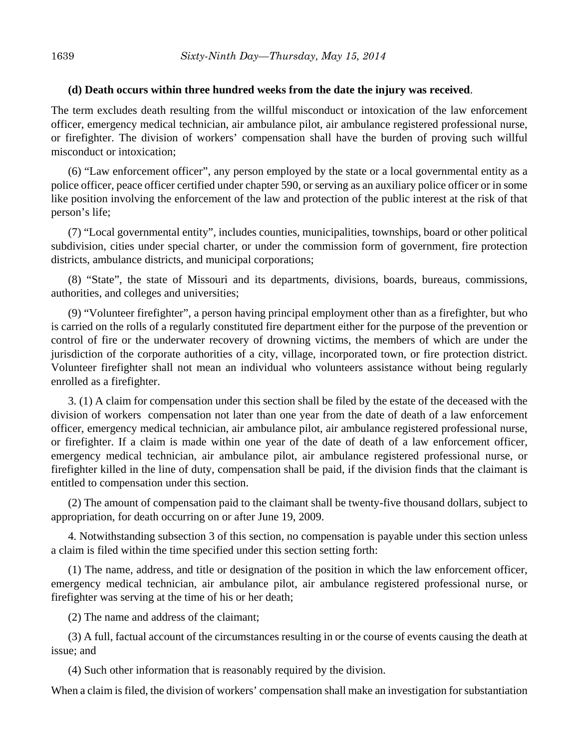**(d) Death occurs within three hundred weeks from the date the injury was received**.

The term excludes death resulting from the willful misconduct or intoxication of the law enforcement officer, emergency medical technician, air ambulance pilot, air ambulance registered professional nurse, or firefighter. The division of workers' compensation shall have the burden of proving such willful misconduct or intoxication;

(6) "Law enforcement officer", any person employed by the state or a local governmental entity as a police officer, peace officer certified under chapter 590, or serving as an auxiliary police officer or in some like position involving the enforcement of the law and protection of the public interest at the risk of that person's life;

(7) "Local governmental entity", includes counties, municipalities, townships, board or other political subdivision, cities under special charter, or under the commission form of government, fire protection districts, ambulance districts, and municipal corporations;

(8) "State", the state of Missouri and its departments, divisions, boards, bureaus, commissions, authorities, and colleges and universities;

(9) "Volunteer firefighter", a person having principal employment other than as a firefighter, but who is carried on the rolls of a regularly constituted fire department either for the purpose of the prevention or control of fire or the underwater recovery of drowning victims, the members of which are under the jurisdiction of the corporate authorities of a city, village, incorporated town, or fire protection district. Volunteer firefighter shall not mean an individual who volunteers assistance without being regularly enrolled as a firefighter.

3. (1) A claim for compensation under this section shall be filed by the estate of the deceased with the division of workers compensation not later than one year from the date of death of a law enforcement officer, emergency medical technician, air ambulance pilot, air ambulance registered professional nurse, or firefighter. If a claim is made within one year of the date of death of a law enforcement officer, emergency medical technician, air ambulance pilot, air ambulance registered professional nurse, or firefighter killed in the line of duty, compensation shall be paid, if the division finds that the claimant is entitled to compensation under this section.

(2) The amount of compensation paid to the claimant shall be twenty-five thousand dollars, subject to appropriation, for death occurring on or after June 19, 2009.

4. Notwithstanding subsection 3 of this section, no compensation is payable under this section unless a claim is filed within the time specified under this section setting forth:

(1) The name, address, and title or designation of the position in which the law enforcement officer, emergency medical technician, air ambulance pilot, air ambulance registered professional nurse, or firefighter was serving at the time of his or her death;

(2) The name and address of the claimant;

(3) A full, factual account of the circumstances resulting in or the course of events causing the death at issue; and

(4) Such other information that is reasonably required by the division.

When a claim is filed, the division of workers' compensation shall make an investigation for substantiation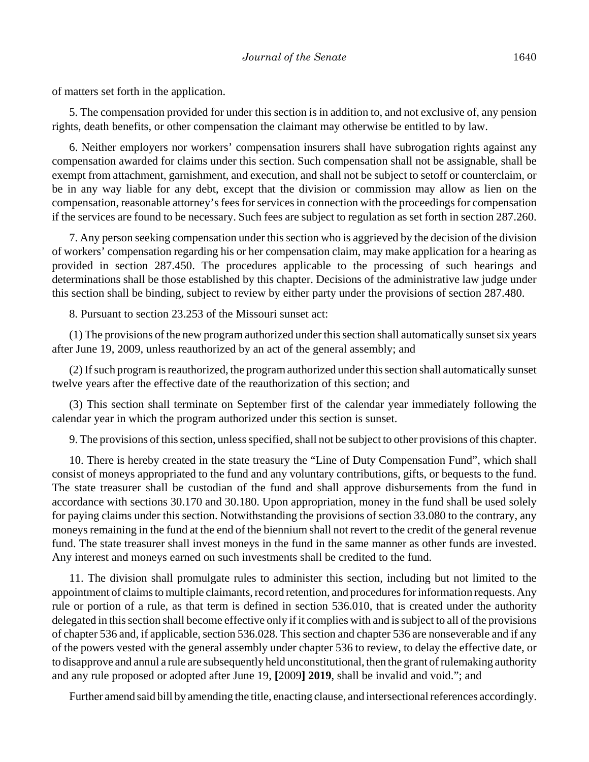of matters set forth in the application.

5. The compensation provided for under this section is in addition to, and not exclusive of, any pension rights, death benefits, or other compensation the claimant may otherwise be entitled to by law.

6. Neither employers nor workers' compensation insurers shall have subrogation rights against any compensation awarded for claims under this section. Such compensation shall not be assignable, shall be exempt from attachment, garnishment, and execution, and shall not be subject to setoff or counterclaim, or be in any way liable for any debt, except that the division or commission may allow as lien on the compensation, reasonable attorney's fees for services in connection with the proceedings for compensation if the services are found to be necessary. Such fees are subject to regulation as set forth in section 287.260.

7. Any person seeking compensation under this section who is aggrieved by the decision of the division of workers' compensation regarding his or her compensation claim, may make application for a hearing as provided in section 287.450. The procedures applicable to the processing of such hearings and determinations shall be those established by this chapter. Decisions of the administrative law judge under this section shall be binding, subject to review by either party under the provisions of section 287.480.

8. Pursuant to section 23.253 of the Missouri sunset act:

(1) The provisions of the new program authorized under this section shall automatically sunset six years after June 19, 2009, unless reauthorized by an act of the general assembly; and

(2) If such program is reauthorized, the program authorized under this section shall automatically sunset twelve years after the effective date of the reauthorization of this section; and

(3) This section shall terminate on September first of the calendar year immediately following the calendar year in which the program authorized under this section is sunset.

9. The provisions of this section, unless specified, shall not be subject to other provisions of this chapter.

10. There is hereby created in the state treasury the "Line of Duty Compensation Fund", which shall consist of moneys appropriated to the fund and any voluntary contributions, gifts, or bequests to the fund. The state treasurer shall be custodian of the fund and shall approve disbursements from the fund in accordance with sections 30.170 and 30.180. Upon appropriation, money in the fund shall be used solely for paying claims under this section. Notwithstanding the provisions of section 33.080 to the contrary, any moneys remaining in the fund at the end of the biennium shall not revert to the credit of the general revenue fund. The state treasurer shall invest moneys in the fund in the same manner as other funds are invested. Any interest and moneys earned on such investments shall be credited to the fund.

11. The division shall promulgate rules to administer this section, including but not limited to the appointment of claims to multiple claimants, record retention, and procedures for information requests. Any rule or portion of a rule, as that term is defined in section 536.010, that is created under the authority delegated in this section shall become effective only if it complies with and is subject to all of the provisions of chapter 536 and, if applicable, section 536.028. This section and chapter 536 are nonseverable and if any of the powers vested with the general assembly under chapter 536 to review, to delay the effective date, or to disapprove and annul a rule are subsequently held unconstitutional, then the grant of rulemaking authority and any rule proposed or adopted after June 19, **[**2009**] 2019**, shall be invalid and void."; and

Further amend said bill by amending the title, enacting clause, and intersectional references accordingly.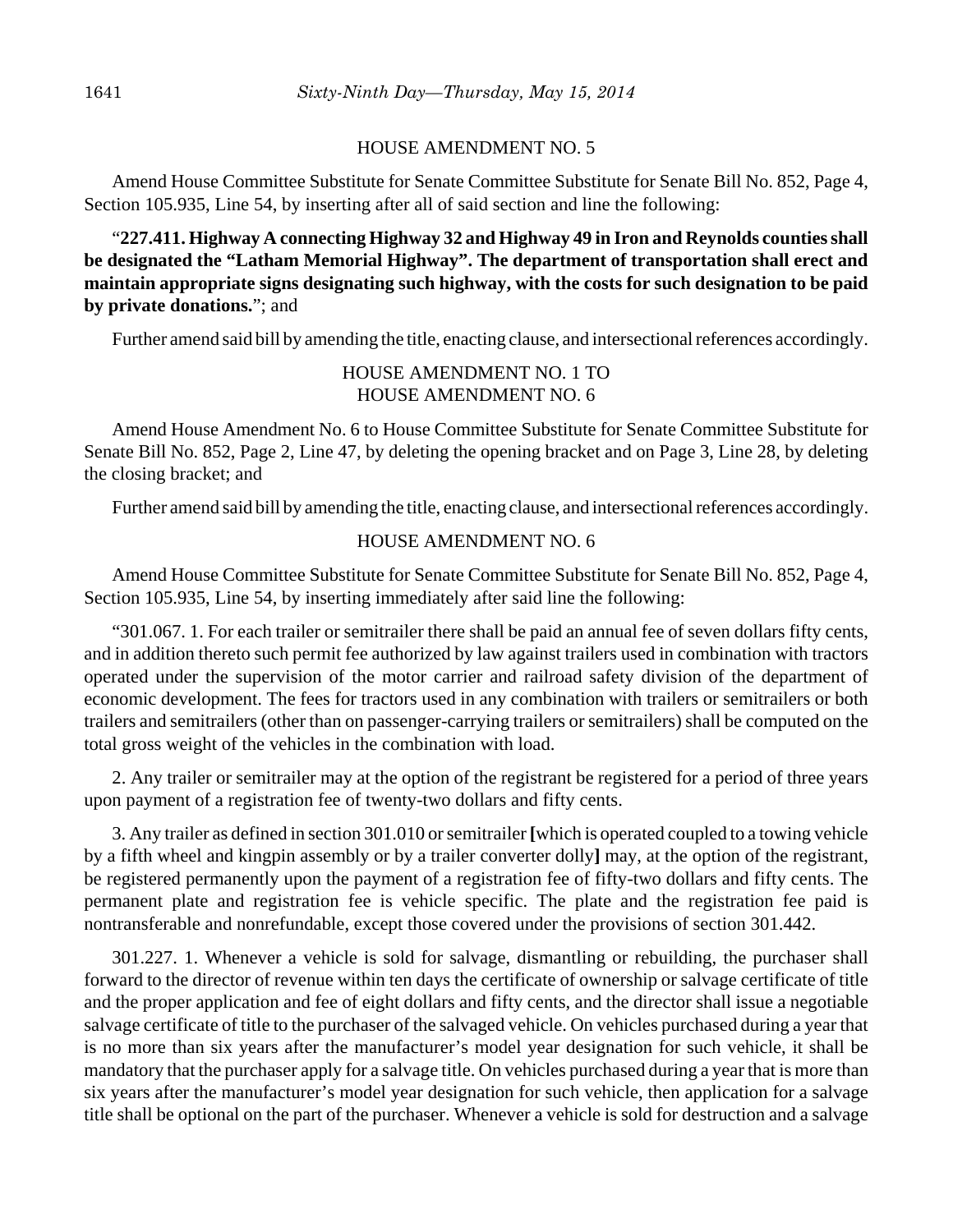HOUSE AMENDMENT NO. 5

Amend House Committee Substitute for Senate Committee Substitute for Senate Bill No. 852, Page 4, Section 105.935, Line 54, by inserting after all of said section and line the following:

"**227.411. Highway A connecting Highway 32 and Highway 49 in Iron and Reynolds counties shall be designated the "Latham Memorial Highway". The department of transportation shall erect and maintain appropriate signs designating such highway, with the costs for such designation to be paid by private donations.**"; and

Further amend said bill by amending the title, enacting clause, and intersectional references accordingly.

HOUSE AMENDMENT NO. 1 TO
HOUSE AMENDMENT NO. 6

Amend House Amendment No. 6 to House Committee Substitute for Senate Committee Substitute for Senate Bill No. 852, Page 2, Line 47, by deleting the opening bracket and on Page 3, Line 28, by deleting the closing bracket; and

Further amend said bill by amending the title, enacting clause, and intersectional references accordingly.

HOUSE AMENDMENT NO. 6

Amend House Committee Substitute for Senate Committee Substitute for Senate Bill No. 852, Page 4, Section 105.935, Line 54, by inserting immediately after said line the following:

"301.067. 1. For each trailer or semitrailer there shall be paid an annual fee of seven dollars fifty cents, and in addition thereto such permit fee authorized by law against trailers used in combination with tractors operated under the supervision of the motor carrier and railroad safety division of the department of economic development. The fees for tractors used in any combination with trailers or semitrailers or both trailers and semitrailers (other than on passenger-carrying trailers or semitrailers) shall be computed on the total gross weight of the vehicles in the combination with load.

2. Any trailer or semitrailer may at the option of the registrant be registered for a period of three years upon payment of a registration fee of twenty-two dollars and fifty cents.

3. Any trailer as defined in section 301.010 or semitrailer **[**which is operated coupled to a towing vehicle by a fifth wheel and kingpin assembly or by a trailer converter dolly**]** may, at the option of the registrant, be registered permanently upon the payment of a registration fee of fifty-two dollars and fifty cents. The permanent plate and registration fee is vehicle specific. The plate and the registration fee paid is nontransferable and nonrefundable, except those covered under the provisions of section 301.442.

301.227. 1. Whenever a vehicle is sold for salvage, dismantling or rebuilding, the purchaser shall forward to the director of revenue within ten days the certificate of ownership or salvage certificate of title and the proper application and fee of eight dollars and fifty cents, and the director shall issue a negotiable salvage certificate of title to the purchaser of the salvaged vehicle. On vehicles purchased during a year that is no more than six years after the manufacturer's model year designation for such vehicle, it shall be mandatory that the purchaser apply for a salvage title. On vehicles purchased during a year that is more than six years after the manufacturer's model year designation for such vehicle, then application for a salvage title shall be optional on the part of the purchaser. Whenever a vehicle is sold for destruction and a salvage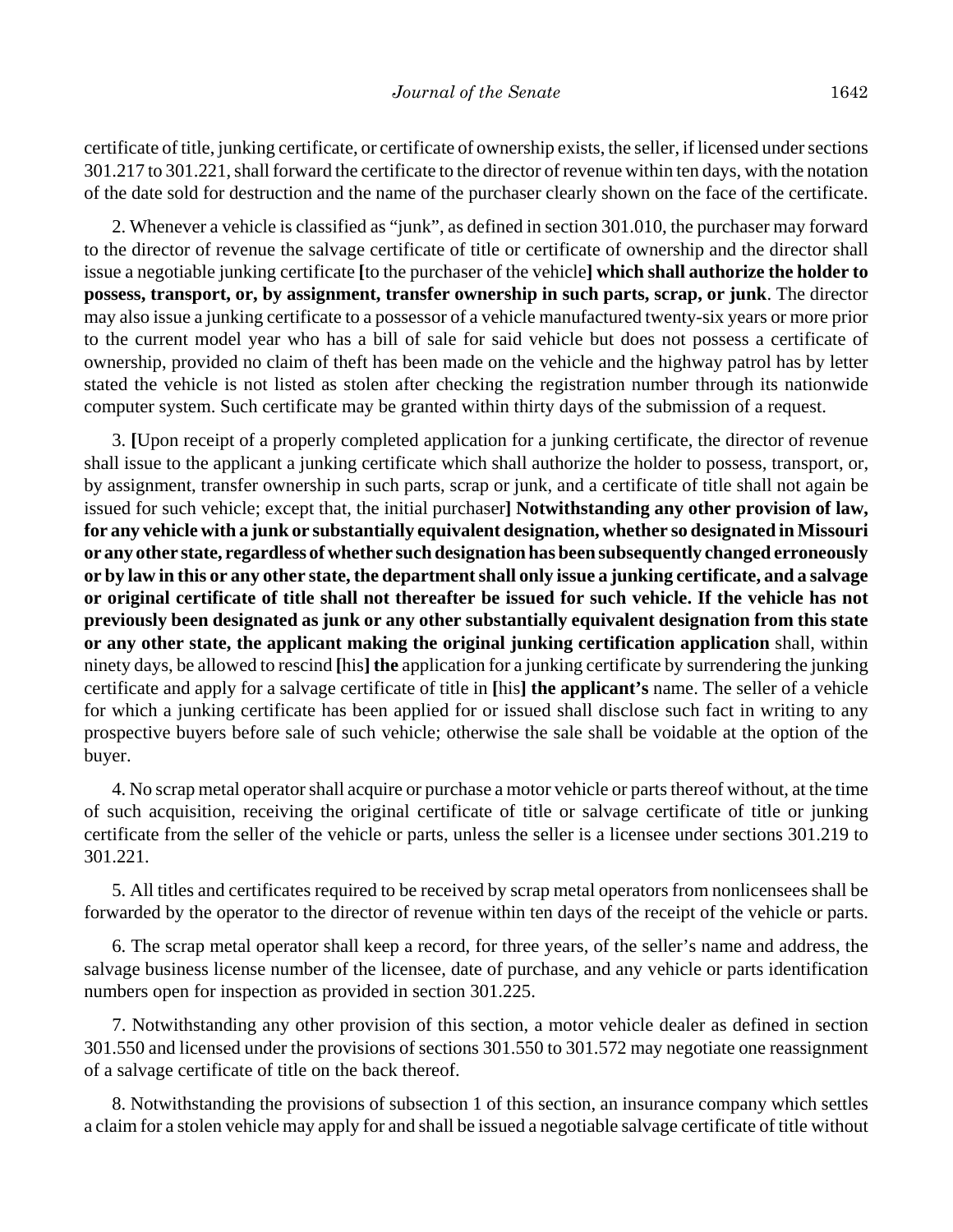certificate of title, junking certificate, or certificate of ownership exists, the seller, if licensed under sections 301.217 to 301.221, shall forward the certificate to the director of revenue within ten days, with the notation of the date sold for destruction and the name of the purchaser clearly shown on the face of the certificate.

2. Whenever a vehicle is classified as "junk", as defined in section 301.010, the purchaser may forward to the director of revenue the salvage certificate of title or certificate of ownership and the director shall issue a negotiable junking certificate **[**to the purchaser of the vehicle**] which shall authorize the holder to possess, transport, or, by assignment, transfer ownership in such parts, scrap, or junk**. The director may also issue a junking certificate to a possessor of a vehicle manufactured twenty-six years or more prior to the current model year who has a bill of sale for said vehicle but does not possess a certificate of ownership, provided no claim of theft has been made on the vehicle and the highway patrol has by letter stated the vehicle is not listed as stolen after checking the registration number through its nationwide computer system. Such certificate may be granted within thirty days of the submission of a request.

3. **[**Upon receipt of a properly completed application for a junking certificate, the director of revenue shall issue to the applicant a junking certificate which shall authorize the holder to possess, transport, or, by assignment, transfer ownership in such parts, scrap or junk, and a certificate of title shall not again be issued for such vehicle; except that, the initial purchaser**] Notwithstanding any other provision of law, for any vehicle with a junk or substantially equivalent designation, whether so designated in Missouri or any other state, regardless of whether such designation has been subsequently changed erroneously or by law in this or any other state, the department shall only issue a junking certificate, and a salvage or original certificate of title shall not thereafter be issued for such vehicle. If the vehicle has not previously been designated as junk or any other substantially equivalent designation from this state or any other state, the applicant making the original junking certification application** shall, within ninety days, be allowed to rescind **[**his**] the** application for a junking certificate by surrendering the junking certificate and apply for a salvage certificate of title in **[**his**] the applicant's** name. The seller of a vehicle for which a junking certificate has been applied for or issued shall disclose such fact in writing to any prospective buyers before sale of such vehicle; otherwise the sale shall be voidable at the option of the buyer.

4. No scrap metal operator shall acquire or purchase a motor vehicle or parts thereof without, at the time of such acquisition, receiving the original certificate of title or salvage certificate of title or junking certificate from the seller of the vehicle or parts, unless the seller is a licensee under sections 301.219 to 301.221.

5. All titles and certificates required to be received by scrap metal operators from nonlicensees shall be forwarded by the operator to the director of revenue within ten days of the receipt of the vehicle or parts.

6. The scrap metal operator shall keep a record, for three years, of the seller's name and address, the salvage business license number of the licensee, date of purchase, and any vehicle or parts identification numbers open for inspection as provided in section 301.225.

7. Notwithstanding any other provision of this section, a motor vehicle dealer as defined in section 301.550 and licensed under the provisions of sections 301.550 to 301.572 may negotiate one reassignment of a salvage certificate of title on the back thereof.

8. Notwithstanding the provisions of subsection 1 of this section, an insurance company which settles a claim for a stolen vehicle may apply for and shall be issued a negotiable salvage certificate of title without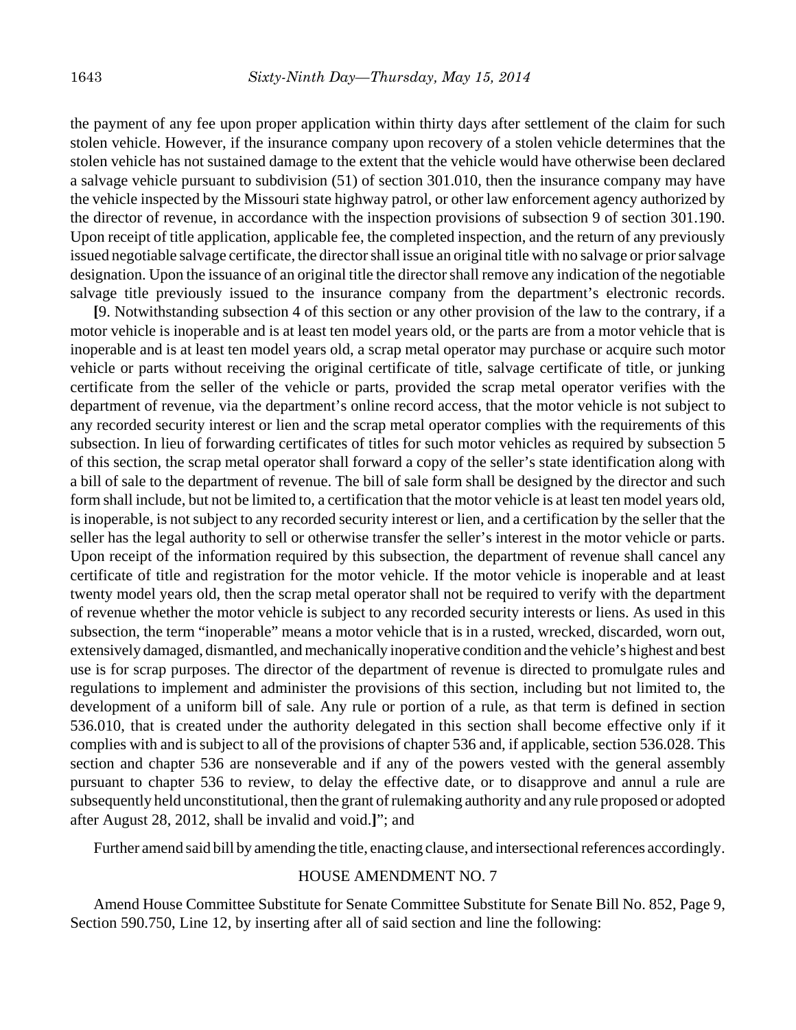the payment of any fee upon proper application within thirty days after settlement of the claim for such stolen vehicle. However, if the insurance company upon recovery of a stolen vehicle determines that the stolen vehicle has not sustained damage to the extent that the vehicle would have otherwise been declared a salvage vehicle pursuant to subdivision (51) of section 301.010, then the insurance company may have the vehicle inspected by the Missouri state highway patrol, or other law enforcement agency authorized by the director of revenue, in accordance with the inspection provisions of subsection 9 of section 301.190. Upon receipt of title application, applicable fee, the completed inspection, and the return of any previously issued negotiable salvage certificate, the director shall issue an original title with no salvage or prior salvage designation. Upon the issuance of an original title the director shall remove any indication of the negotiable salvage title previously issued to the insurance company from the department's electronic records.

**[**9. Notwithstanding subsection 4 of this section or any other provision of the law to the contrary, if a motor vehicle is inoperable and is at least ten model years old, or the parts are from a motor vehicle that is inoperable and is at least ten model years old, a scrap metal operator may purchase or acquire such motor vehicle or parts without receiving the original certificate of title, salvage certificate of title, or junking certificate from the seller of the vehicle or parts, provided the scrap metal operator verifies with the department of revenue, via the department's online record access, that the motor vehicle is not subject to any recorded security interest or lien and the scrap metal operator complies with the requirements of this subsection. In lieu of forwarding certificates of titles for such motor vehicles as required by subsection 5 of this section, the scrap metal operator shall forward a copy of the seller's state identification along with a bill of sale to the department of revenue. The bill of sale form shall be designed by the director and such form shall include, but not be limited to, a certification that the motor vehicle is at least ten model years old, is inoperable, is not subject to any recorded security interest or lien, and a certification by the seller that the seller has the legal authority to sell or otherwise transfer the seller's interest in the motor vehicle or parts. Upon receipt of the information required by this subsection, the department of revenue shall cancel any certificate of title and registration for the motor vehicle. If the motor vehicle is inoperable and at least twenty model years old, then the scrap metal operator shall not be required to verify with the department of revenue whether the motor vehicle is subject to any recorded security interests or liens. As used in this subsection, the term "inoperable" means a motor vehicle that is in a rusted, wrecked, discarded, worn out, extensively damaged, dismantled, and mechanically inoperative condition and the vehicle's highest and best use is for scrap purposes. The director of the department of revenue is directed to promulgate rules and regulations to implement and administer the provisions of this section, including but not limited to, the development of a uniform bill of sale. Any rule or portion of a rule, as that term is defined in section 536.010, that is created under the authority delegated in this section shall become effective only if it complies with and is subject to all of the provisions of chapter 536 and, if applicable, section 536.028. This section and chapter 536 are nonseverable and if any of the powers vested with the general assembly pursuant to chapter 536 to review, to delay the effective date, or to disapprove and annul a rule are subsequently held unconstitutional, then the grant of rulemaking authority and any rule proposed or adopted after August 28, 2012, shall be invalid and void.**]**"; and

Further amend said bill by amending the title, enacting clause, and intersectional references accordingly.

HOUSE AMENDMENT NO. 7

Amend House Committee Substitute for Senate Committee Substitute for Senate Bill No. 852, Page 9, Section 590.750, Line 12, by inserting after all of said section and line the following: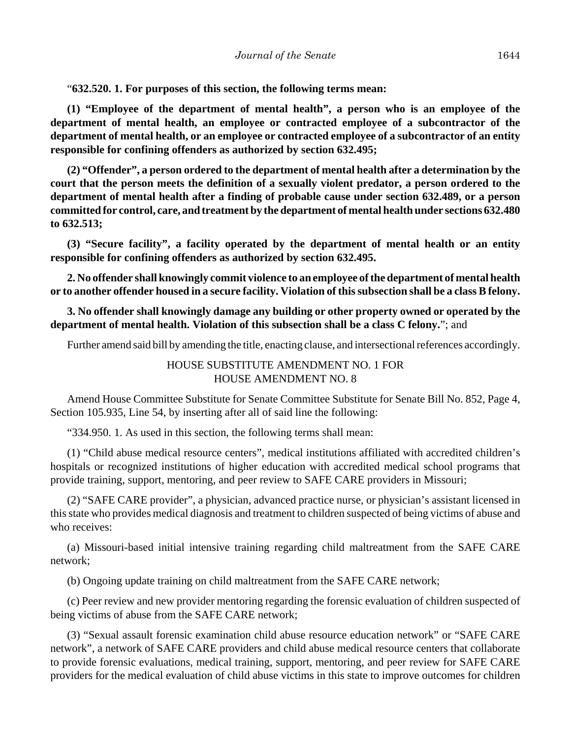"**632.520. 1. For purposes of this section, the following terms mean:**

**(1) "Employee of the department of mental health", a person who is an employee of the department of mental health, an employee or contracted employee of a subcontractor of the department of mental health, or an employee or contracted employee of a subcontractor of an entity responsible for confining offenders as authorized by section 632.495;**

**(2) "Offender", a person ordered to the department of mental health after a determination by the court that the person meets the definition of a sexually violent predator, a person ordered to the department of mental health after a finding of probable cause under section 632.489, or a person committed for control, care, and treatment by the department of mental health under sections 632.480 to 632.513;**

**(3) "Secure facility", a facility operated by the department of mental health or an entity responsible for confining offenders as authorized by section 632.495.**

**2. No offender shall knowingly commit violence to an employee of the department of mental health or to another offender housed in a secure facility. Violation of this subsection shall be a class B felony.**

**3. No offender shall knowingly damage any building or other property owned or operated by the department of mental health. Violation of this subsection shall be a class C felony.**"; and

Further amend said bill by amending the title, enacting clause, and intersectional references accordingly.

HOUSE SUBSTITUTE AMENDMENT NO. 1 FOR
HOUSE AMENDMENT NO. 8

Amend House Committee Substitute for Senate Committee Substitute for Senate Bill No. 852, Page 4, Section 105.935, Line 54, by inserting after all of said line the following:

"334.950. 1. As used in this section, the following terms shall mean:

(1) "Child abuse medical resource centers", medical institutions affiliated with accredited children's hospitals or recognized institutions of higher education with accredited medical school programs that provide training, support, mentoring, and peer review to SAFE CARE providers in Missouri;

(2) "SAFE CARE provider", a physician, advanced practice nurse, or physician's assistant licensed in this state who provides medical diagnosis and treatment to children suspected of being victims of abuse and who receives:

(a) Missouri-based initial intensive training regarding child maltreatment from the SAFE CARE network;

(b) Ongoing update training on child maltreatment from the SAFE CARE network;

(c) Peer review and new provider mentoring regarding the forensic evaluation of children suspected of being victims of abuse from the SAFE CARE network;

(3) "Sexual assault forensic examination child abuse resource education network" or "SAFE CARE network", a network of SAFE CARE providers and child abuse medical resource centers that collaborate to provide forensic evaluations, medical training, support, mentoring, and peer review for SAFE CARE providers for the medical evaluation of child abuse victims in this state to improve outcomes for children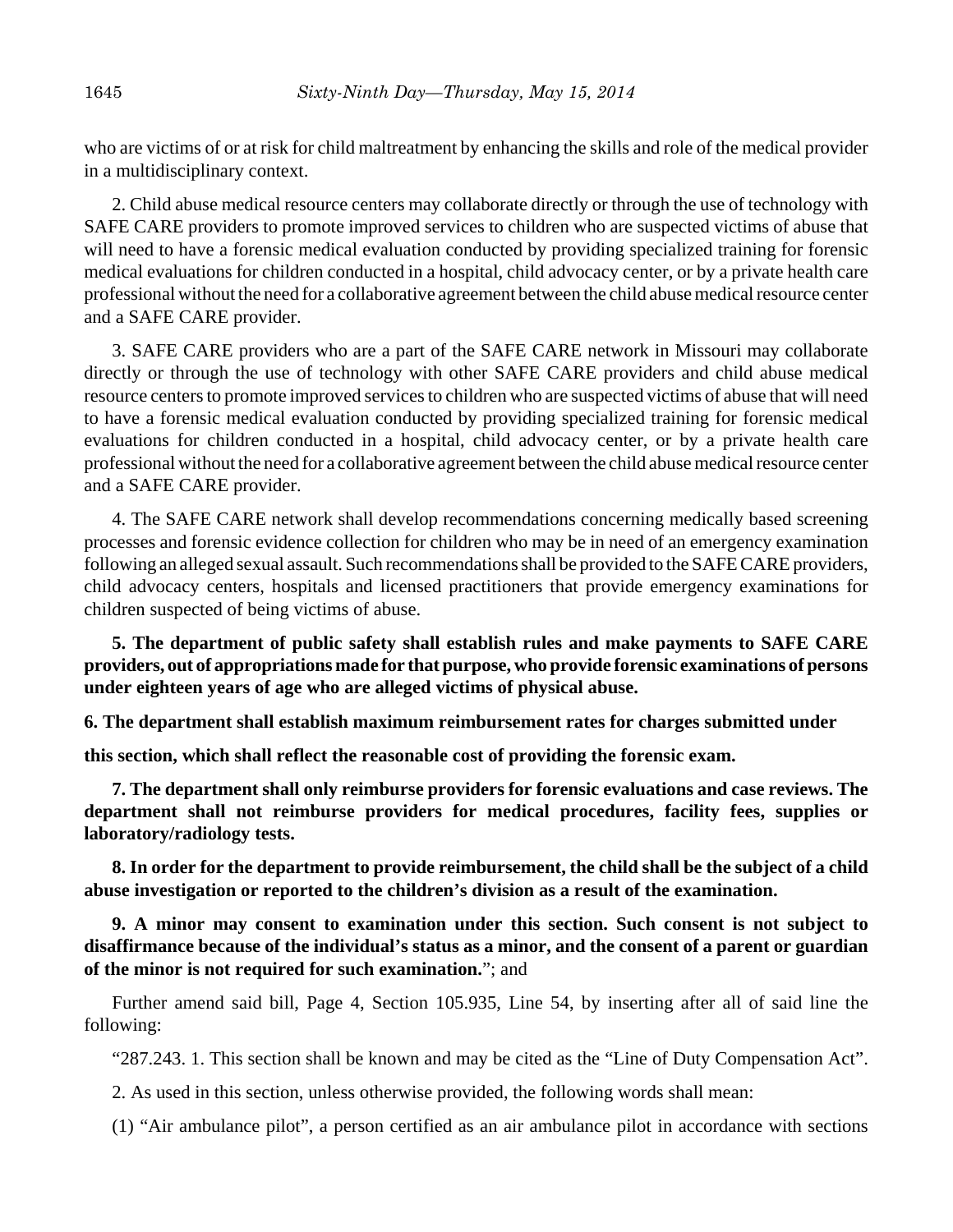who are victims of or at risk for child maltreatment by enhancing the skills and role of the medical provider in a multidisciplinary context.

2. Child abuse medical resource centers may collaborate directly or through the use of technology with SAFE CARE providers to promote improved services to children who are suspected victims of abuse that will need to have a forensic medical evaluation conducted by providing specialized training for forensic medical evaluations for children conducted in a hospital, child advocacy center, or by a private health care professional without the need for a collaborative agreement between the child abuse medical resource center and a SAFE CARE provider.

3. SAFE CARE providers who are a part of the SAFE CARE network in Missouri may collaborate directly or through the use of technology with other SAFE CARE providers and child abuse medical resource centers to promote improved services to children who are suspected victims of abuse that will need to have a forensic medical evaluation conducted by providing specialized training for forensic medical evaluations for children conducted in a hospital, child advocacy center, or by a private health care professional without the need for a collaborative agreement between the child abuse medical resource center and a SAFE CARE provider.

4. The SAFE CARE network shall develop recommendations concerning medically based screening processes and forensic evidence collection for children who may be in need of an emergency examination following an alleged sexual assault. Such recommendations shall be provided to the SAFE CARE providers, child advocacy centers, hospitals and licensed practitioners that provide emergency examinations for children suspected of being victims of abuse.

**5. The department of public safety shall establish rules and make payments to SAFE CARE providers, out of appropriations made for that purpose, who provide forensic examinations of persons under eighteen years of age who are alleged victims of physical abuse.**

**6. The department shall establish maximum reimbursement rates for charges submitted under this section, which shall reflect the reasonable cost of providing the forensic exam.**

**7. The department shall only reimburse providers for forensic evaluations and case reviews. The department shall not reimburse providers for medical procedures, facility fees, supplies or laboratory/radiology tests.**

**8. In order for the department to provide reimbursement, the child shall be the subject of a child abuse investigation or reported to the children's division as a result of the examination.**

**9. A minor may consent to examination under this section. Such consent is not subject to disaffirmance because of the individual's status as a minor, and the consent of a parent or guardian of the minor is not required for such examination.**"; and

Further amend said bill, Page 4, Section 105.935, Line 54, by inserting after all of said line the following:

"287.243. 1. This section shall be known and may be cited as the "Line of Duty Compensation Act".

2. As used in this section, unless otherwise provided, the following words shall mean:

(1) "Air ambulance pilot", a person certified as an air ambulance pilot in accordance with sections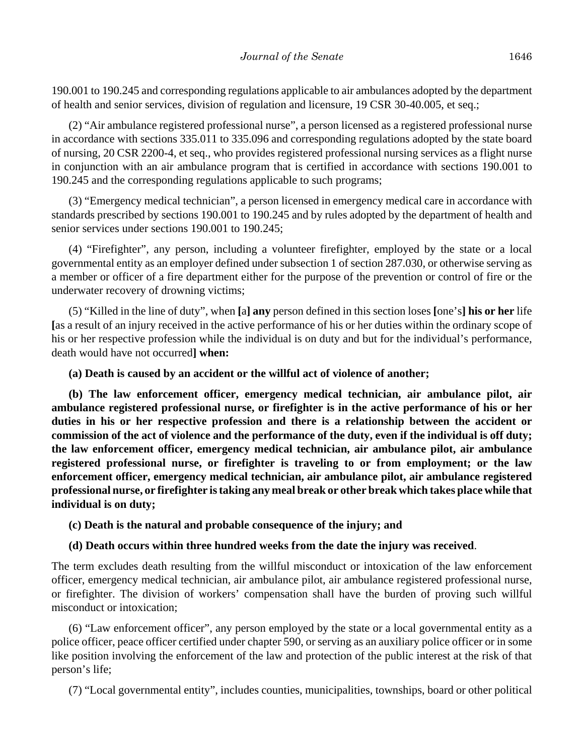190.001 to 190.245 and corresponding regulations applicable to air ambulances adopted by the department of health and senior services, division of regulation and licensure, 19 CSR 30-40.005, et seq.;

(2) "Air ambulance registered professional nurse", a person licensed as a registered professional nurse in accordance with sections 335.011 to 335.096 and corresponding regulations adopted by the state board of nursing, 20 CSR 2200-4, et seq., who provides registered professional nursing services as a flight nurse in conjunction with an air ambulance program that is certified in accordance with sections 190.001 to 190.245 and the corresponding regulations applicable to such programs;

(3) "Emergency medical technician", a person licensed in emergency medical care in accordance with standards prescribed by sections 190.001 to 190.245 and by rules adopted by the department of health and senior services under sections 190.001 to 190.245;

(4) "Firefighter", any person, including a volunteer firefighter, employed by the state or a local governmental entity as an employer defined under subsection 1 of section 287.030, or otherwise serving as a member or officer of a fire department either for the purpose of the prevention or control of fire or the underwater recovery of drowning victims;

(5) "Killed in the line of duty", when **[**a**] any** person defined in this section loses **[**one's**] his or her** life **[**as a result of an injury received in the active performance of his or her duties within the ordinary scope of his or her respective profession while the individual is on duty and but for the individual's performance, death would have not occurred**] when:**

**(a) Death is caused by an accident or the willful act of violence of another;**

**(b) The law enforcement officer, emergency medical technician, air ambulance pilot, air ambulance registered professional nurse, or firefighter is in the active performance of his or her duties in his or her respective profession and there is a relationship between the accident or commission of the act of violence and the performance of the duty, even if the individual is off duty; the law enforcement officer, emergency medical technician, air ambulance pilot, air ambulance registered professional nurse, or firefighter is traveling to or from employment; or the law enforcement officer, emergency medical technician, air ambulance pilot, air ambulance registered professional nurse, or firefighter is taking any meal break or other break which takes place while that individual is on duty;**

**(c) Death is the natural and probable consequence of the injury; and**

**(d) Death occurs within three hundred weeks from the date the injury was received**.

The term excludes death resulting from the willful misconduct or intoxication of the law enforcement officer, emergency medical technician, air ambulance pilot, air ambulance registered professional nurse, or firefighter. The division of workers' compensation shall have the burden of proving such willful misconduct or intoxication;

(6) "Law enforcement officer", any person employed by the state or a local governmental entity as a police officer, peace officer certified under chapter 590, or serving as an auxiliary police officer or in some like position involving the enforcement of the law and protection of the public interest at the risk of that person's life;

(7) "Local governmental entity", includes counties, municipalities, townships, board or other political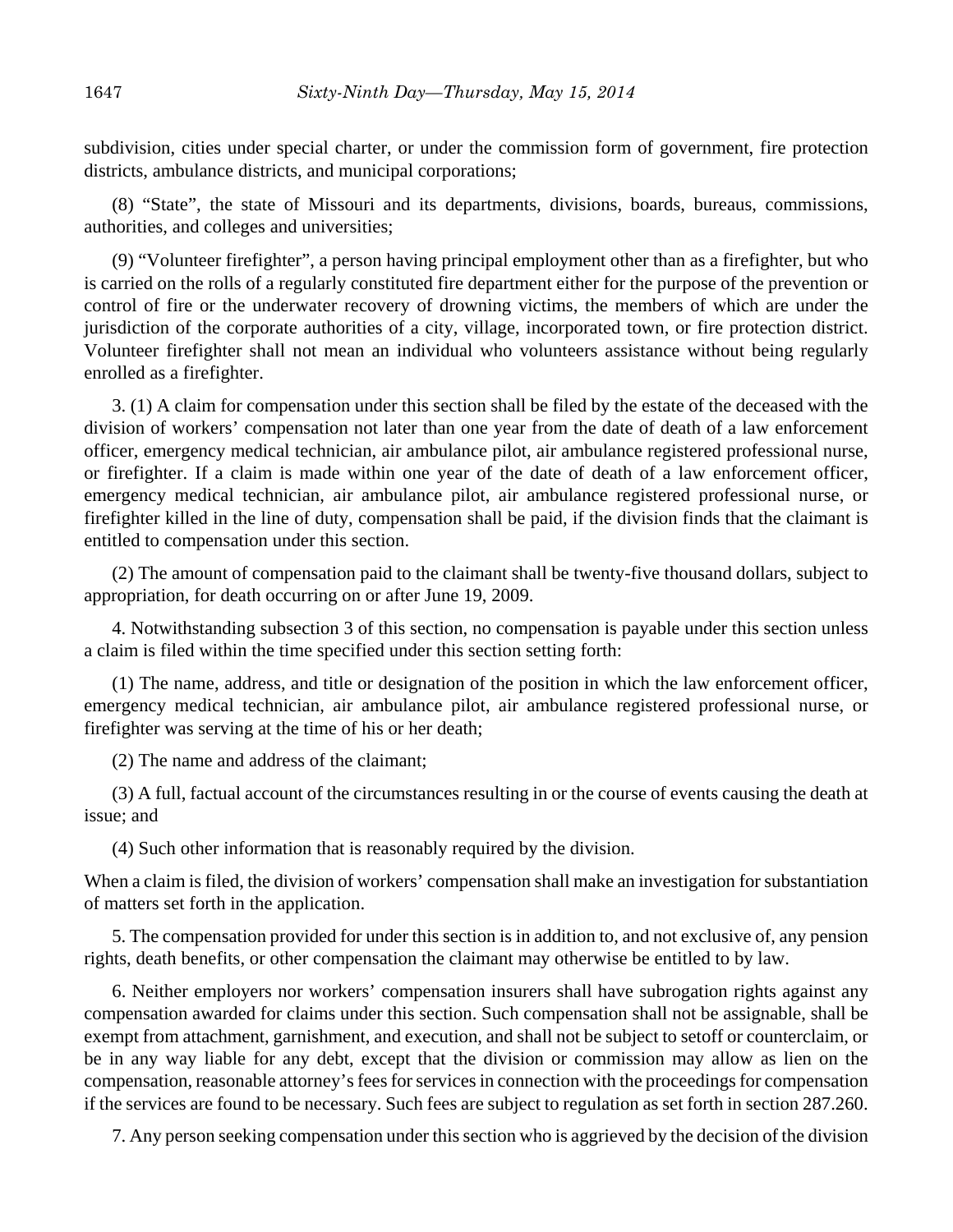subdivision, cities under special charter, or under the commission form of government, fire protection districts, ambulance districts, and municipal corporations;

(8) "State", the state of Missouri and its departments, divisions, boards, bureaus, commissions, authorities, and colleges and universities;

(9) "Volunteer firefighter", a person having principal employment other than as a firefighter, but who is carried on the rolls of a regularly constituted fire department either for the purpose of the prevention or control of fire or the underwater recovery of drowning victims, the members of which are under the jurisdiction of the corporate authorities of a city, village, incorporated town, or fire protection district. Volunteer firefighter shall not mean an individual who volunteers assistance without being regularly enrolled as a firefighter.

3. (1) A claim for compensation under this section shall be filed by the estate of the deceased with the division of workers' compensation not later than one year from the date of death of a law enforcement officer, emergency medical technician, air ambulance pilot, air ambulance registered professional nurse, or firefighter. If a claim is made within one year of the date of death of a law enforcement officer, emergency medical technician, air ambulance pilot, air ambulance registered professional nurse, or firefighter killed in the line of duty, compensation shall be paid, if the division finds that the claimant is entitled to compensation under this section.

(2) The amount of compensation paid to the claimant shall be twenty-five thousand dollars, subject to appropriation, for death occurring on or after June 19, 2009.

4. Notwithstanding subsection 3 of this section, no compensation is payable under this section unless a claim is filed within the time specified under this section setting forth:

(1) The name, address, and title or designation of the position in which the law enforcement officer, emergency medical technician, air ambulance pilot, air ambulance registered professional nurse, or firefighter was serving at the time of his or her death;

(2) The name and address of the claimant;

(3) A full, factual account of the circumstances resulting in or the course of events causing the death at issue; and

(4) Such other information that is reasonably required by the division.

When a claim is filed, the division of workers' compensation shall make an investigation for substantiation of matters set forth in the application.

5. The compensation provided for under this section is in addition to, and not exclusive of, any pension rights, death benefits, or other compensation the claimant may otherwise be entitled to by law.

6. Neither employers nor workers' compensation insurers shall have subrogation rights against any compensation awarded for claims under this section. Such compensation shall not be assignable, shall be exempt from attachment, garnishment, and execution, and shall not be subject to setoff or counterclaim, or be in any way liable for any debt, except that the division or commission may allow as lien on the compensation, reasonable attorney's fees for services in connection with the proceedings for compensation if the services are found to be necessary. Such fees are subject to regulation as set forth in section 287.260.

7. Any person seeking compensation under this section who is aggrieved by the decision of the division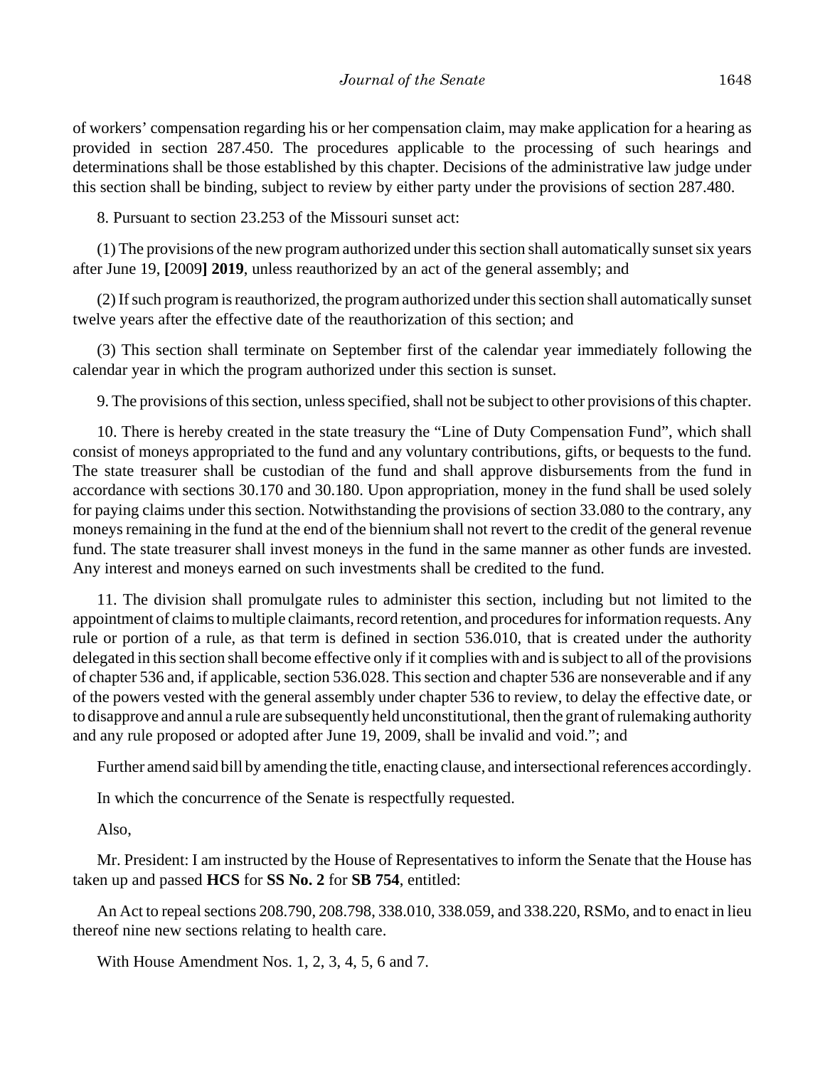of workers' compensation regarding his or her compensation claim, may make application for a hearing as provided in section 287.450. The procedures applicable to the processing of such hearings and determinations shall be those established by this chapter. Decisions of the administrative law judge under this section shall be binding, subject to review by either party under the provisions of section 287.480.

8. Pursuant to section 23.253 of the Missouri sunset act:

(1) The provisions of the new program authorized under this section shall automatically sunset six years after June 19, **[**2009**] 2019**, unless reauthorized by an act of the general assembly; and

(2) If such program is reauthorized, the program authorized under this section shall automatically sunset twelve years after the effective date of the reauthorization of this section; and

(3) This section shall terminate on September first of the calendar year immediately following the calendar year in which the program authorized under this section is sunset.

9. The provisions of this section, unless specified, shall not be subject to other provisions of this chapter.

10. There is hereby created in the state treasury the "Line of Duty Compensation Fund", which shall consist of moneys appropriated to the fund and any voluntary contributions, gifts, or bequests to the fund. The state treasurer shall be custodian of the fund and shall approve disbursements from the fund in accordance with sections 30.170 and 30.180. Upon appropriation, money in the fund shall be used solely for paying claims under this section. Notwithstanding the provisions of section 33.080 to the contrary, any moneys remaining in the fund at the end of the biennium shall not revert to the credit of the general revenue fund. The state treasurer shall invest moneys in the fund in the same manner as other funds are invested. Any interest and moneys earned on such investments shall be credited to the fund.

11. The division shall promulgate rules to administer this section, including but not limited to the appointment of claims to multiple claimants, record retention, and procedures for information requests. Any rule or portion of a rule, as that term is defined in section 536.010, that is created under the authority delegated in this section shall become effective only if it complies with and is subject to all of the provisions of chapter 536 and, if applicable, section 536.028. This section and chapter 536 are nonseverable and if any of the powers vested with the general assembly under chapter 536 to review, to delay the effective date, or to disapprove and annul a rule are subsequently held unconstitutional, then the grant of rulemaking authority and any rule proposed or adopted after June 19, 2009, shall be invalid and void."; and

Further amend said bill by amending the title, enacting clause, and intersectional references accordingly.

In which the concurrence of the Senate is respectfully requested.

Also,

Mr. President: I am instructed by the House of Representatives to inform the Senate that the House has taken up and passed **HCS** for **SS No. 2** for **SB 754**, entitled:

An Act to repeal sections 208.790, 208.798, 338.010, 338.059, and 338.220, RSMo, and to enact in lieu thereof nine new sections relating to health care.

With House Amendment Nos. 1, 2, 3, 4, 5, 6 and 7.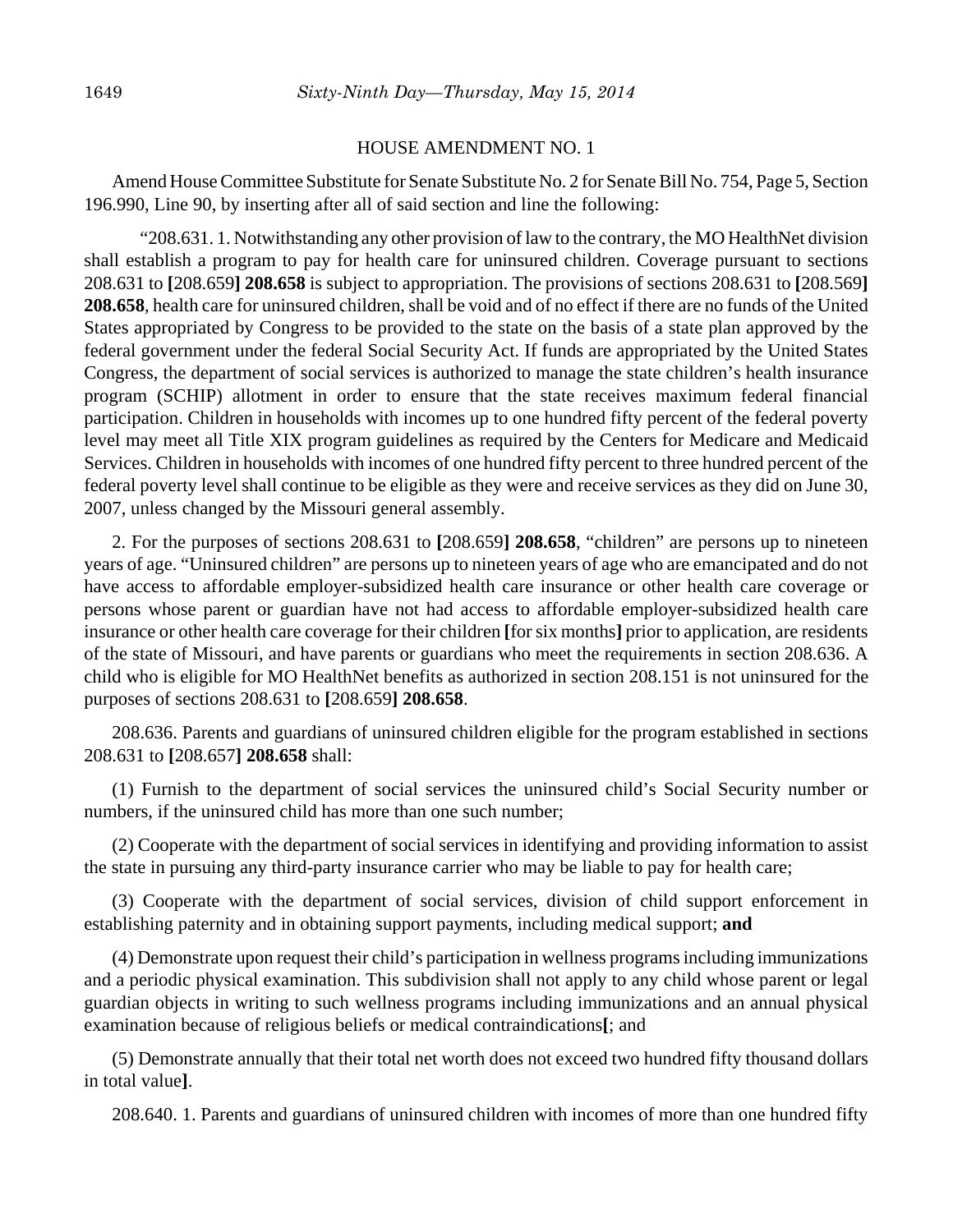HOUSE AMENDMENT NO. 1

Amend House Committee Substitute for Senate Substitute No. 2 for Senate Bill No. 754, Page 5, Section 196.990, Line 90, by inserting after all of said section and line the following:

"208.631. 1. Notwithstanding any other provision of law to the contrary, the MO HealthNet division shall establish a program to pay for health care for uninsured children. Coverage pursuant to sections 208.631 to [208.659] **208.658** is subject to appropriation. The provisions of sections 208.631 to [208.569] **208.658**, health care for uninsured children, shall be void and of no effect if there are no funds of the United States appropriated by Congress to be provided to the state on the basis of a state plan approved by the federal government under the federal Social Security Act. If funds are appropriated by the United States Congress, the department of social services is authorized to manage the state children's health insurance program (SCHIP) allotment in order to ensure that the state receives maximum federal financial participation. Children in households with incomes up to one hundred fifty percent of the federal poverty level may meet all Title XIX program guidelines as required by the Centers for Medicare and Medicaid Services. Children in households with incomes of one hundred fifty percent to three hundred percent of the federal poverty level shall continue to be eligible as they were and receive services as they did on June 30, 2007, unless changed by the Missouri general assembly.

2. For the purposes of sections 208.631 to [208.659] **208.658**, "children" are persons up to nineteen years of age. "Uninsured children" are persons up to nineteen years of age who are emancipated and do not have access to affordable employer-subsidized health care insurance or other health care coverage or persons whose parent or guardian have not had access to affordable employer-subsidized health care insurance or other health care coverage for their children [for six months] prior to application, are residents of the state of Missouri, and have parents or guardians who meet the requirements in section 208.636. A child who is eligible for MO HealthNet benefits as authorized in section 208.151 is not uninsured for the purposes of sections 208.631 to [208.659] **208.658**.

208.636. Parents and guardians of uninsured children eligible for the program established in sections 208.631 to [208.657] **208.658** shall:

(1) Furnish to the department of social services the uninsured child's Social Security number or numbers, if the uninsured child has more than one such number;

(2) Cooperate with the department of social services in identifying and providing information to assist the state in pursuing any third-party insurance carrier who may be liable to pay for health care;

(3) Cooperate with the department of social services, division of child support enforcement in establishing paternity and in obtaining support payments, including medical support; **and**

(4) Demonstrate upon request their child's participation in wellness programs including immunizations and a periodic physical examination. This subdivision shall not apply to any child whose parent or legal guardian objects in writing to such wellness programs including immunizations and an annual physical examination because of religious beliefs or medical contraindications[; and

(5) Demonstrate annually that their total net worth does not exceed two hundred fifty thousand dollars in total value].

208.640. 1. Parents and guardians of uninsured children with incomes of more than one hundred fifty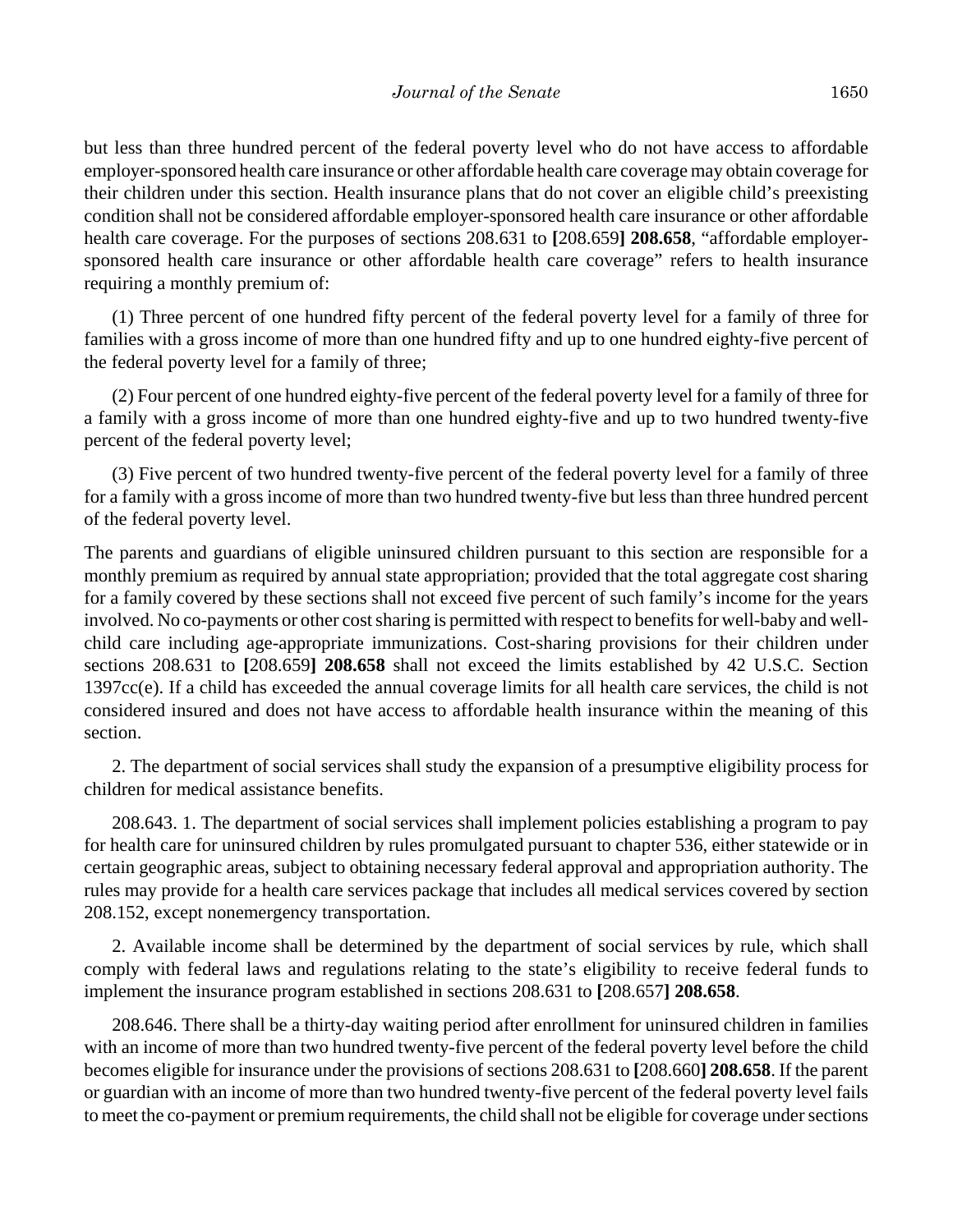but less than three hundred percent of the federal poverty level who do not have access to affordable employer-sponsored health care insurance or other affordable health care coverage may obtain coverage for their children under this section. Health insurance plans that do not cover an eligible child's preexisting condition shall not be considered affordable employer-sponsored health care insurance or other affordable health care coverage. For the purposes of sections 208.631 to [208.659] **208.658**, "affordable employer-sponsored health care insurance or other affordable health care coverage" refers to health insurance requiring a monthly premium of:

(1) Three percent of one hundred fifty percent of the federal poverty level for a family of three for families with a gross income of more than one hundred fifty and up to one hundred eighty-five percent of the federal poverty level for a family of three;

(2) Four percent of one hundred eighty-five percent of the federal poverty level for a family of three for a family with a gross income of more than one hundred eighty-five and up to two hundred twenty-five percent of the federal poverty level;

(3) Five percent of two hundred twenty-five percent of the federal poverty level for a family of three for a family with a gross income of more than two hundred twenty-five but less than three hundred percent of the federal poverty level.

The parents and guardians of eligible uninsured children pursuant to this section are responsible for a monthly premium as required by annual state appropriation; provided that the total aggregate cost sharing for a family covered by these sections shall not exceed five percent of such family's income for the years involved. No co-payments or other cost sharing is permitted with respect to benefits for well-baby and well-child care including age-appropriate immunizations. Cost-sharing provisions for their children under sections 208.631 to [208.659] **208.658** shall not exceed the limits established by 42 U.S.C. Section 1397cc(e). If a child has exceeded the annual coverage limits for all health care services, the child is not considered insured and does not have access to affordable health insurance within the meaning of this section.

2. The department of social services shall study the expansion of a presumptive eligibility process for children for medical assistance benefits.

208.643. 1. The department of social services shall implement policies establishing a program to pay for health care for uninsured children by rules promulgated pursuant to chapter 536, either statewide or in certain geographic areas, subject to obtaining necessary federal approval and appropriation authority. The rules may provide for a health care services package that includes all medical services covered by section 208.152, except nonemergency transportation.

2. Available income shall be determined by the department of social services by rule, which shall comply with federal laws and regulations relating to the state's eligibility to receive federal funds to implement the insurance program established in sections 208.631 to [208.657] **208.658**.

208.646. There shall be a thirty-day waiting period after enrollment for uninsured children in families with an income of more than two hundred twenty-five percent of the federal poverty level before the child becomes eligible for insurance under the provisions of sections 208.631 to [208.660] **208.658**. If the parent or guardian with an income of more than two hundred twenty-five percent of the federal poverty level fails to meet the co-payment or premium requirements, the child shall not be eligible for coverage under sections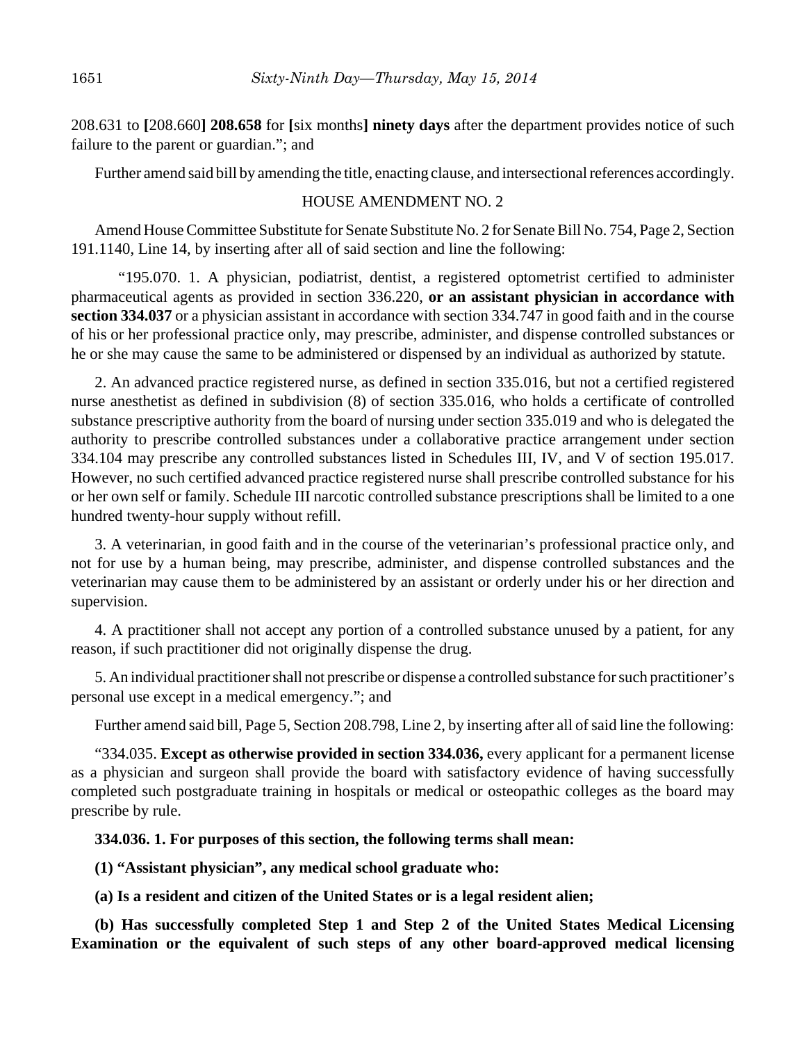208.631 to [208.660] **208.658** for [six months] **ninety days** after the department provides notice of such failure to the parent or guardian."; and

Further amend said bill by amending the title, enacting clause, and intersectional references accordingly.

HOUSE AMENDMENT NO. 2

Amend House Committee Substitute for Senate Substitute No. 2 for Senate Bill No. 754, Page 2, Section 191.1140, Line 14, by inserting after all of said section and line the following:

"195.070. 1. A physician, podiatrist, dentist, a registered optometrist certified to administer pharmaceutical agents as provided in section 336.220, **or an assistant physician in accordance with section 334.037** or a physician assistant in accordance with section 334.747 in good faith and in the course of his or her professional practice only, may prescribe, administer, and dispense controlled substances or he or she may cause the same to be administered or dispensed by an individual as authorized by statute.

2. An advanced practice registered nurse, as defined in section 335.016, but not a certified registered nurse anesthetist as defined in subdivision (8) of section 335.016, who holds a certificate of controlled substance prescriptive authority from the board of nursing under section 335.019 and who is delegated the authority to prescribe controlled substances under a collaborative practice arrangement under section 334.104 may prescribe any controlled substances listed in Schedules III, IV, and V of section 195.017. However, no such certified advanced practice registered nurse shall prescribe controlled substance for his or her own self or family. Schedule III narcotic controlled substance prescriptions shall be limited to a one hundred twenty-hour supply without refill.

3. A veterinarian, in good faith and in the course of the veterinarian's professional practice only, and not for use by a human being, may prescribe, administer, and dispense controlled substances and the veterinarian may cause them to be administered by an assistant or orderly under his or her direction and supervision.

4. A practitioner shall not accept any portion of a controlled substance unused by a patient, for any reason, if such practitioner did not originally dispense the drug.

5. An individual practitioner shall not prescribe or dispense a controlled substance for such practitioner's personal use except in a medical emergency."; and

Further amend said bill, Page 5, Section 208.798, Line 2, by inserting after all of said line the following:

"334.035. **Except as otherwise provided in section 334.036,** every applicant for a permanent license as a physician and surgeon shall provide the board with satisfactory evidence of having successfully completed such postgraduate training in hospitals or medical or osteopathic colleges as the board may prescribe by rule.

**334.036. 1. For purposes of this section, the following terms shall mean:**

**(1) "Assistant physician", any medical school graduate who:**

**(a) Is a resident and citizen of the United States or is a legal resident alien;**

**(b) Has successfully completed Step 1 and Step 2 of the United States Medical Licensing Examination or the equivalent of such steps of any other board-approved medical licensing**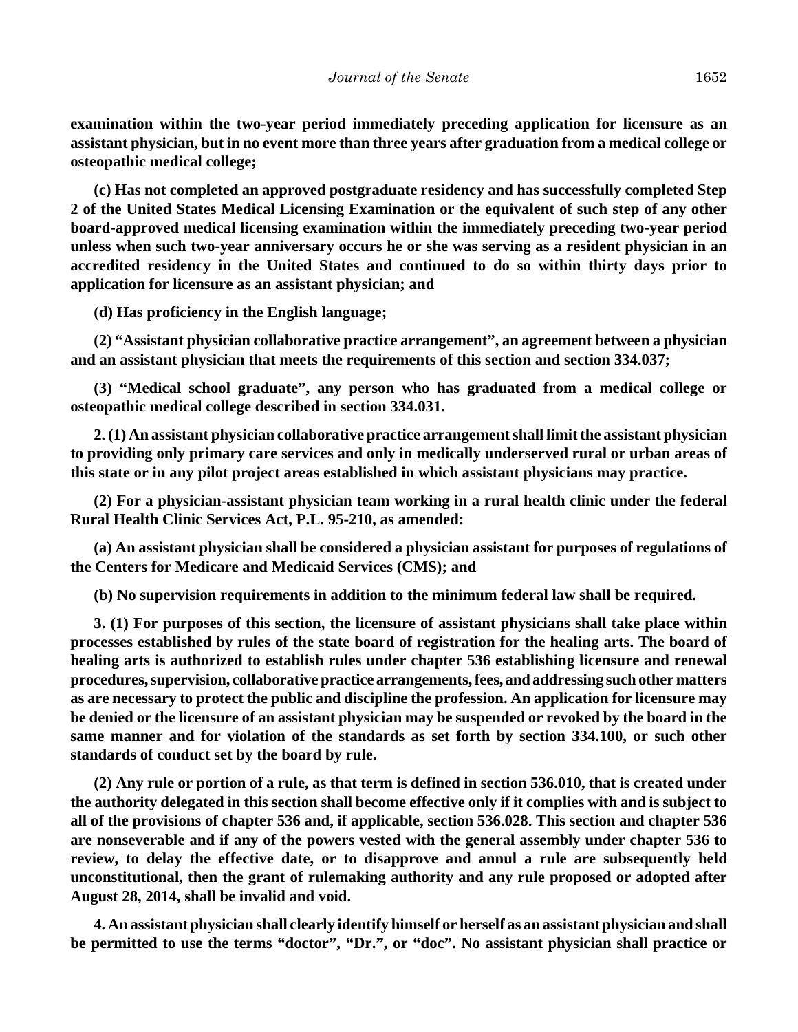**examination within the two-year period immediately preceding application for licensure as an assistant physician, but in no event more than three years after graduation from a medical college or osteopathic medical college;**

**(c) Has not completed an approved postgraduate residency and has successfully completed Step 2 of the United States Medical Licensing Examination or the equivalent of such step of any other board-approved medical licensing examination within the immediately preceding two-year period unless when such two-year anniversary occurs he or she was serving as a resident physician in an accredited residency in the United States and continued to do so within thirty days prior to application for licensure as an assistant physician; and**

**(d) Has proficiency in the English language;**

**(2) "Assistant physician collaborative practice arrangement", an agreement between a physician and an assistant physician that meets the requirements of this section and section 334.037;**

**(3) "Medical school graduate", any person who has graduated from a medical college or osteopathic medical college described in section 334.031.**

**2. (1) An assistant physician collaborative practice arrangement shall limit the assistant physician to providing only primary care services and only in medically underserved rural or urban areas of this state or in any pilot project areas established in which assistant physicians may practice.**

**(2) For a physician-assistant physician team working in a rural health clinic under the federal Rural Health Clinic Services Act, P.L. 95-210, as amended:**

**(a) An assistant physician shall be considered a physician assistant for purposes of regulations of the Centers for Medicare and Medicaid Services (CMS); and**

**(b) No supervision requirements in addition to the minimum federal law shall be required.**

**3. (1) For purposes of this section, the licensure of assistant physicians shall take place within processes established by rules of the state board of registration for the healing arts. The board of healing arts is authorized to establish rules under chapter 536 establishing licensure and renewal procedures, supervision, collaborative practice arrangements, fees, and addressing such other matters as are necessary to protect the public and discipline the profession. An application for licensure may be denied or the licensure of an assistant physician may be suspended or revoked by the board in the same manner and for violation of the standards as set forth by section 334.100, or such other standards of conduct set by the board by rule.**

**(2) Any rule or portion of a rule, as that term is defined in section 536.010, that is created under the authority delegated in this section shall become effective only if it complies with and is subject to all of the provisions of chapter 536 and, if applicable, section 536.028. This section and chapter 536 are nonseverable and if any of the powers vested with the general assembly under chapter 536 to review, to delay the effective date, or to disapprove and annul a rule are subsequently held unconstitutional, then the grant of rulemaking authority and any rule proposed or adopted after August 28, 2014, shall be invalid and void.**

**4. An assistant physician shall clearly identify himself or herself as an assistant physician and shall be permitted to use the terms "doctor", "Dr.", or "doc". No assistant physician shall practice or**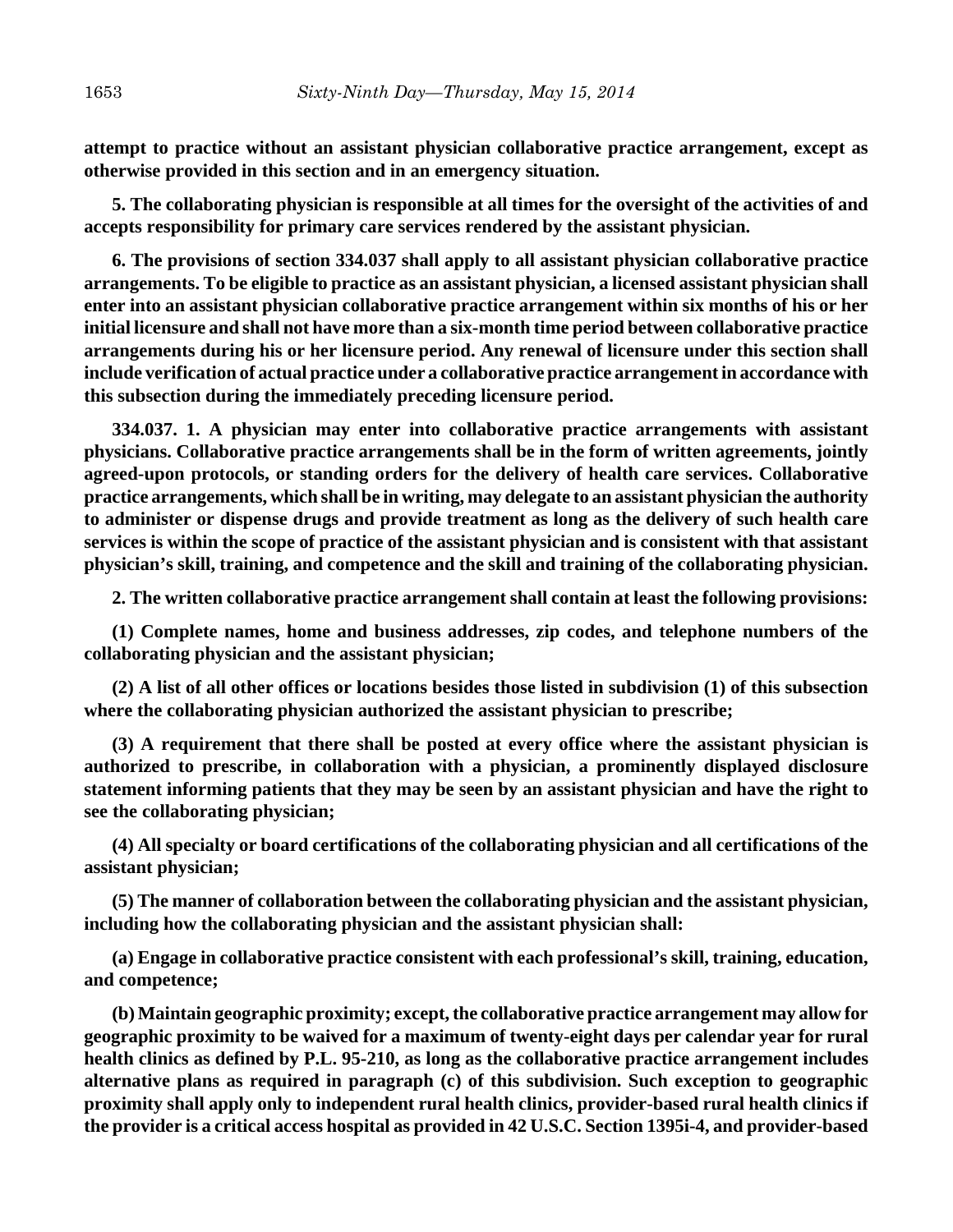**attempt to practice without an assistant physician collaborative practice arrangement, except as otherwise provided in this section and in an emergency situation.**

**5. The collaborating physician is responsible at all times for the oversight of the activities of and accepts responsibility for primary care services rendered by the assistant physician.**

**6. The provisions of section 334.037 shall apply to all assistant physician collaborative practice arrangements. To be eligible to practice as an assistant physician, a licensed assistant physician shall enter into an assistant physician collaborative practice arrangement within six months of his or her initial licensure and shall not have more than a six-month time period between collaborative practice arrangements during his or her licensure period. Any renewal of licensure under this section shall include verification of actual practice under a collaborative practice arrangement in accordance with this subsection during the immediately preceding licensure period.**

**334.037. 1. A physician may enter into collaborative practice arrangements with assistant physicians. Collaborative practice arrangements shall be in the form of written agreements, jointly agreed-upon protocols, or standing orders for the delivery of health care services. Collaborative practice arrangements, which shall be in writing, may delegate to an assistant physician the authority to administer or dispense drugs and provide treatment as long as the delivery of such health care services is within the scope of practice of the assistant physician and is consistent with that assistant physician's skill, training, and competence and the skill and training of the collaborating physician.**

**2. The written collaborative practice arrangement shall contain at least the following provisions:**

**(1) Complete names, home and business addresses, zip codes, and telephone numbers of the collaborating physician and the assistant physician;**

**(2) A list of all other offices or locations besides those listed in subdivision (1) of this subsection where the collaborating physician authorized the assistant physician to prescribe;**

**(3) A requirement that there shall be posted at every office where the assistant physician is authorized to prescribe, in collaboration with a physician, a prominently displayed disclosure statement informing patients that they may be seen by an assistant physician and have the right to see the collaborating physician;**

**(4) All specialty or board certifications of the collaborating physician and all certifications of the assistant physician;**

**(5) The manner of collaboration between the collaborating physician and the assistant physician, including how the collaborating physician and the assistant physician shall:**

**(a) Engage in collaborative practice consistent with each professional's skill, training, education, and competence;**

**(b) Maintain geographic proximity; except, the collaborative practice arrangement may allow for geographic proximity to be waived for a maximum of twenty-eight days per calendar year for rural health clinics as defined by P.L. 95-210, as long as the collaborative practice arrangement includes alternative plans as required in paragraph (c) of this subdivision. Such exception to geographic proximity shall apply only to independent rural health clinics, provider-based rural health clinics if the provider is a critical access hospital as provided in 42 U.S.C. Section 1395i-4, and provider-based**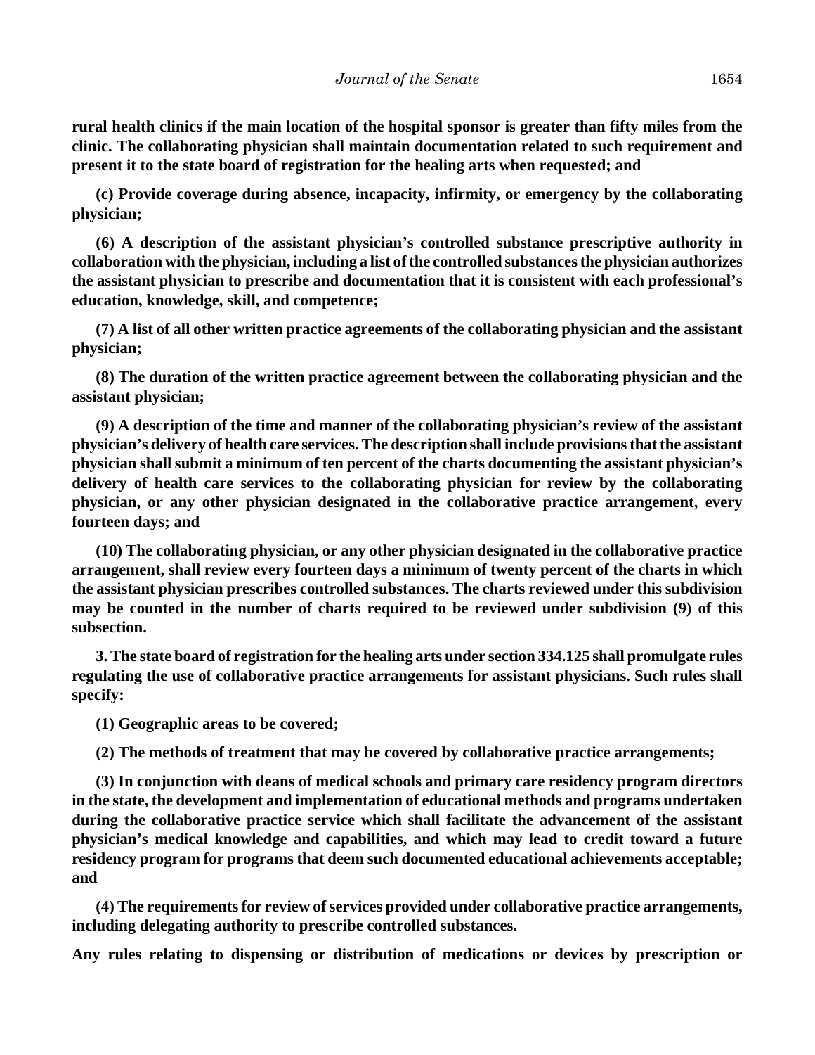**rural health clinics if the main location of the hospital sponsor is greater than fifty miles from the clinic. The collaborating physician shall maintain documentation related to such requirement and present it to the state board of registration for the healing arts when requested; and**

**(c) Provide coverage during absence, incapacity, infirmity, or emergency by the collaborating physician;**

**(6) A description of the assistant physician's controlled substance prescriptive authority in collaboration with the physician, including a list of the controlled substances the physician authorizes the assistant physician to prescribe and documentation that it is consistent with each professional's education, knowledge, skill, and competence;**

**(7) A list of all other written practice agreements of the collaborating physician and the assistant physician;**

**(8) The duration of the written practice agreement between the collaborating physician and the assistant physician;**

**(9) A description of the time and manner of the collaborating physician's review of the assistant physician's delivery of health care services. The description shall include provisions that the assistant physician shall submit a minimum of ten percent of the charts documenting the assistant physician's delivery of health care services to the collaborating physician for review by the collaborating physician, or any other physician designated in the collaborative practice arrangement, every fourteen days; and**

**(10) The collaborating physician, or any other physician designated in the collaborative practice arrangement, shall review every fourteen days a minimum of twenty percent of the charts in which the assistant physician prescribes controlled substances. The charts reviewed under this subdivision may be counted in the number of charts required to be reviewed under subdivision (9) of this subsection.**

**3. The state board of registration for the healing arts under section 334.125 shall promulgate rules regulating the use of collaborative practice arrangements for assistant physicians. Such rules shall specify:**

**(1) Geographic areas to be covered;**

**(2) The methods of treatment that may be covered by collaborative practice arrangements;**

**(3) In conjunction with deans of medical schools and primary care residency program directors in the state, the development and implementation of educational methods and programs undertaken during the collaborative practice service which shall facilitate the advancement of the assistant physician's medical knowledge and capabilities, and which may lead to credit toward a future residency program for programs that deem such documented educational achievements acceptable; and**

**(4) The requirements for review of services provided under collaborative practice arrangements, including delegating authority to prescribe controlled substances.**

**Any rules relating to dispensing or distribution of medications or devices by prescription or**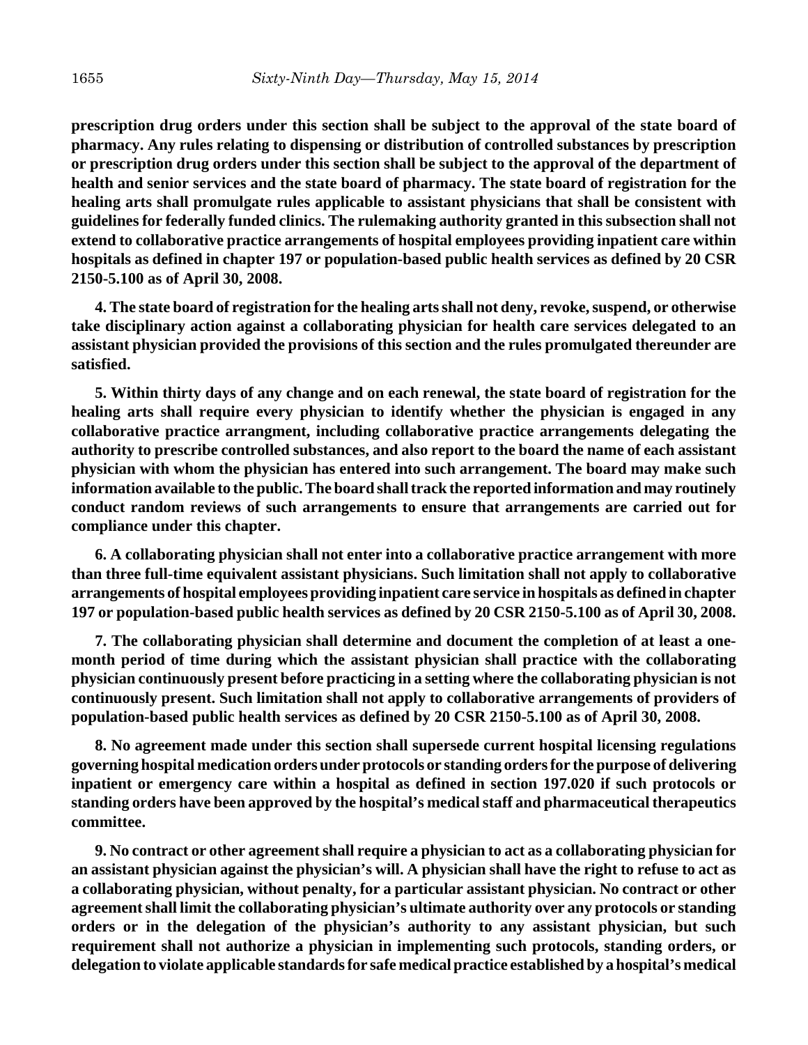**prescription drug orders under this section shall be subject to the approval of the state board of pharmacy. Any rules relating to dispensing or distribution of controlled substances by prescription or prescription drug orders under this section shall be subject to the approval of the department of health and senior services and the state board of pharmacy. The state board of registration for the healing arts shall promulgate rules applicable to assistant physicians that shall be consistent with guidelines for federally funded clinics. The rulemaking authority granted in this subsection shall not extend to collaborative practice arrangements of hospital employees providing inpatient care within hospitals as defined in chapter 197 or population-based public health services as defined by 20 CSR 2150-5.100 as of April 30, 2008.**

**4. The state board of registration for the healing arts shall not deny, revoke, suspend, or otherwise take disciplinary action against a collaborating physician for health care services delegated to an assistant physician provided the provisions of this section and the rules promulgated thereunder are satisfied.**

**5. Within thirty days of any change and on each renewal, the state board of registration for the healing arts shall require every physician to identify whether the physician is engaged in any collaborative practice arrangment, including collaborative practice arrangements delegating the authority to prescribe controlled substances, and also report to the board the name of each assistant physician with whom the physician has entered into such arrangement. The board may make such information available to the public. The board shall track the reported information and may routinely conduct random reviews of such arrangements to ensure that arrangements are carried out for compliance under this chapter.**

**6. A collaborating physician shall not enter into a collaborative practice arrangement with more than three full-time equivalent assistant physicians. Such limitation shall not apply to collaborative arrangements of hospital employees providing inpatient care service in hospitals as defined in chapter 197 or population-based public health services as defined by 20 CSR 2150-5.100 as of April 30, 2008.**

**7. The collaborating physician shall determine and document the completion of at least a one-month period of time during which the assistant physician shall practice with the collaborating physician continuously present before practicing in a setting where the collaborating physician is not continuously present. Such limitation shall not apply to collaborative arrangements of providers of population-based public health services as defined by 20 CSR 2150-5.100 as of April 30, 2008.**

**8. No agreement made under this section shall supersede current hospital licensing regulations governing hospital medication orders under protocols or standing orders for the purpose of delivering inpatient or emergency care within a hospital as defined in section 197.020 if such protocols or standing orders have been approved by the hospital's medical staff and pharmaceutical therapeutics committee.**

**9. No contract or other agreement shall require a physician to act as a collaborating physician for an assistant physician against the physician's will. A physician shall have the right to refuse to act as a collaborating physician, without penalty, for a particular assistant physician. No contract or other agreement shall limit the collaborating physician's ultimate authority over any protocols or standing orders or in the delegation of the physician's authority to any assistant physician, but such requirement shall not authorize a physician in implementing such protocols, standing orders, or delegation to violate applicable standards for safe medical practice established by a hospital's medical**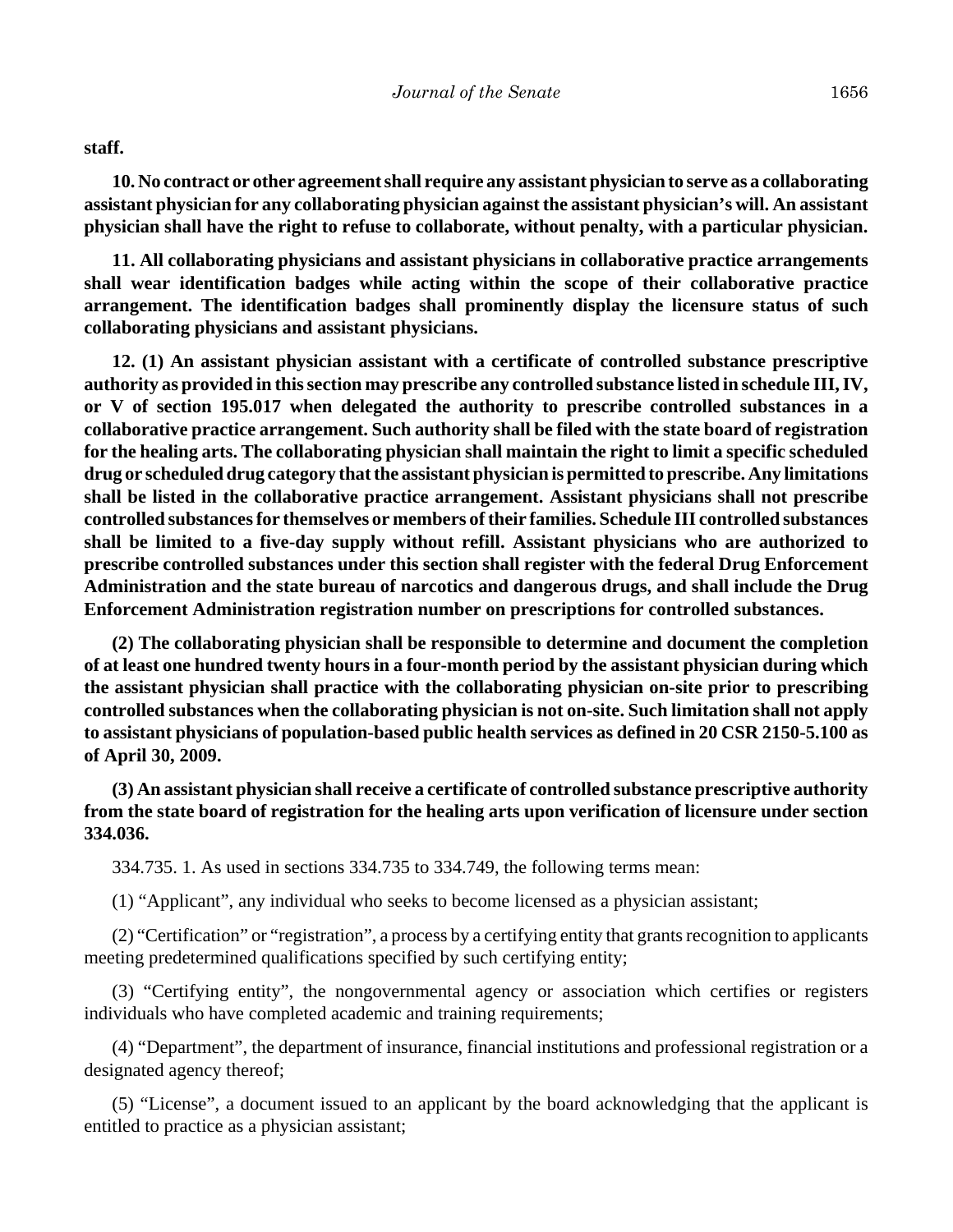**staff.**

**10. No contract or other agreement shall require any assistant physician to serve as a collaborating assistant physician for any collaborating physician against the assistant physician's will. An assistant physician shall have the right to refuse to collaborate, without penalty, with a particular physician.**

**11. All collaborating physicians and assistant physicians in collaborative practice arrangements shall wear identification badges while acting within the scope of their collaborative practice arrangement. The identification badges shall prominently display the licensure status of such collaborating physicians and assistant physicians.**

**12. (1) An assistant physician assistant with a certificate of controlled substance prescriptive authority as provided in this section may prescribe any controlled substance listed in schedule III, IV, or V of section 195.017 when delegated the authority to prescribe controlled substances in a collaborative practice arrangement. Such authority shall be filed with the state board of registration for the healing arts. The collaborating physician shall maintain the right to limit a specific scheduled drug or scheduled drug category that the assistant physician is permitted to prescribe. Any limitations shall be listed in the collaborative practice arrangement. Assistant physicians shall not prescribe controlled substances for themselves or members of their families. Schedule III controlled substances shall be limited to a five-day supply without refill. Assistant physicians who are authorized to prescribe controlled substances under this section shall register with the federal Drug Enforcement Administration and the state bureau of narcotics and dangerous drugs, and shall include the Drug Enforcement Administration registration number on prescriptions for controlled substances.**

**(2) The collaborating physician shall be responsible to determine and document the completion of at least one hundred twenty hours in a four-month period by the assistant physician during which the assistant physician shall practice with the collaborating physician on-site prior to prescribing controlled substances when the collaborating physician is not on-site. Such limitation shall not apply to assistant physicians of population-based public health services as defined in 20 CSR 2150-5.100 as of April 30, 2009.**

**(3) An assistant physician shall receive a certificate of controlled substance prescriptive authority from the state board of registration for the healing arts upon verification of licensure under section 334.036.**

334.735. 1. As used in sections 334.735 to 334.749, the following terms mean:

(1) "Applicant", any individual who seeks to become licensed as a physician assistant;

(2) "Certification" or "registration", a process by a certifying entity that grants recognition to applicants meeting predetermined qualifications specified by such certifying entity;

(3) "Certifying entity", the nongovernmental agency or association which certifies or registers individuals who have completed academic and training requirements;

(4) "Department", the department of insurance, financial institutions and professional registration or a designated agency thereof;

(5) "License", a document issued to an applicant by the board acknowledging that the applicant is entitled to practice as a physician assistant;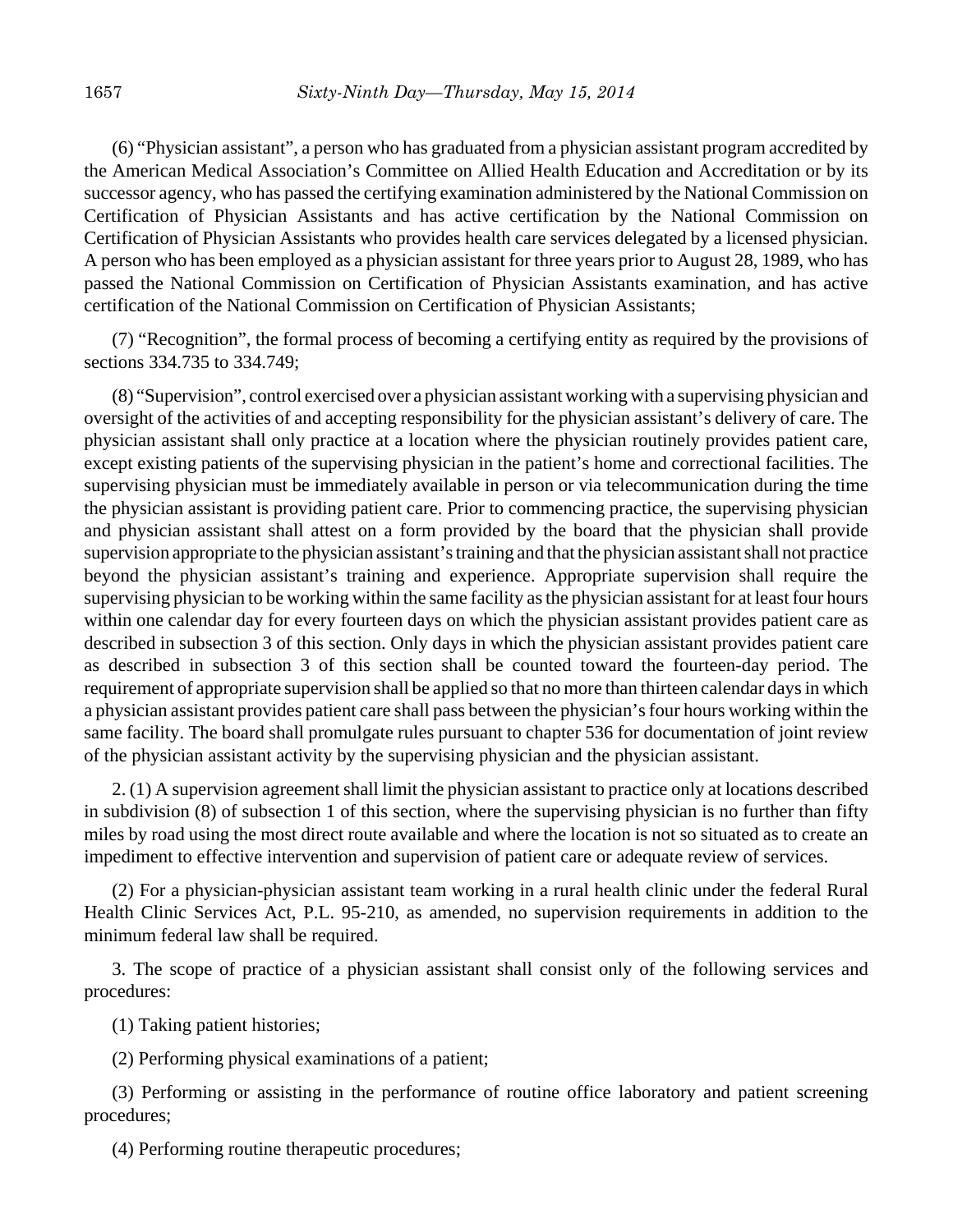(6) “Physician assistant”, a person who has graduated from a physician assistant program accredited by the American Medical Association’s Committee on Allied Health Education and Accreditation or by its successor agency, who has passed the certifying examination administered by the National Commission on Certification of Physician Assistants and has active certification by the National Commission on Certification of Physician Assistants who provides health care services delegated by a licensed physician. A person who has been employed as a physician assistant for three years prior to August 28, 1989, who has passed the National Commission on Certification of Physician Assistants examination, and has active certification of the National Commission on Certification of Physician Assistants;

(7) “Recognition”, the formal process of becoming a certifying entity as required by the provisions of sections 334.735 to 334.749;

(8) “Supervision”, control exercised over a physician assistant working with a supervising physician and oversight of the activities of and accepting responsibility for the physician assistant’s delivery of care. The physician assistant shall only practice at a location where the physician routinely provides patient care, except existing patients of the supervising physician in the patient’s home and correctional facilities. The supervising physician must be immediately available in person or via telecommunication during the time the physician assistant is providing patient care. Prior to commencing practice, the supervising physician and physician assistant shall attest on a form provided by the board that the physician shall provide supervision appropriate to the physician assistant’s training and that the physician assistant shall not practice beyond the physician assistant’s training and experience. Appropriate supervision shall require the supervising physician to be working within the same facility as the physician assistant for at least four hours within one calendar day for every fourteen days on which the physician assistant provides patient care as described in subsection 3 of this section. Only days in which the physician assistant provides patient care as described in subsection 3 of this section shall be counted toward the fourteen-day period. The requirement of appropriate supervision shall be applied so that no more than thirteen calendar days in which a physician assistant provides patient care shall pass between the physician’s four hours working within the same facility. The board shall promulgate rules pursuant to chapter 536 for documentation of joint review of the physician assistant activity by the supervising physician and the physician assistant.

2. (1) A supervision agreement shall limit the physician assistant to practice only at locations described in subdivision (8) of subsection 1 of this section, where the supervising physician is no further than fifty miles by road using the most direct route available and where the location is not so situated as to create an impediment to effective intervention and supervision of patient care or adequate review of services.

(2) For a physician-physician assistant team working in a rural health clinic under the federal Rural Health Clinic Services Act, P.L. 95-210, as amended, no supervision requirements in addition to the minimum federal law shall be required.

3. The scope of practice of a physician assistant shall consist only of the following services and procedures:

(1) Taking patient histories;

(2) Performing physical examinations of a patient;

(3) Performing or assisting in the performance of routine office laboratory and patient screening procedures;

(4) Performing routine therapeutic procedures;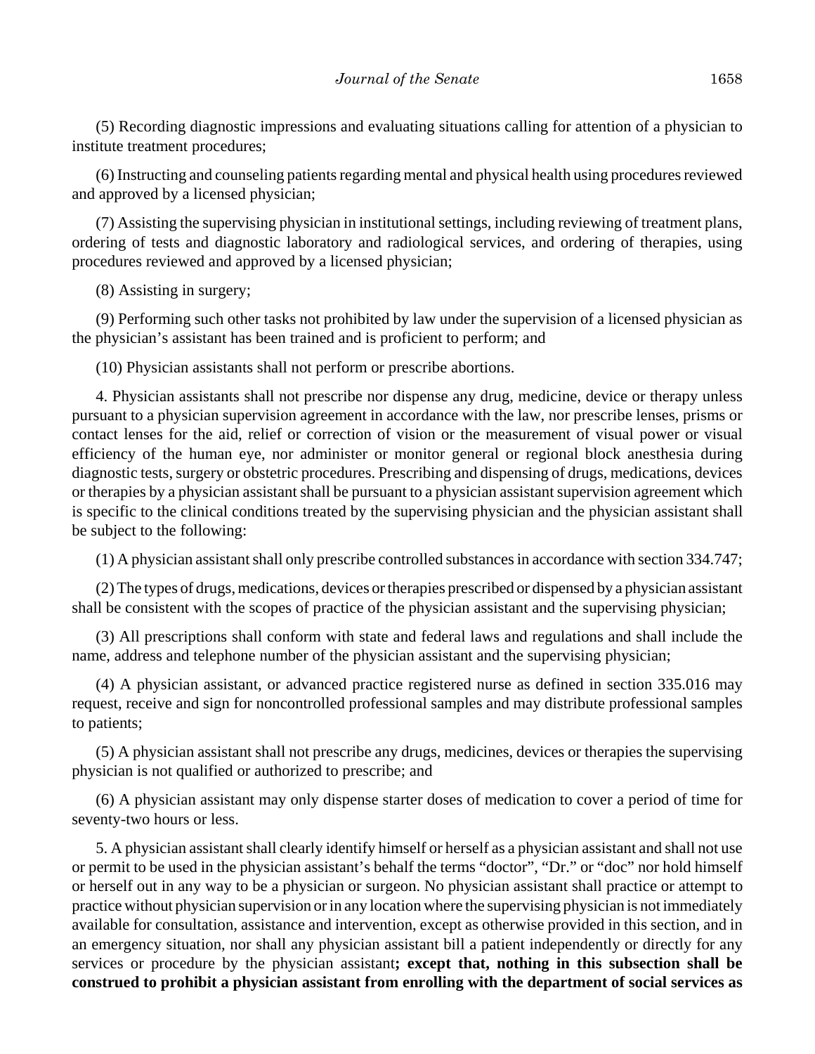(5) Recording diagnostic impressions and evaluating situations calling for attention of a physician to institute treatment procedures;

(6) Instructing and counseling patients regarding mental and physical health using procedures reviewed and approved by a licensed physician;

(7) Assisting the supervising physician in institutional settings, including reviewing of treatment plans, ordering of tests and diagnostic laboratory and radiological services, and ordering of therapies, using procedures reviewed and approved by a licensed physician;

(8) Assisting in surgery;

(9) Performing such other tasks not prohibited by law under the supervision of a licensed physician as the physician's assistant has been trained and is proficient to perform; and

(10) Physician assistants shall not perform or prescribe abortions.

4. Physician assistants shall not prescribe nor dispense any drug, medicine, device or therapy unless pursuant to a physician supervision agreement in accordance with the law, nor prescribe lenses, prisms or contact lenses for the aid, relief or correction of vision or the measurement of visual power or visual efficiency of the human eye, nor administer or monitor general or regional block anesthesia during diagnostic tests, surgery or obstetric procedures. Prescribing and dispensing of drugs, medications, devices or therapies by a physician assistant shall be pursuant to a physician assistant supervision agreement which is specific to the clinical conditions treated by the supervising physician and the physician assistant shall be subject to the following:

(1) A physician assistant shall only prescribe controlled substances in accordance with section 334.747;

(2) The types of drugs, medications, devices or therapies prescribed or dispensed by a physician assistant shall be consistent with the scopes of practice of the physician assistant and the supervising physician;

(3) All prescriptions shall conform with state and federal laws and regulations and shall include the name, address and telephone number of the physician assistant and the supervising physician;

(4) A physician assistant, or advanced practice registered nurse as defined in section 335.016 may request, receive and sign for noncontrolled professional samples and may distribute professional samples to patients;

(5) A physician assistant shall not prescribe any drugs, medicines, devices or therapies the supervising physician is not qualified or authorized to prescribe; and

(6) A physician assistant may only dispense starter doses of medication to cover a period of time for seventy-two hours or less.

5. A physician assistant shall clearly identify himself or herself as a physician assistant and shall not use or permit to be used in the physician assistant's behalf the terms "doctor", "Dr." or "doc" nor hold himself or herself out in any way to be a physician or surgeon. No physician assistant shall practice or attempt to practice without physician supervision or in any location where the supervising physician is not immediately available for consultation, assistance and intervention, except as otherwise provided in this section, and in an emergency situation, nor shall any physician assistant bill a patient independently or directly for any services or procedure by the physician assistant**; except that, nothing in this subsection shall be construed to prohibit a physician assistant from enrolling with the department of social services as**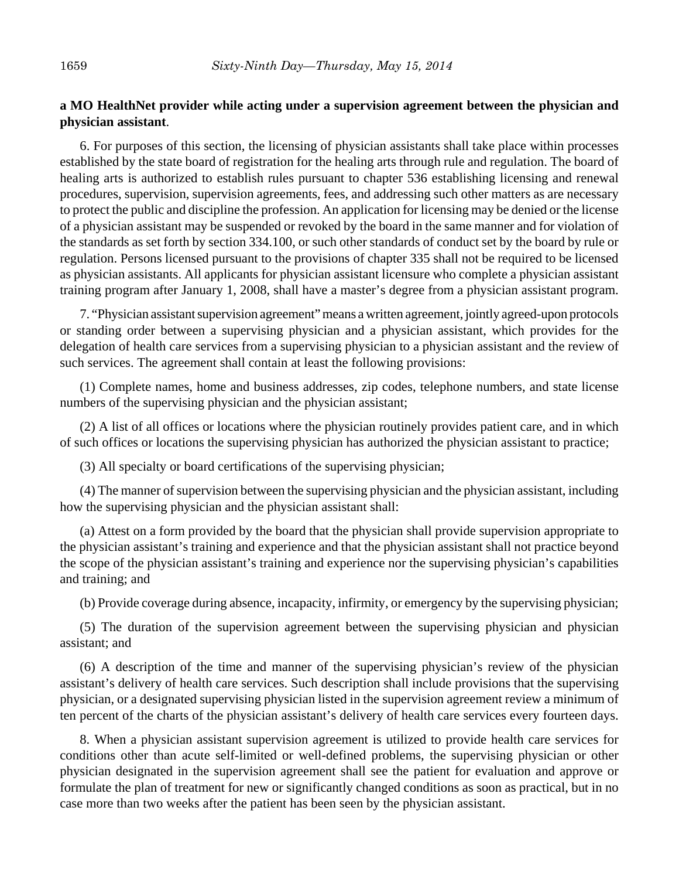**a MO HealthNet provider while acting under a supervision agreement between the physician and physician assistant**.

6. For purposes of this section, the licensing of physician assistants shall take place within processes established by the state board of registration for the healing arts through rule and regulation. The board of healing arts is authorized to establish rules pursuant to chapter 536 establishing licensing and renewal procedures, supervision, supervision agreements, fees, and addressing such other matters as are necessary to protect the public and discipline the profession. An application for licensing may be denied or the license of a physician assistant may be suspended or revoked by the board in the same manner and for violation of the standards as set forth by section 334.100, or such other standards of conduct set by the board by rule or regulation. Persons licensed pursuant to the provisions of chapter 335 shall not be required to be licensed as physician assistants. All applicants for physician assistant licensure who complete a physician assistant training program after January 1, 2008, shall have a master's degree from a physician assistant program.

7. "Physician assistant supervision agreement" means a written agreement, jointly agreed-upon protocols or standing order between a supervising physician and a physician assistant, which provides for the delegation of health care services from a supervising physician to a physician assistant and the review of such services. The agreement shall contain at least the following provisions:

(1) Complete names, home and business addresses, zip codes, telephone numbers, and state license numbers of the supervising physician and the physician assistant;

(2) A list of all offices or locations where the physician routinely provides patient care, and in which of such offices or locations the supervising physician has authorized the physician assistant to practice;

(3) All specialty or board certifications of the supervising physician;

(4) The manner of supervision between the supervising physician and the physician assistant, including how the supervising physician and the physician assistant shall:

(a) Attest on a form provided by the board that the physician shall provide supervision appropriate to the physician assistant's training and experience and that the physician assistant shall not practice beyond the scope of the physician assistant's training and experience nor the supervising physician's capabilities and training; and

(b) Provide coverage during absence, incapacity, infirmity, or emergency by the supervising physician;

(5) The duration of the supervision agreement between the supervising physician and physician assistant; and

(6) A description of the time and manner of the supervising physician's review of the physician assistant's delivery of health care services. Such description shall include provisions that the supervising physician, or a designated supervising physician listed in the supervision agreement review a minimum of ten percent of the charts of the physician assistant's delivery of health care services every fourteen days.

8. When a physician assistant supervision agreement is utilized to provide health care services for conditions other than acute self-limited or well-defined problems, the supervising physician or other physician designated in the supervision agreement shall see the patient for evaluation and approve or formulate the plan of treatment for new or significantly changed conditions as soon as practical, but in no case more than two weeks after the patient has been seen by the physician assistant.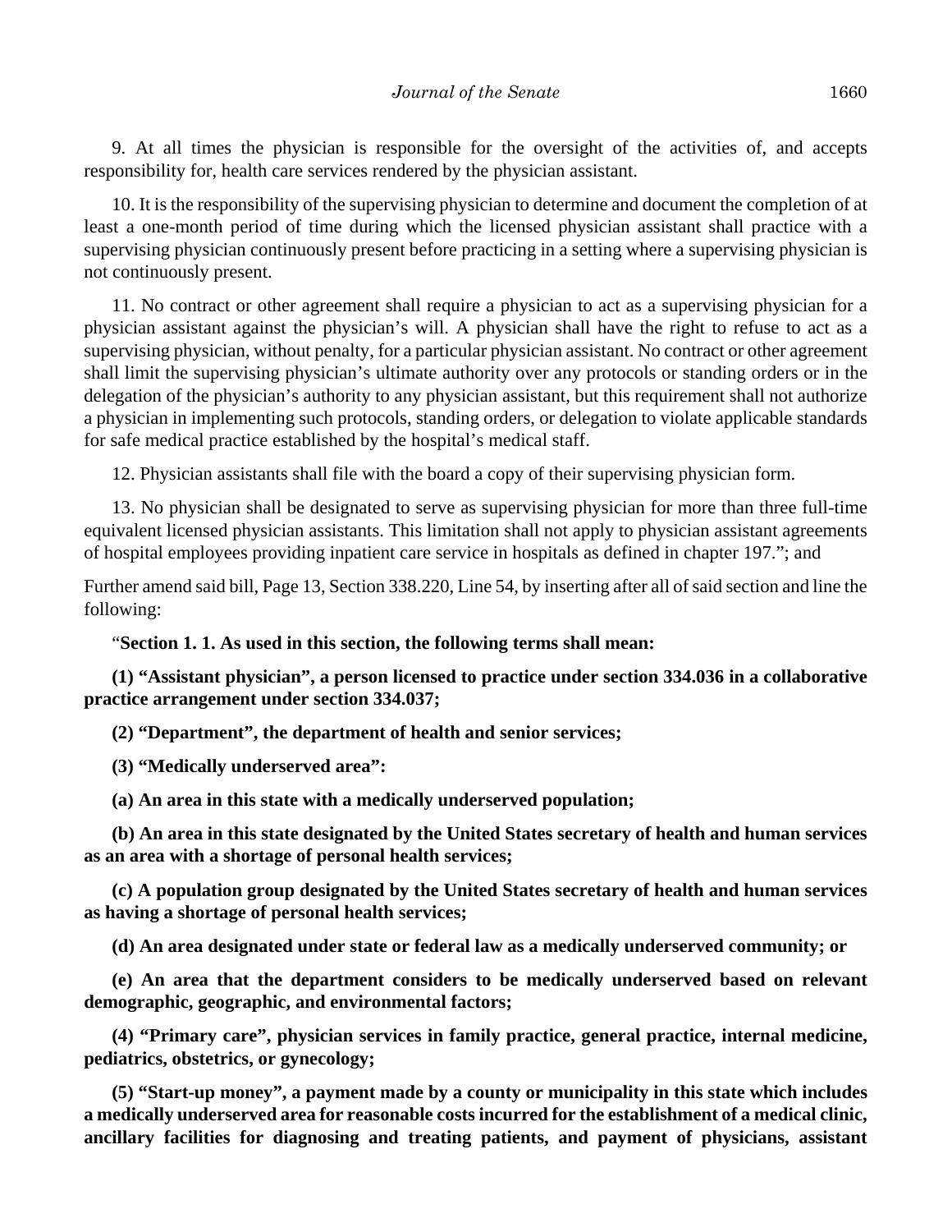9. At all times the physician is responsible for the oversight of the activities of, and accepts responsibility for, health care services rendered by the physician assistant.

10. It is the responsibility of the supervising physician to determine and document the completion of at least a one-month period of time during which the licensed physician assistant shall practice with a supervising physician continuously present before practicing in a setting where a supervising physician is not continuously present.

11. No contract or other agreement shall require a physician to act as a supervising physician for a physician assistant against the physician's will. A physician shall have the right to refuse to act as a supervising physician, without penalty, for a particular physician assistant. No contract or other agreement shall limit the supervising physician's ultimate authority over any protocols or standing orders or in the delegation of the physician's authority to any physician assistant, but this requirement shall not authorize a physician in implementing such protocols, standing orders, or delegation to violate applicable standards for safe medical practice established by the hospital's medical staff.

12. Physician assistants shall file with the board a copy of their supervising physician form.

13. No physician shall be designated to serve as supervising physician for more than three full-time equivalent licensed physician assistants. This limitation shall not apply to physician assistant agreements of hospital employees providing inpatient care service in hospitals as defined in chapter 197."; and

Further amend said bill, Page 13, Section 338.220, Line 54, by inserting after all of said section and line the following:

"**Section 1. 1. As used in this section, the following terms shall mean:**

**(1) "Assistant physician", a person licensed to practice under section 334.036 in a collaborative practice arrangement under section 334.037;**

**(2) "Department", the department of health and senior services;**

**(3) "Medically underserved area":**

**(a) An area in this state with a medically underserved population;**

**(b) An area in this state designated by the United States secretary of health and human services as an area with a shortage of personal health services;**

**(c) A population group designated by the United States secretary of health and human services as having a shortage of personal health services;**

**(d) An area designated under state or federal law as a medically underserved community; or**

**(e) An area that the department considers to be medically underserved based on relevant demographic, geographic, and environmental factors;**

**(4) "Primary care", physician services in family practice, general practice, internal medicine, pediatrics, obstetrics, or gynecology;**

**(5) "Start-up money", a payment made by a county or municipality in this state which includes a medically underserved area for reasonable costs incurred for the establishment of a medical clinic, ancillary facilities for diagnosing and treating patients, and payment of physicians, assistant**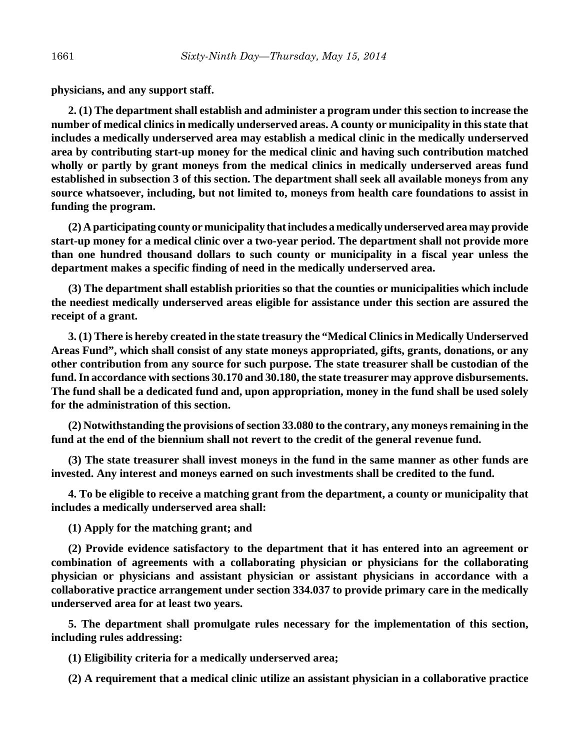**physicians, and any support staff.**

**2. (1) The department shall establish and administer a program under this section to increase the number of medical clinics in medically underserved areas. A county or municipality in this state that includes a medically underserved area may establish a medical clinic in the medically underserved area by contributing start-up money for the medical clinic and having such contribution matched wholly or partly by grant moneys from the medical clinics in medically underserved areas fund established in subsection 3 of this section. The department shall seek all available moneys from any source whatsoever, including, but not limited to, moneys from health care foundations to assist in funding the program.**

**(2) A participating county or municipality that includes a medically underserved area may provide start-up money for a medical clinic over a two-year period. The department shall not provide more than one hundred thousand dollars to such county or municipality in a fiscal year unless the department makes a specific finding of need in the medically underserved area.**

**(3) The department shall establish priorities so that the counties or municipalities which include the neediest medically underserved areas eligible for assistance under this section are assured the receipt of a grant.**

**3. (1) There is hereby created in the state treasury the "Medical Clinics in Medically Underserved Areas Fund", which shall consist of any state moneys appropriated, gifts, grants, donations, or any other contribution from any source for such purpose. The state treasurer shall be custodian of the fund. In accordance with sections 30.170 and 30.180, the state treasurer may approve disbursements. The fund shall be a dedicated fund and, upon appropriation, money in the fund shall be used solely for the administration of this section.**

**(2) Notwithstanding the provisions of section 33.080 to the contrary, any moneys remaining in the fund at the end of the biennium shall not revert to the credit of the general revenue fund.**

**(3) The state treasurer shall invest moneys in the fund in the same manner as other funds are invested. Any interest and moneys earned on such investments shall be credited to the fund.**

**4. To be eligible to receive a matching grant from the department, a county or municipality that includes a medically underserved area shall:**

**(1) Apply for the matching grant; and**

**(2) Provide evidence satisfactory to the department that it has entered into an agreement or combination of agreements with a collaborating physician or physicians for the collaborating physician or physicians and assistant physician or assistant physicians in accordance with a collaborative practice arrangement under section 334.037 to provide primary care in the medically underserved area for at least two years.**

**5. The department shall promulgate rules necessary for the implementation of this section, including rules addressing:**

**(1) Eligibility criteria for a medically underserved area;**

**(2) A requirement that a medical clinic utilize an assistant physician in a collaborative practice**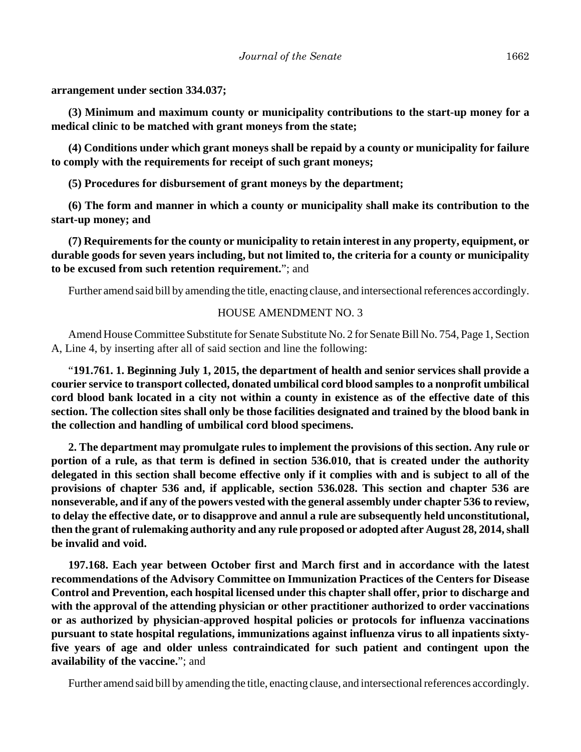**arrangement under section 334.037;**

**(3) Minimum and maximum county or municipality contributions to the start-up money for a medical clinic to be matched with grant moneys from the state;**

**(4) Conditions under which grant moneys shall be repaid by a county or municipality for failure to comply with the requirements for receipt of such grant moneys;**

**(5) Procedures for disbursement of grant moneys by the department;**

**(6) The form and manner in which a county or municipality shall make its contribution to the start-up money; and**

**(7) Requirements for the county or municipality to retain interest in any property, equipment, or durable goods for seven years including, but not limited to, the criteria for a county or municipality to be excused from such retention requirement.**"; and

Further amend said bill by amending the title, enacting clause, and intersectional references accordingly.

HOUSE AMENDMENT NO. 3

Amend House Committee Substitute for Senate Substitute No. 2 for Senate Bill No. 754, Page 1, Section A, Line 4, by inserting after all of said section and line the following:

"**191.761. 1. Beginning July 1, 2015, the department of health and senior services shall provide a courier service to transport collected, donated umbilical cord blood samples to a nonprofit umbilical cord blood bank located in a city not within a county in existence as of the effective date of this section. The collection sites shall only be those facilities designated and trained by the blood bank in the collection and handling of umbilical cord blood specimens.**

**2. The department may promulgate rules to implement the provisions of this section. Any rule or portion of a rule, as that term is defined in section 536.010, that is created under the authority delegated in this section shall become effective only if it complies with and is subject to all of the provisions of chapter 536 and, if applicable, section 536.028. This section and chapter 536 are nonseverable, and if any of the powers vested with the general assembly under chapter 536 to review, to delay the effective date, or to disapprove and annul a rule are subsequently held unconstitutional, then the grant of rulemaking authority and any rule proposed or adopted after August 28, 2014, shall be invalid and void.**

**197.168. Each year between October first and March first and in accordance with the latest recommendations of the Advisory Committee on Immunization Practices of the Centers for Disease Control and Prevention, each hospital licensed under this chapter shall offer, prior to discharge and with the approval of the attending physician or other practitioner authorized to order vaccinations or as authorized by physician-approved hospital policies or protocols for influenza vaccinations pursuant to state hospital regulations, immunizations against influenza virus to all inpatients sixty-five years of age and older unless contraindicated for such patient and contingent upon the availability of the vaccine.**"; and

Further amend said bill by amending the title, enacting clause, and intersectional references accordingly.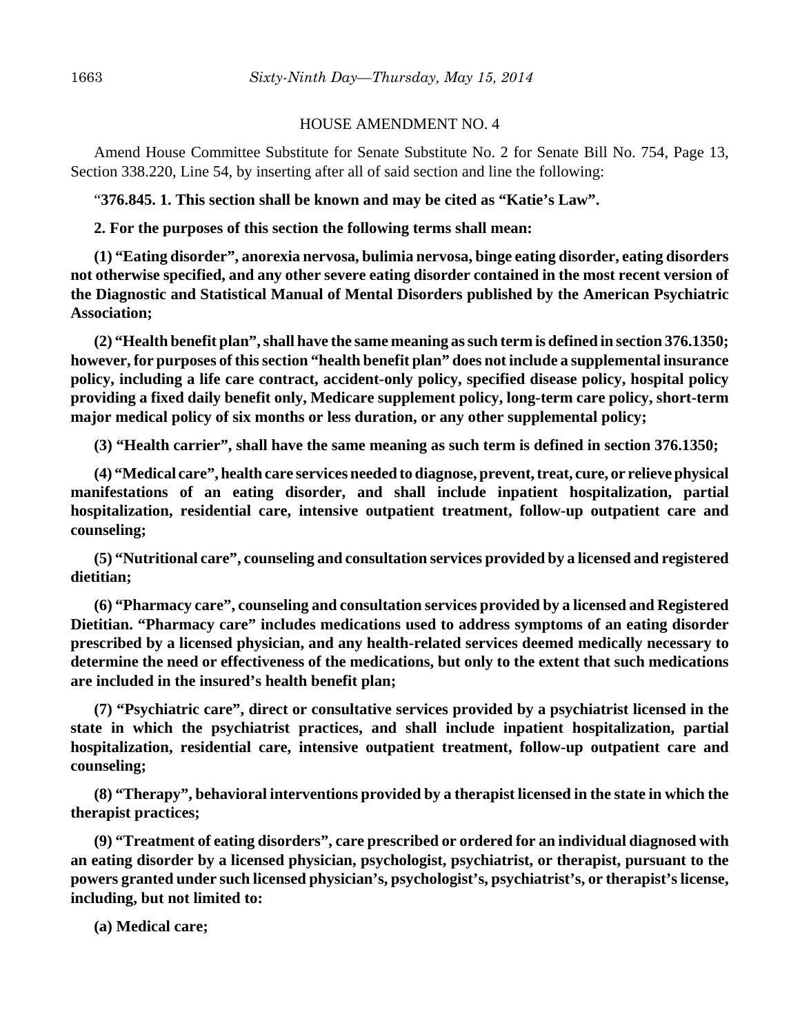HOUSE AMENDMENT NO. 4

Amend House Committee Substitute for Senate Substitute No. 2 for Senate Bill No. 754, Page 13, Section 338.220, Line 54, by inserting after all of said section and line the following:

"**376.845. 1. This section shall be known and may be cited as "Katie's Law".**

**2. For the purposes of this section the following terms shall mean:**

**(1) "Eating disorder", anorexia nervosa, bulimia nervosa, binge eating disorder, eating disorders not otherwise specified, and any other severe eating disorder contained in the most recent version of the Diagnostic and Statistical Manual of Mental Disorders published by the American Psychiatric Association;**

**(2) "Health benefit plan", shall have the same meaning as such term is defined in section 376.1350; however, for purposes of this section "health benefit plan" does not include a supplemental insurance policy, including a life care contract, accident-only policy, specified disease policy, hospital policy providing a fixed daily benefit only, Medicare supplement policy, long-term care policy, short-term major medical policy of six months or less duration, or any other supplemental policy;**

**(3) "Health carrier", shall have the same meaning as such term is defined in section 376.1350;**

**(4) "Medical care", health care services needed to diagnose, prevent, treat, cure, or relieve physical manifestations of an eating disorder, and shall include inpatient hospitalization, partial hospitalization, residential care, intensive outpatient treatment, follow-up outpatient care and counseling;**

**(5) "Nutritional care", counseling and consultation services provided by a licensed and registered dietitian;**

**(6) "Pharmacy care", counseling and consultation services provided by a licensed and Registered Dietitian. "Pharmacy care" includes medications used to address symptoms of an eating disorder prescribed by a licensed physician, and any health-related services deemed medically necessary to determine the need or effectiveness of the medications, but only to the extent that such medications are included in the insured's health benefit plan;**

**(7) "Psychiatric care", direct or consultative services provided by a psychiatrist licensed in the state in which the psychiatrist practices, and shall include inpatient hospitalization, partial hospitalization, residential care, intensive outpatient treatment, follow-up outpatient care and counseling;**

**(8) "Therapy", behavioral interventions provided by a therapist licensed in the state in which the therapist practices;**

**(9) "Treatment of eating disorders", care prescribed or ordered for an individual diagnosed with an eating disorder by a licensed physician, psychologist, psychiatrist, or therapist, pursuant to the powers granted under such licensed physician's, psychologist's, psychiatrist's, or therapist's license, including, but not limited to:**

**(a) Medical care;**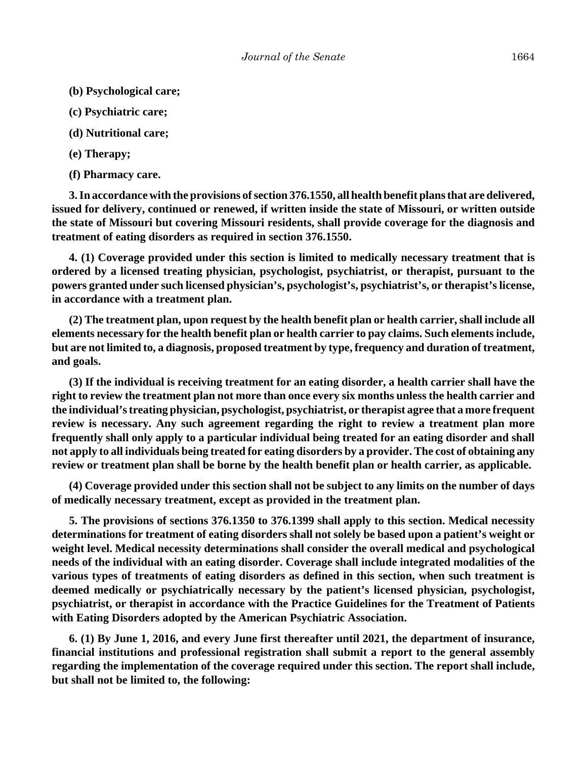**(b) Psychological care;**

**(c) Psychiatric care;**

**(d) Nutritional care;**

**(e) Therapy;**

**(f) Pharmacy care.**

**3. In accordance with the provisions of section 376.1550, all health benefit plans that are delivered, issued for delivery, continued or renewed, if written inside the state of Missouri, or written outside the state of Missouri but covering Missouri residents, shall provide coverage for the diagnosis and treatment of eating disorders as required in section 376.1550.**

**4. (1) Coverage provided under this section is limited to medically necessary treatment that is ordered by a licensed treating physician, psychologist, psychiatrist, or therapist, pursuant to the powers granted under such licensed physician's, psychologist's, psychiatrist's, or therapist's license, in accordance with a treatment plan.**

**(2) The treatment plan, upon request by the health benefit plan or health carrier, shall include all elements necessary for the health benefit plan or health carrier to pay claims. Such elements include, but are not limited to, a diagnosis, proposed treatment by type, frequency and duration of treatment, and goals.**

**(3) If the individual is receiving treatment for an eating disorder, a health carrier shall have the right to review the treatment plan not more than once every six months unless the health carrier and the individual's treating physician, psychologist, psychiatrist, or therapist agree that a more frequent review is necessary. Any such agreement regarding the right to review a treatment plan more frequently shall only apply to a particular individual being treated for an eating disorder and shall not apply to all individuals being treated for eating disorders by a provider. The cost of obtaining any review or treatment plan shall be borne by the health benefit plan or health carrier, as applicable.**

**(4) Coverage provided under this section shall not be subject to any limits on the number of days of medically necessary treatment, except as provided in the treatment plan.**

**5. The provisions of sections 376.1350 to 376.1399 shall apply to this section. Medical necessity determinations for treatment of eating disorders shall not solely be based upon a patient's weight or weight level. Medical necessity determinations shall consider the overall medical and psychological needs of the individual with an eating disorder. Coverage shall include integrated modalities of the various types of treatments of eating disorders as defined in this section, when such treatment is deemed medically or psychiatrically necessary by the patient's licensed physician, psychologist, psychiatrist, or therapist in accordance with the Practice Guidelines for the Treatment of Patients with Eating Disorders adopted by the American Psychiatric Association.**

**6. (1) By June 1, 2016, and every June first thereafter until 2021, the department of insurance, financial institutions and professional registration shall submit a report to the general assembly regarding the implementation of the coverage required under this section. The report shall include, but shall not be limited to, the following:**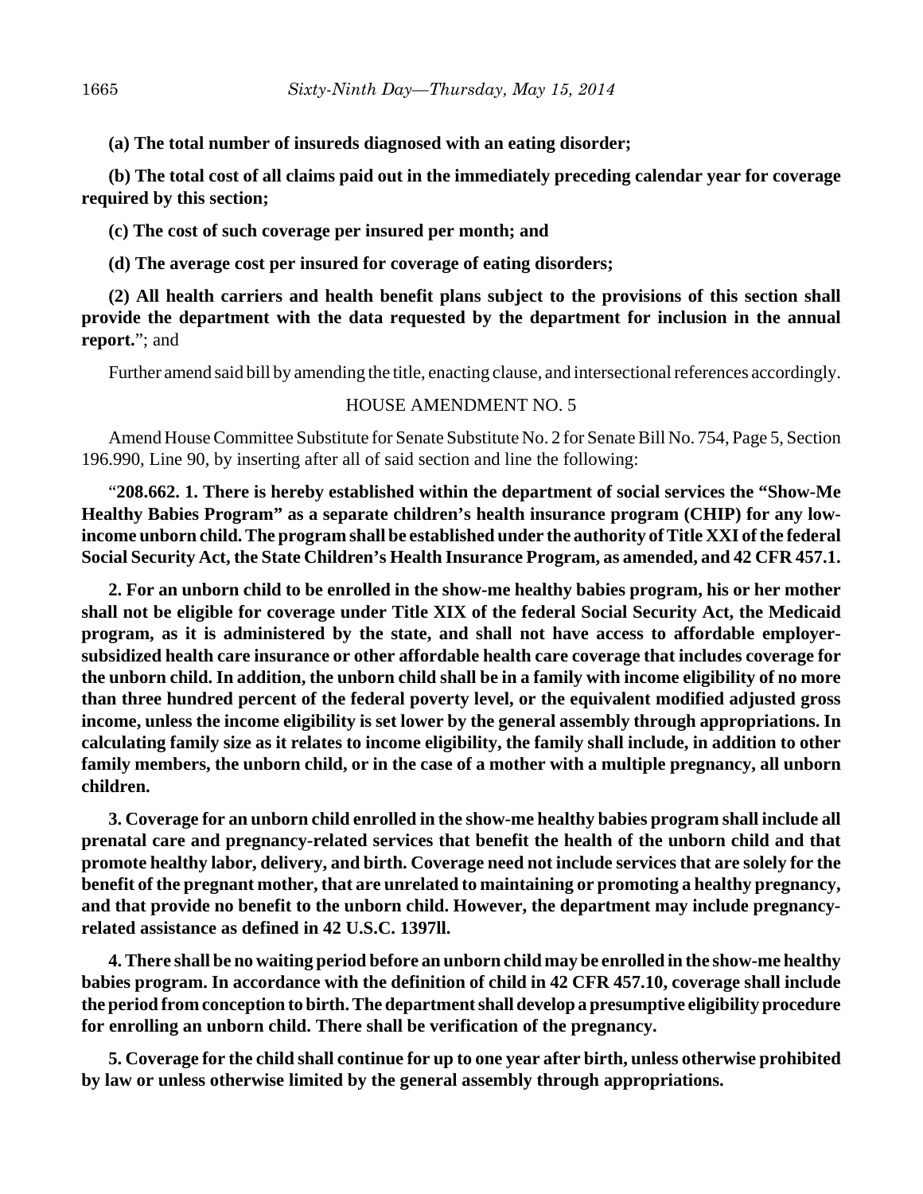**(a) The total number of insureds diagnosed with an eating disorder;**

**(b) The total cost of all claims paid out in the immediately preceding calendar year for coverage required by this section;**

**(c) The cost of such coverage per insured per month; and**

**(d) The average cost per insured for coverage of eating disorders;**

**(2) All health carriers and health benefit plans subject to the provisions of this section shall provide the department with the data requested by the department for inclusion in the annual report.**"; and

Further amend said bill by amending the title, enacting clause, and intersectional references accordingly.

HOUSE AMENDMENT NO. 5

Amend House Committee Substitute for Senate Substitute No. 2 for Senate Bill No. 754, Page 5, Section 196.990, Line 90, by inserting after all of said section and line the following:

"**208.662. 1. There is hereby established within the department of social services the "Show-Me Healthy Babies Program" as a separate children's health insurance program (CHIP) for any low-income unborn child. The program shall be established under the authority of Title XXI of the federal Social Security Act, the State Children's Health Insurance Program, as amended, and 42 CFR 457.1.**

**2. For an unborn child to be enrolled in the show-me healthy babies program, his or her mother shall not be eligible for coverage under Title XIX of the federal Social Security Act, the Medicaid program, as it is administered by the state, and shall not have access to affordable employer-subsidized health care insurance or other affordable health care coverage that includes coverage for the unborn child. In addition, the unborn child shall be in a family with income eligibility of no more than three hundred percent of the federal poverty level, or the equivalent modified adjusted gross income, unless the income eligibility is set lower by the general assembly through appropriations. In calculating family size as it relates to income eligibility, the family shall include, in addition to other family members, the unborn child, or in the case of a mother with a multiple pregnancy, all unborn children.**

**3. Coverage for an unborn child enrolled in the show-me healthy babies program shall include all prenatal care and pregnancy-related services that benefit the health of the unborn child and that promote healthy labor, delivery, and birth. Coverage need not include services that are solely for the benefit of the pregnant mother, that are unrelated to maintaining or promoting a healthy pregnancy, and that provide no benefit to the unborn child. However, the department may include pregnancy-related assistance as defined in 42 U.S.C. 1397ll.**

**4. There shall be no waiting period before an unborn child may be enrolled in the show-me healthy babies program. In accordance with the definition of child in 42 CFR 457.10, coverage shall include the period from conception to birth. The department shall develop a presumptive eligibility procedure for enrolling an unborn child. There shall be verification of the pregnancy.**

**5. Coverage for the child shall continue for up to one year after birth, unless otherwise prohibited by law or unless otherwise limited by the general assembly through appropriations.**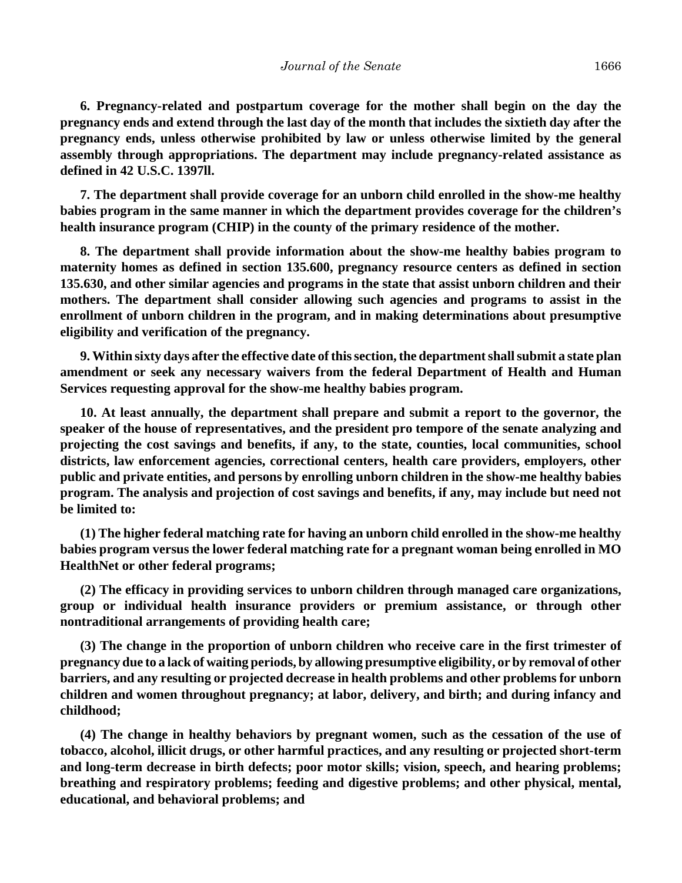**6. Pregnancy-related and postpartum coverage for the mother shall begin on the day the pregnancy ends and extend through the last day of the month that includes the sixtieth day after the pregnancy ends, unless otherwise prohibited by law or unless otherwise limited by the general assembly through appropriations. The department may include pregnancy-related assistance as defined in 42 U.S.C. 1397ll.**

**7. The department shall provide coverage for an unborn child enrolled in the show-me healthy babies program in the same manner in which the department provides coverage for the children's health insurance program (CHIP) in the county of the primary residence of the mother.**

**8. The department shall provide information about the show-me healthy babies program to maternity homes as defined in section 135.600, pregnancy resource centers as defined in section 135.630, and other similar agencies and programs in the state that assist unborn children and their mothers. The department shall consider allowing such agencies and programs to assist in the enrollment of unborn children in the program, and in making determinations about presumptive eligibility and verification of the pregnancy.**

**9. Within sixty days after the effective date of this section, the department shall submit a state plan amendment or seek any necessary waivers from the federal Department of Health and Human Services requesting approval for the show-me healthy babies program.**

**10. At least annually, the department shall prepare and submit a report to the governor, the speaker of the house of representatives, and the president pro tempore of the senate analyzing and projecting the cost savings and benefits, if any, to the state, counties, local communities, school districts, law enforcement agencies, correctional centers, health care providers, employers, other public and private entities, and persons by enrolling unborn children in the show-me healthy babies program. The analysis and projection of cost savings and benefits, if any, may include but need not be limited to:**

**(1) The higher federal matching rate for having an unborn child enrolled in the show-me healthy babies program versus the lower federal matching rate for a pregnant woman being enrolled in MO HealthNet or other federal programs;**

**(2) The efficacy in providing services to unborn children through managed care organizations, group or individual health insurance providers or premium assistance, or through other nontraditional arrangements of providing health care;**

**(3) The change in the proportion of unborn children who receive care in the first trimester of pregnancy due to a lack of waiting periods, by allowing presumptive eligibility, or by removal of other barriers, and any resulting or projected decrease in health problems and other problems for unborn children and women throughout pregnancy; at labor, delivery, and birth; and during infancy and childhood;**

**(4) The change in healthy behaviors by pregnant women, such as the cessation of the use of tobacco, alcohol, illicit drugs, or other harmful practices, and any resulting or projected short-term and long-term decrease in birth defects; poor motor skills; vision, speech, and hearing problems; breathing and respiratory problems; feeding and digestive problems; and other physical, mental, educational, and behavioral problems; and**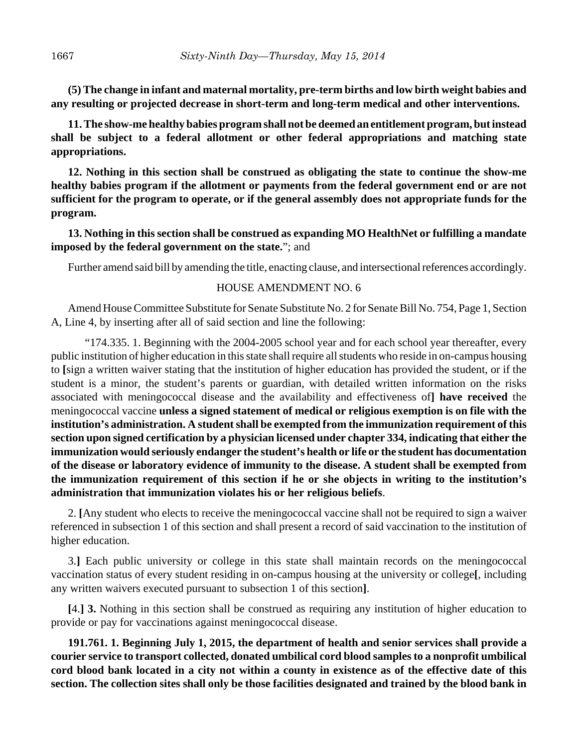**(5) The change in infant and maternal mortality, pre-term births and low birth weight babies and any resulting or projected decrease in short-term and long-term medical and other interventions.**

**11. The show-me healthy babies program shall not be deemed an entitlement program, but instead shall be subject to a federal allotment or other federal appropriations and matching state appropriations.**

**12. Nothing in this section shall be construed as obligating the state to continue the show-me healthy babies program if the allotment or payments from the federal government end or are not sufficient for the program to operate, or if the general assembly does not appropriate funds for the program.**

**13. Nothing in this section shall be construed as expanding MO HealthNet or fulfilling a mandate imposed by the federal government on the state.**"; and

Further amend said bill by amending the title, enacting clause, and intersectional references accordingly.

HOUSE AMENDMENT NO. 6

Amend House Committee Substitute for Senate Substitute No. 2 for Senate Bill No. 754, Page 1, Section A, Line 4, by inserting after all of said section and line the following:

"174.335. 1. Beginning with the 2004-2005 school year and for each school year thereafter, every public institution of higher education in this state shall require all students who reside in on-campus housing to **[**sign a written waiver stating that the institution of higher education has provided the student, or if the student is a minor, the student's parents or guardian, with detailed written information on the risks associated with meningococcal disease and the availability and effectiveness of**] have received** the meningococcal vaccine **unless a signed statement of medical or religious exemption is on file with the institution's administration. A student shall be exempted from the immunization requirement of this section upon signed certification by a physician licensed under chapter 334, indicating that either the immunization would seriously endanger the student's health or life or the student has documentation of the disease or laboratory evidence of immunity to the disease. A student shall be exempted from the immunization requirement of this section if he or she objects in writing to the institution's administration that immunization violates his or her religious beliefs**.

2. **[**Any student who elects to receive the meningococcal vaccine shall not be required to sign a waiver referenced in subsection 1 of this section and shall present a record of said vaccination to the institution of higher education.

3.**]** Each public university or college in this state shall maintain records on the meningococcal vaccination status of every student residing in on-campus housing at the university or college**[**, including any written waivers executed pursuant to subsection 1 of this section**]**.

**[**4.**] 3.** Nothing in this section shall be construed as requiring any institution of higher education to provide or pay for vaccinations against meningococcal disease.

**191.761. 1. Beginning July 1, 2015, the department of health and senior services shall provide a courier service to transport collected, donated umbilical cord blood samples to a nonprofit umbilical cord blood bank located in a city not within a county in existence as of the effective date of this section. The collection sites shall only be those facilities designated and trained by the blood bank in**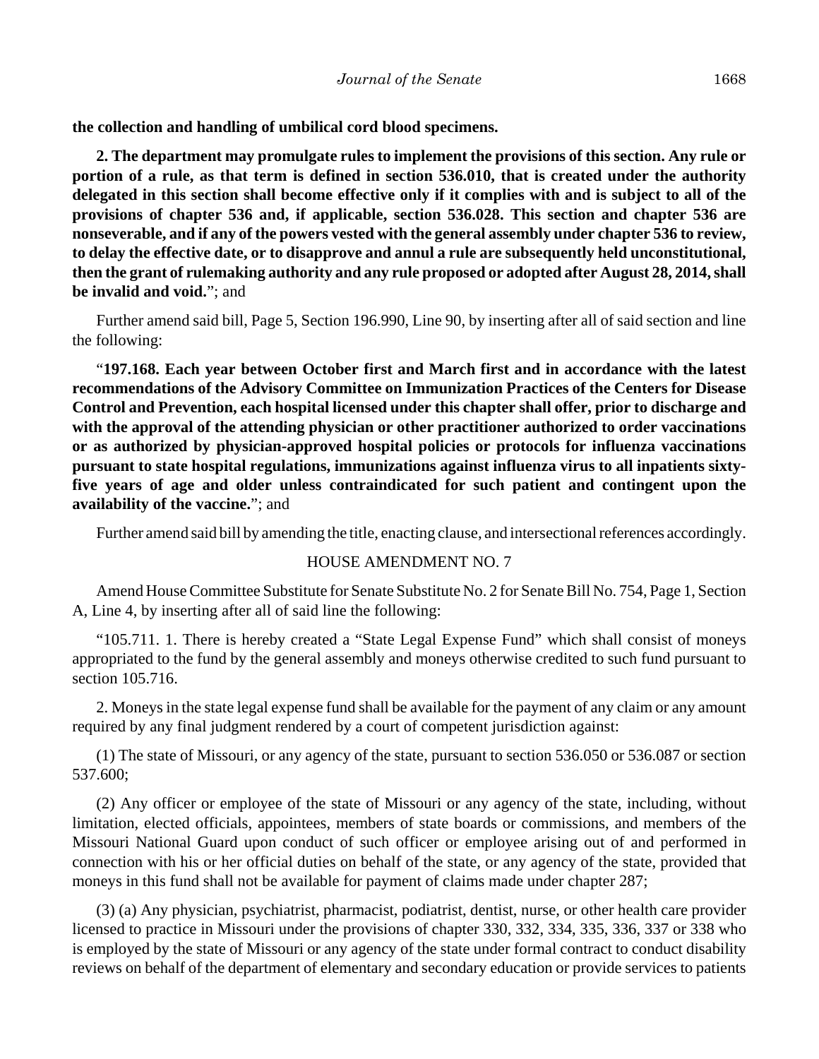**the collection and handling of umbilical cord blood specimens.**

**2. The department may promulgate rules to implement the provisions of this section. Any rule or portion of a rule, as that term is defined in section 536.010, that is created under the authority delegated in this section shall become effective only if it complies with and is subject to all of the provisions of chapter 536 and, if applicable, section 536.028. This section and chapter 536 are nonseverable, and if any of the powers vested with the general assembly under chapter 536 to review, to delay the effective date, or to disapprove and annul a rule are subsequently held unconstitutional, then the grant of rulemaking authority and any rule proposed or adopted after August 28, 2014, shall be invalid and void.**"; and

Further amend said bill, Page 5, Section 196.990, Line 90, by inserting after all of said section and line the following:

"**197.168. Each year between October first and March first and in accordance with the latest recommendations of the Advisory Committee on Immunization Practices of the Centers for Disease Control and Prevention, each hospital licensed under this chapter shall offer, prior to discharge and with the approval of the attending physician or other practitioner authorized to order vaccinations or as authorized by physician-approved hospital policies or protocols for influenza vaccinations pursuant to state hospital regulations, immunizations against influenza virus to all inpatients sixty-five years of age and older unless contraindicated for such patient and contingent upon the availability of the vaccine.**"; and

Further amend said bill by amending the title, enacting clause, and intersectional references accordingly.

HOUSE AMENDMENT NO. 7

Amend House Committee Substitute for Senate Substitute No. 2 for Senate Bill No. 754, Page 1, Section A, Line 4, by inserting after all of said line the following:

"105.711. 1. There is hereby created a "State Legal Expense Fund" which shall consist of moneys appropriated to the fund by the general assembly and moneys otherwise credited to such fund pursuant to section 105.716.

2. Moneys in the state legal expense fund shall be available for the payment of any claim or any amount required by any final judgment rendered by a court of competent jurisdiction against:

(1) The state of Missouri, or any agency of the state, pursuant to section 536.050 or 536.087 or section 537.600;

(2) Any officer or employee of the state of Missouri or any agency of the state, including, without limitation, elected officials, appointees, members of state boards or commissions, and members of the Missouri National Guard upon conduct of such officer or employee arising out of and performed in connection with his or her official duties on behalf of the state, or any agency of the state, provided that moneys in this fund shall not be available for payment of claims made under chapter 287;

(3) (a) Any physician, psychiatrist, pharmacist, podiatrist, dentist, nurse, or other health care provider licensed to practice in Missouri under the provisions of chapter 330, 332, 334, 335, 336, 337 or 338 who is employed by the state of Missouri or any agency of the state under formal contract to conduct disability reviews on behalf of the department of elementary and secondary education or provide services to patients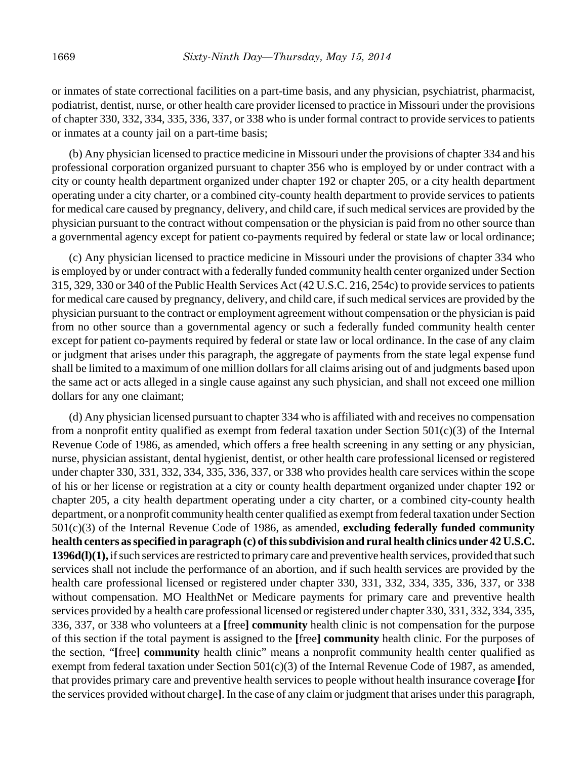or inmates of state correctional facilities on a part-time basis, and any physician, psychiatrist, pharmacist, podiatrist, dentist, nurse, or other health care provider licensed to practice in Missouri under the provisions of chapter 330, 332, 334, 335, 336, 337, or 338 who is under formal contract to provide services to patients or inmates at a county jail on a part-time basis;

(b) Any physician licensed to practice medicine in Missouri under the provisions of chapter 334 and his professional corporation organized pursuant to chapter 356 who is employed by or under contract with a city or county health department organized under chapter 192 or chapter 205, or a city health department operating under a city charter, or a combined city-county health department to provide services to patients for medical care caused by pregnancy, delivery, and child care, if such medical services are provided by the physician pursuant to the contract without compensation or the physician is paid from no other source than a governmental agency except for patient co-payments required by federal or state law or local ordinance;

(c) Any physician licensed to practice medicine in Missouri under the provisions of chapter 334 who is employed by or under contract with a federally funded community health center organized under Section 315, 329, 330 or 340 of the Public Health Services Act (42 U.S.C. 216, 254c) to provide services to patients for medical care caused by pregnancy, delivery, and child care, if such medical services are provided by the physician pursuant to the contract or employment agreement without compensation or the physician is paid from no other source than a governmental agency or such a federally funded community health center except for patient co-payments required by federal or state law or local ordinance. In the case of any claim or judgment that arises under this paragraph, the aggregate of payments from the state legal expense fund shall be limited to a maximum of one million dollars for all claims arising out of and judgments based upon the same act or acts alleged in a single cause against any such physician, and shall not exceed one million dollars for any one claimant;

(d) Any physician licensed pursuant to chapter 334 who is affiliated with and receives no compensation from a nonprofit entity qualified as exempt from federal taxation under Section 501(c)(3) of the Internal Revenue Code of 1986, as amended, which offers a free health screening in any setting or any physician, nurse, physician assistant, dental hygienist, dentist, or other health care professional licensed or registered under chapter 330, 331, 332, 334, 335, 336, 337, or 338 who provides health care services within the scope of his or her license or registration at a city or county health department organized under chapter 192 or chapter 205, a city health department operating under a city charter, or a combined city-county health department, or a nonprofit community health center qualified as exempt from federal taxation under Section 501(c)(3) of the Internal Revenue Code of 1986, as amended, **excluding federally funded community health centers as specified in paragraph (c) of this subdivision and rural health clinics under 42 U.S.C. 1396d(l)(1),** if such services are restricted to primary care and preventive health services, provided that such services shall not include the performance of an abortion, and if such health services are provided by the health care professional licensed or registered under chapter 330, 331, 332, 334, 335, 336, 337, or 338 without compensation. MO HealthNet or Medicare payments for primary care and preventive health services provided by a health care professional licensed or registered under chapter 330, 331, 332, 334, 335, 336, 337, or 338 who volunteers at a **[**free**]** **community** health clinic is not compensation for the purpose of this section if the total payment is assigned to the **[**free**]** **community** health clinic. For the purposes of the section, "**[**free**]** **community** health clinic" means a nonprofit community health center qualified as exempt from federal taxation under Section 501(c)(3) of the Internal Revenue Code of 1987, as amended, that provides primary care and preventive health services to people without health insurance coverage **[**for the services provided without charge**]**. In the case of any claim or judgment that arises under this paragraph,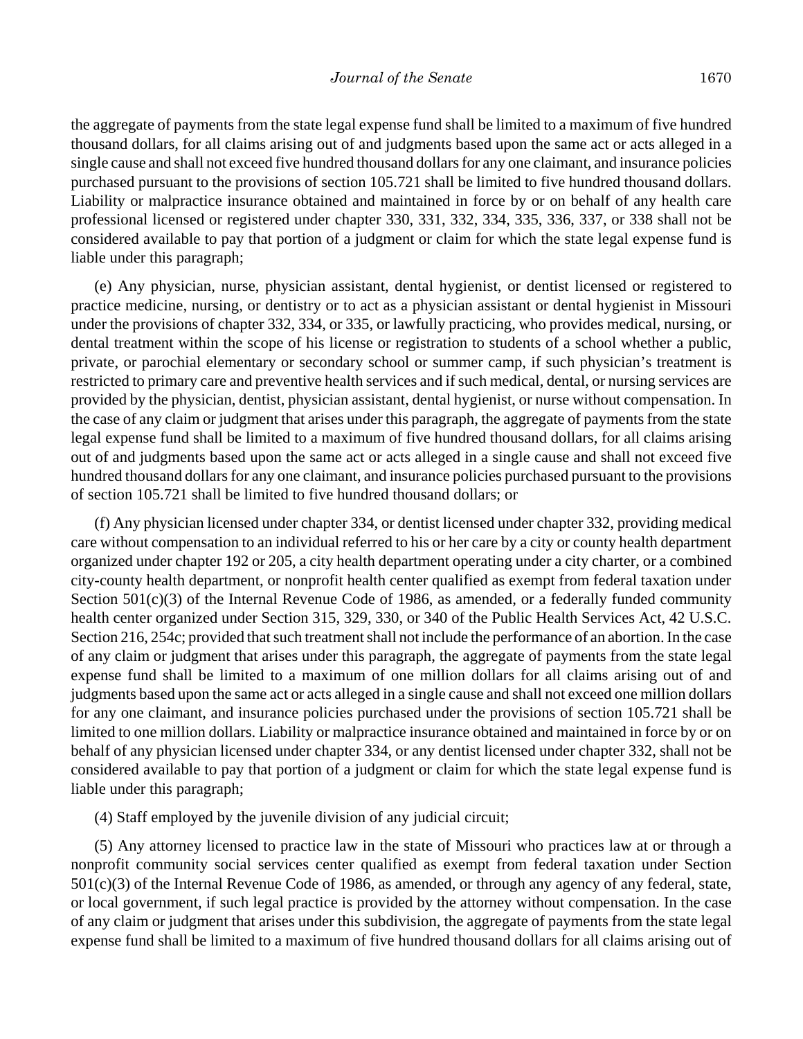the aggregate of payments from the state legal expense fund shall be limited to a maximum of five hundred thousand dollars, for all claims arising out of and judgments based upon the same act or acts alleged in a single cause and shall not exceed five hundred thousand dollars for any one claimant, and insurance policies purchased pursuant to the provisions of section 105.721 shall be limited to five hundred thousand dollars. Liability or malpractice insurance obtained and maintained in force by or on behalf of any health care professional licensed or registered under chapter 330, 331, 332, 334, 335, 336, 337, or 338 shall not be considered available to pay that portion of a judgment or claim for which the state legal expense fund is liable under this paragraph;

(e) Any physician, nurse, physician assistant, dental hygienist, or dentist licensed or registered to practice medicine, nursing, or dentistry or to act as a physician assistant or dental hygienist in Missouri under the provisions of chapter 332, 334, or 335, or lawfully practicing, who provides medical, nursing, or dental treatment within the scope of his license or registration to students of a school whether a public, private, or parochial elementary or secondary school or summer camp, if such physician's treatment is restricted to primary care and preventive health services and if such medical, dental, or nursing services are provided by the physician, dentist, physician assistant, dental hygienist, or nurse without compensation. In the case of any claim or judgment that arises under this paragraph, the aggregate of payments from the state legal expense fund shall be limited to a maximum of five hundred thousand dollars, for all claims arising out of and judgments based upon the same act or acts alleged in a single cause and shall not exceed five hundred thousand dollars for any one claimant, and insurance policies purchased pursuant to the provisions of section 105.721 shall be limited to five hundred thousand dollars; or

(f) Any physician licensed under chapter 334, or dentist licensed under chapter 332, providing medical care without compensation to an individual referred to his or her care by a city or county health department organized under chapter 192 or 205, a city health department operating under a city charter, or a combined city-county health department, or nonprofit health center qualified as exempt from federal taxation under Section 501(c)(3) of the Internal Revenue Code of 1986, as amended, or a federally funded community health center organized under Section 315, 329, 330, or 340 of the Public Health Services Act, 42 U.S.C. Section 216, 254c; provided that such treatment shall not include the performance of an abortion. In the case of any claim or judgment that arises under this paragraph, the aggregate of payments from the state legal expense fund shall be limited to a maximum of one million dollars for all claims arising out of and judgments based upon the same act or acts alleged in a single cause and shall not exceed one million dollars for any one claimant, and insurance policies purchased under the provisions of section 105.721 shall be limited to one million dollars. Liability or malpractice insurance obtained and maintained in force by or on behalf of any physician licensed under chapter 334, or any dentist licensed under chapter 332, shall not be considered available to pay that portion of a judgment or claim for which the state legal expense fund is liable under this paragraph;

(4) Staff employed by the juvenile division of any judicial circuit;

(5) Any attorney licensed to practice law in the state of Missouri who practices law at or through a nonprofit community social services center qualified as exempt from federal taxation under Section 501(c)(3) of the Internal Revenue Code of 1986, as amended, or through any agency of any federal, state, or local government, if such legal practice is provided by the attorney without compensation. In the case of any claim or judgment that arises under this subdivision, the aggregate of payments from the state legal expense fund shall be limited to a maximum of five hundred thousand dollars for all claims arising out of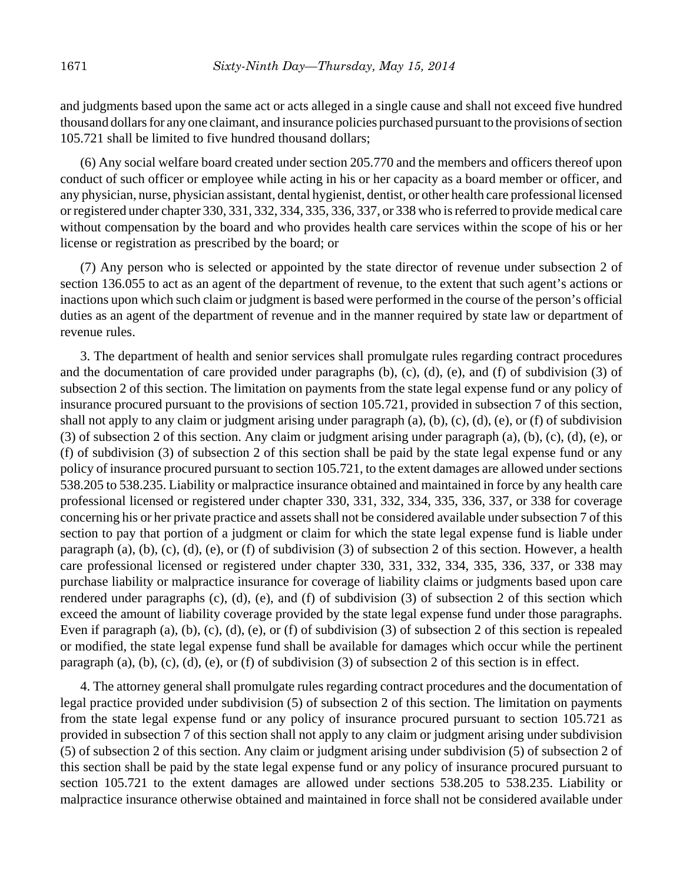and judgments based upon the same act or acts alleged in a single cause and shall not exceed five hundred thousand dollars for any one claimant, and insurance policies purchased pursuant to the provisions of section 105.721 shall be limited to five hundred thousand dollars;

(6) Any social welfare board created under section 205.770 and the members and officers thereof upon conduct of such officer or employee while acting in his or her capacity as a board member or officer, and any physician, nurse, physician assistant, dental hygienist, dentist, or other health care professional licensed or registered under chapter 330, 331, 332, 334, 335, 336, 337, or 338 who is referred to provide medical care without compensation by the board and who provides health care services within the scope of his or her license or registration as prescribed by the board; or

(7) Any person who is selected or appointed by the state director of revenue under subsection 2 of section 136.055 to act as an agent of the department of revenue, to the extent that such agent's actions or inactions upon which such claim or judgment is based were performed in the course of the person's official duties as an agent of the department of revenue and in the manner required by state law or department of revenue rules.

3. The department of health and senior services shall promulgate rules regarding contract procedures and the documentation of care provided under paragraphs (b), (c), (d), (e), and (f) of subdivision (3) of subsection 2 of this section. The limitation on payments from the state legal expense fund or any policy of insurance procured pursuant to the provisions of section 105.721, provided in subsection 7 of this section, shall not apply to any claim or judgment arising under paragraph (a), (b), (c), (d), (e), or (f) of subdivision (3) of subsection 2 of this section. Any claim or judgment arising under paragraph (a), (b), (c), (d), (e), or (f) of subdivision (3) of subsection 2 of this section shall be paid by the state legal expense fund or any policy of insurance procured pursuant to section 105.721, to the extent damages are allowed under sections 538.205 to 538.235. Liability or malpractice insurance obtained and maintained in force by any health care professional licensed or registered under chapter 330, 331, 332, 334, 335, 336, 337, or 338 for coverage concerning his or her private practice and assets shall not be considered available under subsection 7 of this section to pay that portion of a judgment or claim for which the state legal expense fund is liable under paragraph (a), (b), (c), (d), (e), or (f) of subdivision (3) of subsection 2 of this section. However, a health care professional licensed or registered under chapter 330, 331, 332, 334, 335, 336, 337, or 338 may purchase liability or malpractice insurance for coverage of liability claims or judgments based upon care rendered under paragraphs (c), (d), (e), and (f) of subdivision (3) of subsection 2 of this section which exceed the amount of liability coverage provided by the state legal expense fund under those paragraphs. Even if paragraph (a), (b), (c), (d), (e), or (f) of subdivision (3) of subsection 2 of this section is repealed or modified, the state legal expense fund shall be available for damages which occur while the pertinent paragraph (a), (b), (c), (d), (e), or (f) of subdivision (3) of subsection 2 of this section is in effect.

4. The attorney general shall promulgate rules regarding contract procedures and the documentation of legal practice provided under subdivision (5) of subsection 2 of this section. The limitation on payments from the state legal expense fund or any policy of insurance procured pursuant to section 105.721 as provided in subsection 7 of this section shall not apply to any claim or judgment arising under subdivision (5) of subsection 2 of this section. Any claim or judgment arising under subdivision (5) of subsection 2 of this section shall be paid by the state legal expense fund or any policy of insurance procured pursuant to section 105.721 to the extent damages are allowed under sections 538.205 to 538.235. Liability or malpractice insurance otherwise obtained and maintained in force shall not be considered available under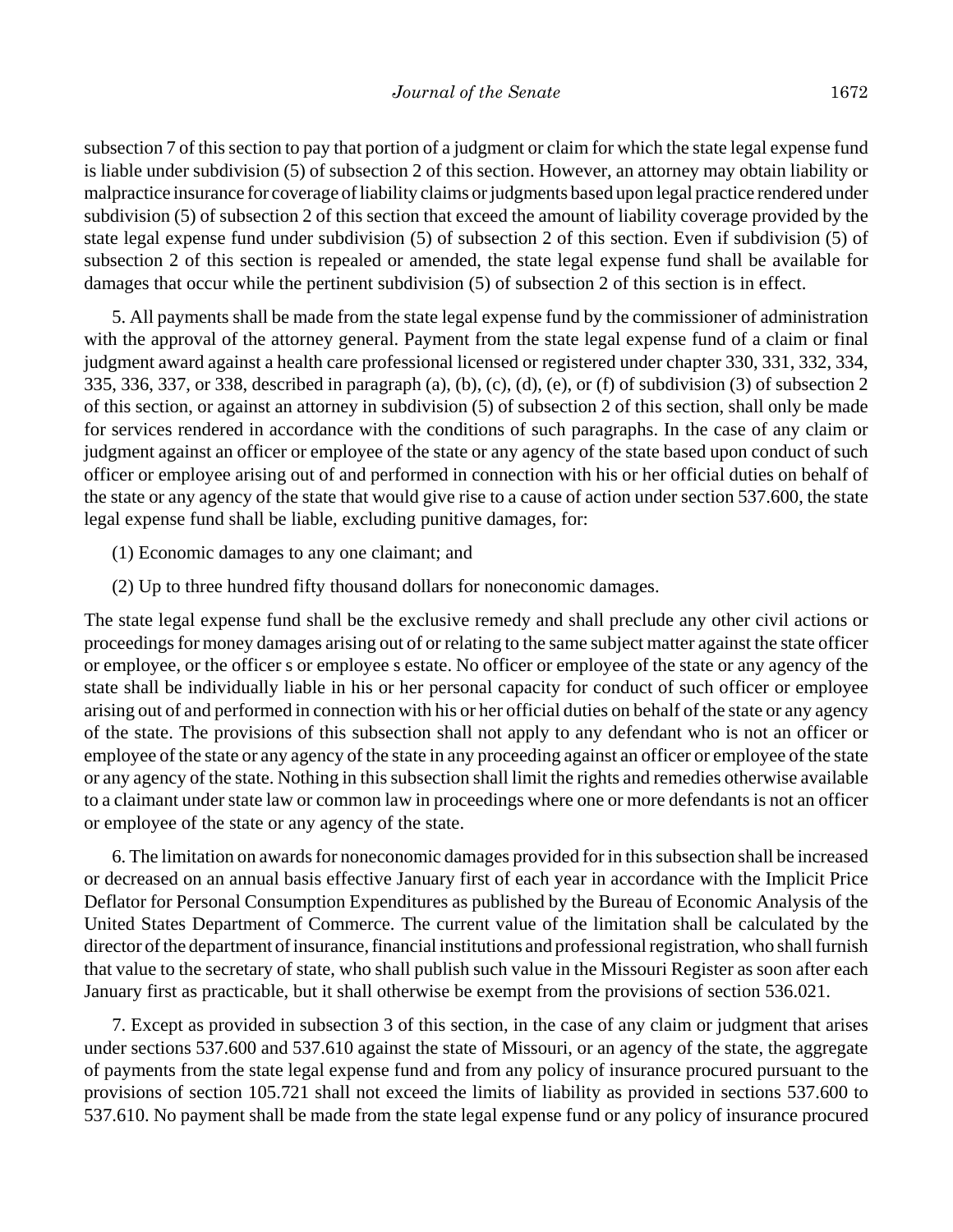subsection 7 of this section to pay that portion of a judgment or claim for which the state legal expense fund is liable under subdivision (5) of subsection 2 of this section. However, an attorney may obtain liability or malpractice insurance for coverage of liability claims or judgments based upon legal practice rendered under subdivision (5) of subsection 2 of this section that exceed the amount of liability coverage provided by the state legal expense fund under subdivision (5) of subsection 2 of this section. Even if subdivision (5) of subsection 2 of this section is repealed or amended, the state legal expense fund shall be available for damages that occur while the pertinent subdivision (5) of subsection 2 of this section is in effect.

5. All payments shall be made from the state legal expense fund by the commissioner of administration with the approval of the attorney general. Payment from the state legal expense fund of a claim or final judgment award against a health care professional licensed or registered under chapter 330, 331, 332, 334, 335, 336, 337, or 338, described in paragraph (a), (b), (c), (d), (e), or (f) of subdivision (3) of subsection 2 of this section, or against an attorney in subdivision (5) of subsection 2 of this section, shall only be made for services rendered in accordance with the conditions of such paragraphs. In the case of any claim or judgment against an officer or employee of the state or any agency of the state based upon conduct of such officer or employee arising out of and performed in connection with his or her official duties on behalf of the state or any agency of the state that would give rise to a cause of action under section 537.600, the state legal expense fund shall be liable, excluding punitive damages, for:

(1) Economic damages to any one claimant; and

(2) Up to three hundred fifty thousand dollars for noneconomic damages.

The state legal expense fund shall be the exclusive remedy and shall preclude any other civil actions or proceedings for money damages arising out of or relating to the same subject matter against the state officer or employee, or the officer s or employee s estate. No officer or employee of the state or any agency of the state shall be individually liable in his or her personal capacity for conduct of such officer or employee arising out of and performed in connection with his or her official duties on behalf of the state or any agency of the state. The provisions of this subsection shall not apply to any defendant who is not an officer or employee of the state or any agency of the state in any proceeding against an officer or employee of the state or any agency of the state. Nothing in this subsection shall limit the rights and remedies otherwise available to a claimant under state law or common law in proceedings where one or more defendants is not an officer or employee of the state or any agency of the state.

6. The limitation on awards for noneconomic damages provided for in this subsection shall be increased or decreased on an annual basis effective January first of each year in accordance with the Implicit Price Deflator for Personal Consumption Expenditures as published by the Bureau of Economic Analysis of the United States Department of Commerce. The current value of the limitation shall be calculated by the director of the department of insurance, financial institutions and professional registration, who shall furnish that value to the secretary of state, who shall publish such value in the Missouri Register as soon after each January first as practicable, but it shall otherwise be exempt from the provisions of section 536.021.

7. Except as provided in subsection 3 of this section, in the case of any claim or judgment that arises under sections 537.600 and 537.610 against the state of Missouri, or an agency of the state, the aggregate of payments from the state legal expense fund and from any policy of insurance procured pursuant to the provisions of section 105.721 shall not exceed the limits of liability as provided in sections 537.600 to 537.610. No payment shall be made from the state legal expense fund or any policy of insurance procured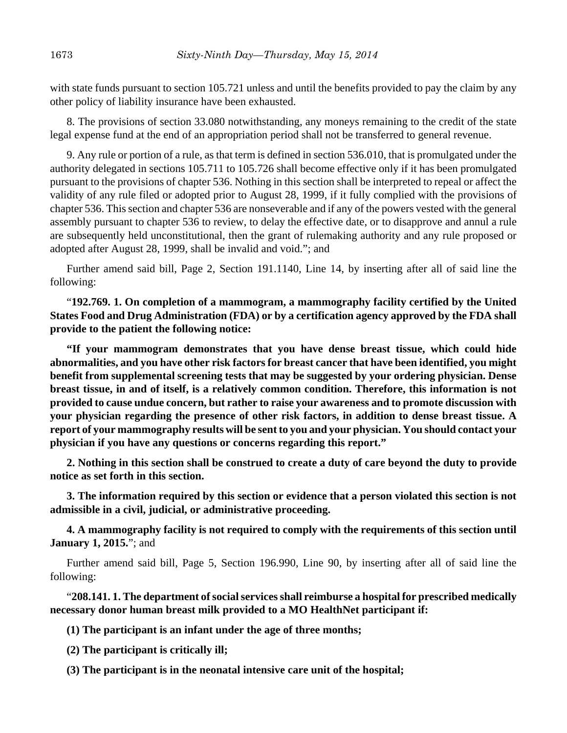with state funds pursuant to section 105.721 unless and until the benefits provided to pay the claim by any other policy of liability insurance have been exhausted.

8. The provisions of section 33.080 notwithstanding, any moneys remaining to the credit of the state legal expense fund at the end of an appropriation period shall not be transferred to general revenue.

9. Any rule or portion of a rule, as that term is defined in section 536.010, that is promulgated under the authority delegated in sections 105.711 to 105.726 shall become effective only if it has been promulgated pursuant to the provisions of chapter 536. Nothing in this section shall be interpreted to repeal or affect the validity of any rule filed or adopted prior to August 28, 1999, if it fully complied with the provisions of chapter 536. This section and chapter 536 are nonseverable and if any of the powers vested with the general assembly pursuant to chapter 536 to review, to delay the effective date, or to disapprove and annul a rule are subsequently held unconstitutional, then the grant of rulemaking authority and any rule proposed or adopted after August 28, 1999, shall be invalid and void."; and

Further amend said bill, Page 2, Section 191.1140, Line 14, by inserting after all of said line the following:

"**192.769. 1. On completion of a mammogram, a mammography facility certified by the United States Food and Drug Administration (FDA) or by a certification agency approved by the FDA shall provide to the patient the following notice:**

**"If your mammogram demonstrates that you have dense breast tissue, which could hide abnormalities, and you have other risk factors for breast cancer that have been identified, you might benefit from supplemental screening tests that may be suggested by your ordering physician. Dense breast tissue, in and of itself, is a relatively common condition. Therefore, this information is not provided to cause undue concern, but rather to raise your awareness and to promote discussion with your physician regarding the presence of other risk factors, in addition to dense breast tissue. A report of your mammography results will be sent to you and your physician. You should contact your physician if you have any questions or concerns regarding this report."**

**2. Nothing in this section shall be construed to create a duty of care beyond the duty to provide notice as set forth in this section.**

**3. The information required by this section or evidence that a person violated this section is not admissible in a civil, judicial, or administrative proceeding.**

**4. A mammography facility is not required to comply with the requirements of this section until January 1, 2015.**"; and

Further amend said bill, Page 5, Section 196.990, Line 90, by inserting after all of said line the following:

"**208.141. 1. The department of social services shall reimburse a hospital for prescribed medically necessary donor human breast milk provided to a MO HealthNet participant if:**

**(1) The participant is an infant under the age of three months;**

**(2) The participant is critically ill;**

**(3) The participant is in the neonatal intensive care unit of the hospital;**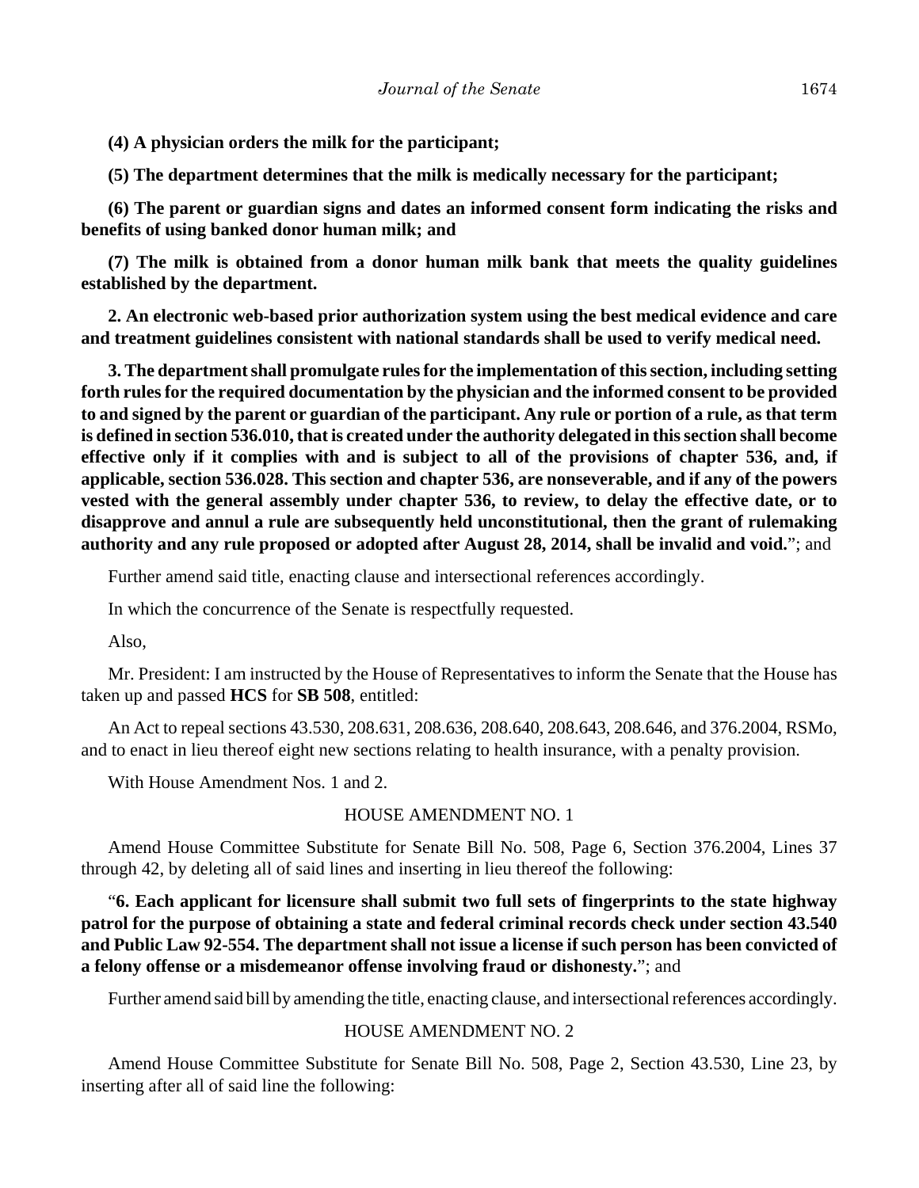**(4) A physician orders the milk for the participant;**

**(5) The department determines that the milk is medically necessary for the participant;**

**(6) The parent or guardian signs and dates an informed consent form indicating the risks and benefits of using banked donor human milk; and**

**(7) The milk is obtained from a donor human milk bank that meets the quality guidelines established by the department.**

**2. An electronic web-based prior authorization system using the best medical evidence and care and treatment guidelines consistent with national standards shall be used to verify medical need.**

**3. The department shall promulgate rules for the implementation of this section, including setting forth rules for the required documentation by the physician and the informed consent to be provided to and signed by the parent or guardian of the participant. Any rule or portion of a rule, as that term is defined in section 536.010, that is created under the authority delegated in this section shall become effective only if it complies with and is subject to all of the provisions of chapter 536, and, if applicable, section 536.028. This section and chapter 536, are nonseverable, and if any of the powers vested with the general assembly under chapter 536, to review, to delay the effective date, or to disapprove and annul a rule are subsequently held unconstitutional, then the grant of rulemaking authority and any rule proposed or adopted after August 28, 2014, shall be invalid and void.**"; and

Further amend said title, enacting clause and intersectional references accordingly.

In which the concurrence of the Senate is respectfully requested.

Also,

Mr. President: I am instructed by the House of Representatives to inform the Senate that the House has taken up and passed **HCS** for **SB 508**, entitled:

An Act to repeal sections 43.530, 208.631, 208.636, 208.640, 208.643, 208.646, and 376.2004, RSMo, and to enact in lieu thereof eight new sections relating to health insurance, with a penalty provision.

With House Amendment Nos. 1 and 2.

HOUSE AMENDMENT NO. 1

Amend House Committee Substitute for Senate Bill No. 508, Page 6, Section 376.2004, Lines 37 through 42, by deleting all of said lines and inserting in lieu thereof the following:

"**6. Each applicant for licensure shall submit two full sets of fingerprints to the state highway patrol for the purpose of obtaining a state and federal criminal records check under section 43.540 and Public Law 92-554. The department shall not issue a license if such person has been convicted of a felony offense or a misdemeanor offense involving fraud or dishonesty.**"; and

Further amend said bill by amending the title, enacting clause, and intersectional references accordingly.

HOUSE AMENDMENT NO. 2

Amend House Committee Substitute for Senate Bill No. 508, Page 2, Section 43.530, Line 23, by inserting after all of said line the following: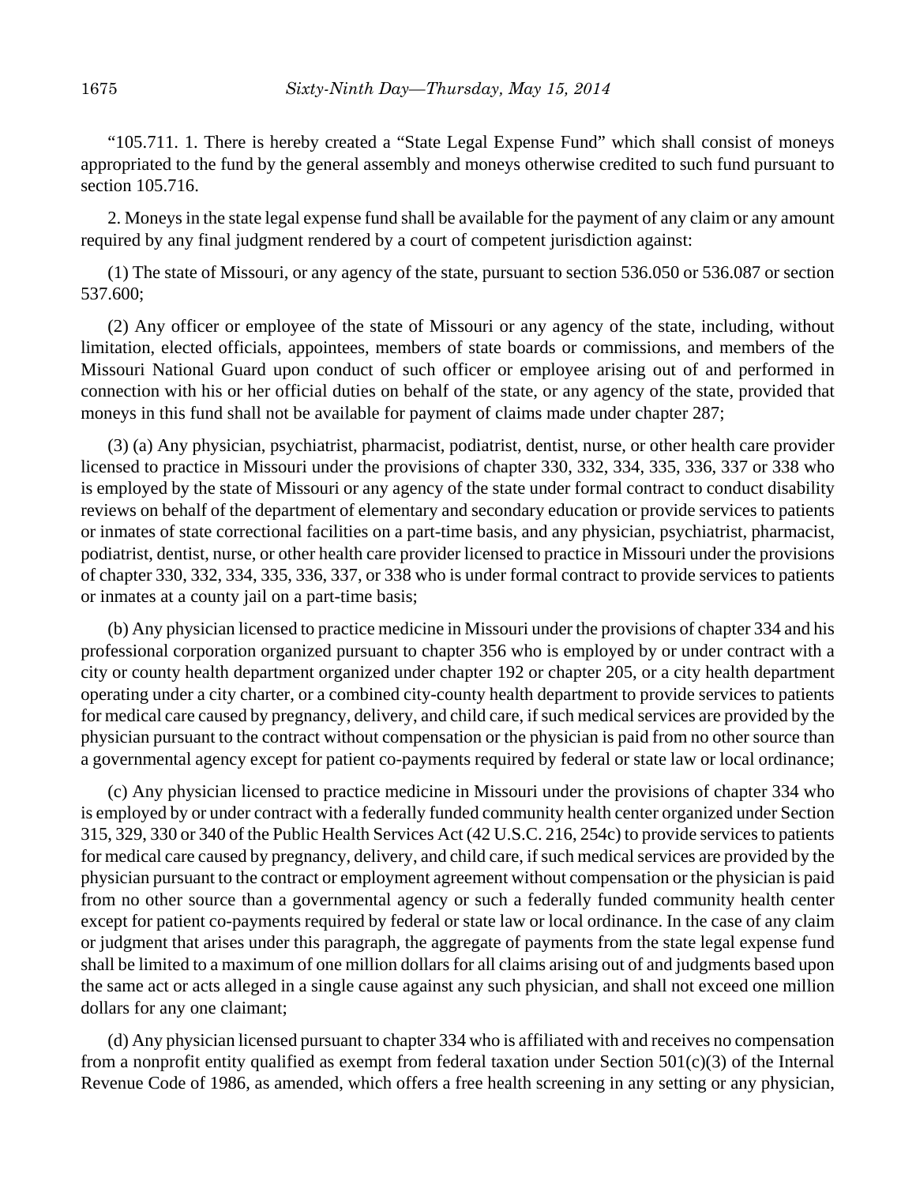"105.711. 1. There is hereby created a "State Legal Expense Fund" which shall consist of moneys appropriated to the fund by the general assembly and moneys otherwise credited to such fund pursuant to section 105.716.

2. Moneys in the state legal expense fund shall be available for the payment of any claim or any amount required by any final judgment rendered by a court of competent jurisdiction against:

(1) The state of Missouri, or any agency of the state, pursuant to section 536.050 or 536.087 or section 537.600;

(2) Any officer or employee of the state of Missouri or any agency of the state, including, without limitation, elected officials, appointees, members of state boards or commissions, and members of the Missouri National Guard upon conduct of such officer or employee arising out of and performed in connection with his or her official duties on behalf of the state, or any agency of the state, provided that moneys in this fund shall not be available for payment of claims made under chapter 287;

(3) (a) Any physician, psychiatrist, pharmacist, podiatrist, dentist, nurse, or other health care provider licensed to practice in Missouri under the provisions of chapter 330, 332, 334, 335, 336, 337 or 338 who is employed by the state of Missouri or any agency of the state under formal contract to conduct disability reviews on behalf of the department of elementary and secondary education or provide services to patients or inmates of state correctional facilities on a part-time basis, and any physician, psychiatrist, pharmacist, podiatrist, dentist, nurse, or other health care provider licensed to practice in Missouri under the provisions of chapter 330, 332, 334, 335, 336, 337, or 338 who is under formal contract to provide services to patients or inmates at a county jail on a part-time basis;

(b) Any physician licensed to practice medicine in Missouri under the provisions of chapter 334 and his professional corporation organized pursuant to chapter 356 who is employed by or under contract with a city or county health department organized under chapter 192 or chapter 205, or a city health department operating under a city charter, or a combined city-county health department to provide services to patients for medical care caused by pregnancy, delivery, and child care, if such medical services are provided by the physician pursuant to the contract without compensation or the physician is paid from no other source than a governmental agency except for patient co-payments required by federal or state law or local ordinance;

(c) Any physician licensed to practice medicine in Missouri under the provisions of chapter 334 who is employed by or under contract with a federally funded community health center organized under Section 315, 329, 330 or 340 of the Public Health Services Act (42 U.S.C. 216, 254c) to provide services to patients for medical care caused by pregnancy, delivery, and child care, if such medical services are provided by the physician pursuant to the contract or employment agreement without compensation or the physician is paid from no other source than a governmental agency or such a federally funded community health center except for patient co-payments required by federal or state law or local ordinance. In the case of any claim or judgment that arises under this paragraph, the aggregate of payments from the state legal expense fund shall be limited to a maximum of one million dollars for all claims arising out of and judgments based upon the same act or acts alleged in a single cause against any such physician, and shall not exceed one million dollars for any one claimant;

(d) Any physician licensed pursuant to chapter 334 who is affiliated with and receives no compensation from a nonprofit entity qualified as exempt from federal taxation under Section 501(c)(3) of the Internal Revenue Code of 1986, as amended, which offers a free health screening in any setting or any physician,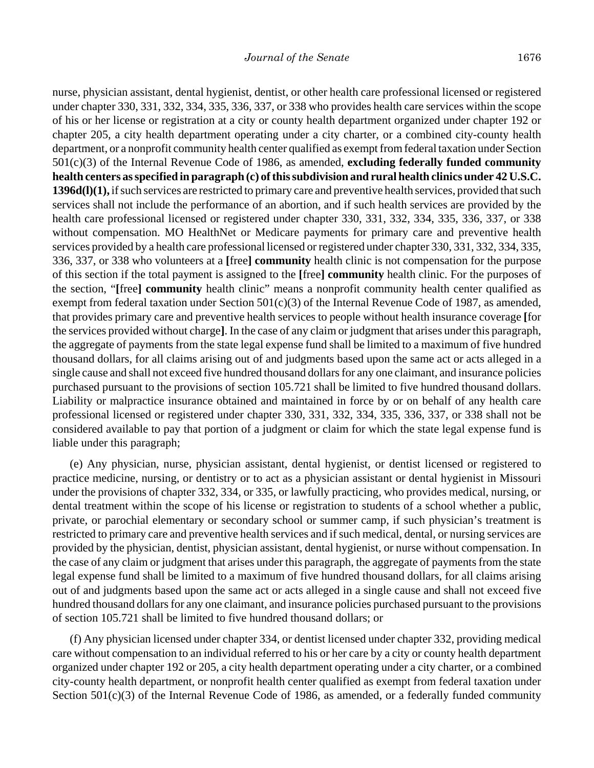nurse, physician assistant, dental hygienist, dentist, or other health care professional licensed or registered under chapter 330, 331, 332, 334, 335, 336, 337, or 338 who provides health care services within the scope of his or her license or registration at a city or county health department organized under chapter 192 or chapter 205, a city health department operating under a city charter, or a combined city-county health department, or a nonprofit community health center qualified as exempt from federal taxation under Section 501(c)(3) of the Internal Revenue Code of 1986, as amended, **excluding federally funded community health centers as specified in paragraph (c) of this subdivision and rural health clinics under 42 U.S.C. 1396d(l)(1),** if such services are restricted to primary care and preventive health services, provided that such services shall not include the performance of an abortion, and if such health services are provided by the health care professional licensed or registered under chapter 330, 331, 332, 334, 335, 336, 337, or 338 without compensation. MO HealthNet or Medicare payments for primary care and preventive health services provided by a health care professional licensed or registered under chapter 330, 331, 332, 334, 335, 336, 337, or 338 who volunteers at a **[**free**] community** health clinic is not compensation for the purpose of this section if the total payment is assigned to the **[**free**] community** health clinic. For the purposes of the section, "**[**free**] community** health clinic" means a nonprofit community health center qualified as exempt from federal taxation under Section 501(c)(3) of the Internal Revenue Code of 1987, as amended, that provides primary care and preventive health services to people without health insurance coverage **[**for the services provided without charge**]**. In the case of any claim or judgment that arises under this paragraph, the aggregate of payments from the state legal expense fund shall be limited to a maximum of five hundred thousand dollars, for all claims arising out of and judgments based upon the same act or acts alleged in a single cause and shall not exceed five hundred thousand dollars for any one claimant, and insurance policies purchased pursuant to the provisions of section 105.721 shall be limited to five hundred thousand dollars. Liability or malpractice insurance obtained and maintained in force by or on behalf of any health care professional licensed or registered under chapter 330, 331, 332, 334, 335, 336, 337, or 338 shall not be considered available to pay that portion of a judgment or claim for which the state legal expense fund is liable under this paragraph;

(e) Any physician, nurse, physician assistant, dental hygienist, or dentist licensed or registered to practice medicine, nursing, or dentistry or to act as a physician assistant or dental hygienist in Missouri under the provisions of chapter 332, 334, or 335, or lawfully practicing, who provides medical, nursing, or dental treatment within the scope of his license or registration to students of a school whether a public, private, or parochial elementary or secondary school or summer camp, if such physician's treatment is restricted to primary care and preventive health services and if such medical, dental, or nursing services are provided by the physician, dentist, physician assistant, dental hygienist, or nurse without compensation. In the case of any claim or judgment that arises under this paragraph, the aggregate of payments from the state legal expense fund shall be limited to a maximum of five hundred thousand dollars, for all claims arising out of and judgments based upon the same act or acts alleged in a single cause and shall not exceed five hundred thousand dollars for any one claimant, and insurance policies purchased pursuant to the provisions of section 105.721 shall be limited to five hundred thousand dollars; or

(f) Any physician licensed under chapter 334, or dentist licensed under chapter 332, providing medical care without compensation to an individual referred to his or her care by a city or county health department organized under chapter 192 or 205, a city health department operating under a city charter, or a combined city-county health department, or nonprofit health center qualified as exempt from federal taxation under Section 501(c)(3) of the Internal Revenue Code of 1986, as amended, or a federally funded community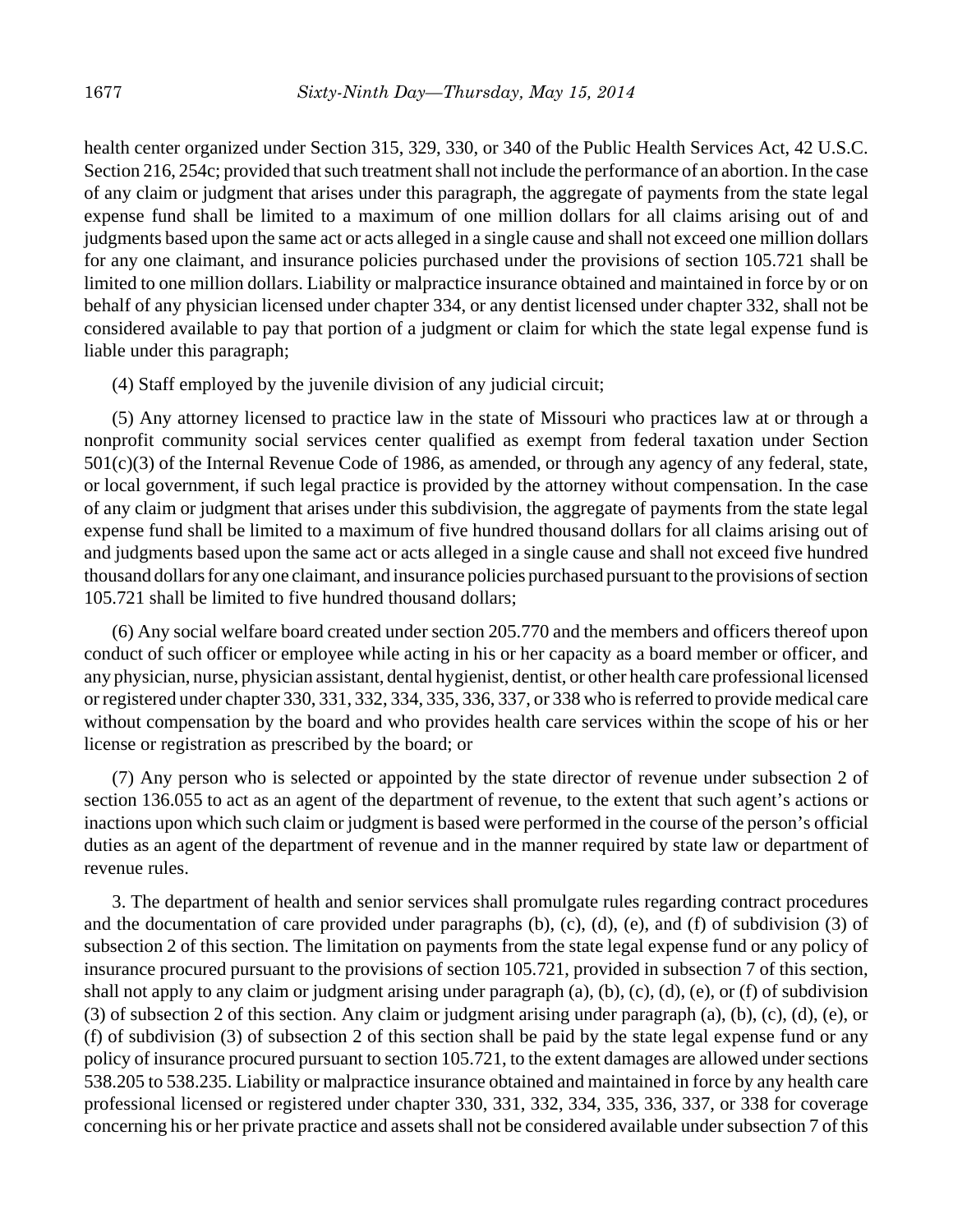health center organized under Section 315, 329, 330, or 340 of the Public Health Services Act, 42 U.S.C. Section 216, 254c; provided that such treatment shall not include the performance of an abortion. In the case of any claim or judgment that arises under this paragraph, the aggregate of payments from the state legal expense fund shall be limited to a maximum of one million dollars for all claims arising out of and judgments based upon the same act or acts alleged in a single cause and shall not exceed one million dollars for any one claimant, and insurance policies purchased under the provisions of section 105.721 shall be limited to one million dollars. Liability or malpractice insurance obtained and maintained in force by or on behalf of any physician licensed under chapter 334, or any dentist licensed under chapter 332, shall not be considered available to pay that portion of a judgment or claim for which the state legal expense fund is liable under this paragraph;

(4) Staff employed by the juvenile division of any judicial circuit;

(5) Any attorney licensed to practice law in the state of Missouri who practices law at or through a nonprofit community social services center qualified as exempt from federal taxation under Section 501(c)(3) of the Internal Revenue Code of 1986, as amended, or through any agency of any federal, state, or local government, if such legal practice is provided by the attorney without compensation. In the case of any claim or judgment that arises under this subdivision, the aggregate of payments from the state legal expense fund shall be limited to a maximum of five hundred thousand dollars for all claims arising out of and judgments based upon the same act or acts alleged in a single cause and shall not exceed five hundred thousand dollars for any one claimant, and insurance policies purchased pursuant to the provisions of section 105.721 shall be limited to five hundred thousand dollars;

(6) Any social welfare board created under section 205.770 and the members and officers thereof upon conduct of such officer or employee while acting in his or her capacity as a board member or officer, and any physician, nurse, physician assistant, dental hygienist, dentist, or other health care professional licensed or registered under chapter 330, 331, 332, 334, 335, 336, 337, or 338 who is referred to provide medical care without compensation by the board and who provides health care services within the scope of his or her license or registration as prescribed by the board; or

(7) Any person who is selected or appointed by the state director of revenue under subsection 2 of section 136.055 to act as an agent of the department of revenue, to the extent that such agent's actions or inactions upon which such claim or judgment is based were performed in the course of the person's official duties as an agent of the department of revenue and in the manner required by state law or department of revenue rules.

3. The department of health and senior services shall promulgate rules regarding contract procedures and the documentation of care provided under paragraphs (b), (c), (d), (e), and (f) of subdivision (3) of subsection 2 of this section. The limitation on payments from the state legal expense fund or any policy of insurance procured pursuant to the provisions of section 105.721, provided in subsection 7 of this section, shall not apply to any claim or judgment arising under paragraph (a), (b), (c), (d), (e), or (f) of subdivision (3) of subsection 2 of this section. Any claim or judgment arising under paragraph (a), (b), (c), (d), (e), or (f) of subdivision (3) of subsection 2 of this section shall be paid by the state legal expense fund or any policy of insurance procured pursuant to section 105.721, to the extent damages are allowed under sections 538.205 to 538.235. Liability or malpractice insurance obtained and maintained in force by any health care professional licensed or registered under chapter 330, 331, 332, 334, 335, 336, 337, or 338 for coverage concerning his or her private practice and assets shall not be considered available under subsection 7 of this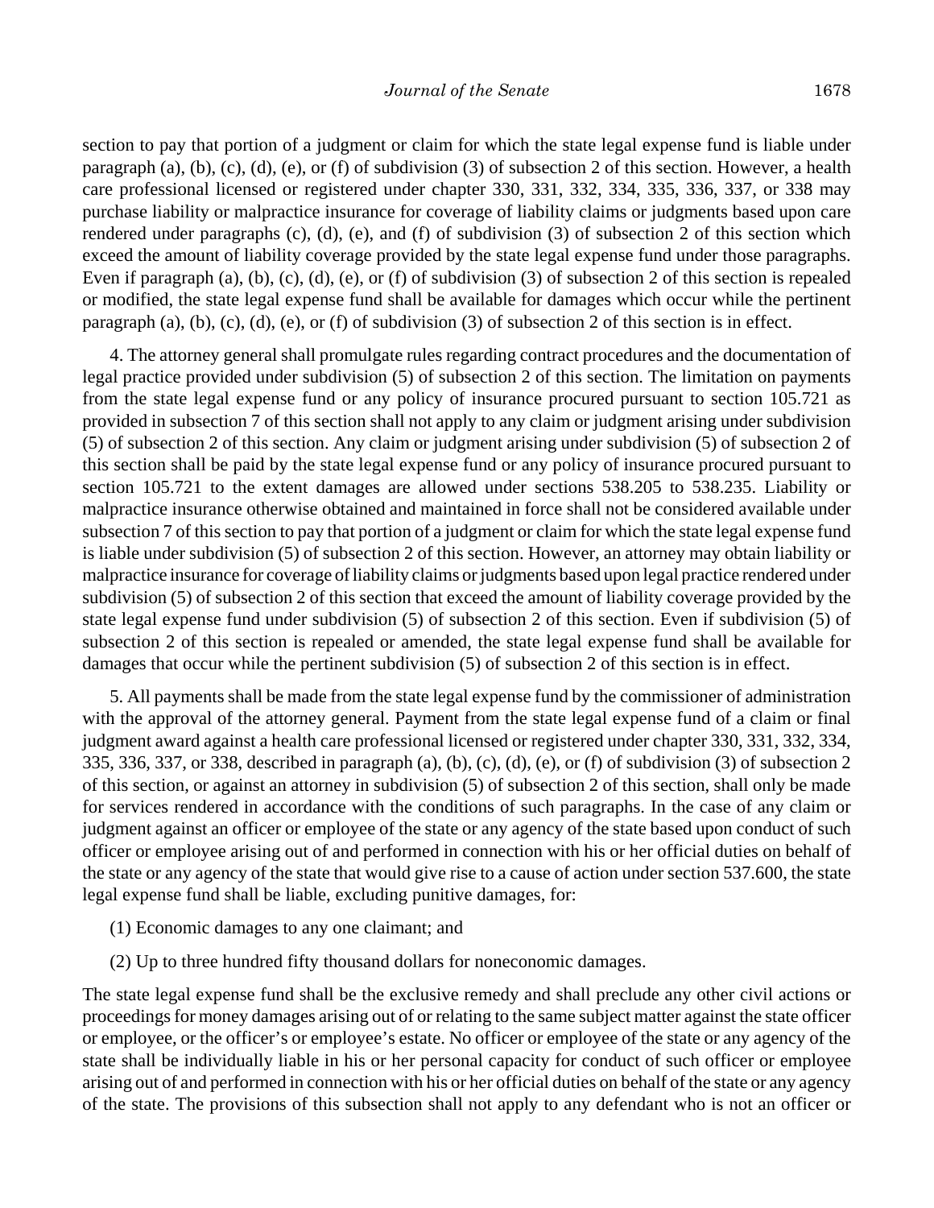section to pay that portion of a judgment or claim for which the state legal expense fund is liable under paragraph (a), (b), (c), (d), (e), or (f) of subdivision (3) of subsection 2 of this section. However, a health care professional licensed or registered under chapter 330, 331, 332, 334, 335, 336, 337, or 338 may purchase liability or malpractice insurance for coverage of liability claims or judgments based upon care rendered under paragraphs (c), (d), (e), and (f) of subdivision (3) of subsection 2 of this section which exceed the amount of liability coverage provided by the state legal expense fund under those paragraphs. Even if paragraph (a), (b), (c), (d), (e), or (f) of subdivision (3) of subsection 2 of this section is repealed or modified, the state legal expense fund shall be available for damages which occur while the pertinent paragraph (a), (b), (c), (d), (e), or (f) of subdivision (3) of subsection 2 of this section is in effect.

4. The attorney general shall promulgate rules regarding contract procedures and the documentation of legal practice provided under subdivision (5) of subsection 2 of this section. The limitation on payments from the state legal expense fund or any policy of insurance procured pursuant to section 105.721 as provided in subsection 7 of this section shall not apply to any claim or judgment arising under subdivision (5) of subsection 2 of this section. Any claim or judgment arising under subdivision (5) of subsection 2 of this section shall be paid by the state legal expense fund or any policy of insurance procured pursuant to section 105.721 to the extent damages are allowed under sections 538.205 to 538.235. Liability or malpractice insurance otherwise obtained and maintained in force shall not be considered available under subsection 7 of this section to pay that portion of a judgment or claim for which the state legal expense fund is liable under subdivision (5) of subsection 2 of this section. However, an attorney may obtain liability or malpractice insurance for coverage of liability claims or judgments based upon legal practice rendered under subdivision (5) of subsection 2 of this section that exceed the amount of liability coverage provided by the state legal expense fund under subdivision (5) of subsection 2 of this section. Even if subdivision (5) of subsection 2 of this section is repealed or amended, the state legal expense fund shall be available for damages that occur while the pertinent subdivision (5) of subsection 2 of this section is in effect.

5. All payments shall be made from the state legal expense fund by the commissioner of administration with the approval of the attorney general. Payment from the state legal expense fund of a claim or final judgment award against a health care professional licensed or registered under chapter 330, 331, 332, 334, 335, 336, 337, or 338, described in paragraph (a), (b), (c), (d), (e), or (f) of subdivision (3) of subsection 2 of this section, or against an attorney in subdivision (5) of subsection 2 of this section, shall only be made for services rendered in accordance with the conditions of such paragraphs. In the case of any claim or judgment against an officer or employee of the state or any agency of the state based upon conduct of such officer or employee arising out of and performed in connection with his or her official duties on behalf of the state or any agency of the state that would give rise to a cause of action under section 537.600, the state legal expense fund shall be liable, excluding punitive damages, for:

(1) Economic damages to any one claimant; and

(2) Up to three hundred fifty thousand dollars for noneconomic damages.

The state legal expense fund shall be the exclusive remedy and shall preclude any other civil actions or proceedings for money damages arising out of or relating to the same subject matter against the state officer or employee, or the officer's or employee's estate. No officer or employee of the state or any agency of the state shall be individually liable in his or her personal capacity for conduct of such officer or employee arising out of and performed in connection with his or her official duties on behalf of the state or any agency of the state. The provisions of this subsection shall not apply to any defendant who is not an officer or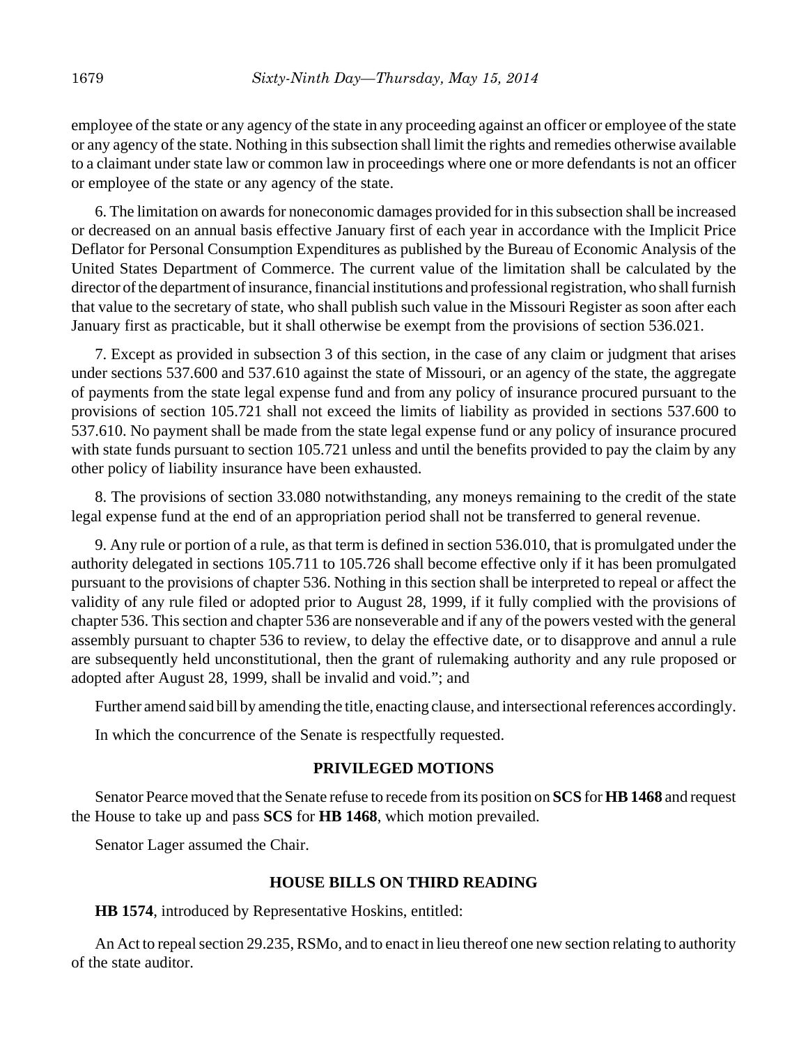employee of the state or any agency of the state in any proceeding against an officer or employee of the state or any agency of the state. Nothing in this subsection shall limit the rights and remedies otherwise available to a claimant under state law or common law in proceedings where one or more defendants is not an officer or employee of the state or any agency of the state.

6. The limitation on awards for noneconomic damages provided for in this subsection shall be increased or decreased on an annual basis effective January first of each year in accordance with the Implicit Price Deflator for Personal Consumption Expenditures as published by the Bureau of Economic Analysis of the United States Department of Commerce. The current value of the limitation shall be calculated by the director of the department of insurance, financial institutions and professional registration, who shall furnish that value to the secretary of state, who shall publish such value in the Missouri Register as soon after each January first as practicable, but it shall otherwise be exempt from the provisions of section 536.021.

7. Except as provided in subsection 3 of this section, in the case of any claim or judgment that arises under sections 537.600 and 537.610 against the state of Missouri, or an agency of the state, the aggregate of payments from the state legal expense fund and from any policy of insurance procured pursuant to the provisions of section 105.721 shall not exceed the limits of liability as provided in sections 537.600 to 537.610. No payment shall be made from the state legal expense fund or any policy of insurance procured with state funds pursuant to section 105.721 unless and until the benefits provided to pay the claim by any other policy of liability insurance have been exhausted.

8. The provisions of section 33.080 notwithstanding, any moneys remaining to the credit of the state legal expense fund at the end of an appropriation period shall not be transferred to general revenue.

9. Any rule or portion of a rule, as that term is defined in section 536.010, that is promulgated under the authority delegated in sections 105.711 to 105.726 shall become effective only if it has been promulgated pursuant to the provisions of chapter 536. Nothing in this section shall be interpreted to repeal or affect the validity of any rule filed or adopted prior to August 28, 1999, if it fully complied with the provisions of chapter 536. This section and chapter 536 are nonseverable and if any of the powers vested with the general assembly pursuant to chapter 536 to review, to delay the effective date, or to disapprove and annul a rule are subsequently held unconstitutional, then the grant of rulemaking authority and any rule proposed or adopted after August 28, 1999, shall be invalid and void."; and

Further amend said bill by amending the title, enacting clause, and intersectional references accordingly.

In which the concurrence of the Senate is respectfully requested.

## PRIVILEGED MOTIONS

Senator Pearce moved that the Senate refuse to recede from its position on **SCS** for **HB 1468** and request the House to take up and pass **SCS** for **HB 1468**, which motion prevailed.

Senator Lager assumed the Chair.

## HOUSE BILLS ON THIRD READING

**HB 1574**, introduced by Representative Hoskins, entitled:

An Act to repeal section 29.235, RSMo, and to enact in lieu thereof one new section relating to authority of the state auditor.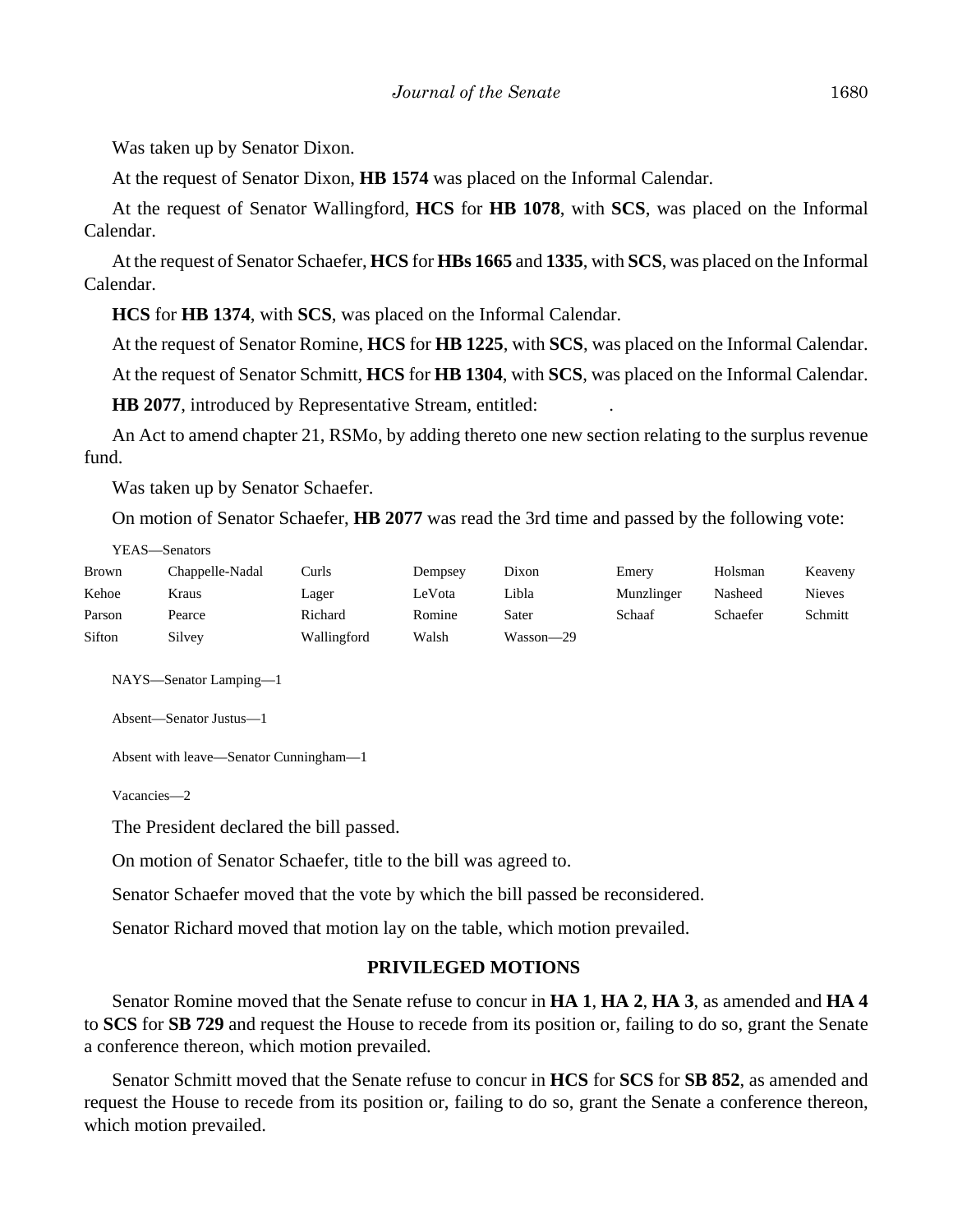Was taken up by Senator Dixon.

At the request of Senator Dixon, **HB 1574** was placed on the Informal Calendar.

At the request of Senator Wallingford, **HCS** for **HB 1078**, with **SCS**, was placed on the Informal Calendar.

At the request of Senator Schaefer, **HCS** for **HBs 1665** and **1335**, with **SCS**, was placed on the Informal Calendar.

**HCS** for **HB 1374**, with **SCS**, was placed on the Informal Calendar.

At the request of Senator Romine, **HCS** for **HB 1225**, with **SCS**, was placed on the Informal Calendar.

At the request of Senator Schmitt, **HCS** for **HB 1304**, with **SCS**, was placed on the Informal Calendar.

**HB 2077**, introduced by Representative Stream, entitled: .

An Act to amend chapter 21, RSMo, by adding thereto one new section relating to the surplus revenue fund.

Was taken up by Senator Schaefer.

On motion of Senator Schaefer, **HB 2077** was read the 3rd time and passed by the following vote:

YEAS—Senators

| | | | | | | | |
|---|---|---|---|---|---|---|---|
| Brown | Chappelle-Nadal | Curls | Dempsey | Dixon | Emery | Holsman | Keaveny |
| Kehoe | Kraus | Lager | LeVota | Libla | Munzlinger | Nasheed | Nieves |
| Parson | Pearce | Richard | Romine | Sater | Schaaf | Schaefer | Schmitt |
| Sifton | Silvey | Wallingford | Walsh | Wasson—29 | | | |

NAYS—Senator Lamping—1

Absent—Senator Justus—1

Absent with leave—Senator Cunningham—1

Vacancies—2

The President declared the bill passed.

On motion of Senator Schaefer, title to the bill was agreed to.

Senator Schaefer moved that the vote by which the bill passed be reconsidered.

Senator Richard moved that motion lay on the table, which motion prevailed.

## PRIVILEGED MOTIONS

Senator Romine moved that the Senate refuse to concur in **HA 1**, **HA 2**, **HA 3**, as amended and **HA 4** to **SCS** for **SB 729** and request the House to recede from its position or, failing to do so, grant the Senate a conference thereon, which motion prevailed.

Senator Schmitt moved that the Senate refuse to concur in **HCS** for **SCS** for **SB 852**, as amended and request the House to recede from its position or, failing to do so, grant the Senate a conference thereon, which motion prevailed.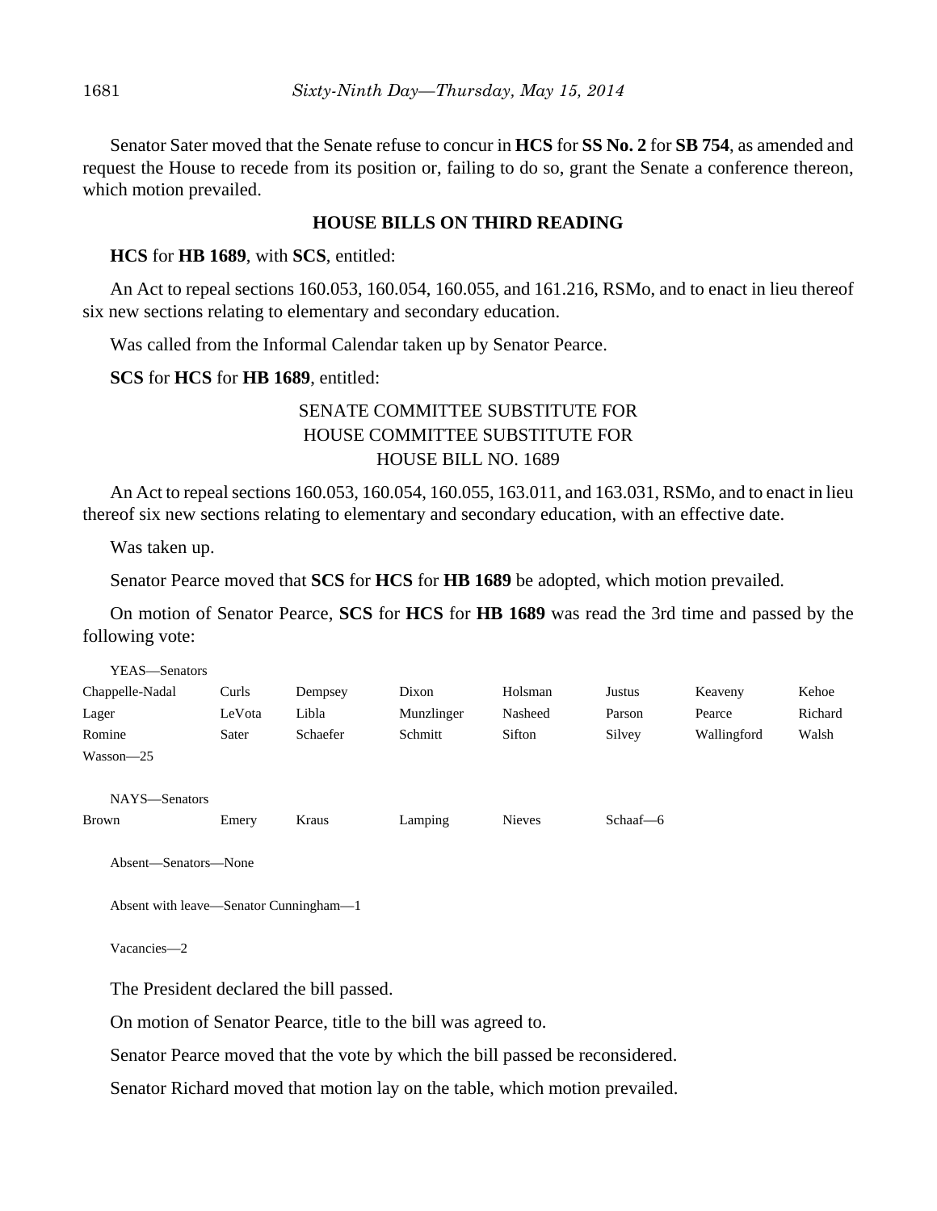Senator Sater moved that the Senate refuse to concur in **HCS** for **SS No. 2** for **SB 754**, as amended and request the House to recede from its position or, failing to do so, grant the Senate a conference thereon, which motion prevailed.

## HOUSE BILLS ON THIRD READING

**HCS** for **HB 1689**, with **SCS**, entitled:

An Act to repeal sections 160.053, 160.054, 160.055, and 161.216, RSMo, and to enact in lieu thereof six new sections relating to elementary and secondary education.

Was called from the Informal Calendar taken up by Senator Pearce.

**SCS** for **HCS** for **HB 1689**, entitled:

SENATE COMMITTEE SUBSTITUTE FOR
HOUSE COMMITTEE SUBSTITUTE FOR
HOUSE BILL NO. 1689

An Act to repeal sections 160.053, 160.054, 160.055, 163.011, and 163.031, RSMo, and to enact in lieu thereof six new sections relating to elementary and secondary education, with an effective date.

Was taken up.

Senator Pearce moved that **SCS** for **HCS** for **HB 1689** be adopted, which motion prevailed.

On motion of Senator Pearce, **SCS** for **HCS** for **HB 1689** was read the 3rd time and passed by the following vote:

YEAS—Senators

| | | | | | | | |
|---|---|---|---|---|---|---|---|
| Chappelle-Nadal | Curls | Dempsey | Dixon | Holsman | Justus | Keaveny | Kehoe |
| Lager | LeVota | Libla | Munzlinger | Nasheed | Parson | Pearce | Richard |
| Romine | Sater | Schaefer | Schmitt | Sifton | Silvey | Wallingford | Walsh |
| Wasson—25 | | | | | | | |

NAYS—Senators

| | | | | | |
|---|---|---|---|---|---|
| Brown | Emery | Kraus | Lamping | Nieves | Schaaf—6 |

Absent—Senators—None

Absent with leave—Senator Cunningham—1

Vacancies—2

The President declared the bill passed.

On motion of Senator Pearce, title to the bill was agreed to.

Senator Pearce moved that the vote by which the bill passed be reconsidered.

Senator Richard moved that motion lay on the table, which motion prevailed.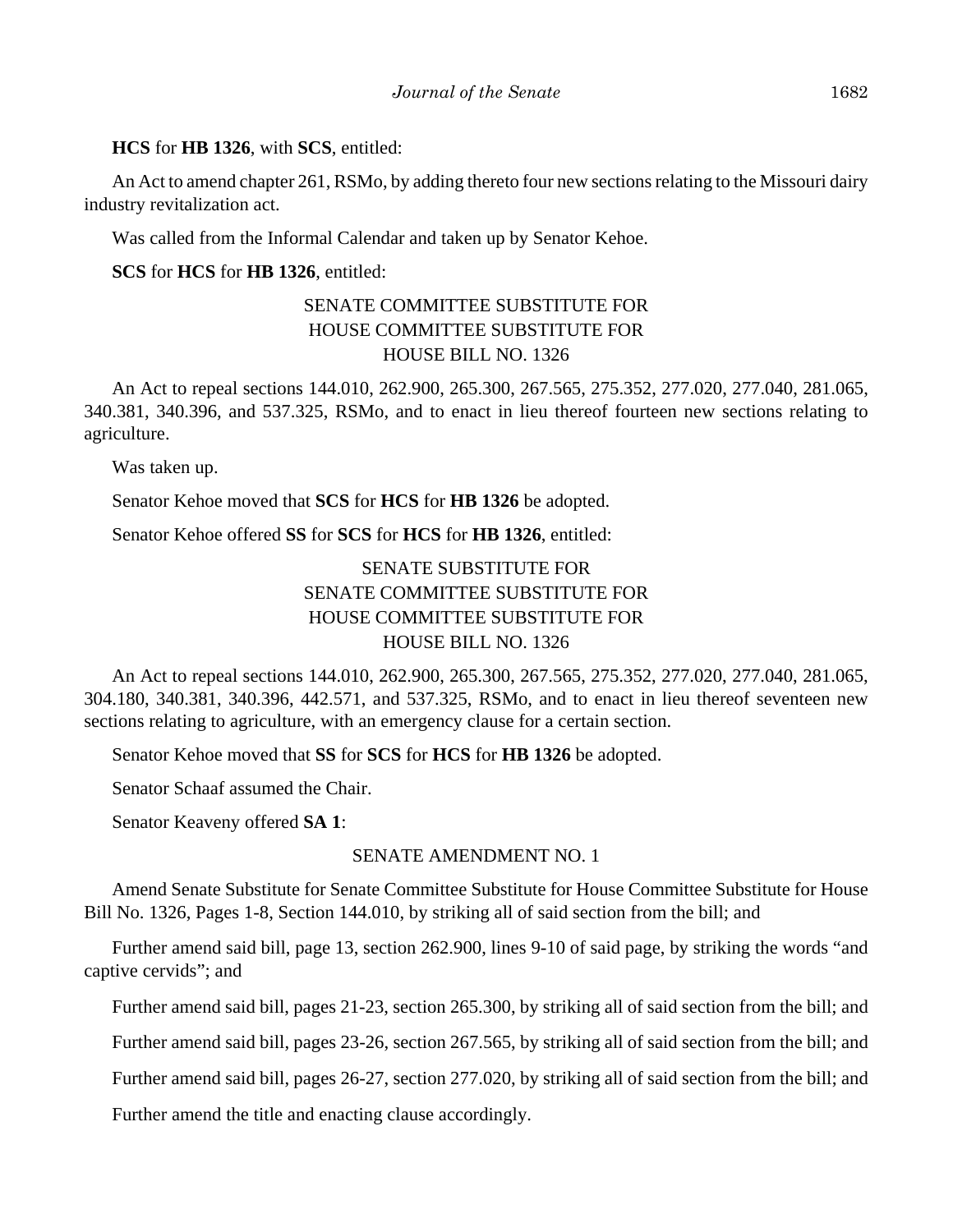**HCS** for **HB 1326**, with **SCS**, entitled:

An Act to amend chapter 261, RSMo, by adding thereto four new sections relating to the Missouri dairy industry revitalization act.

Was called from the Informal Calendar and taken up by Senator Kehoe.

**SCS** for **HCS** for **HB 1326**, entitled:

SENATE COMMITTEE SUBSTITUTE FOR
HOUSE COMMITTEE SUBSTITUTE FOR
HOUSE BILL NO. 1326

An Act to repeal sections 144.010, 262.900, 265.300, 267.565, 275.352, 277.020, 277.040, 281.065, 340.381, 340.396, and 537.325, RSMo, and to enact in lieu thereof fourteen new sections relating to agriculture.

Was taken up.

Senator Kehoe moved that **SCS** for **HCS** for **HB 1326** be adopted.

Senator Kehoe offered **SS** for **SCS** for **HCS** for **HB 1326**, entitled:

SENATE SUBSTITUTE FOR
SENATE COMMITTEE SUBSTITUTE FOR
HOUSE COMMITTEE SUBSTITUTE FOR
HOUSE BILL NO. 1326

An Act to repeal sections 144.010, 262.900, 265.300, 267.565, 275.352, 277.020, 277.040, 281.065, 304.180, 340.381, 340.396, 442.571, and 537.325, RSMo, and to enact in lieu thereof seventeen new sections relating to agriculture, with an emergency clause for a certain section.

Senator Kehoe moved that **SS** for **SCS** for **HCS** for **HB 1326** be adopted.

Senator Schaaf assumed the Chair.

Senator Keaveny offered **SA 1**:

SENATE AMENDMENT NO. 1

Amend Senate Substitute for Senate Committee Substitute for House Committee Substitute for House Bill No. 1326, Pages 1-8, Section 144.010, by striking all of said section from the bill; and

Further amend said bill, page 13, section 262.900, lines 9-10 of said page, by striking the words "and captive cervids"; and

Further amend said bill, pages 21-23, section 265.300, by striking all of said section from the bill; and

Further amend said bill, pages 23-26, section 267.565, by striking all of said section from the bill; and

Further amend said bill, pages 26-27, section 277.020, by striking all of said section from the bill; and

Further amend the title and enacting clause accordingly.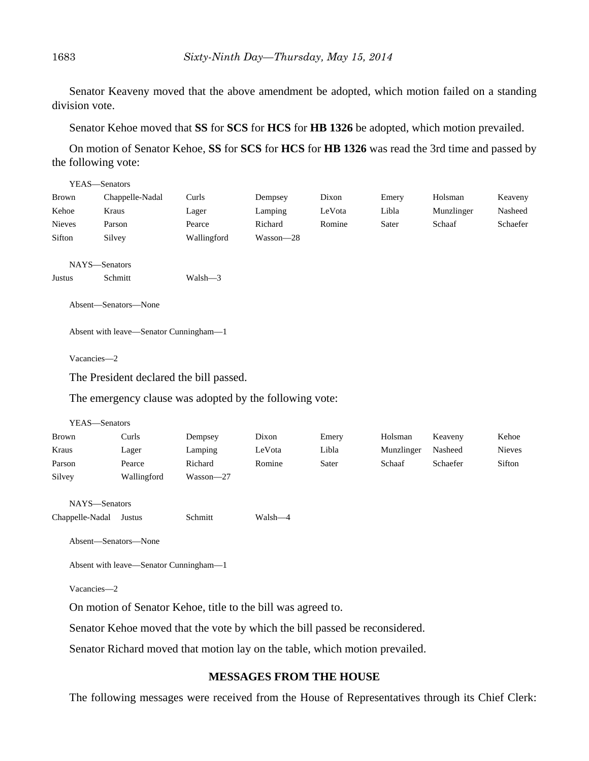Senator Keaveny moved that the above amendment be adopted, which motion failed on a standing division vote.

Senator Kehoe moved that **SS** for **SCS** for **HCS** for **HB 1326** be adopted, which motion prevailed.

On motion of Senator Kehoe, **SS** for **SCS** for **HCS** for **HB 1326** was read the 3rd time and passed by the following vote:

YEAS—Senators

| | | | | | | | |
|---|---|---|---|---|---|---|---|
| Brown | Chappelle-Nadal | Curls | Dempsey | Dixon | Emery | Holsman | Keaveny |
| Kehoe | Kraus | Lager | Lamping | LeVota | Libla | Munzlinger | Nasheed |
| Nieves | Parson | Pearce | Richard | Romine | Sater | Schaaf | Schaefer |
| Sifton | Silvey | Wallingford | Wasson—28 | | | | |

NAYS—Senators

| | | |
|---|---|---|
| Justus | Schmitt | Walsh—3 |

Absent—Senators—None

Absent with leave—Senator Cunningham—1

Vacancies—2

The President declared the bill passed.

The emergency clause was adopted by the following vote:

YEAS—Senators

| | | | | | | | |
|---|---|---|---|---|---|---|---|
| Brown | Curls | Dempsey | Dixon | Emery | Holsman | Keaveny | Kehoe |
| Kraus | Lager | Lamping | LeVota | Libla | Munzlinger | Nasheed | Nieves |
| Parson | Pearce | Richard | Romine | Sater | Schaaf | Schaefer | Sifton |
| Silvey | Wallingford | Wasson—27 | | | | | |

NAYS—Senators

| | | | |
|---|---|---|---|
| Chappelle-Nadal | Justus | Schmitt | Walsh—4 |

Absent—Senators—None

Absent with leave—Senator Cunningham—1

Vacancies—2

On motion of Senator Kehoe, title to the bill was agreed to.

Senator Kehoe moved that the vote by which the bill passed be reconsidered.

Senator Richard moved that motion lay on the table, which motion prevailed.

## MESSAGES FROM THE HOUSE

The following messages were received from the House of Representatives through its Chief Clerk: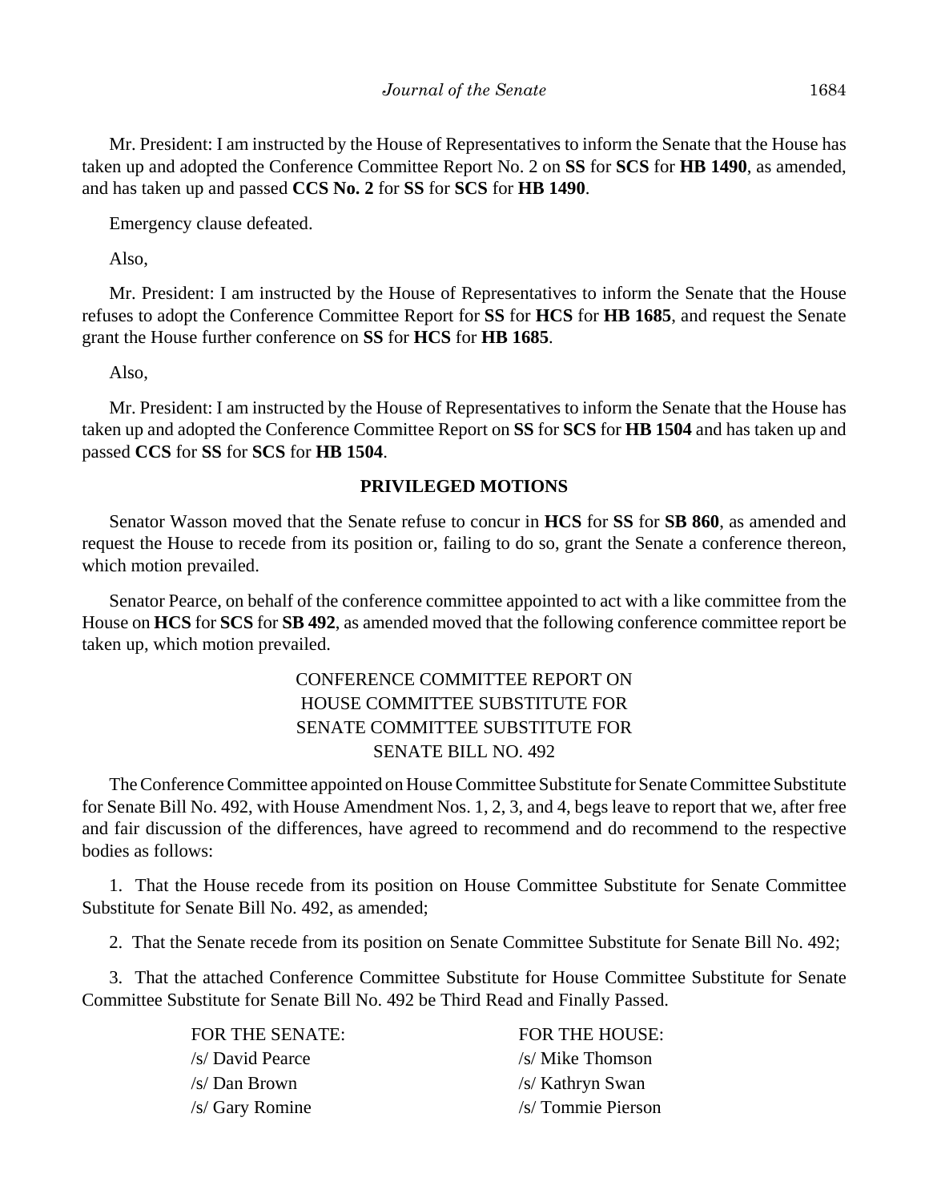Mr. President: I am instructed by the House of Representatives to inform the Senate that the House has taken up and adopted the Conference Committee Report No. 2 on **SS** for **SCS** for **HB 1490**, as amended, and has taken up and passed **CCS No. 2** for **SS** for **SCS** for **HB 1490**.

Emergency clause defeated.

Also,

Mr. President: I am instructed by the House of Representatives to inform the Senate that the House refuses to adopt the Conference Committee Report for **SS** for **HCS** for **HB 1685**, and request the Senate grant the House further conference on **SS** for **HCS** for **HB 1685**.

Also,

Mr. President: I am instructed by the House of Representatives to inform the Senate that the House has taken up and adopted the Conference Committee Report on **SS** for **SCS** for **HB 1504** and has taken up and passed **CCS** for **SS** for **SCS** for **HB 1504**.

## PRIVILEGED MOTIONS

Senator Wasson moved that the Senate refuse to concur in **HCS** for **SS** for **SB 860**, as amended and request the House to recede from its position or, failing to do so, grant the Senate a conference thereon, which motion prevailed.

Senator Pearce, on behalf of the conference committee appointed to act with a like committee from the House on **HCS** for **SCS** for **SB 492**, as amended moved that the following conference committee report be taken up, which motion prevailed.

CONFERENCE COMMITTEE REPORT ON
HOUSE COMMITTEE SUBSTITUTE FOR
SENATE COMMITTEE SUBSTITUTE FOR
SENATE BILL NO. 492

The Conference Committee appointed on House Committee Substitute for Senate Committee Substitute for Senate Bill No. 492, with House Amendment Nos. 1, 2, 3, and 4, begs leave to report that we, after free and fair discussion of the differences, have agreed to recommend and do recommend to the respective bodies as follows:

1. That the House recede from its position on House Committee Substitute for Senate Committee Substitute for Senate Bill No. 492, as amended;

2. That the Senate recede from its position on Senate Committee Substitute for Senate Bill No. 492;

3. That the attached Conference Committee Substitute for House Committee Substitute for Senate Committee Substitute for Senate Bill No. 492 be Third Read and Finally Passed.

| | |
|---|---|
| FOR THE SENATE: | FOR THE HOUSE: |
| /s/ David Pearce | /s/ Mike Thomson |
| /s/ Dan Brown | /s/ Kathryn Swan |
| /s/ Gary Romine | /s/ Tommie Pierson |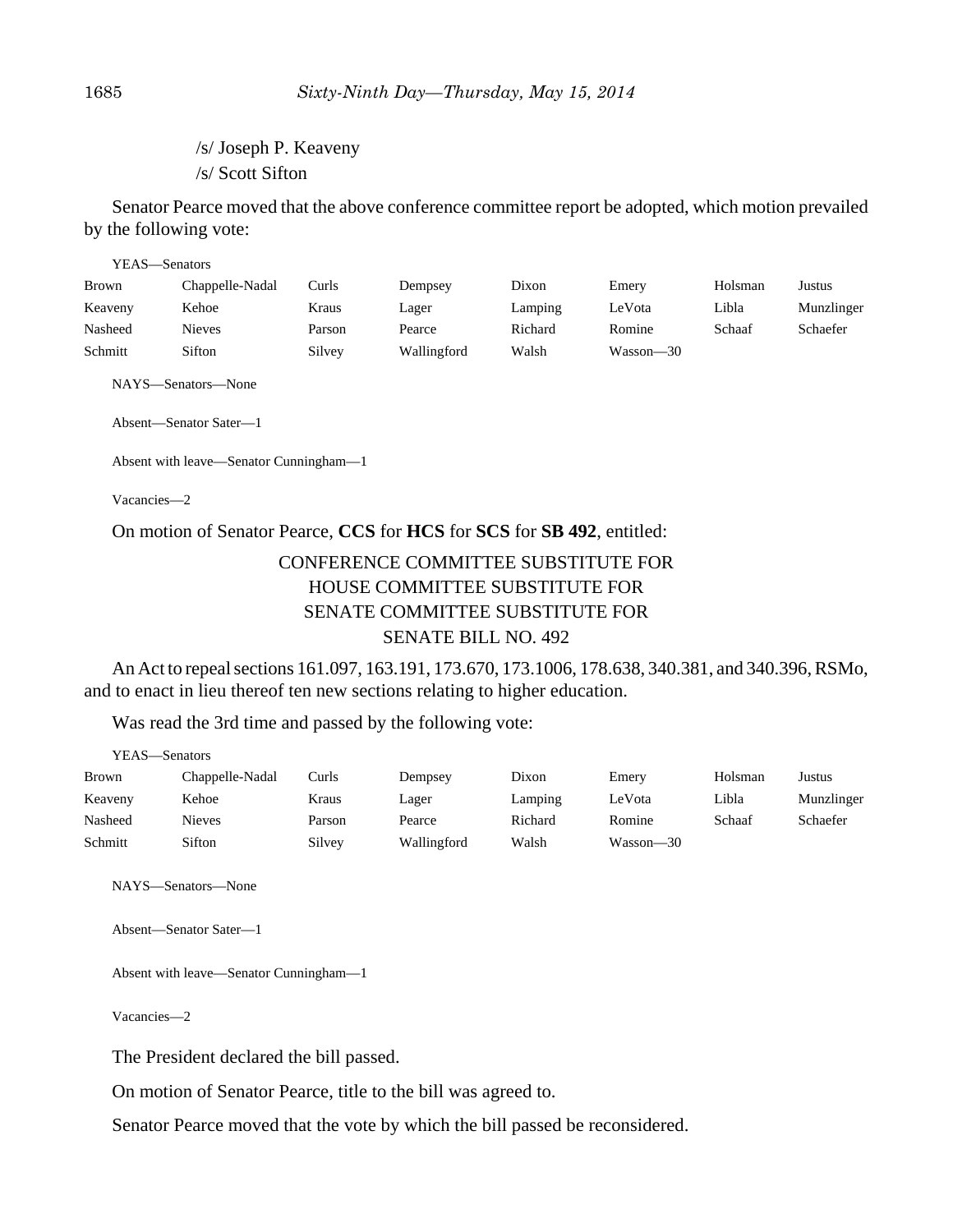/s/ Joseph P. Keaveny
/s/ Scott Sifton

Senator Pearce moved that the above conference committee report be adopted, which motion prevailed by the following vote:

YEAS—Senators

| | | | | | | | |
|---|---|---|---|---|---|---|---|
| Brown | Chappelle-Nadal | Curls | Dempsey | Dixon | Emery | Holsman | Justus |
| Keaveny | Kehoe | Kraus | Lager | Lamping | LeVota | Libla | Munzlinger |
| Nasheed | Nieves | Parson | Pearce | Richard | Romine | Schaaf | Schaefer |
| Schmitt | Sifton | Silvey | Wallingford | Walsh | Wasson—30 | | |

NAYS—Senators—None

Absent—Senator Sater—1

Absent with leave—Senator Cunningham—1

Vacancies—2

On motion of Senator Pearce, **CCS** for **HCS** for **SCS** for **SB 492**, entitled:

CONFERENCE COMMITTEE SUBSTITUTE FOR
HOUSE COMMITTEE SUBSTITUTE FOR
SENATE COMMITTEE SUBSTITUTE FOR
SENATE BILL NO. 492

An Act to repeal sections 161.097, 163.191, 173.670, 173.1006, 178.638, 340.381, and 340.396, RSMo, and to enact in lieu thereof ten new sections relating to higher education.

Was read the 3rd time and passed by the following vote:

YEAS—Senators

| | | | | | | | |
|---|---|---|---|---|---|---|---|
| Brown | Chappelle-Nadal | Curls | Dempsey | Dixon | Emery | Holsman | Justus |
| Keaveny | Kehoe | Kraus | Lager | Lamping | LeVota | Libla | Munzlinger |
| Nasheed | Nieves | Parson | Pearce | Richard | Romine | Schaaf | Schaefer |
| Schmitt | Sifton | Silvey | Wallingford | Walsh | Wasson—30 | | |

NAYS—Senators—None

Absent—Senator Sater—1

Absent with leave—Senator Cunningham—1

Vacancies—2

The President declared the bill passed.

On motion of Senator Pearce, title to the bill was agreed to.

Senator Pearce moved that the vote by which the bill passed be reconsidered.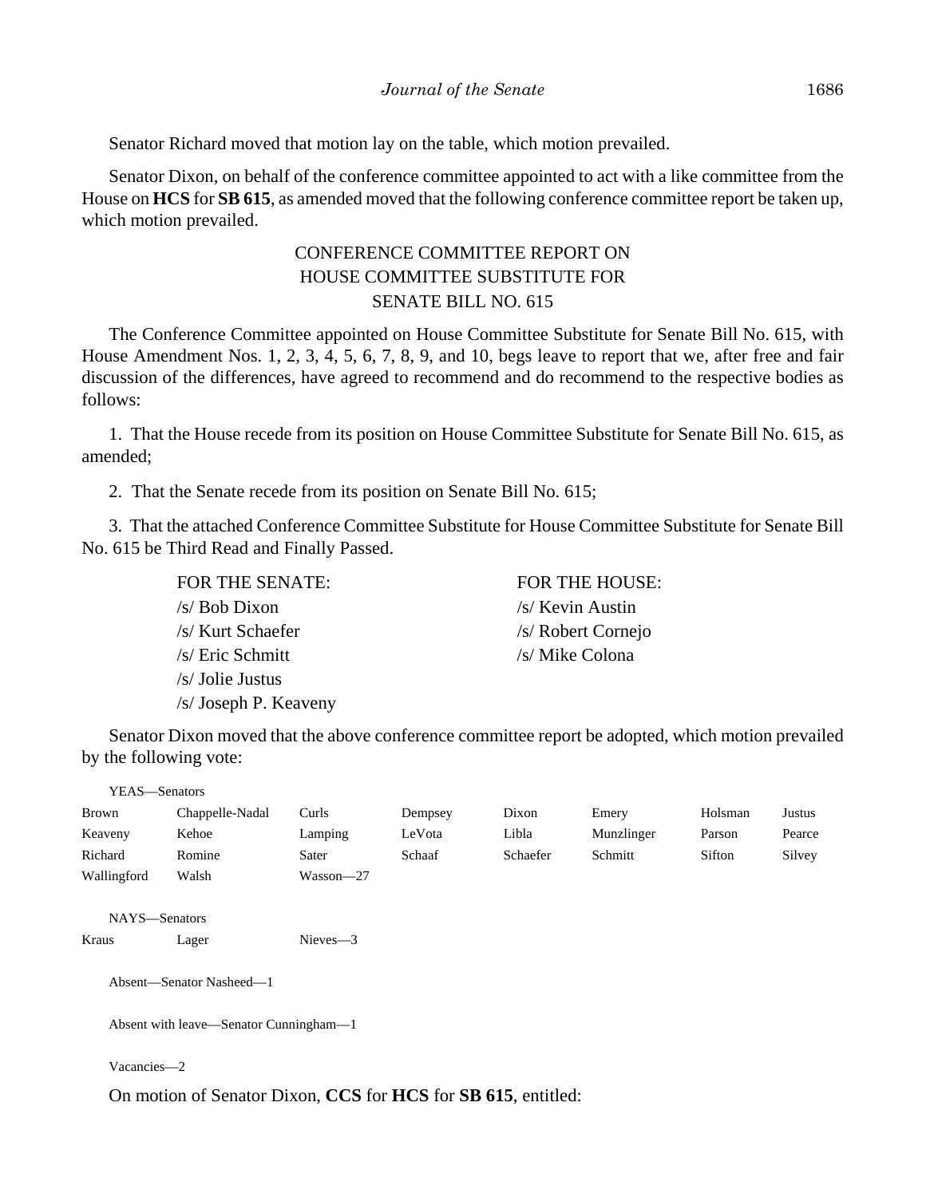Senator Richard moved that motion lay on the table, which motion prevailed.

Senator Dixon, on behalf of the conference committee appointed to act with a like committee from the House on **HCS** for **SB 615**, as amended moved that the following conference committee report be taken up, which motion prevailed.

CONFERENCE COMMITTEE REPORT ON
HOUSE COMMITTEE SUBSTITUTE FOR
SENATE BILL NO. 615

The Conference Committee appointed on House Committee Substitute for Senate Bill No. 615, with House Amendment Nos. 1, 2, 3, 4, 5, 6, 7, 8, 9, and 10, begs leave to report that we, after free and fair discussion of the differences, have agreed to recommend and do recommend to the respective bodies as follows:

1. That the House recede from its position on House Committee Substitute for Senate Bill No. 615, as amended;

2. That the Senate recede from its position on Senate Bill No. 615;

3. That the attached Conference Committee Substitute for House Committee Substitute for Senate Bill No. 615 be Third Read and Finally Passed.

| FOR THE SENATE: | FOR THE HOUSE: |
|---|---|
| /s/ Bob Dixon | /s/ Kevin Austin |
| /s/ Kurt Schaefer | /s/ Robert Cornejo |
| /s/ Eric Schmitt | /s/ Mike Colona |
| /s/ Jolie Justus | |
| /s/ Joseph P. Keaveny | |

Senator Dixon moved that the above conference committee report be adopted, which motion prevailed by the following vote:

YEAS—Senators

| | | | | | | | |
|---|---|---|---|---|---|---|---|
| Brown | Chappelle-Nadal | Curls | Dempsey | Dixon | Emery | Holsman | Justus |
| Keaveny | Kehoe | Lamping | LeVota | Libla | Munzlinger | Parson | Pearce |
| Richard | Romine | Sater | Schaaf | Schaefer | Schmitt | Sifton | Silvey |
| Wallingford | Walsh | Wasson—27 | | | | | |

NAYS—Senators

| | | |
|---|---|---|
| Kraus | Lager | Nieves—3 |

Absent—Senator Nasheed—1

Absent with leave—Senator Cunningham—1

Vacancies—2

On motion of Senator Dixon, **CCS** for **HCS** for **SB 615**, entitled: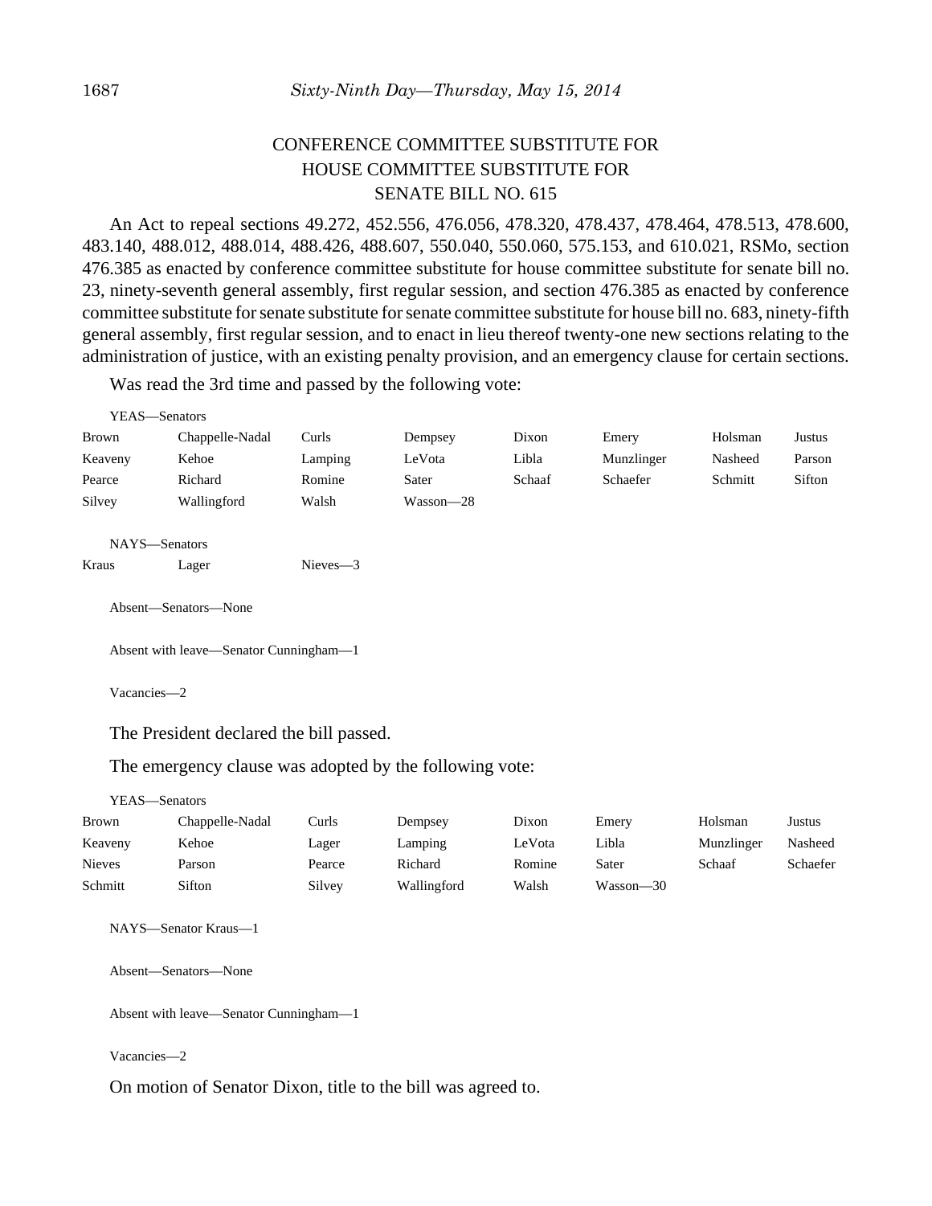CONFERENCE COMMITTEE SUBSTITUTE FOR
HOUSE COMMITTEE SUBSTITUTE FOR
SENATE BILL NO. 615

An Act to repeal sections 49.272, 452.556, 476.056, 478.320, 478.437, 478.464, 478.513, 478.600, 483.140, 488.012, 488.014, 488.426, 488.607, 550.040, 550.060, 575.153, and 610.021, RSMo, section 476.385 as enacted by conference committee substitute for house committee substitute for senate bill no. 23, ninety-seventh general assembly, first regular session, and section 476.385 as enacted by conference committee substitute for senate substitute for senate committee substitute for house bill no. 683, ninety-fifth general assembly, first regular session, and to enact in lieu thereof twenty-one new sections relating to the administration of justice, with an existing penalty provision, and an emergency clause for certain sections.

Was read the 3rd time and passed by the following vote:

YEAS—Senators

| | | | | | | | |
|---|---|---|---|---|---|---|---|
| Brown | Chappelle-Nadal | Curls | Dempsey | Dixon | Emery | Holsman | Justus |
| Keaveny | Kehoe | Lamping | LeVota | Libla | Munzlinger | Nasheed | Parson |
| Pearce | Richard | Romine | Sater | Schaaf | Schaefer | Schmitt | Sifton |
| Silvey | Wallingford | Walsh | Wasson—28 | | | | |

NAYS—Senators

| | | |
|---|---|---|
| Kraus | Lager | Nieves—3 |

Absent—Senators—None

Absent with leave—Senator Cunningham—1

Vacancies—2

The President declared the bill passed.

The emergency clause was adopted by the following vote:

YEAS—Senators

| | | | | | | | |
|---|---|---|---|---|---|---|---|
| Brown | Chappelle-Nadal | Curls | Dempsey | Dixon | Emery | Holsman | Justus |
| Keaveny | Kehoe | Lager | Lamping | LeVota | Libla | Munzlinger | Nasheed |
| Nieves | Parson | Pearce | Richard | Romine | Sater | Schaaf | Schaefer |
| Schmitt | Sifton | Silvey | Wallingford | Walsh | Wasson—30 | | |

NAYS—Senator Kraus—1

Absent—Senators—None

Absent with leave—Senator Cunningham—1

Vacancies—2

On motion of Senator Dixon, title to the bill was agreed to.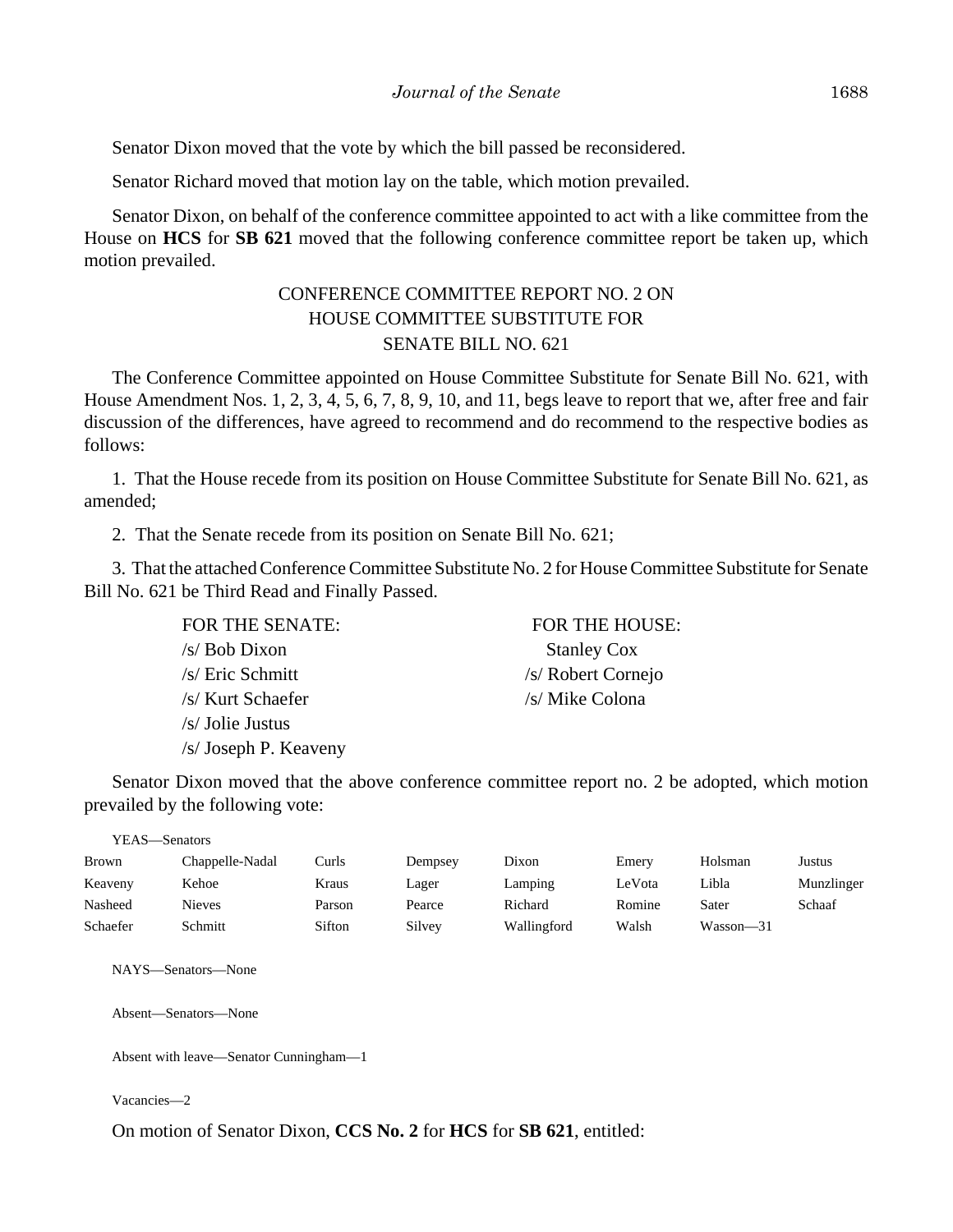Senator Dixon moved that the vote by which the bill passed be reconsidered.

Senator Richard moved that motion lay on the table, which motion prevailed.

Senator Dixon, on behalf of the conference committee appointed to act with a like committee from the House on **HCS** for **SB 621** moved that the following conference committee report be taken up, which motion prevailed.

CONFERENCE COMMITTEE REPORT NO. 2 ON
HOUSE COMMITTEE SUBSTITUTE FOR
SENATE BILL NO. 621

The Conference Committee appointed on House Committee Substitute for Senate Bill No. 621, with House Amendment Nos. 1, 2, 3, 4, 5, 6, 7, 8, 9, 10, and 11, begs leave to report that we, after free and fair discussion of the differences, have agreed to recommend and do recommend to the respective bodies as follows:

1. That the House recede from its position on House Committee Substitute for Senate Bill No. 621, as amended;

2. That the Senate recede from its position on Senate Bill No. 621;

3. That the attached Conference Committee Substitute No. 2 for House Committee Substitute for Senate Bill No. 621 be Third Read and Finally Passed.

| FOR THE SENATE: | FOR THE HOUSE: |
|---|---|
| /s/ Bob Dixon | Stanley Cox |
| /s/ Eric Schmitt | /s/ Robert Cornejo |
| /s/ Kurt Schaefer | /s/ Mike Colona |
| /s/ Jolie Justus | |
| /s/ Joseph P. Keaveny | |

Senator Dixon moved that the above conference committee report no. 2 be adopted, which motion prevailed by the following vote:

YEAS—Senators

| | | | | | | | |
|---|---|---|---|---|---|---|---|
| Brown | Chappelle-Nadal | Curls | Dempsey | Dixon | Emery | Holsman | Justus |
| Keaveny | Kehoe | Kraus | Lager | Lamping | LeVota | Libla | Munzlinger |
| Nasheed | Nieves | Parson | Pearce | Richard | Romine | Sater | Schaaf |
| Schaefer | Schmitt | Sifton | Silvey | Wallingford | Walsh | Wasson—31 | |

NAYS—Senators—None

Absent—Senators—None

Absent with leave—Senator Cunningham—1

Vacancies—2

On motion of Senator Dixon, **CCS No. 2** for **HCS** for **SB 621**, entitled: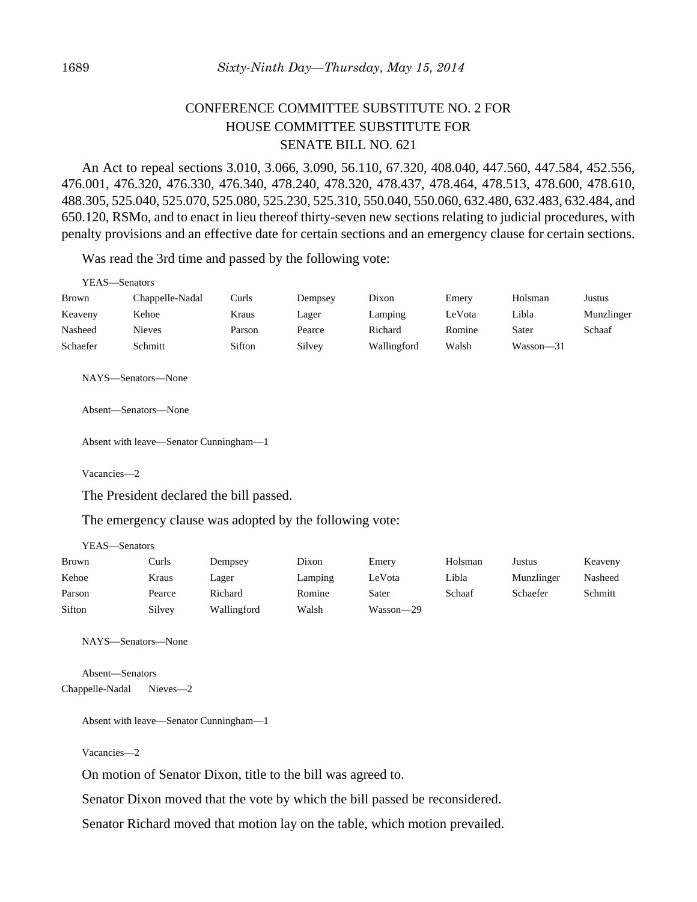CONFERENCE COMMITTEE SUBSTITUTE NO. 2 FOR
HOUSE COMMITTEE SUBSTITUTE FOR
SENATE BILL NO. 621

An Act to repeal sections 3.010, 3.066, 3.090, 56.110, 67.320, 408.040, 447.560, 447.584, 452.556, 476.001, 476.320, 476.330, 476.340, 478.240, 478.320, 478.437, 478.464, 478.513, 478.600, 478.610, 488.305, 525.040, 525.070, 525.080, 525.230, 525.310, 550.040, 550.060, 632.480, 632.483, 632.484, and 650.120, RSMo, and to enact in lieu thereof thirty-seven new sections relating to judicial procedures, with penalty provisions and an effective date for certain sections and an emergency clause for certain sections.

Was read the 3rd time and passed by the following vote:

YEAS—Senators

| | | | | | | | |
|---|---|---|---|---|---|---|---|
| Brown | Chappelle-Nadal | Curls | Dempsey | Dixon | Emery | Holsman | Justus |
| Keaveny | Kehoe | Kraus | Lager | Lamping | LeVota | Libla | Munzlinger |
| Nasheed | Nieves | Parson | Pearce | Richard | Romine | Sater | Schaaf |
| Schaefer | Schmitt | Sifton | Silvey | Wallingford | Walsh | Wasson—31 | |

NAYS—Senators—None

Absent—Senators—None

Absent with leave—Senator Cunningham—1

Vacancies—2

The President declared the bill passed.

The emergency clause was adopted by the following vote:

YEAS—Senators

| | | | | | | | |
|---|---|---|---|---|---|---|---|
| Brown | Curls | Dempsey | Dixon | Emery | Holsman | Justus | Keaveny |
| Kehoe | Kraus | Lager | Lamping | LeVota | Libla | Munzlinger | Nasheed |
| Parson | Pearce | Richard | Romine | Sater | Schaaf | Schaefer | Schmitt |
| Sifton | Silvey | Wallingford | Walsh | Wasson—29 | | | |

NAYS—Senators—None

Absent—Senators

Chappelle-Nadal Nieves—2

Absent with leave—Senator Cunningham—1

Vacancies—2

On motion of Senator Dixon, title to the bill was agreed to.

Senator Dixon moved that the vote by which the bill passed be reconsidered.

Senator Richard moved that motion lay on the table, which motion prevailed.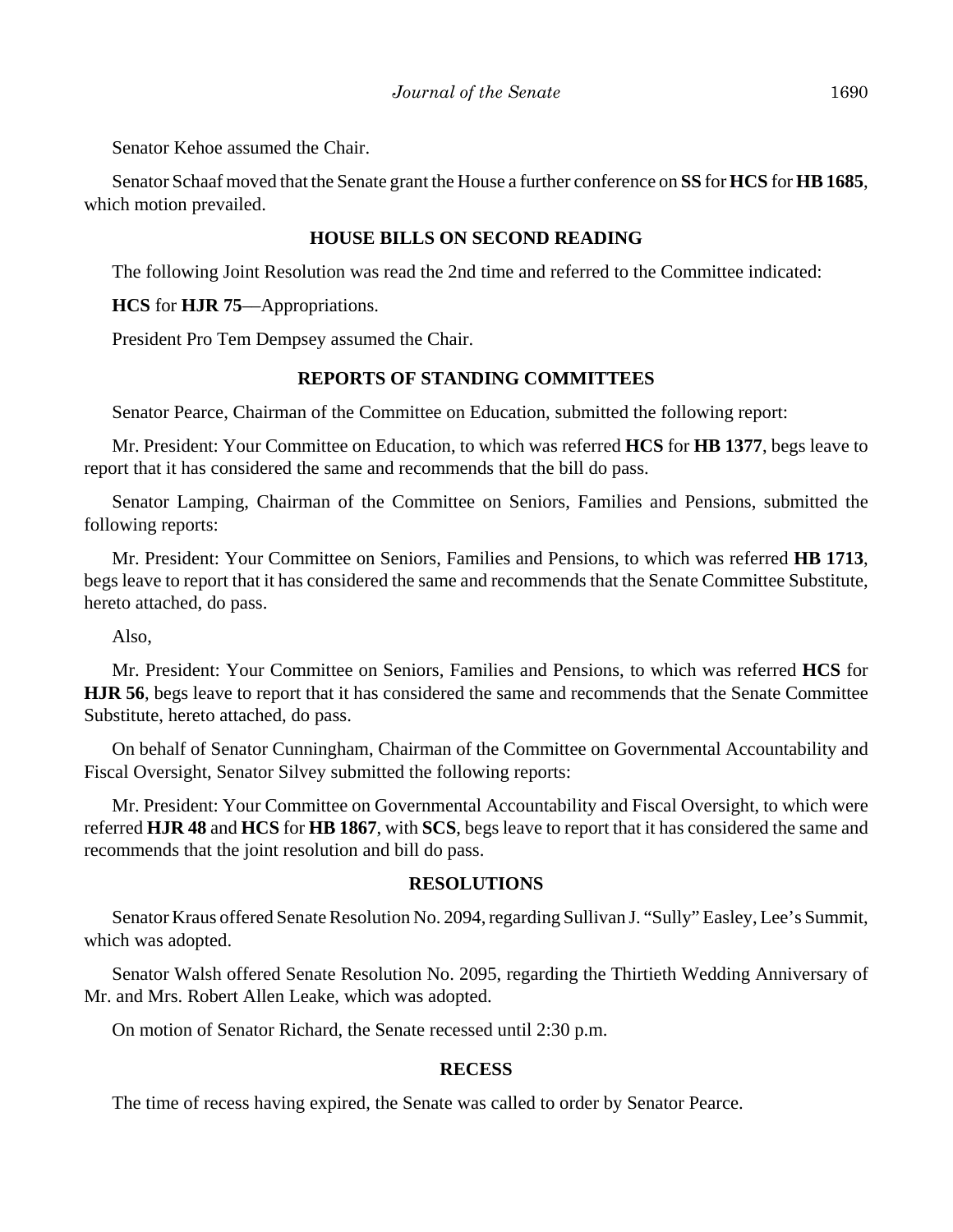Senator Kehoe assumed the Chair.

Senator Schaaf moved that the Senate grant the House a further conference on **SS** for **HCS** for **HB 1685**, which motion prevailed.

## HOUSE BILLS ON SECOND READING

The following Joint Resolution was read the 2nd time and referred to the Committee indicated:

**HCS** for **HJR 75**—Appropriations.

President Pro Tem Dempsey assumed the Chair.

## REPORTS OF STANDING COMMITTEES

Senator Pearce, Chairman of the Committee on Education, submitted the following report:

Mr. President: Your Committee on Education, to which was referred **HCS** for **HB 1377**, begs leave to report that it has considered the same and recommends that the bill do pass.

Senator Lamping, Chairman of the Committee on Seniors, Families and Pensions, submitted the following reports:

Mr. President: Your Committee on Seniors, Families and Pensions, to which was referred **HB 1713**, begs leave to report that it has considered the same and recommends that the Senate Committee Substitute, hereto attached, do pass.

Also,

Mr. President: Your Committee on Seniors, Families and Pensions, to which was referred **HCS** for **HJR 56**, begs leave to report that it has considered the same and recommends that the Senate Committee Substitute, hereto attached, do pass.

On behalf of Senator Cunningham, Chairman of the Committee on Governmental Accountability and Fiscal Oversight, Senator Silvey submitted the following reports:

Mr. President: Your Committee on Governmental Accountability and Fiscal Oversight, to which were referred **HJR 48** and **HCS** for **HB 1867**, with **SCS**, begs leave to report that it has considered the same and recommends that the joint resolution and bill do pass.

## RESOLUTIONS

Senator Kraus offered Senate Resolution No. 2094, regarding Sullivan J. "Sully" Easley, Lee's Summit, which was adopted.

Senator Walsh offered Senate Resolution No. 2095, regarding the Thirtieth Wedding Anniversary of Mr. and Mrs. Robert Allen Leake, which was adopted.

On motion of Senator Richard, the Senate recessed until 2:30 p.m.

## RECESS

The time of recess having expired, the Senate was called to order by Senator Pearce.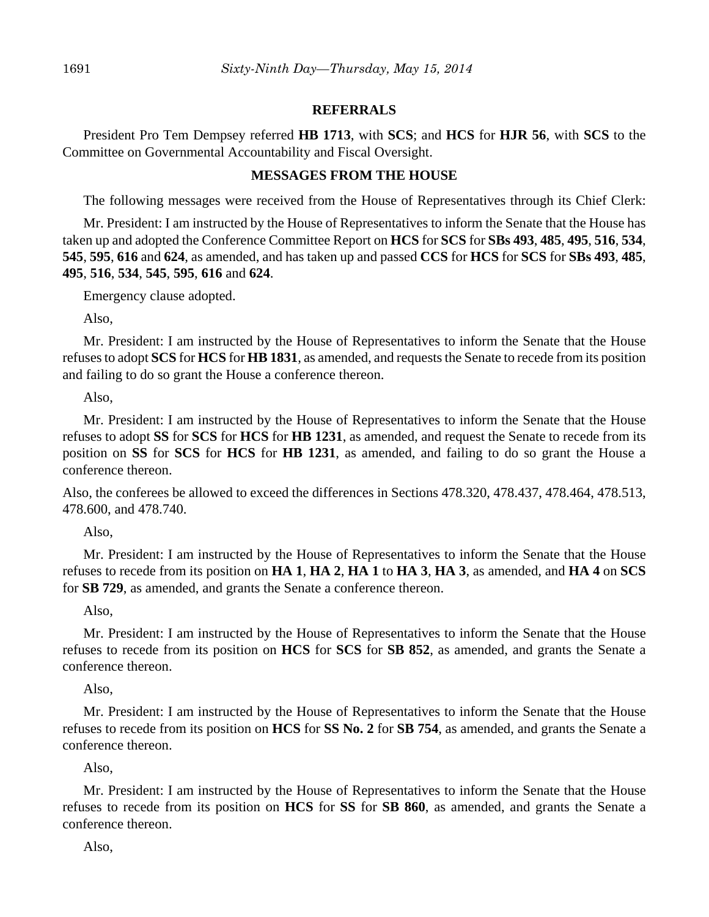## REFERRALS

President Pro Tem Dempsey referred **HB 1713**, with **SCS**; and **HCS** for **HJR 56**, with **SCS** to the Committee on Governmental Accountability and Fiscal Oversight.

## MESSAGES FROM THE HOUSE

The following messages were received from the House of Representatives through its Chief Clerk:

Mr. President: I am instructed by the House of Representatives to inform the Senate that the House has taken up and adopted the Conference Committee Report on **HCS** for **SCS** for **SBs 493**, **485**, **495**, **516**, **534**, **545**, **595**, **616** and **624**, as amended, and has taken up and passed **CCS** for **HCS** for **SCS** for **SBs 493**, **485**, **495**, **516**, **534**, **545**, **595**, **616** and **624**.

Emergency clause adopted.

Also,

Mr. President: I am instructed by the House of Representatives to inform the Senate that the House refuses to adopt **SCS** for **HCS** for **HB 1831**, as amended, and requests the Senate to recede from its position and failing to do so grant the House a conference thereon.

Also,

Mr. President: I am instructed by the House of Representatives to inform the Senate that the House refuses to adopt **SS** for **SCS** for **HCS** for **HB 1231**, as amended, and request the Senate to recede from its position on **SS** for **SCS** for **HCS** for **HB 1231**, as amended, and failing to do so grant the House a conference thereon.

Also, the conferees be allowed to exceed the differences in Sections 478.320, 478.437, 478.464, 478.513, 478.600, and 478.740.

Also,

Mr. President: I am instructed by the House of Representatives to inform the Senate that the House refuses to recede from its position on **HA 1**, **HA 2**, **HA 1** to **HA 3**, **HA 3**, as amended, and **HA 4** on **SCS** for **SB 729**, as amended, and grants the Senate a conference thereon.

Also,

Mr. President: I am instructed by the House of Representatives to inform the Senate that the House refuses to recede from its position on **HCS** for **SCS** for **SB 852**, as amended, and grants the Senate a conference thereon.

Also,

Mr. President: I am instructed by the House of Representatives to inform the Senate that the House refuses to recede from its position on **HCS** for **SS No. 2** for **SB 754**, as amended, and grants the Senate a conference thereon.

Also,

Mr. President: I am instructed by the House of Representatives to inform the Senate that the House refuses to recede from its position on **HCS** for **SS** for **SB 860**, as amended, and grants the Senate a conference thereon.

Also,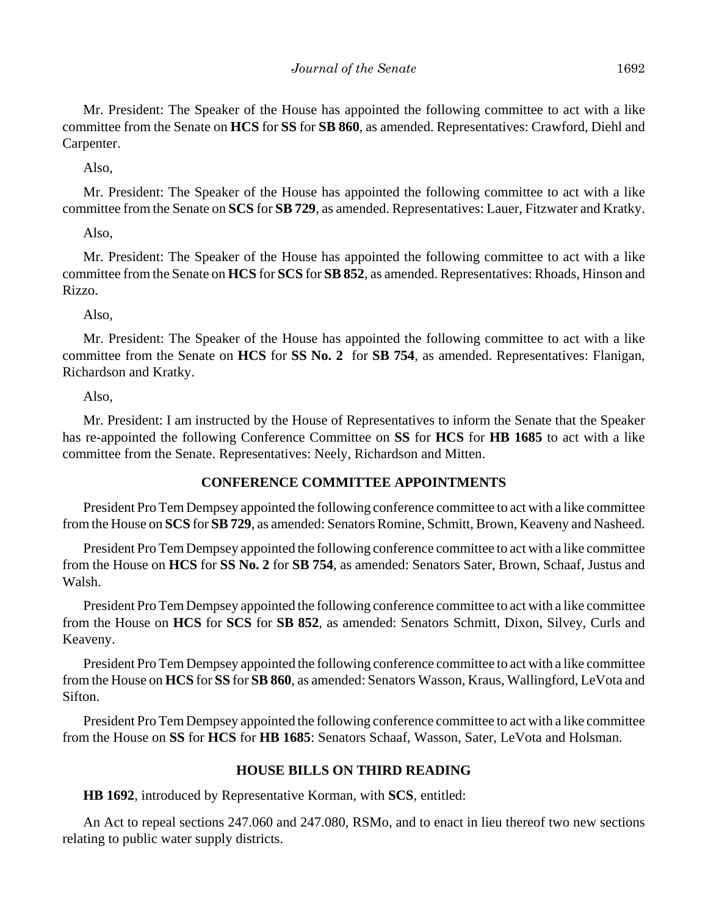Mr. President: The Speaker of the House has appointed the following committee to act with a like committee from the Senate on **HCS** for **SS** for **SB 860**, as amended. Representatives: Crawford, Diehl and Carpenter.

Also,

Mr. President: The Speaker of the House has appointed the following committee to act with a like committee from the Senate on **SCS** for **SB 729**, as amended. Representatives: Lauer, Fitzwater and Kratky.

Also,

Mr. President: The Speaker of the House has appointed the following committee to act with a like committee from the Senate on **HCS** for **SCS** for **SB 852**, as amended. Representatives: Rhoads, Hinson and Rizzo.

Also,

Mr. President: The Speaker of the House has appointed the following committee to act with a like committee from the Senate on **HCS** for **SS No. 2** for **SB 754**, as amended. Representatives: Flanigan, Richardson and Kratky.

Also,

Mr. President: I am instructed by the House of Representatives to inform the Senate that the Speaker has re-appointed the following Conference Committee on **SS** for **HCS** for **HB 1685** to act with a like committee from the Senate. Representatives: Neely, Richardson and Mitten.

## CONFERENCE COMMITTEE APPOINTMENTS

President Pro Tem Dempsey appointed the following conference committee to act with a like committee from the House on **SCS** for **SB 729**, as amended: Senators Romine, Schmitt, Brown, Keaveny and Nasheed.

President Pro Tem Dempsey appointed the following conference committee to act with a like committee from the House on **HCS** for **SS No. 2** for **SB 754**, as amended: Senators Sater, Brown, Schaaf, Justus and Walsh.

President Pro Tem Dempsey appointed the following conference committee to act with a like committee from the House on **HCS** for **SCS** for **SB 852**, as amended: Senators Schmitt, Dixon, Silvey, Curls and Keaveny.

President Pro Tem Dempsey appointed the following conference committee to act with a like committee from the House on **HCS** for **SS** for **SB 860**, as amended: Senators Wasson, Kraus, Wallingford, LeVota and Sifton.

President Pro Tem Dempsey appointed the following conference committee to act with a like committee from the House on **SS** for **HCS** for **HB 1685**: Senators Schaaf, Wasson, Sater, LeVota and Holsman.

## HOUSE BILLS ON THIRD READING

**HB 1692**, introduced by Representative Korman, with **SCS**, entitled:

An Act to repeal sections 247.060 and 247.080, RSMo, and to enact in lieu thereof two new sections relating to public water supply districts.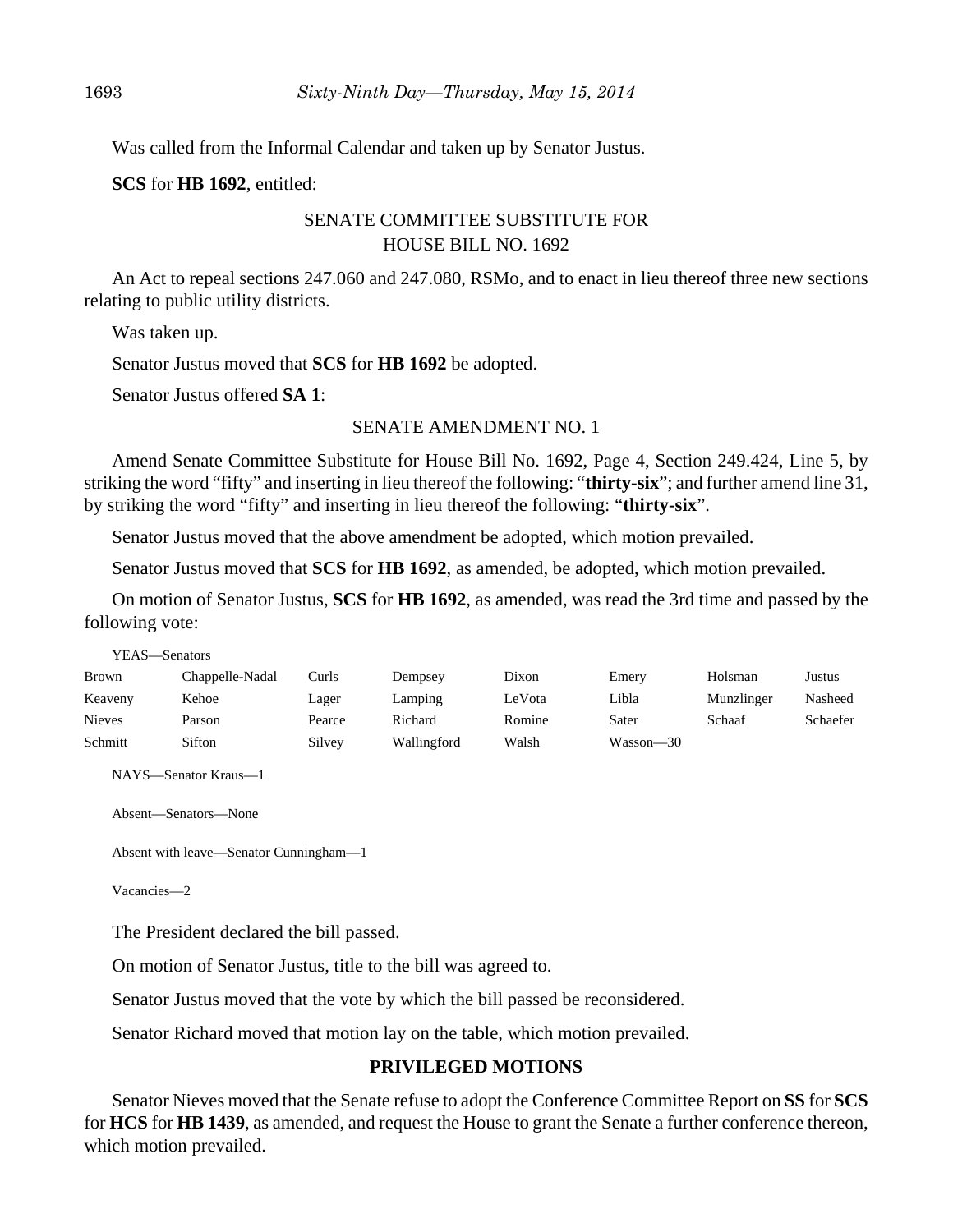Was called from the Informal Calendar and taken up by Senator Justus.

**SCS** for **HB 1692**, entitled:

SENATE COMMITTEE SUBSTITUTE FOR
HOUSE BILL NO. 1692

An Act to repeal sections 247.060 and 247.080, RSMo, and to enact in lieu thereof three new sections relating to public utility districts.

Was taken up.

Senator Justus moved that **SCS** for **HB 1692** be adopted.

Senator Justus offered **SA 1**:

SENATE AMENDMENT NO. 1

Amend Senate Committee Substitute for House Bill No. 1692, Page 4, Section 249.424, Line 5, by striking the word "fifty" and inserting in lieu thereof the following: "**thirty-six**"; and further amend line 31, by striking the word "fifty" and inserting in lieu thereof the following: "**thirty-six**".

Senator Justus moved that the above amendment be adopted, which motion prevailed.

Senator Justus moved that **SCS** for **HB 1692**, as amended, be adopted, which motion prevailed.

On motion of Senator Justus, **SCS** for **HB 1692**, as amended, was read the 3rd time and passed by the following vote:

YEAS—Senators

| | | | | | | | |
|---|---|---|---|---|---|---|---|
| Brown | Chappelle-Nadal | Curls | Dempsey | Dixon | Emery | Holsman | Justus |
| Keaveny | Kehoe | Lager | Lamping | LeVota | Libla | Munzlinger | Nasheed |
| Nieves | Parson | Pearce | Richard | Romine | Sater | Schaaf | Schaefer |
| Schmitt | Sifton | Silvey | Wallingford | Walsh | Wasson—30 | | |

NAYS—Senator Kraus—1

Absent—Senators—None

Absent with leave—Senator Cunningham—1

Vacancies—2

The President declared the bill passed.

On motion of Senator Justus, title to the bill was agreed to.

Senator Justus moved that the vote by which the bill passed be reconsidered.

Senator Richard moved that motion lay on the table, which motion prevailed.

## PRIVILEGED MOTIONS

Senator Nieves moved that the Senate refuse to adopt the Conference Committee Report on **SS** for **SCS** for **HCS** for **HB 1439**, as amended, and request the House to grant the Senate a further conference thereon, which motion prevailed.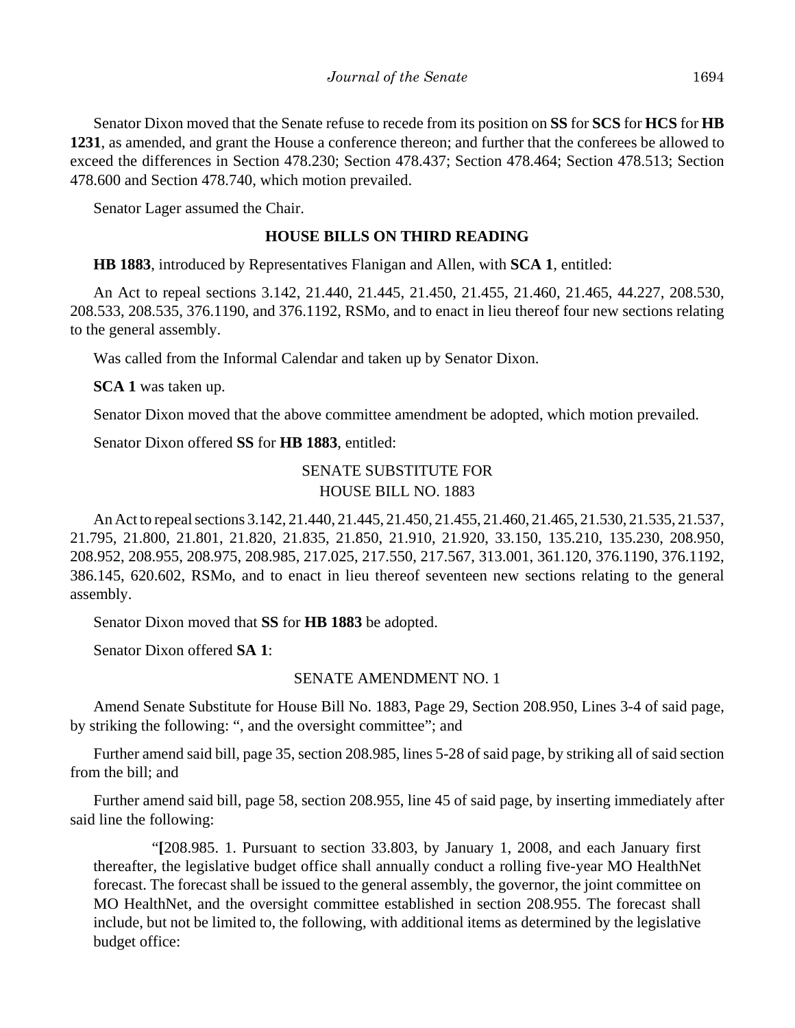Senator Dixon moved that the Senate refuse to recede from its position on **SS** for **SCS** for **HCS** for **HB 1231**, as amended, and grant the House a conference thereon; and further that the conferees be allowed to exceed the differences in Section 478.230; Section 478.437; Section 478.464; Section 478.513; Section 478.600 and Section 478.740, which motion prevailed.

Senator Lager assumed the Chair.

## HOUSE BILLS ON THIRD READING

**HB 1883**, introduced by Representatives Flanigan and Allen, with **SCA 1**, entitled:

An Act to repeal sections 3.142, 21.440, 21.445, 21.450, 21.455, 21.460, 21.465, 44.227, 208.530, 208.533, 208.535, 376.1190, and 376.1192, RSMo, and to enact in lieu thereof four new sections relating to the general assembly.

Was called from the Informal Calendar and taken up by Senator Dixon.

**SCA 1** was taken up.

Senator Dixon moved that the above committee amendment be adopted, which motion prevailed.

Senator Dixon offered **SS** for **HB 1883**, entitled:

SENATE SUBSTITUTE FOR
HOUSE BILL NO. 1883

An Act to repeal sections 3.142, 21.440, 21.445, 21.450, 21.455, 21.460, 21.465, 21.530, 21.535, 21.537, 21.795, 21.800, 21.801, 21.820, 21.835, 21.850, 21.910, 21.920, 33.150, 135.210, 135.230, 208.950, 208.952, 208.955, 208.975, 208.985, 217.025, 217.550, 217.567, 313.001, 361.120, 376.1190, 376.1192, 386.145, 620.602, RSMo, and to enact in lieu thereof seventeen new sections relating to the general assembly.

Senator Dixon moved that **SS** for **HB 1883** be adopted.

Senator Dixon offered **SA 1**:

SENATE AMENDMENT NO. 1

Amend Senate Substitute for House Bill No. 1883, Page 29, Section 208.950, Lines 3-4 of said page, by striking the following: ", and the oversight committee"; and

Further amend said bill, page 35, section 208.985, lines 5-28 of said page, by striking all of said section from the bill; and

Further amend said bill, page 58, section 208.955, line 45 of said page, by inserting immediately after said line the following:

"**[**208.985. 1. Pursuant to section 33.803, by January 1, 2008, and each January first thereafter, the legislative budget office shall annually conduct a rolling five-year MO HealthNet forecast. The forecast shall be issued to the general assembly, the governor, the joint committee on MO HealthNet, and the oversight committee established in section 208.955. The forecast shall include, but not be limited to, the following, with additional items as determined by the legislative budget office: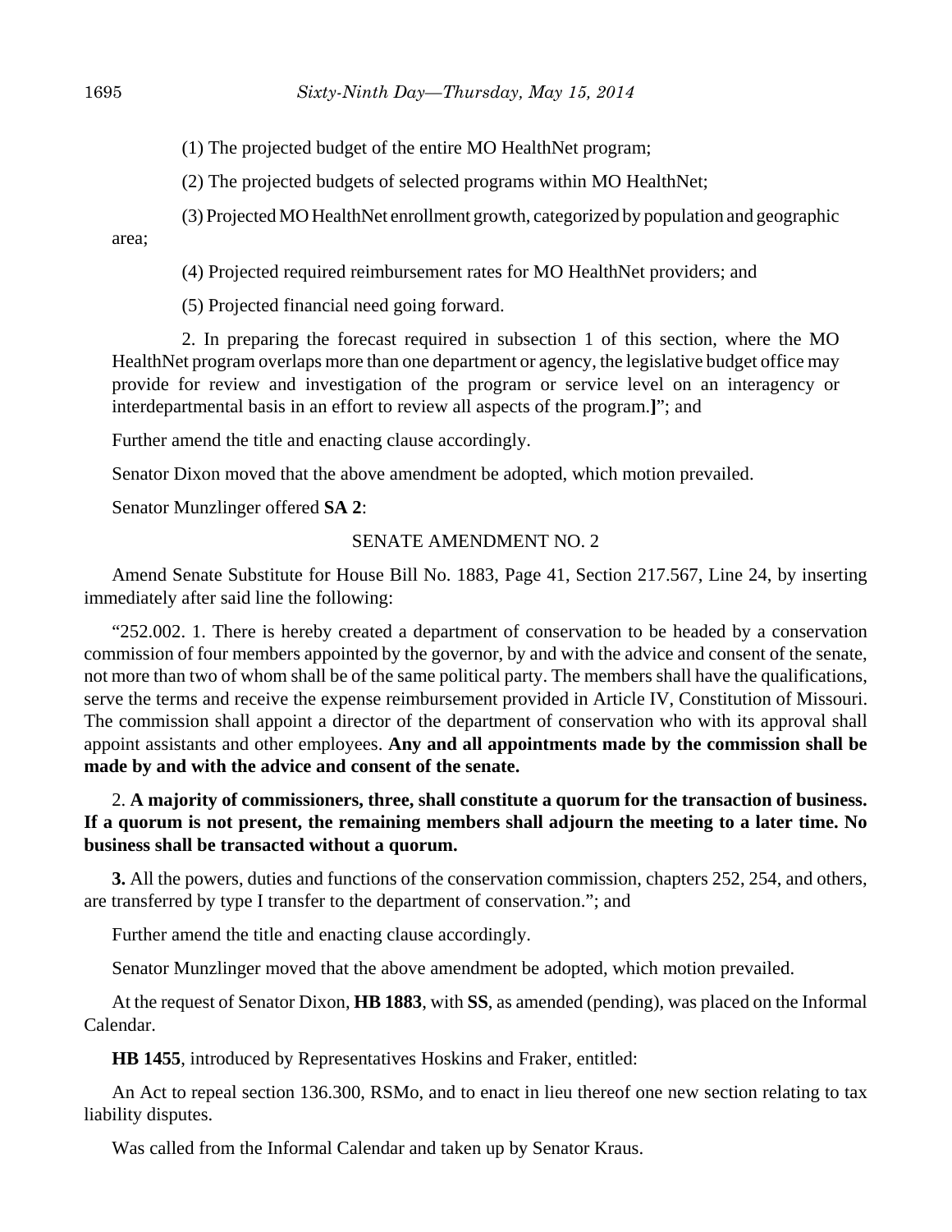(1) The projected budget of the entire MO HealthNet program;

(2) The projected budgets of selected programs within MO HealthNet;

(3) Projected MO HealthNet enrollment growth, categorized by population and geographic area;

(4) Projected required reimbursement rates for MO HealthNet providers; and

(5) Projected financial need going forward.

2. In preparing the forecast required in subsection 1 of this section, where the MO HealthNet program overlaps more than one department or agency, the legislative budget office may provide for review and investigation of the program or service level on an interagency or interdepartmental basis in an effort to review all aspects of the program.**]**"; and

Further amend the title and enacting clause accordingly.

Senator Dixon moved that the above amendment be adopted, which motion prevailed.

Senator Munzlinger offered **SA 2**:

SENATE AMENDMENT NO. 2

Amend Senate Substitute for House Bill No. 1883, Page 41, Section 217.567, Line 24, by inserting immediately after said line the following:

"252.002. 1. There is hereby created a department of conservation to be headed by a conservation commission of four members appointed by the governor, by and with the advice and consent of the senate, not more than two of whom shall be of the same political party. The members shall have the qualifications, serve the terms and receive the expense reimbursement provided in Article IV, Constitution of Missouri. The commission shall appoint a director of the department of conservation who with its approval shall appoint assistants and other employees. **Any and all appointments made by the commission shall be made by and with the advice and consent of the senate.**

2. **A majority of commissioners, three, shall constitute a quorum for the transaction of business. If a quorum is not present, the remaining members shall adjourn the meeting to a later time. No business shall be transacted without a quorum.**

**3.** All the powers, duties and functions of the conservation commission, chapters 252, 254, and others, are transferred by type I transfer to the department of conservation."; and

Further amend the title and enacting clause accordingly.

Senator Munzlinger moved that the above amendment be adopted, which motion prevailed.

At the request of Senator Dixon, **HB 1883**, with **SS**, as amended (pending), was placed on the Informal Calendar.

**HB 1455**, introduced by Representatives Hoskins and Fraker, entitled:

An Act to repeal section 136.300, RSMo, and to enact in lieu thereof one new section relating to tax liability disputes.

Was called from the Informal Calendar and taken up by Senator Kraus.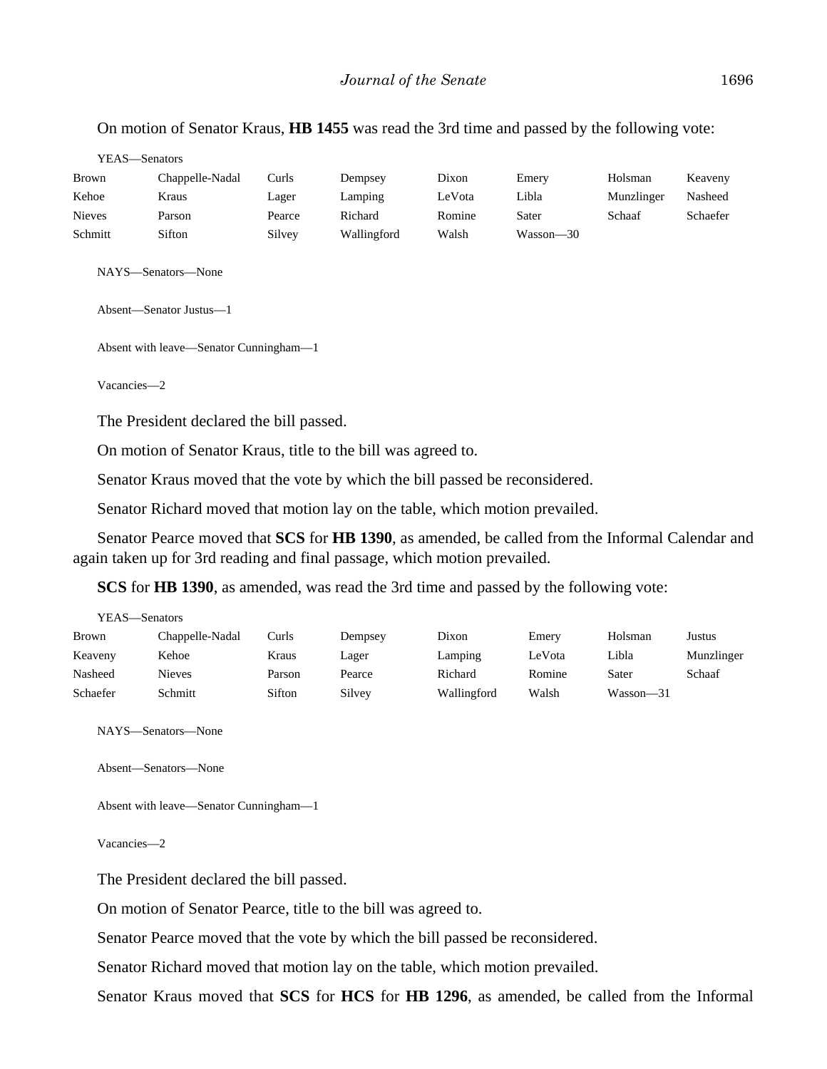On motion of Senator Kraus, **HB 1455** was read the 3rd time and passed by the following vote:

YEAS—Senators

| | | | | | | | |
|---|---|---|---|---|---|---|---|
| Brown | Chappelle-Nadal | Curls | Dempsey | Dixon | Emery | Holsman | Keaveny |
| Kehoe | Kraus | Lager | Lamping | LeVota | Libla | Munzlinger | Nasheed |
| Nieves | Parson | Pearce | Richard | Romine | Sater | Schaaf | Schaefer |
| Schmitt | Sifton | Silvey | Wallingford | Walsh | Wasson—30 | | |

NAYS—Senators—None

Absent—Senator Justus—1

Absent with leave—Senator Cunningham—1

Vacancies—2

The President declared the bill passed.

On motion of Senator Kraus, title to the bill was agreed to.

Senator Kraus moved that the vote by which the bill passed be reconsidered.

Senator Richard moved that motion lay on the table, which motion prevailed.

Senator Pearce moved that **SCS** for **HB 1390**, as amended, be called from the Informal Calendar and again taken up for 3rd reading and final passage, which motion prevailed.

**SCS** for **HB 1390**, as amended, was read the 3rd time and passed by the following vote:

YEAS—Senators

| | | | | | | | |
|---|---|---|---|---|---|---|---|
| Brown | Chappelle-Nadal | Curls | Dempsey | Dixon | Emery | Holsman | Justus |
| Keaveny | Kehoe | Kraus | Lager | Lamping | LeVota | Libla | Munzlinger |
| Nasheed | Nieves | Parson | Pearce | Richard | Romine | Sater | Schaaf |
| Schaefer | Schmitt | Sifton | Silvey | Wallingford | Walsh | Wasson—31 | |

NAYS—Senators—None

Absent—Senators—None

Absent with leave—Senator Cunningham—1

Vacancies—2

The President declared the bill passed.

On motion of Senator Pearce, title to the bill was agreed to.

Senator Pearce moved that the vote by which the bill passed be reconsidered.

Senator Richard moved that motion lay on the table, which motion prevailed.

Senator Kraus moved that **SCS** for **HCS** for **HB 1296**, as amended, be called from the Informal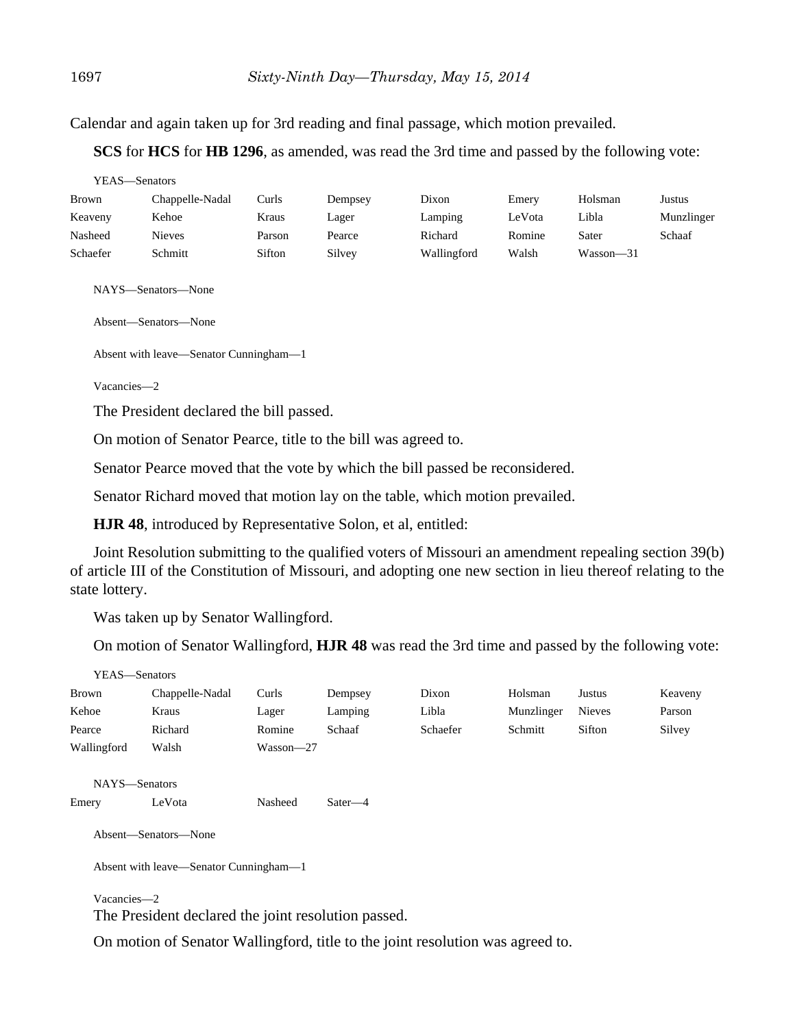Calendar and again taken up for 3rd reading and final passage, which motion prevailed.

**SCS** for **HCS** for **HB 1296**, as amended, was read the 3rd time and passed by the following vote:

YEAS—Senators

| | | | | | | | |
|---|---|---|---|---|---|---|---|
| Brown | Chappelle-Nadal | Curls | Dempsey | Dixon | Emery | Holsman | Justus |
| Keaveny | Kehoe | Kraus | Lager | Lamping | LeVota | Libla | Munzlinger |
| Nasheed | Nieves | Parson | Pearce | Richard | Romine | Sater | Schaaf |
| Schaefer | Schmitt | Sifton | Silvey | Wallingford | Walsh | Wasson—31 | |

NAYS—Senators—None

Absent—Senators—None

Absent with leave—Senator Cunningham—1

Vacancies—2

The President declared the bill passed.

On motion of Senator Pearce, title to the bill was agreed to.

Senator Pearce moved that the vote by which the bill passed be reconsidered.

Senator Richard moved that motion lay on the table, which motion prevailed.

**HJR 48**, introduced by Representative Solon, et al, entitled:

Joint Resolution submitting to the qualified voters of Missouri an amendment repealing section 39(b) of article III of the Constitution of Missouri, and adopting one new section in lieu thereof relating to the state lottery.

Was taken up by Senator Wallingford.

On motion of Senator Wallingford, **HJR 48** was read the 3rd time and passed by the following vote:

YEAS—Senators

| | | | | | | | |
|---|---|---|---|---|---|---|---|
| Brown | Chappelle-Nadal | Curls | Dempsey | Dixon | Holsman | Justus | Keaveny |
| Kehoe | Kraus | Lager | Lamping | Libla | Munzlinger | Nieves | Parson |
| Pearce | Richard | Romine | Schaaf | Schaefer | Schmitt | Sifton | Silvey |
| Wallingford | Walsh | Wasson—27 | | | | | |

NAYS—Senators

| | | | |
|---|---|---|---|
| Emery | LeVota | Nasheed | Sater—4 |

Absent—Senators—None

Absent with leave—Senator Cunningham—1

Vacancies—2

The President declared the joint resolution passed.

On motion of Senator Wallingford, title to the joint resolution was agreed to.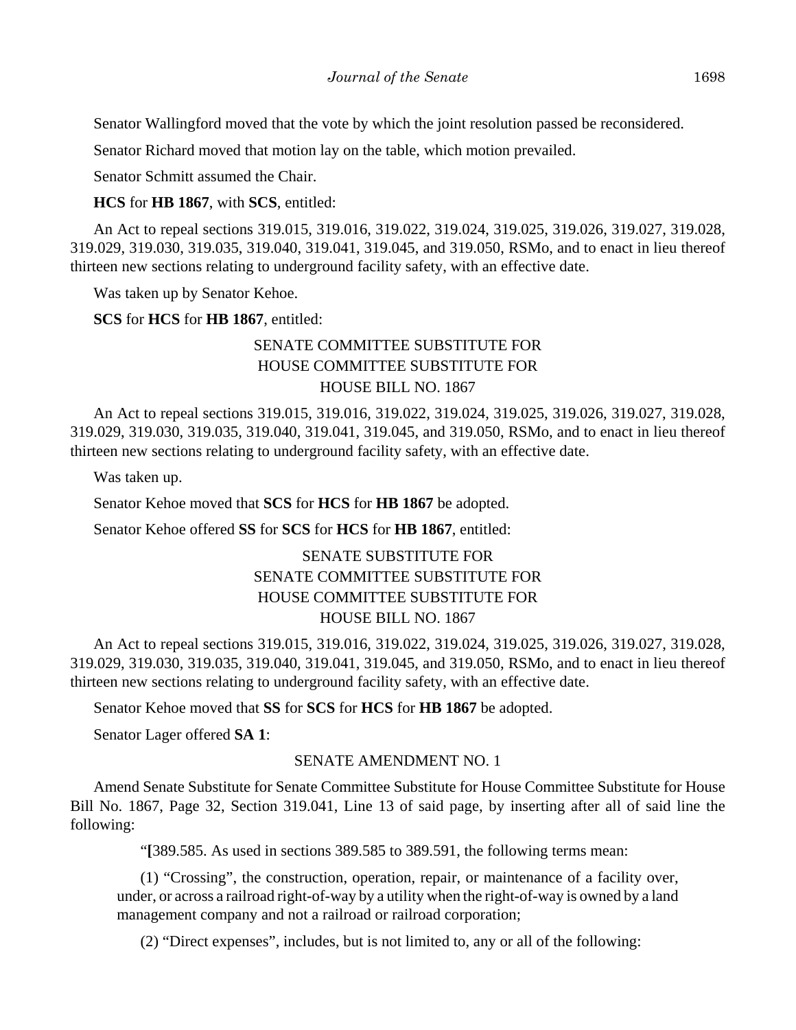Senator Wallingford moved that the vote by which the joint resolution passed be reconsidered.

Senator Richard moved that motion lay on the table, which motion prevailed.

Senator Schmitt assumed the Chair.

**HCS** for **HB 1867**, with **SCS**, entitled:

An Act to repeal sections 319.015, 319.016, 319.022, 319.024, 319.025, 319.026, 319.027, 319.028, 319.029, 319.030, 319.035, 319.040, 319.041, 319.045, and 319.050, RSMo, and to enact in lieu thereof thirteen new sections relating to underground facility safety, with an effective date.

Was taken up by Senator Kehoe.

**SCS** for **HCS** for **HB 1867**, entitled:

SENATE COMMITTEE SUBSTITUTE FOR
HOUSE COMMITTEE SUBSTITUTE FOR
HOUSE BILL NO. 1867

An Act to repeal sections 319.015, 319.016, 319.022, 319.024, 319.025, 319.026, 319.027, 319.028, 319.029, 319.030, 319.035, 319.040, 319.041, 319.045, and 319.050, RSMo, and to enact in lieu thereof thirteen new sections relating to underground facility safety, with an effective date.

Was taken up.

Senator Kehoe moved that **SCS** for **HCS** for **HB 1867** be adopted.

Senator Kehoe offered **SS** for **SCS** for **HCS** for **HB 1867**, entitled:

SENATE SUBSTITUTE FOR
SENATE COMMITTEE SUBSTITUTE FOR
HOUSE COMMITTEE SUBSTITUTE FOR
HOUSE BILL NO. 1867

An Act to repeal sections 319.015, 319.016, 319.022, 319.024, 319.025, 319.026, 319.027, 319.028, 319.029, 319.030, 319.035, 319.040, 319.041, 319.045, and 319.050, RSMo, and to enact in lieu thereof thirteen new sections relating to underground facility safety, with an effective date.

Senator Kehoe moved that **SS** for **SCS** for **HCS** for **HB 1867** be adopted.

Senator Lager offered **SA 1**:

SENATE AMENDMENT NO. 1

Amend Senate Substitute for Senate Committee Substitute for House Committee Substitute for House Bill No. 1867, Page 32, Section 319.041, Line 13 of said page, by inserting after all of said line the following:

"**[**389.585. As used in sections 389.585 to 389.591, the following terms mean:

(1) "Crossing", the construction, operation, repair, or maintenance of a facility over, under, or across a railroad right-of-way by a utility when the right-of-way is owned by a land management company and not a railroad or railroad corporation;

(2) "Direct expenses", includes, but is not limited to, any or all of the following: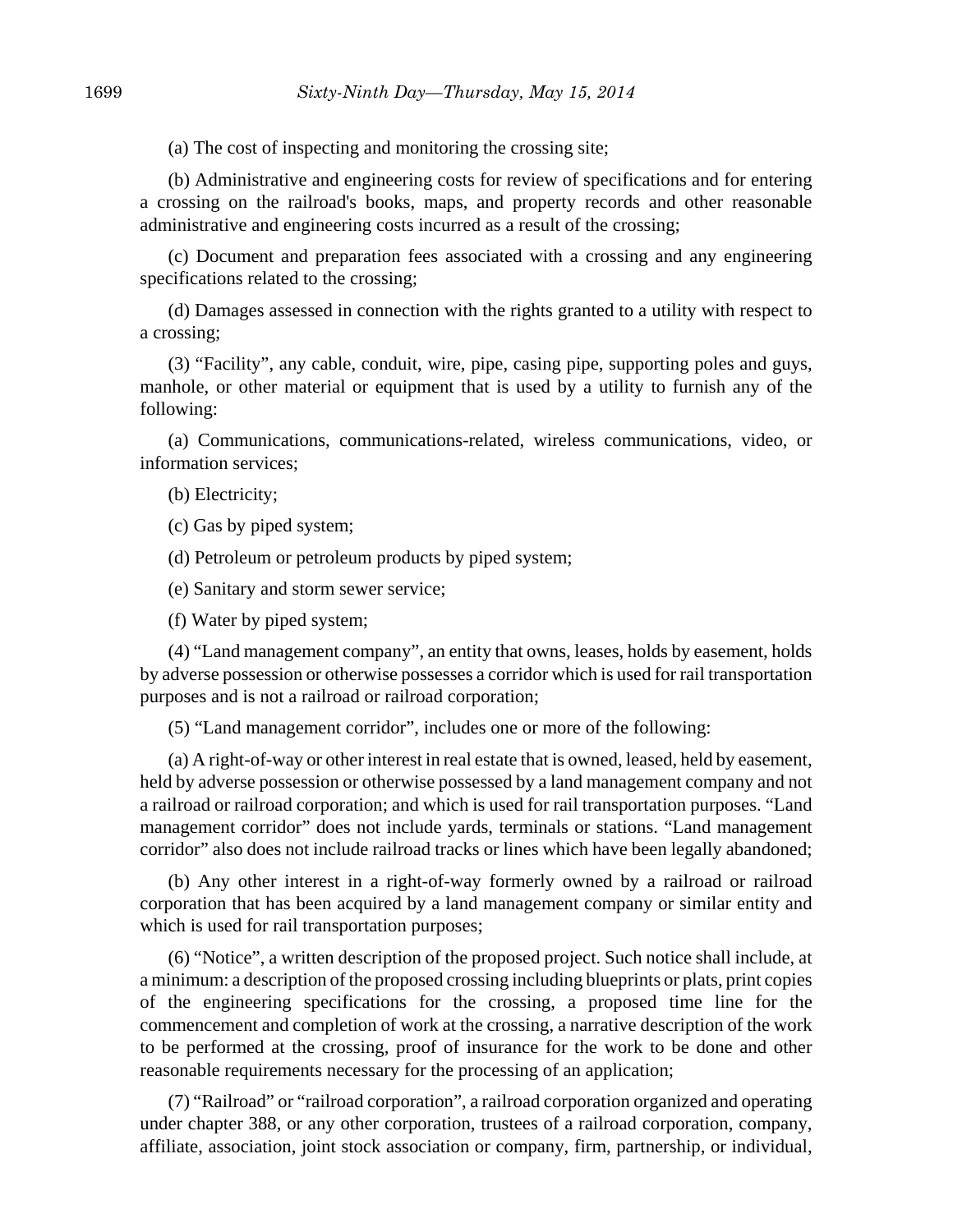(a) The cost of inspecting and monitoring the crossing site;

(b) Administrative and engineering costs for review of specifications and for entering a crossing on the railroad's books, maps, and property records and other reasonable administrative and engineering costs incurred as a result of the crossing;

(c) Document and preparation fees associated with a crossing and any engineering specifications related to the crossing;

(d) Damages assessed in connection with the rights granted to a utility with respect to a crossing;

(3) "Facility", any cable, conduit, wire, pipe, casing pipe, supporting poles and guys, manhole, or other material or equipment that is used by a utility to furnish any of the following:

(a) Communications, communications-related, wireless communications, video, or information services;

(b) Electricity;

(c) Gas by piped system;

(d) Petroleum or petroleum products by piped system;

(e) Sanitary and storm sewer service;

(f) Water by piped system;

(4) "Land management company", an entity that owns, leases, holds by easement, holds by adverse possession or otherwise possesses a corridor which is used for rail transportation purposes and is not a railroad or railroad corporation;

(5) "Land management corridor", includes one or more of the following:

(a) A right-of-way or other interest in real estate that is owned, leased, held by easement, held by adverse possession or otherwise possessed by a land management company and not a railroad or railroad corporation; and which is used for rail transportation purposes. "Land management corridor" does not include yards, terminals or stations. "Land management corridor" also does not include railroad tracks or lines which have been legally abandoned;

(b) Any other interest in a right-of-way formerly owned by a railroad or railroad corporation that has been acquired by a land management company or similar entity and which is used for rail transportation purposes;

(6) "Notice", a written description of the proposed project. Such notice shall include, at a minimum: a description of the proposed crossing including blueprints or plats, print copies of the engineering specifications for the crossing, a proposed time line for the commencement and completion of work at the crossing, a narrative description of the work to be performed at the crossing, proof of insurance for the work to be done and other reasonable requirements necessary for the processing of an application;

(7) "Railroad" or "railroad corporation", a railroad corporation organized and operating under chapter 388, or any other corporation, trustees of a railroad corporation, company, affiliate, association, joint stock association or company, firm, partnership, or individual,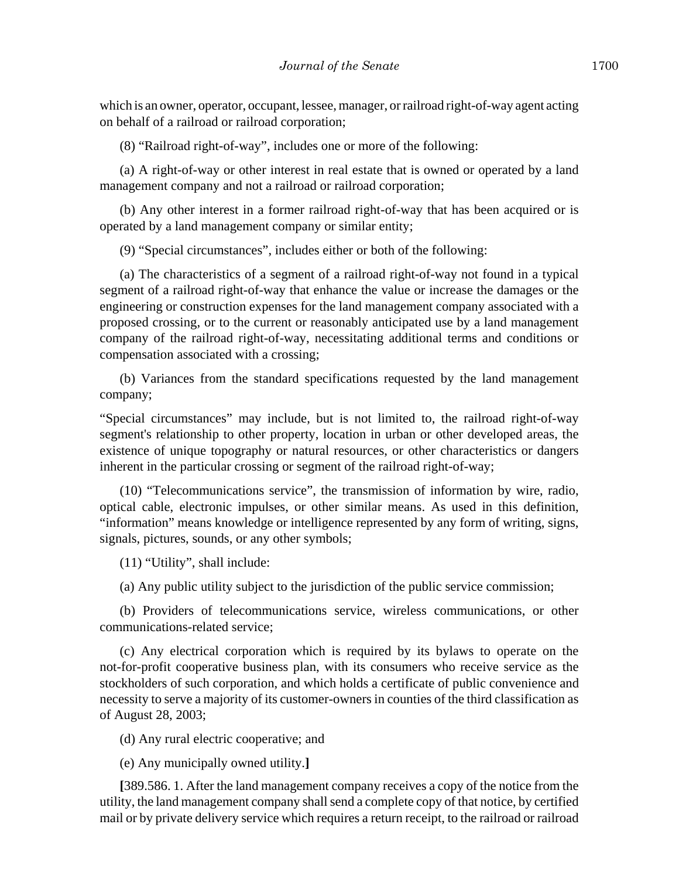which is an owner, operator, occupant, lessee, manager, or railroad right-of-way agent acting on behalf of a railroad or railroad corporation;

(8) "Railroad right-of-way", includes one or more of the following:

(a) A right-of-way or other interest in real estate that is owned or operated by a land management company and not a railroad or railroad corporation;

(b) Any other interest in a former railroad right-of-way that has been acquired or is operated by a land management company or similar entity;

(9) "Special circumstances", includes either or both of the following:

(a) The characteristics of a segment of a railroad right-of-way not found in a typical segment of a railroad right-of-way that enhance the value or increase the damages or the engineering or construction expenses for the land management company associated with a proposed crossing, or to the current or reasonably anticipated use by a land management company of the railroad right-of-way, necessitating additional terms and conditions or compensation associated with a crossing;

(b) Variances from the standard specifications requested by the land management company;

"Special circumstances" may include, but is not limited to, the railroad right-of-way segment's relationship to other property, location in urban or other developed areas, the existence of unique topography or natural resources, or other characteristics or dangers inherent in the particular crossing or segment of the railroad right-of-way;

(10) "Telecommunications service", the transmission of information by wire, radio, optical cable, electronic impulses, or other similar means. As used in this definition, "information" means knowledge or intelligence represented by any form of writing, signs, signals, pictures, sounds, or any other symbols;

(11) "Utility", shall include:

(a) Any public utility subject to the jurisdiction of the public service commission;

(b) Providers of telecommunications service, wireless communications, or other communications-related service;

(c) Any electrical corporation which is required by its bylaws to operate on the not-for-profit cooperative business plan, with its consumers who receive service as the stockholders of such corporation, and which holds a certificate of public convenience and necessity to serve a majority of its customer-owners in counties of the third classification as of August 28, 2003;

(d) Any rural electric cooperative; and

(e) Any municipally owned utility.**]**

**[**389.586. 1. After the land management company receives a copy of the notice from the utility, the land management company shall send a complete copy of that notice, by certified mail or by private delivery service which requires a return receipt, to the railroad or railroad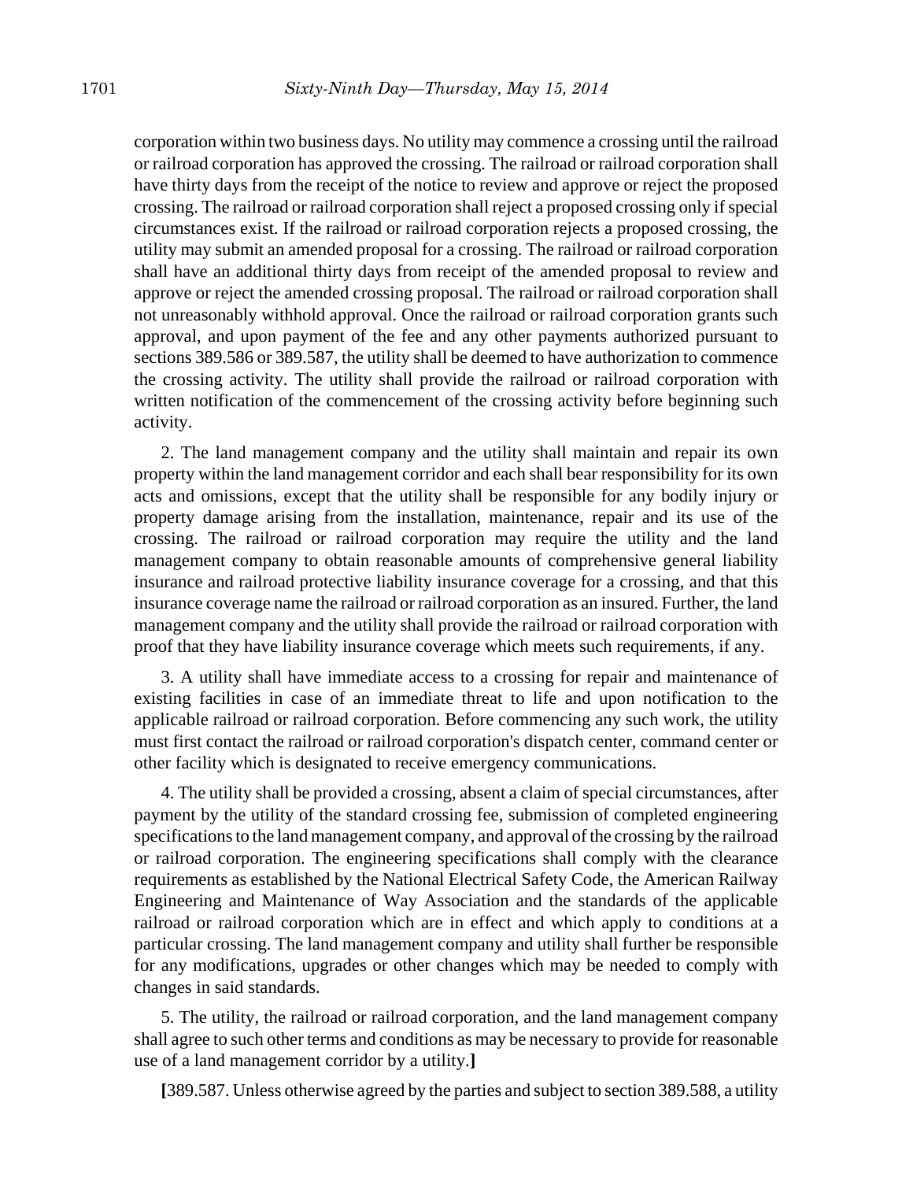corporation within two business days. No utility may commence a crossing until the railroad or railroad corporation has approved the crossing. The railroad or railroad corporation shall have thirty days from the receipt of the notice to review and approve or reject the proposed crossing. The railroad or railroad corporation shall reject a proposed crossing only if special circumstances exist. If the railroad or railroad corporation rejects a proposed crossing, the utility may submit an amended proposal for a crossing. The railroad or railroad corporation shall have an additional thirty days from receipt of the amended proposal to review and approve or reject the amended crossing proposal. The railroad or railroad corporation shall not unreasonably withhold approval. Once the railroad or railroad corporation grants such approval, and upon payment of the fee and any other payments authorized pursuant to sections 389.586 or 389.587, the utility shall be deemed to have authorization to commence the crossing activity. The utility shall provide the railroad or railroad corporation with written notification of the commencement of the crossing activity before beginning such activity.

2. The land management company and the utility shall maintain and repair its own property within the land management corridor and each shall bear responsibility for its own acts and omissions, except that the utility shall be responsible for any bodily injury or property damage arising from the installation, maintenance, repair and its use of the crossing. The railroad or railroad corporation may require the utility and the land management company to obtain reasonable amounts of comprehensive general liability insurance and railroad protective liability insurance coverage for a crossing, and that this insurance coverage name the railroad or railroad corporation as an insured. Further, the land management company and the utility shall provide the railroad or railroad corporation with proof that they have liability insurance coverage which meets such requirements, if any.

3. A utility shall have immediate access to a crossing for repair and maintenance of existing facilities in case of an immediate threat to life and upon notification to the applicable railroad or railroad corporation. Before commencing any such work, the utility must first contact the railroad or railroad corporation's dispatch center, command center or other facility which is designated to receive emergency communications.

4. The utility shall be provided a crossing, absent a claim of special circumstances, after payment by the utility of the standard crossing fee, submission of completed engineering specifications to the land management company, and approval of the crossing by the railroad or railroad corporation. The engineering specifications shall comply with the clearance requirements as established by the National Electrical Safety Code, the American Railway Engineering and Maintenance of Way Association and the standards of the applicable railroad or railroad corporation which are in effect and which apply to conditions at a particular crossing. The land management company and utility shall further be responsible for any modifications, upgrades or other changes which may be needed to comply with changes in said standards.

5. The utility, the railroad or railroad corporation, and the land management company shall agree to such other terms and conditions as may be necessary to provide for reasonable use of a land management corridor by a utility.**]**

**[**389.587. Unless otherwise agreed by the parties and subject to section 389.588, a utility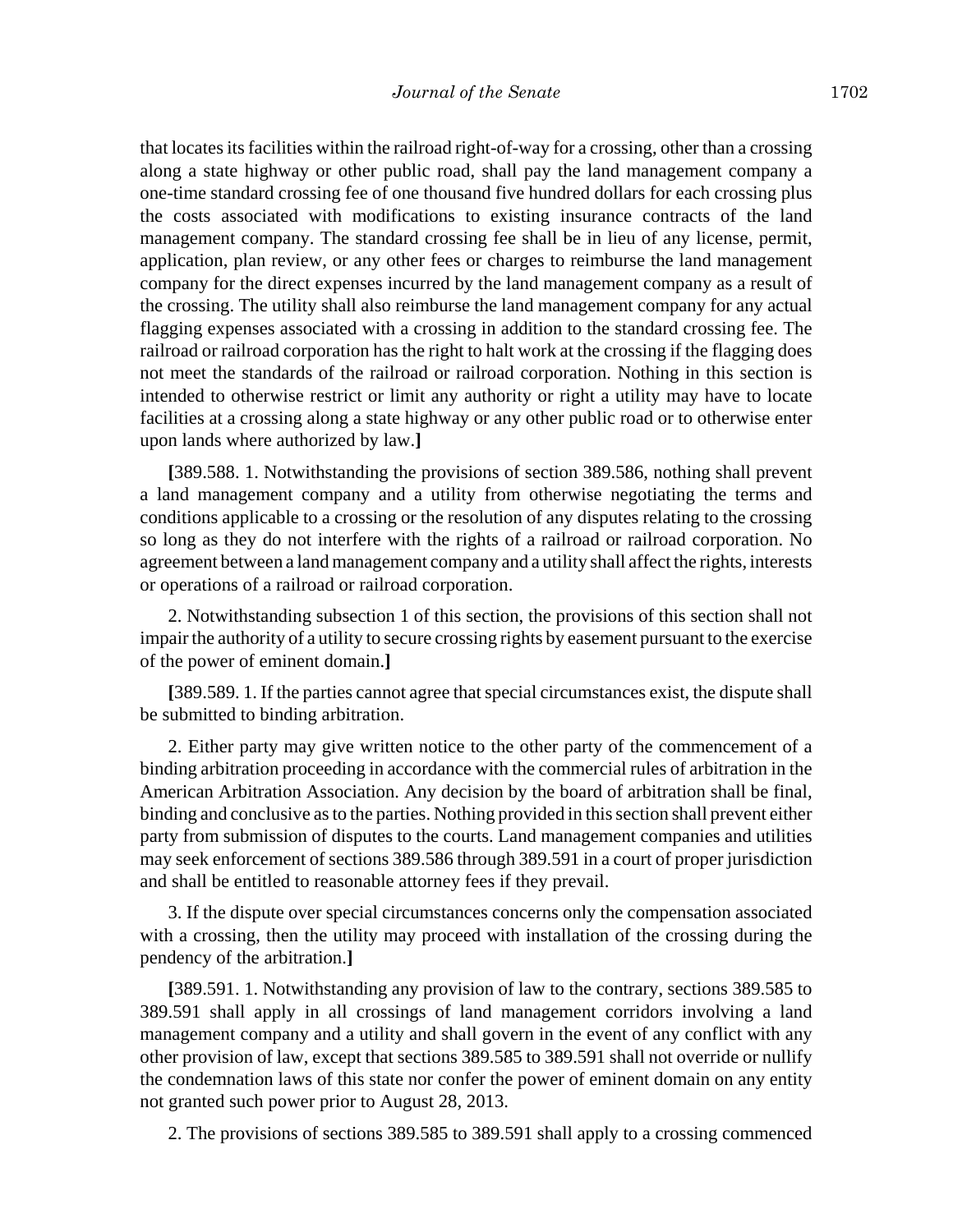that locates its facilities within the railroad right-of-way for a crossing, other than a crossing along a state highway or other public road, shall pay the land management company a one-time standard crossing fee of one thousand five hundred dollars for each crossing plus the costs associated with modifications to existing insurance contracts of the land management company. The standard crossing fee shall be in lieu of any license, permit, application, plan review, or any other fees or charges to reimburse the land management company for the direct expenses incurred by the land management company as a result of the crossing. The utility shall also reimburse the land management company for any actual flagging expenses associated with a crossing in addition to the standard crossing fee. The railroad or railroad corporation has the right to halt work at the crossing if the flagging does not meet the standards of the railroad or railroad corporation. Nothing in this section is intended to otherwise restrict or limit any authority or right a utility may have to locate facilities at a crossing along a state highway or any other public road or to otherwise enter upon lands where authorized by law.**]**

**[**389.588. 1. Notwithstanding the provisions of section 389.586, nothing shall prevent a land management company and a utility from otherwise negotiating the terms and conditions applicable to a crossing or the resolution of any disputes relating to the crossing so long as they do not interfere with the rights of a railroad or railroad corporation. No agreement between a land management company and a utility shall affect the rights, interests or operations of a railroad or railroad corporation.

2. Notwithstanding subsection 1 of this section, the provisions of this section shall not impair the authority of a utility to secure crossing rights by easement pursuant to the exercise of the power of eminent domain.**]**

**[**389.589. 1. If the parties cannot agree that special circumstances exist, the dispute shall be submitted to binding arbitration.

2. Either party may give written notice to the other party of the commencement of a binding arbitration proceeding in accordance with the commercial rules of arbitration in the American Arbitration Association. Any decision by the board of arbitration shall be final, binding and conclusive as to the parties. Nothing provided in this section shall prevent either party from submission of disputes to the courts. Land management companies and utilities may seek enforcement of sections 389.586 through 389.591 in a court of proper jurisdiction and shall be entitled to reasonable attorney fees if they prevail.

3. If the dispute over special circumstances concerns only the compensation associated with a crossing, then the utility may proceed with installation of the crossing during the pendency of the arbitration.**]**

**[**389.591. 1. Notwithstanding any provision of law to the contrary, sections 389.585 to 389.591 shall apply in all crossings of land management corridors involving a land management company and a utility and shall govern in the event of any conflict with any other provision of law, except that sections 389.585 to 389.591 shall not override or nullify the condemnation laws of this state nor confer the power of eminent domain on any entity not granted such power prior to August 28, 2013.

2. The provisions of sections 389.585 to 389.591 shall apply to a crossing commenced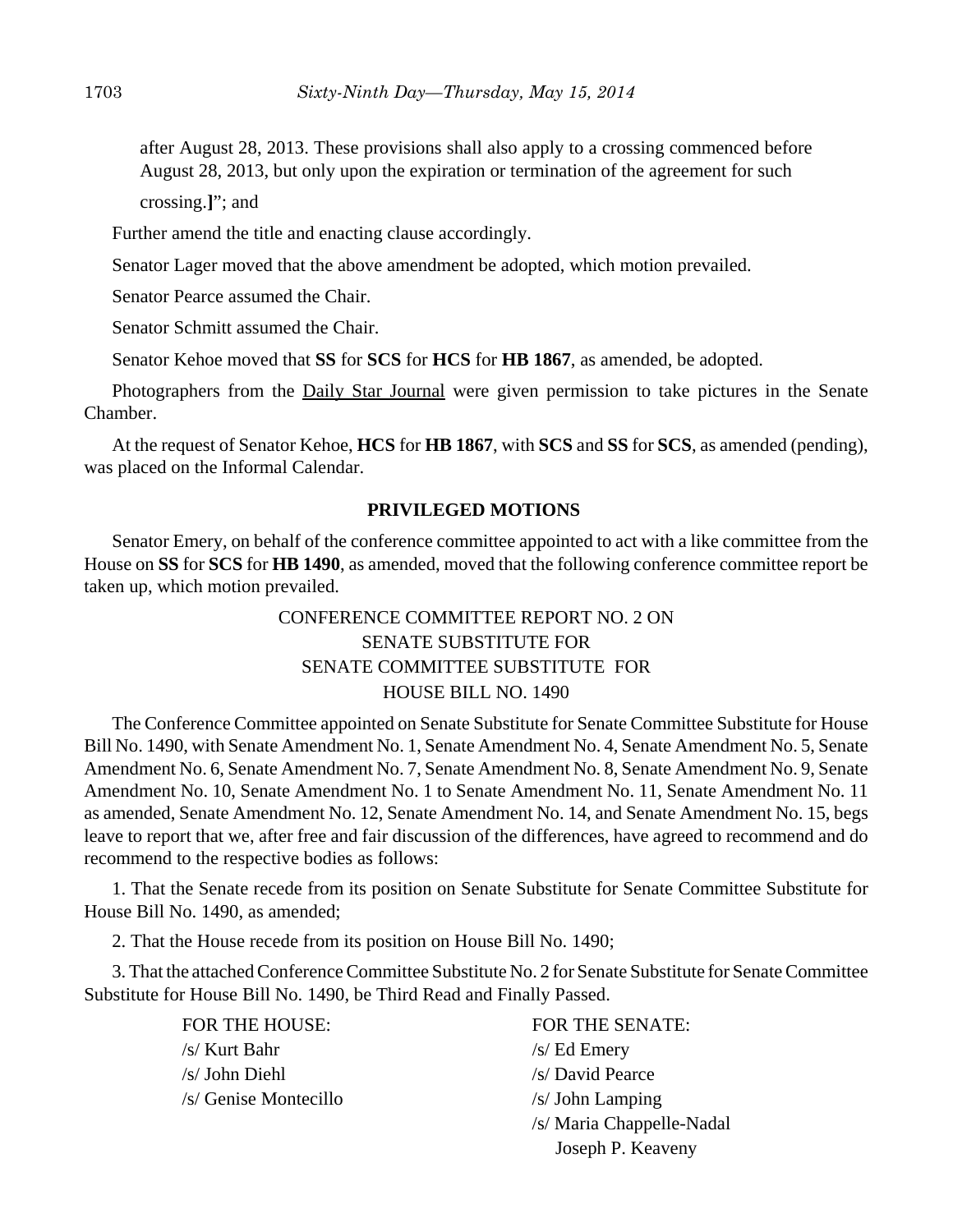after August 28, 2013. These provisions shall also apply to a crossing commenced before August 28, 2013, but only upon the expiration or termination of the agreement for such crossing.**]**"; and

Further amend the title and enacting clause accordingly.

Senator Lager moved that the above amendment be adopted, which motion prevailed.

Senator Pearce assumed the Chair.

Senator Schmitt assumed the Chair.

Senator Kehoe moved that **SS** for **SCS** for **HCS** for **HB 1867**, as amended, be adopted.

Photographers from the Daily Star Journal were given permission to take pictures in the Senate Chamber.

At the request of Senator Kehoe, **HCS** for **HB 1867**, with **SCS** and **SS** for **SCS**, as amended (pending), was placed on the Informal Calendar.

## PRIVILEGED MOTIONS

Senator Emery, on behalf of the conference committee appointed to act with a like committee from the House on **SS** for **SCS** for **HB 1490**, as amended, moved that the following conference committee report be taken up, which motion prevailed.

CONFERENCE COMMITTEE REPORT NO. 2 ON
SENATE SUBSTITUTE FOR
SENATE COMMITTEE SUBSTITUTE FOR
HOUSE BILL NO. 1490

The Conference Committee appointed on Senate Substitute for Senate Committee Substitute for House Bill No. 1490, with Senate Amendment No. 1, Senate Amendment No. 4, Senate Amendment No. 5, Senate Amendment No. 6, Senate Amendment No. 7, Senate Amendment No. 8, Senate Amendment No. 9, Senate Amendment No. 10, Senate Amendment No. 1 to Senate Amendment No. 11, Senate Amendment No. 11 as amended, Senate Amendment No. 12, Senate Amendment No. 14, and Senate Amendment No. 15, begs leave to report that we, after free and fair discussion of the differences, have agreed to recommend and do recommend to the respective bodies as follows:

1. That the Senate recede from its position on Senate Substitute for Senate Committee Substitute for House Bill No. 1490, as amended;

2. That the House recede from its position on House Bill No. 1490;

3. That the attached Conference Committee Substitute No. 2 for Senate Substitute for Senate Committee Substitute for House Bill No. 1490, be Third Read and Finally Passed.

| FOR THE HOUSE: | FOR THE SENATE: |
|---|---|
| /s/ Kurt Bahr | /s/ Ed Emery |
| /s/ John Diehl | /s/ David Pearce |
| /s/ Genise Montecillo | /s/ John Lamping |
| | /s/ Maria Chappelle-Nadal |
| | Joseph P. Keaveny |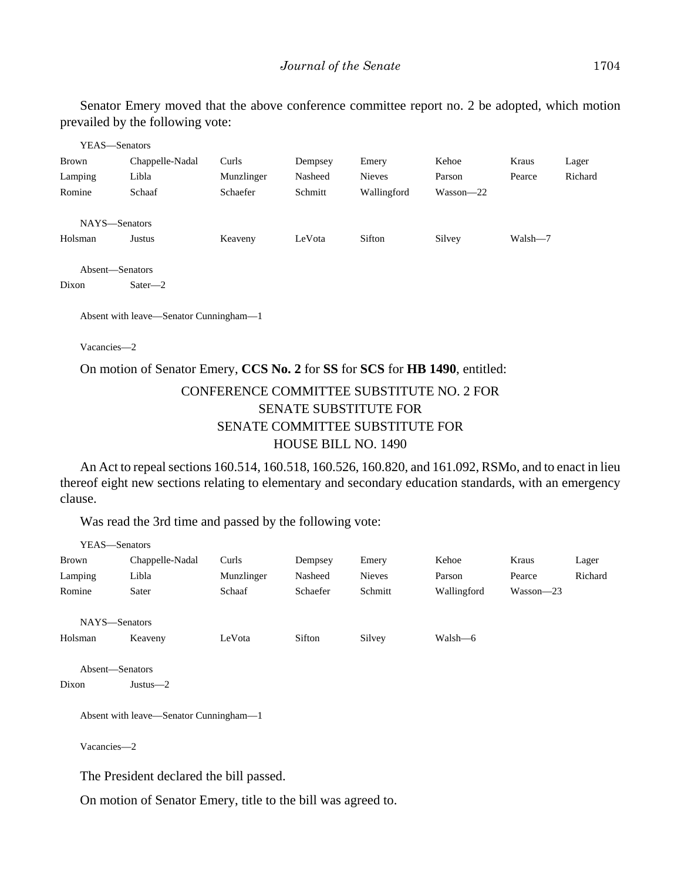Senator Emery moved that the above conference committee report no. 2 be adopted, which motion prevailed by the following vote:

YEAS—Senators

| | | | | | | | |
|---|---|---|---|---|---|---|---|
| Brown | Chappelle-Nadal | Curls | Dempsey | Emery | Kehoe | Kraus | Lager |
| Lamping | Libla | Munzlinger | Nasheed | Nieves | Parson | Pearce | Richard |
| Romine | Schaaf | Schaefer | Schmitt | Wallingford | Wasson—22 | | |

NAYS—Senators

| | | | | | | |
|---|---|---|---|---|---|---|
| Holsman | Justus | Keaveny | LeVota | Sifton | Silvey | Walsh—7 |

Absent—Senators

Dixon Sater—2

Absent with leave—Senator Cunningham—1

Vacancies—2

On motion of Senator Emery, **CCS No. 2** for **SS** for **SCS** for **HB 1490**, entitled:

CONFERENCE COMMITTEE SUBSTITUTE NO. 2 FOR
SENATE SUBSTITUTE FOR
SENATE COMMITTEE SUBSTITUTE FOR
HOUSE BILL NO. 1490

An Act to repeal sections 160.514, 160.518, 160.526, 160.820, and 161.092, RSMo, and to enact in lieu thereof eight new sections relating to elementary and secondary education standards, with an emergency clause.

Was read the 3rd time and passed by the following vote:

YEAS—Senators

| | | | | | | | |
|---|---|---|---|---|---|---|---|
| Brown | Chappelle-Nadal | Curls | Dempsey | Emery | Kehoe | Kraus | Lager |
| Lamping | Libla | Munzlinger | Nasheed | Nieves | Parson | Pearce | Richard |
| Romine | Sater | Schaaf | Schaefer | Schmitt | Wallingford | Wasson—23 | |

NAYS—Senators

| | | | | | |
|---|---|---|---|---|---|
| Holsman | Keaveny | LeVota | Sifton | Silvey | Walsh—6 |

Absent—Senators

Dixon Justus—2

Absent with leave—Senator Cunningham—1

Vacancies—2

The President declared the bill passed.

On motion of Senator Emery, title to the bill was agreed to.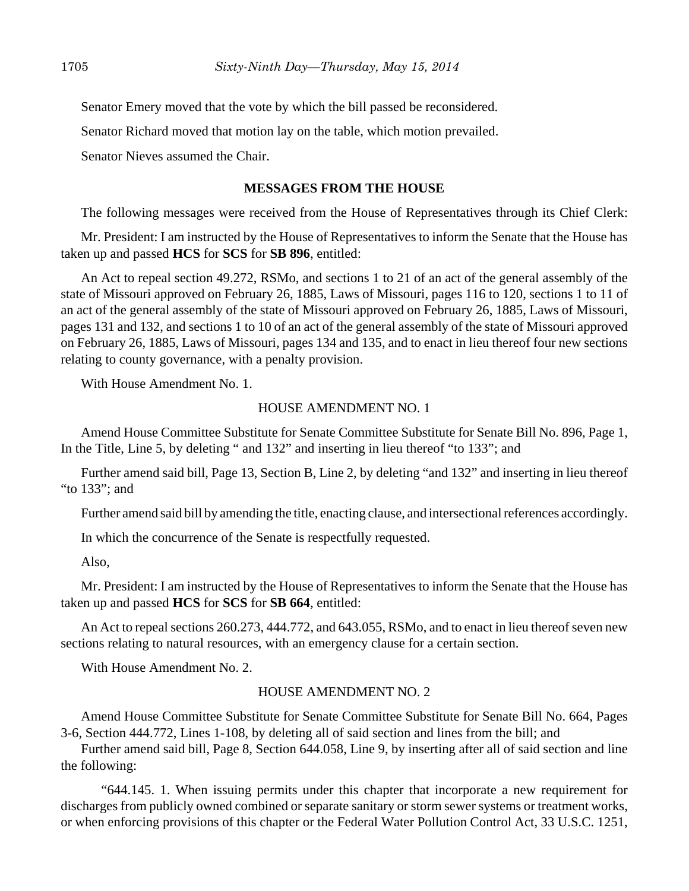Senator Emery moved that the vote by which the bill passed be reconsidered.

Senator Richard moved that motion lay on the table, which motion prevailed.

Senator Nieves assumed the Chair.

**MESSAGES FROM THE HOUSE**

The following messages were received from the House of Representatives through its Chief Clerk:

Mr. President: I am instructed by the House of Representatives to inform the Senate that the House has taken up and passed **HCS** for **SCS** for **SB 896**, entitled:

An Act to repeal section 49.272, RSMo, and sections 1 to 21 of an act of the general assembly of the state of Missouri approved on February 26, 1885, Laws of Missouri, pages 116 to 120, sections 1 to 11 of an act of the general assembly of the state of Missouri approved on February 26, 1885, Laws of Missouri, pages 131 and 132, and sections 1 to 10 of an act of the general assembly of the state of Missouri approved on February 26, 1885, Laws of Missouri, pages 134 and 135, and to enact in lieu thereof four new sections relating to county governance, with a penalty provision.

With House Amendment No. 1.

HOUSE AMENDMENT NO. 1

Amend House Committee Substitute for Senate Committee Substitute for Senate Bill No. 896, Page 1, In the Title, Line 5, by deleting " and 132" and inserting in lieu thereof "to 133"; and

Further amend said bill, Page 13, Section B, Line 2, by deleting "and 132" and inserting in lieu thereof "to 133"; and

Further amend said bill by amending the title, enacting clause, and intersectional references accordingly.

In which the concurrence of the Senate is respectfully requested.

Also,

Mr. President: I am instructed by the House of Representatives to inform the Senate that the House has taken up and passed **HCS** for **SCS** for **SB 664**, entitled:

An Act to repeal sections 260.273, 444.772, and 643.055, RSMo, and to enact in lieu thereof seven new sections relating to natural resources, with an emergency clause for a certain section.

With House Amendment No. 2.

HOUSE AMENDMENT NO. 2

Amend House Committee Substitute for Senate Committee Substitute for Senate Bill No. 664, Pages 3-6, Section 444.772, Lines 1-108, by deleting all of said section and lines from the bill; and

Further amend said bill, Page 8, Section 644.058, Line 9, by inserting after all of said section and line the following:

"644.145. 1. When issuing permits under this chapter that incorporate a new requirement for discharges from publicly owned combined or separate sanitary or storm sewer systems or treatment works, or when enforcing provisions of this chapter or the Federal Water Pollution Control Act, 33 U.S.C. 1251,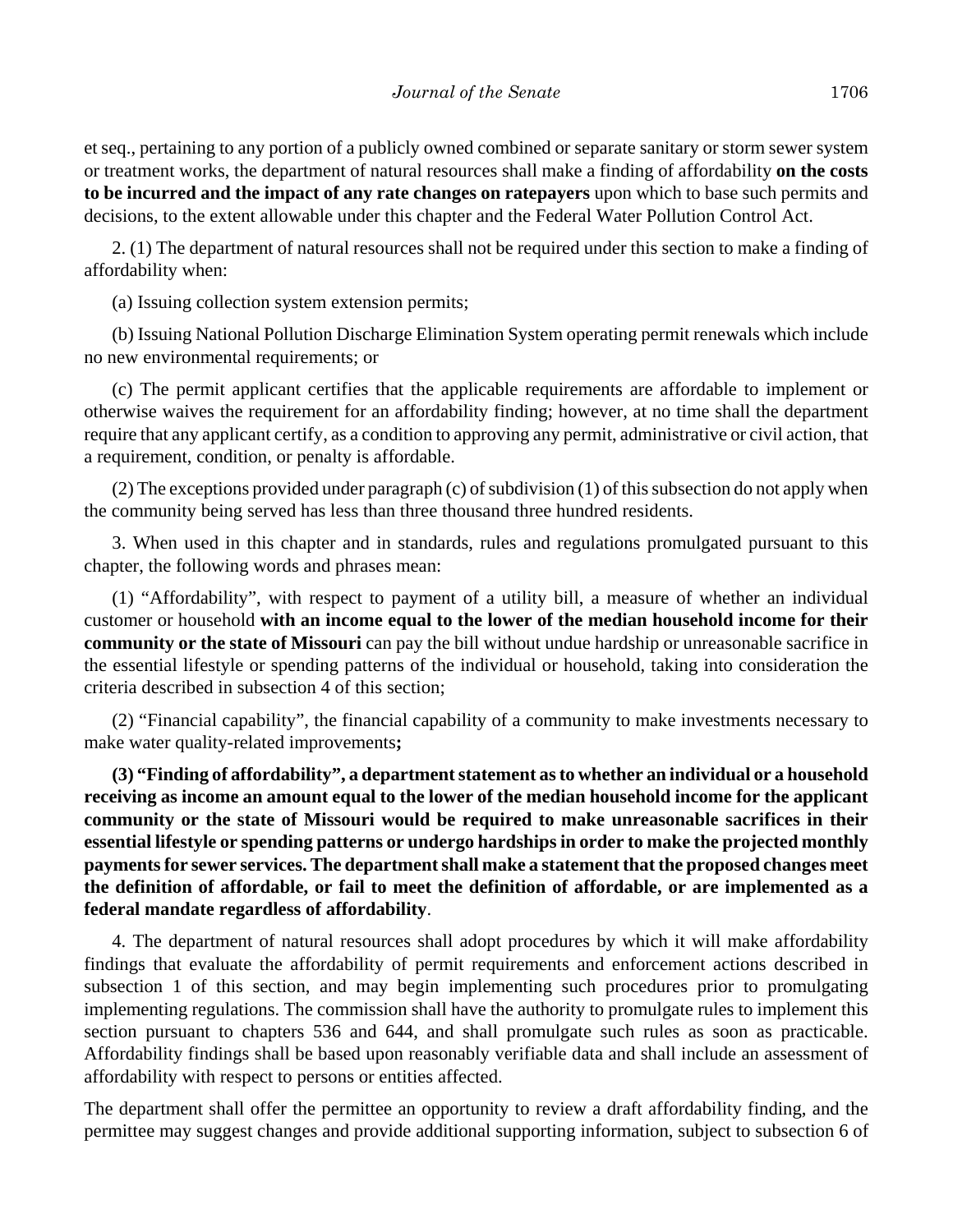et seq., pertaining to any portion of a publicly owned combined or separate sanitary or storm sewer system or treatment works, the department of natural resources shall make a finding of affordability **on the costs to be incurred and the impact of any rate changes on ratepayers** upon which to base such permits and decisions, to the extent allowable under this chapter and the Federal Water Pollution Control Act.

2. (1) The department of natural resources shall not be required under this section to make a finding of affordability when:

(a) Issuing collection system extension permits;

(b) Issuing National Pollution Discharge Elimination System operating permit renewals which include no new environmental requirements; or

(c) The permit applicant certifies that the applicable requirements are affordable to implement or otherwise waives the requirement for an affordability finding; however, at no time shall the department require that any applicant certify, as a condition to approving any permit, administrative or civil action, that a requirement, condition, or penalty is affordable.

(2) The exceptions provided under paragraph (c) of subdivision (1) of this subsection do not apply when the community being served has less than three thousand three hundred residents.

3. When used in this chapter and in standards, rules and regulations promulgated pursuant to this chapter, the following words and phrases mean:

(1) "Affordability", with respect to payment of a utility bill, a measure of whether an individual customer or household **with an income equal to the lower of the median household income for their community or the state of Missouri** can pay the bill without undue hardship or unreasonable sacrifice in the essential lifestyle or spending patterns of the individual or household, taking into consideration the criteria described in subsection 4 of this section;

(2) "Financial capability", the financial capability of a community to make investments necessary to make water quality-related improvements**;**

**(3) "Finding of affordability", a department statement as to whether an individual or a household receiving as income an amount equal to the lower of the median household income for the applicant community or the state of Missouri would be required to make unreasonable sacrifices in their essential lifestyle or spending patterns or undergo hardships in order to make the projected monthly payments for sewer services. The department shall make a statement that the proposed changes meet the definition of affordable, or fail to meet the definition of affordable, or are implemented as a federal mandate regardless of affordability**.

4. The department of natural resources shall adopt procedures by which it will make affordability findings that evaluate the affordability of permit requirements and enforcement actions described in subsection 1 of this section, and may begin implementing such procedures prior to promulgating implementing regulations. The commission shall have the authority to promulgate rules to implement this section pursuant to chapters 536 and 644, and shall promulgate such rules as soon as practicable. Affordability findings shall be based upon reasonably verifiable data and shall include an assessment of affordability with respect to persons or entities affected.

The department shall offer the permittee an opportunity to review a draft affordability finding, and the permittee may suggest changes and provide additional supporting information, subject to subsection 6 of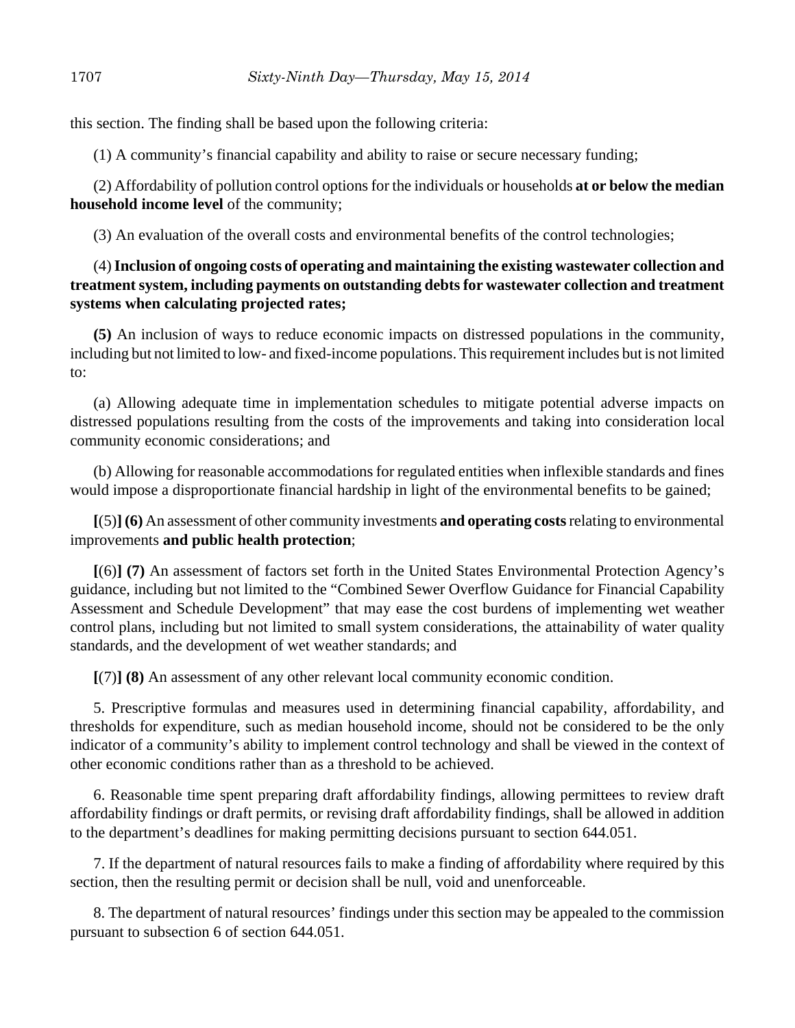this section. The finding shall be based upon the following criteria:

(1) A community's financial capability and ability to raise or secure necessary funding;

(2) Affordability of pollution control options for the individuals or households **at or below the median household income level** of the community;

(3) An evaluation of the overall costs and environmental benefits of the control technologies;

(4) **Inclusion of ongoing costs of operating and maintaining the existing wastewater collection and treatment system, including payments on outstanding debts for wastewater collection and treatment systems when calculating projected rates;**

**(5)** An inclusion of ways to reduce economic impacts on distressed populations in the community, including but not limited to low- and fixed-income populations. This requirement includes but is not limited to:

(a) Allowing adequate time in implementation schedules to mitigate potential adverse impacts on distressed populations resulting from the costs of the improvements and taking into consideration local community economic considerations; and

(b) Allowing for reasonable accommodations for regulated entities when inflexible standards and fines would impose a disproportionate financial hardship in light of the environmental benefits to be gained;

**[**(5)**] (6)** An assessment of other community investments **and operating costs** relating to environmental improvements **and public health protection**;

**[**(6)**] (7)** An assessment of factors set forth in the United States Environmental Protection Agency's guidance, including but not limited to the "Combined Sewer Overflow Guidance for Financial Capability Assessment and Schedule Development" that may ease the cost burdens of implementing wet weather control plans, including but not limited to small system considerations, the attainability of water quality standards, and the development of wet weather standards; and

**[**(7)**] (8)** An assessment of any other relevant local community economic condition.

5. Prescriptive formulas and measures used in determining financial capability, affordability, and thresholds for expenditure, such as median household income, should not be considered to be the only indicator of a community's ability to implement control technology and shall be viewed in the context of other economic conditions rather than as a threshold to be achieved.

6. Reasonable time spent preparing draft affordability findings, allowing permittees to review draft affordability findings or draft permits, or revising draft affordability findings, shall be allowed in addition to the department's deadlines for making permitting decisions pursuant to section 644.051.

7. If the department of natural resources fails to make a finding of affordability where required by this section, then the resulting permit or decision shall be null, void and unenforceable.

8. The department of natural resources' findings under this section may be appealed to the commission pursuant to subsection 6 of section 644.051.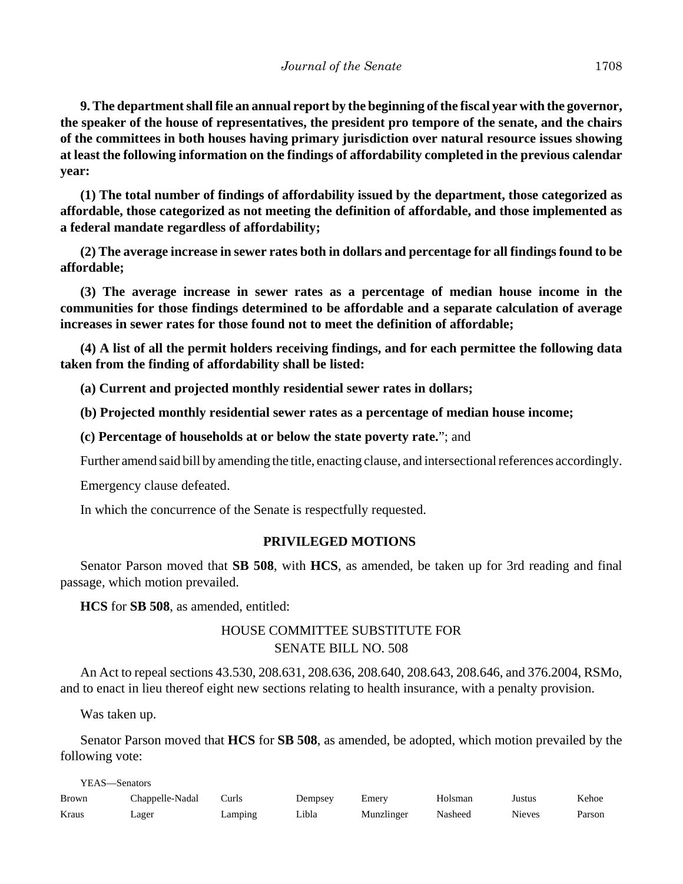**9. The department shall file an annual report by the beginning of the fiscal year with the governor, the speaker of the house of representatives, the president pro tempore of the senate, and the chairs of the committees in both houses having primary jurisdiction over natural resource issues showing at least the following information on the findings of affordability completed in the previous calendar year:**

**(1) The total number of findings of affordability issued by the department, those categorized as affordable, those categorized as not meeting the definition of affordable, and those implemented as a federal mandate regardless of affordability;**

**(2) The average increase in sewer rates both in dollars and percentage for all findings found to be affordable;**

**(3) The average increase in sewer rates as a percentage of median house income in the communities for those findings determined to be affordable and a separate calculation of average increases in sewer rates for those found not to meet the definition of affordable;**

**(4) A list of all the permit holders receiving findings, and for each permittee the following data taken from the finding of affordability shall be listed:**

**(a) Current and projected monthly residential sewer rates in dollars;**

**(b) Projected monthly residential sewer rates as a percentage of median house income;**

**(c) Percentage of households at or below the state poverty rate.**"; and

Further amend said bill by amending the title, enacting clause, and intersectional references accordingly.

Emergency clause defeated.

In which the concurrence of the Senate is respectfully requested.

## PRIVILEGED MOTIONS

Senator Parson moved that **SB 508**, with **HCS**, as amended, be taken up for 3rd reading and final passage, which motion prevailed.

**HCS** for **SB 508**, as amended, entitled:

HOUSE COMMITTEE SUBSTITUTE FOR
SENATE BILL NO. 508

An Act to repeal sections 43.530, 208.631, 208.636, 208.640, 208.643, 208.646, and 376.2004, RSMo, and to enact in lieu thereof eight new sections relating to health insurance, with a penalty provision.

Was taken up.

Senator Parson moved that **HCS** for **SB 508**, as amended, be adopted, which motion prevailed by the following vote:

YEAS—Senators

| | | | | | | | |
|---|---|---|---|---|---|---|---|
| Brown | Chappelle-Nadal | Curls | Dempsey | Emery | Holsman | Justus | Kehoe |
| Kraus | Lager | Lamping | Libla | Munzlinger | Nasheed | Nieves | Parson |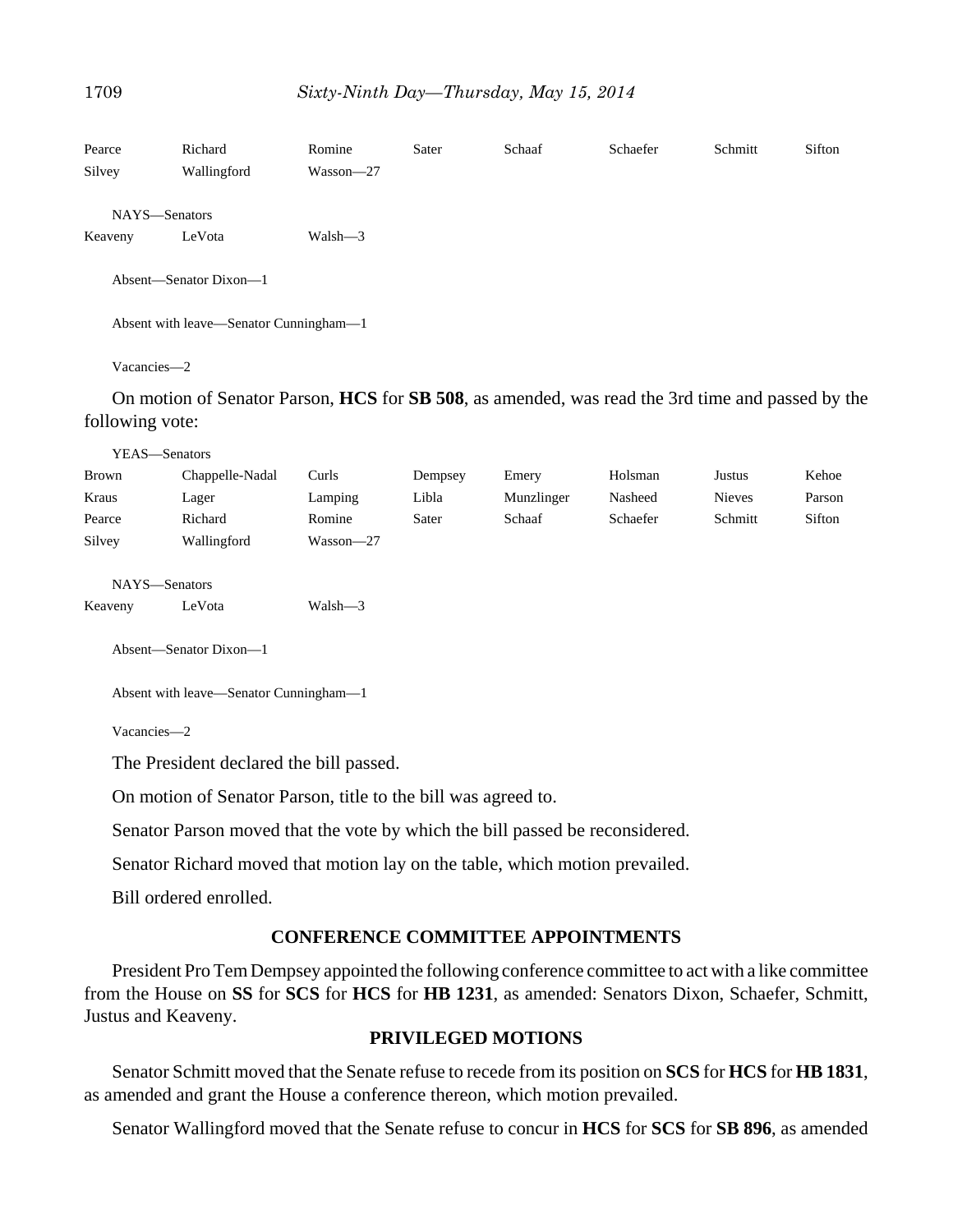| | | | | | | | |
|---|---|---|---|---|---|---|---|
| Pearce | Richard | Romine | Sater | Schaaf | Schaefer | Schmitt | Sifton |
| Silvey | Wallingford | Wasson—27 | | | | | |

NAYS—Senators

| | | |
|---|---|---|
| Keaveny | LeVota | Walsh—3 |

Absent—Senator Dixon—1

Absent with leave—Senator Cunningham—1

Vacancies—2

On motion of Senator Parson, **HCS** for **SB 508**, as amended, was read the 3rd time and passed by the following vote:

YEAS—Senators

| | | | | | | | |
|---|---|---|---|---|---|---|---|
| Brown | Chappelle-Nadal | Curls | Dempsey | Emery | Holsman | Justus | Kehoe |
| Kraus | Lager | Lamping | Libla | Munzlinger | Nasheed | Nieves | Parson |
| Pearce | Richard | Romine | Sater | Schaaf | Schaefer | Schmitt | Sifton |
| Silvey | Wallingford | Wasson—27 | | | | | |

NAYS—Senators

| | | |
|---|---|---|
| Keaveny | LeVota | Walsh—3 |

Absent—Senator Dixon—1

Absent with leave—Senator Cunningham—1

Vacancies—2

The President declared the bill passed.

On motion of Senator Parson, title to the bill was agreed to.

Senator Parson moved that the vote by which the bill passed be reconsidered.

Senator Richard moved that motion lay on the table, which motion prevailed.

Bill ordered enrolled.

## CONFERENCE COMMITTEE APPOINTMENTS

President Pro Tem Dempsey appointed the following conference committee to act with a like committee from the House on **SS** for **SCS** for **HCS** for **HB 1231**, as amended: Senators Dixon, Schaefer, Schmitt, Justus and Keaveny.

## PRIVILEGED MOTIONS

Senator Schmitt moved that the Senate refuse to recede from its position on **SCS** for **HCS** for **HB 1831**, as amended and grant the House a conference thereon, which motion prevailed.

Senator Wallingford moved that the Senate refuse to concur in **HCS** for **SCS** for **SB 896**, as amended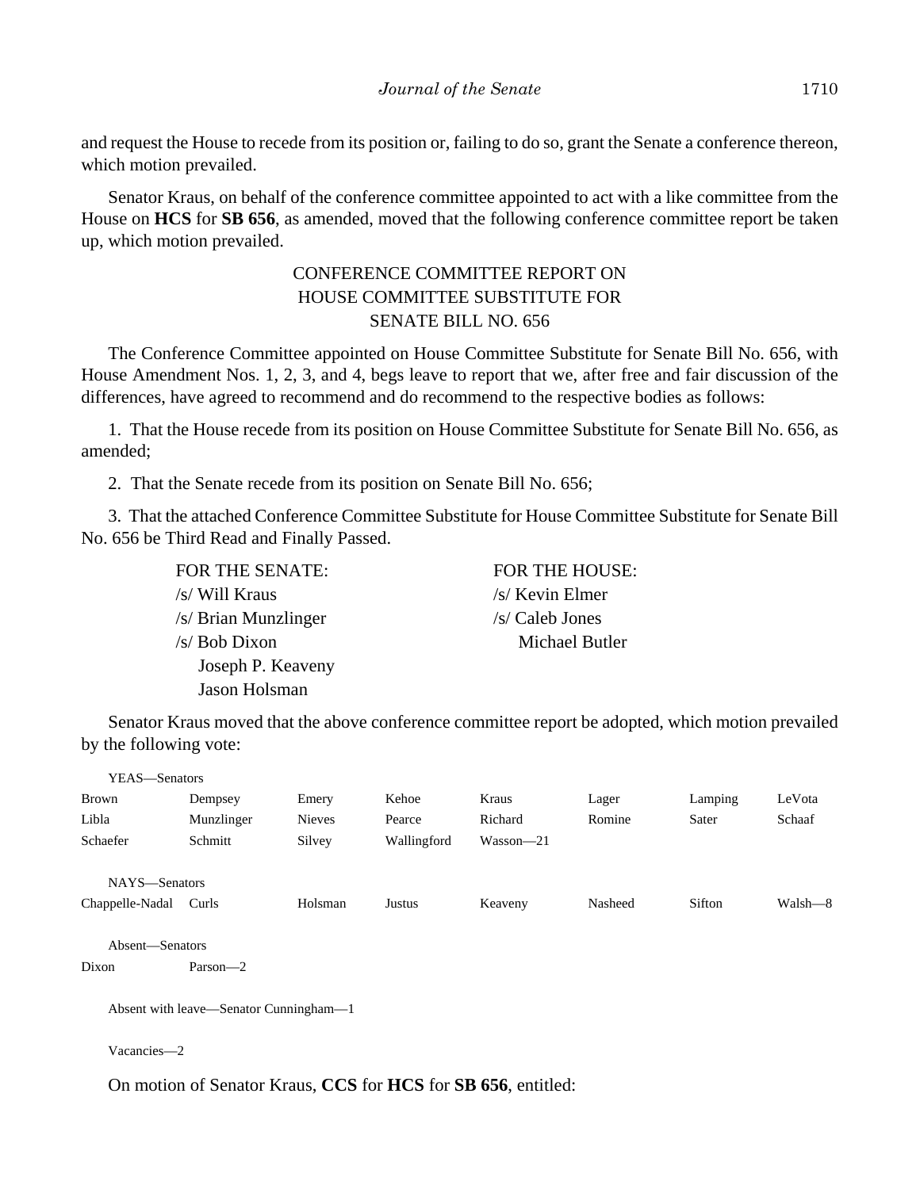and request the House to recede from its position or, failing to do so, grant the Senate a conference thereon, which motion prevailed.

Senator Kraus, on behalf of the conference committee appointed to act with a like committee from the House on **HCS** for **SB 656**, as amended, moved that the following conference committee report be taken up, which motion prevailed.

CONFERENCE COMMITTEE REPORT ON
HOUSE COMMITTEE SUBSTITUTE FOR
SENATE BILL NO. 656

The Conference Committee appointed on House Committee Substitute for Senate Bill No. 656, with House Amendment Nos. 1, 2, 3, and 4, begs leave to report that we, after free and fair discussion of the differences, have agreed to recommend and do recommend to the respective bodies as follows:

1. That the House recede from its position on House Committee Substitute for Senate Bill No. 656, as amended;

2. That the Senate recede from its position on Senate Bill No. 656;

3. That the attached Conference Committee Substitute for House Committee Substitute for Senate Bill No. 656 be Third Read and Finally Passed.

| FOR THE SENATE: | FOR THE HOUSE: |
|---|---|
| /s/ Will Kraus | /s/ Kevin Elmer |
| /s/ Brian Munzlinger | /s/ Caleb Jones |
| /s/ Bob Dixon | Michael Butler |
| Joseph P. Keaveny | |
| Jason Holsman | |

Senator Kraus moved that the above conference committee report be adopted, which motion prevailed by the following vote:

YEAS—Senators

| | | | | | | | |
|---|---|---|---|---|---|---|---|
| Brown | Dempsey | Emery | Kehoe | Kraus | Lager | Lamping | LeVota |
| Libla | Munzlinger | Nieves | Pearce | Richard | Romine | Sater | Schaaf |
| Schaefer | Schmitt | Silvey | Wallingford | Wasson—21 | | | |

NAYS—Senators

| | | | | | | | |
|---|---|---|---|---|---|---|---|
| Chappelle-Nadal | Curls | Holsman | Justus | Keaveny | Nasheed | Sifton | Walsh—8 |

Absent—Senators

Dixon Parson—2

Absent with leave—Senator Cunningham—1

Vacancies—2

On motion of Senator Kraus, **CCS** for **HCS** for **SB 656**, entitled: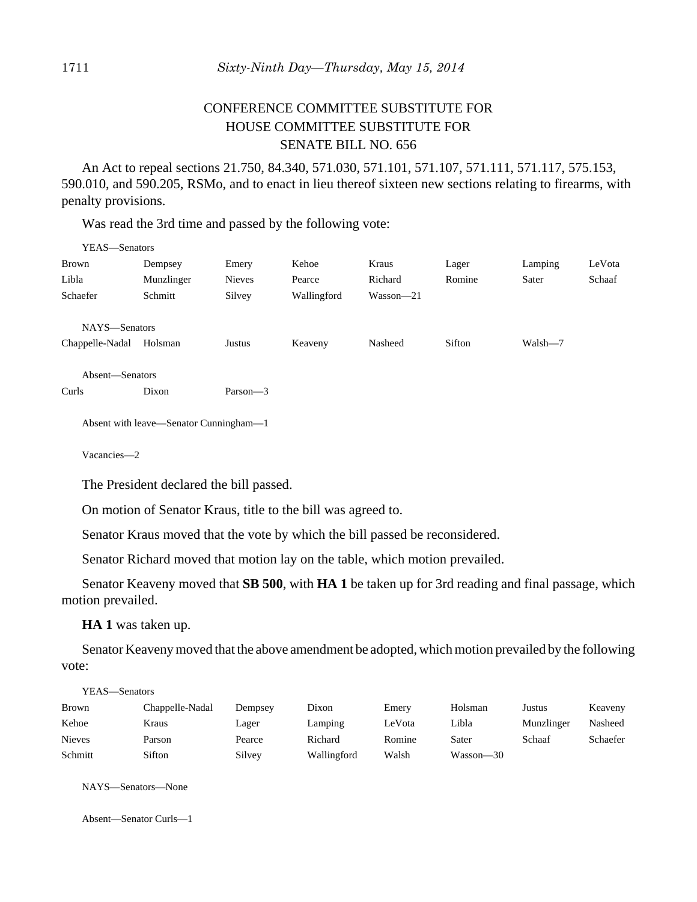CONFERENCE COMMITTEE SUBSTITUTE FOR
HOUSE COMMITTEE SUBSTITUTE FOR
SENATE BILL NO. 656

An Act to repeal sections 21.750, 84.340, 571.030, 571.101, 571.107, 571.111, 571.117, 575.153, 590.010, and 590.205, RSMo, and to enact in lieu thereof sixteen new sections relating to firearms, with penalty provisions.

Was read the 3rd time and passed by the following vote:

YEAS—Senators

| | | | | | | | |
|---|---|---|---|---|---|---|---|
| Brown | Dempsey | Emery | Kehoe | Kraus | Lager | Lamping | LeVota |
| Libla | Munzlinger | Nieves | Pearce | Richard | Romine | Sater | Schaaf |
| Schaefer | Schmitt | Silvey | Wallingford | Wasson—21 | | | |

NAYS—Senators

| | | | | | | |
|---|---|---|---|---|---|---|
| Chappelle-Nadal | Holsman | Justus | Keaveny | Nasheed | Sifton | Walsh—7 |

Absent—Senators

| | | |
|---|---|---|
| Curls | Dixon | Parson—3 |

Absent with leave—Senator Cunningham—1

Vacancies—2

The President declared the bill passed.

On motion of Senator Kraus, title to the bill was agreed to.

Senator Kraus moved that the vote by which the bill passed be reconsidered.

Senator Richard moved that motion lay on the table, which motion prevailed.

Senator Keaveny moved that **SB 500**, with **HA 1** be taken up for 3rd reading and final passage, which motion prevailed.

**HA 1** was taken up.

Senator Keaveny moved that the above amendment be adopted, which motion prevailed by the following vote:

YEAS—Senators

| | | | | | | | |
|---|---|---|---|---|---|---|---|
| Brown | Chappelle-Nadal | Dempsey | Dixon | Emery | Holsman | Justus | Keaveny |
| Kehoe | Kraus | Lager | Lamping | LeVota | Libla | Munzlinger | Nasheed |
| Nieves | Parson | Pearce | Richard | Romine | Sater | Schaaf | Schaefer |
| Schmitt | Sifton | Silvey | Wallingford | Walsh | Wasson—30 | | |

NAYS—Senators—None

Absent—Senator Curls—1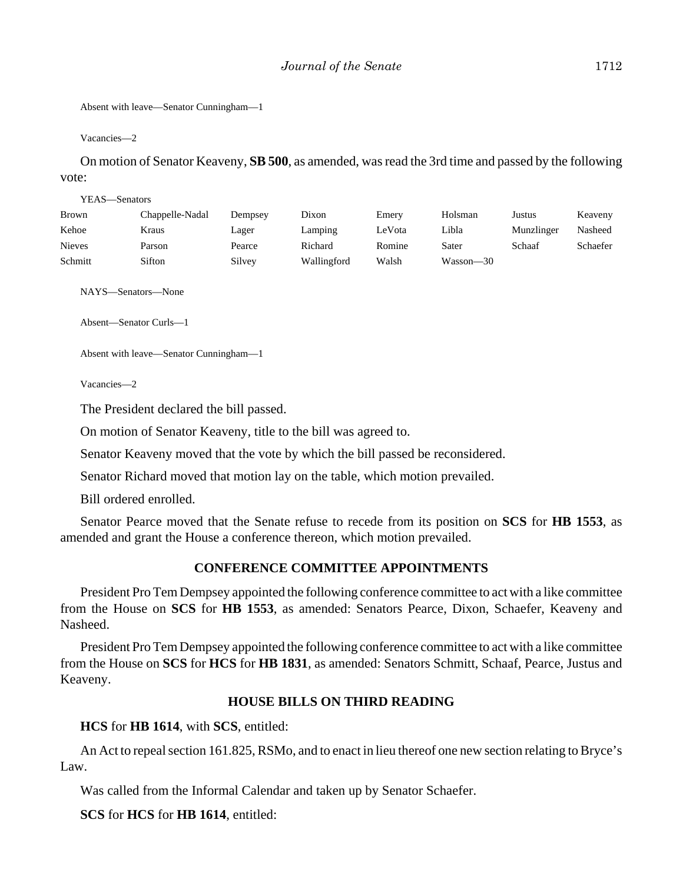Absent with leave—Senator Cunningham—1

Vacancies—2

On motion of Senator Keaveny, **SB 500**, as amended, was read the 3rd time and passed by the following vote:

YEAS—Senators

| | | | | | | | |
|---|---|---|---|---|---|---|---|
| Brown | Chappelle-Nadal | Dempsey | Dixon | Emery | Holsman | Justus | Keaveny |
| Kehoe | Kraus | Lager | Lamping | LeVota | Libla | Munzlinger | Nasheed |
| Nieves | Parson | Pearce | Richard | Romine | Sater | Schaaf | Schaefer |
| Schmitt | Sifton | Silvey | Wallingford | Walsh | Wasson—30 | | |

NAYS—Senators—None

Absent—Senator Curls—1

Absent with leave—Senator Cunningham—1

Vacancies—2

The President declared the bill passed.

On motion of Senator Keaveny, title to the bill was agreed to.

Senator Keaveny moved that the vote by which the bill passed be reconsidered.

Senator Richard moved that motion lay on the table, which motion prevailed.

Bill ordered enrolled.

Senator Pearce moved that the Senate refuse to recede from its position on **SCS** for **HB 1553**, as amended and grant the House a conference thereon, which motion prevailed.

## CONFERENCE COMMITTEE APPOINTMENTS

President Pro Tem Dempsey appointed the following conference committee to act with a like committee from the House on **SCS** for **HB 1553**, as amended: Senators Pearce, Dixon, Schaefer, Keaveny and Nasheed.

President Pro Tem Dempsey appointed the following conference committee to act with a like committee from the House on **SCS** for **HCS** for **HB 1831**, as amended: Senators Schmitt, Schaaf, Pearce, Justus and Keaveny.

## HOUSE BILLS ON THIRD READING

**HCS** for **HB 1614**, with **SCS**, entitled:

An Act to repeal section 161.825, RSMo, and to enact in lieu thereof one new section relating to Bryce's Law.

Was called from the Informal Calendar and taken up by Senator Schaefer.

**SCS** for **HCS** for **HB 1614**, entitled: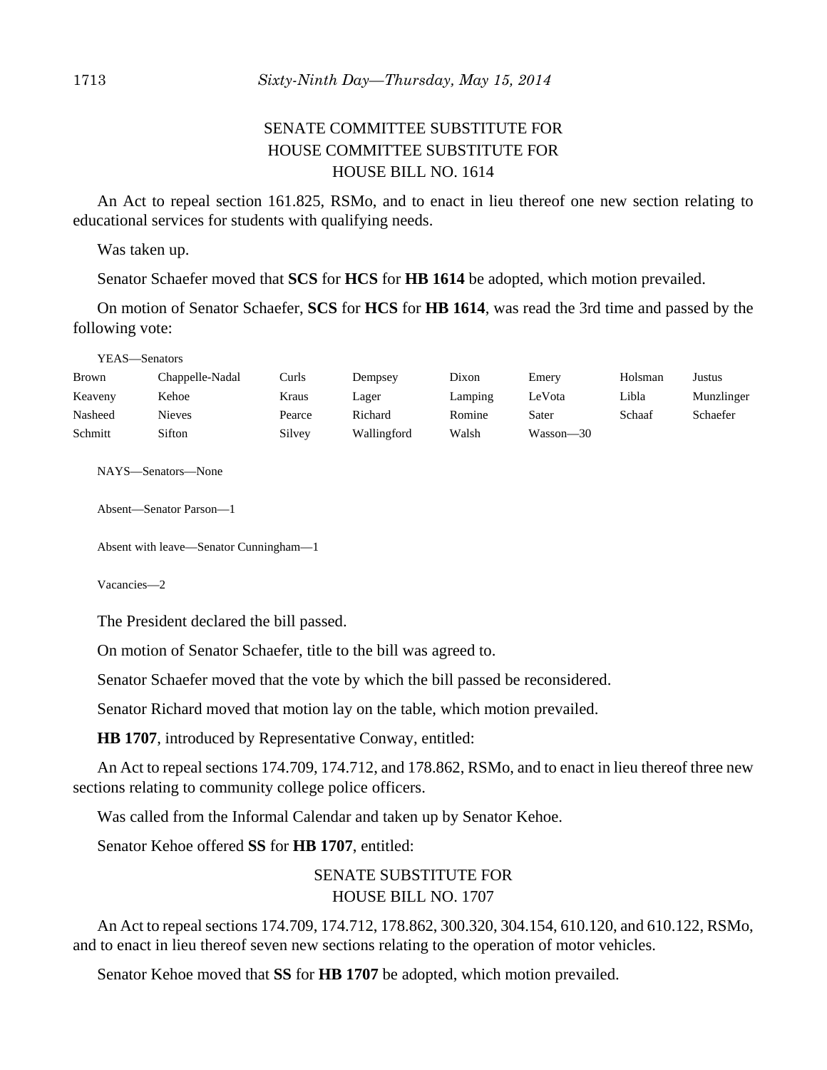SENATE COMMITTEE SUBSTITUTE FOR
HOUSE COMMITTEE SUBSTITUTE FOR
HOUSE BILL NO. 1614

An Act to repeal section 161.825, RSMo, and to enact in lieu thereof one new section relating to educational services for students with qualifying needs.

Was taken up.

Senator Schaefer moved that **SCS** for **HCS** for **HB 1614** be adopted, which motion prevailed.

On motion of Senator Schaefer, **SCS** for **HCS** for **HB 1614**, was read the 3rd time and passed by the following vote:

YEAS—Senators

| | | | | | | | |
|---|---|---|---|---|---|---|---|
| Brown | Chappelle-Nadal | Curls | Dempsey | Dixon | Emery | Holsman | Justus |
| Keaveny | Kehoe | Kraus | Lager | Lamping | LeVota | Libla | Munzlinger |
| Nasheed | Nieves | Pearce | Richard | Romine | Sater | Schaaf | Schaefer |
| Schmitt | Sifton | Silvey | Wallingford | Walsh | Wasson—30 | | |

NAYS—Senators—None

Absent—Senator Parson—1

Absent with leave—Senator Cunningham—1

Vacancies—2

The President declared the bill passed.

On motion of Senator Schaefer, title to the bill was agreed to.

Senator Schaefer moved that the vote by which the bill passed be reconsidered.

Senator Richard moved that motion lay on the table, which motion prevailed.

**HB 1707**, introduced by Representative Conway, entitled:

An Act to repeal sections 174.709, 174.712, and 178.862, RSMo, and to enact in lieu thereof three new sections relating to community college police officers.

Was called from the Informal Calendar and taken up by Senator Kehoe.

Senator Kehoe offered **SS** for **HB 1707**, entitled:

SENATE SUBSTITUTE FOR
HOUSE BILL NO. 1707

An Act to repeal sections 174.709, 174.712, 178.862, 300.320, 304.154, 610.120, and 610.122, RSMo, and to enact in lieu thereof seven new sections relating to the operation of motor vehicles.

Senator Kehoe moved that **SS** for **HB 1707** be adopted, which motion prevailed.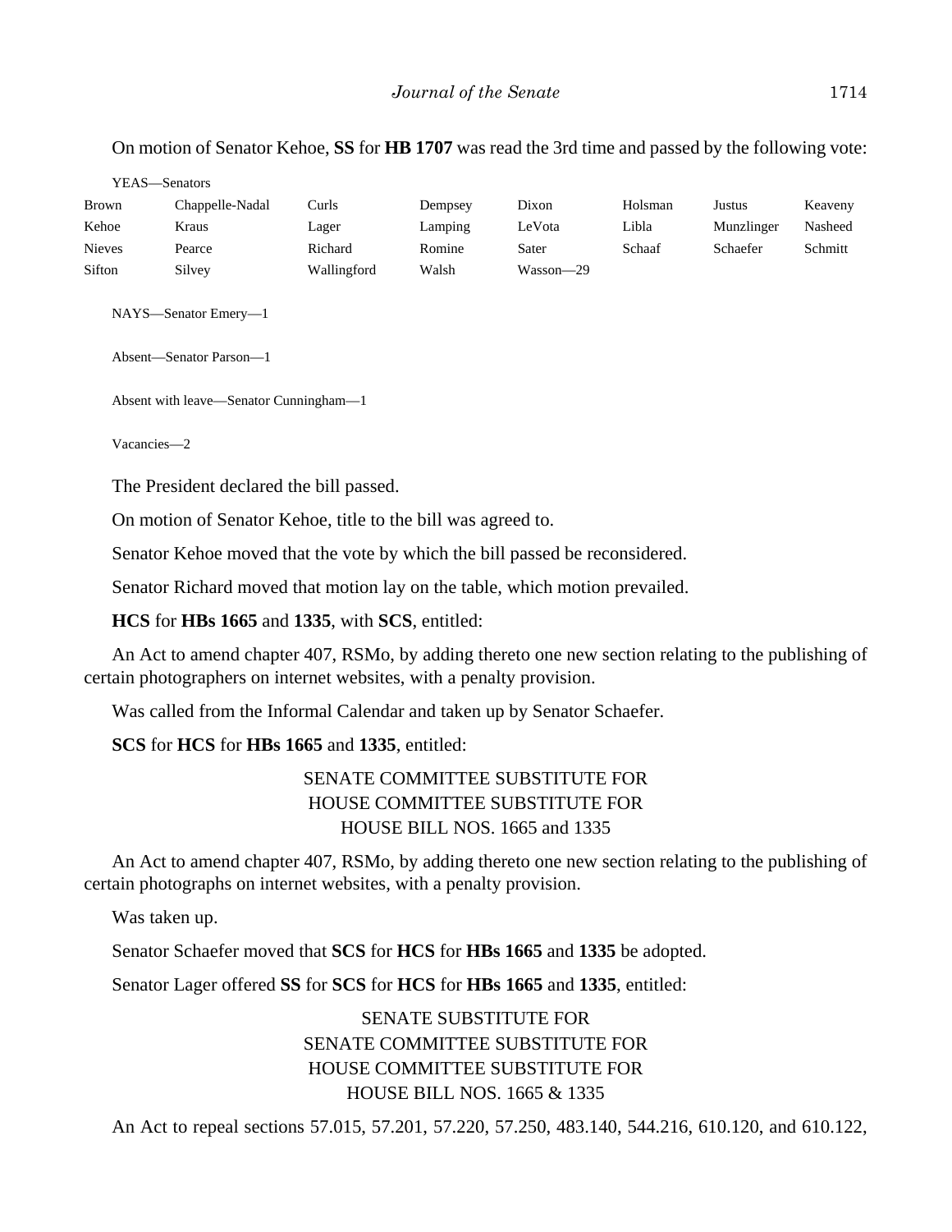On motion of Senator Kehoe, **SS** for **HB 1707** was read the 3rd time and passed by the following vote:

YEAS—Senators

| | | | | | | | |
|---|---|---|---|---|---|---|---|
| Brown | Chappelle-Nadal | Curls | Dempsey | Dixon | Holsman | Justus | Keaveny |
| Kehoe | Kraus | Lager | Lamping | LeVota | Libla | Munzlinger | Nasheed |
| Nieves | Pearce | Richard | Romine | Sater | Schaaf | Schaefer | Schmitt |
| Sifton | Silvey | Wallingford | Walsh | Wasson—29 | | | |

NAYS—Senator Emery—1

Absent—Senator Parson—1

Absent with leave—Senator Cunningham—1

Vacancies—2

The President declared the bill passed.

On motion of Senator Kehoe, title to the bill was agreed to.

Senator Kehoe moved that the vote by which the bill passed be reconsidered.

Senator Richard moved that motion lay on the table, which motion prevailed.

**HCS** for **HBs 1665** and **1335**, with **SCS**, entitled:

An Act to amend chapter 407, RSMo, by adding thereto one new section relating to the publishing of certain photographers on internet websites, with a penalty provision.

Was called from the Informal Calendar and taken up by Senator Schaefer.

**SCS** for **HCS** for **HBs 1665** and **1335**, entitled:

SENATE COMMITTEE SUBSTITUTE FOR
HOUSE COMMITTEE SUBSTITUTE FOR
HOUSE BILL NOS. 1665 and 1335

An Act to amend chapter 407, RSMo, by adding thereto one new section relating to the publishing of certain photographs on internet websites, with a penalty provision.

Was taken up.

Senator Schaefer moved that **SCS** for **HCS** for **HBs 1665** and **1335** be adopted.

Senator Lager offered **SS** for **SCS** for **HCS** for **HBs 1665** and **1335**, entitled:

SENATE SUBSTITUTE FOR
SENATE COMMITTEE SUBSTITUTE FOR
HOUSE COMMITTEE SUBSTITUTE FOR
HOUSE BILL NOS. 1665 & 1335

An Act to repeal sections 57.015, 57.201, 57.220, 57.250, 483.140, 544.216, 610.120, and 610.122,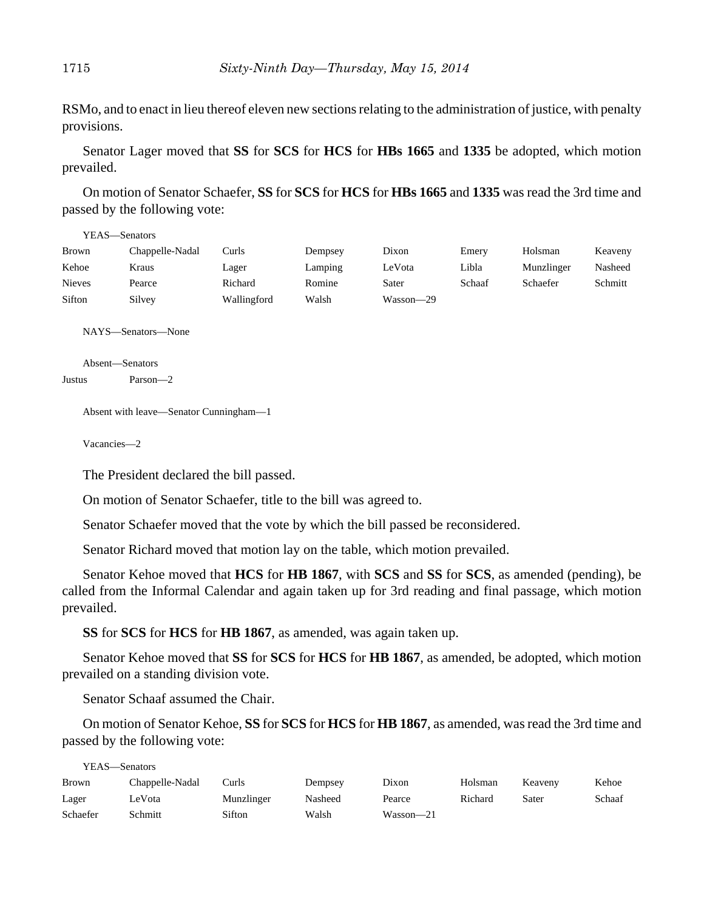RSMo, and to enact in lieu thereof eleven new sections relating to the administration of justice, with penalty provisions.

Senator Lager moved that **SS** for **SCS** for **HCS** for **HBs 1665** and **1335** be adopted, which motion prevailed.

On motion of Senator Schaefer, **SS** for **SCS** for **HCS** for **HBs 1665** and **1335** was read the 3rd time and passed by the following vote:

YEAS—Senators

| | | | | | | | |
|---|---|---|---|---|---|---|---|
| Brown | Chappelle-Nadal | Curls | Dempsey | Dixon | Emery | Holsman | Keaveny |
| Kehoe | Kraus | Lager | Lamping | LeVota | Libla | Munzlinger | Nasheed |
| Nieves | Pearce | Richard | Romine | Sater | Schaaf | Schaefer | Schmitt |
| Sifton | Silvey | Wallingford | Walsh | Wasson—29 | | | |

NAYS—Senators—None

Absent—Senators

| | |
|---|---|
| Justus | Parson—2 |

Absent with leave—Senator Cunningham—1

Vacancies—2

The President declared the bill passed.

On motion of Senator Schaefer, title to the bill was agreed to.

Senator Schaefer moved that the vote by which the bill passed be reconsidered.

Senator Richard moved that motion lay on the table, which motion prevailed.

Senator Kehoe moved that **HCS** for **HB 1867**, with **SCS** and **SS** for **SCS**, as amended (pending), be called from the Informal Calendar and again taken up for 3rd reading and final passage, which motion prevailed.

**SS** for **SCS** for **HCS** for **HB 1867**, as amended, was again taken up.

Senator Kehoe moved that **SS** for **SCS** for **HCS** for **HB 1867**, as amended, be adopted, which motion prevailed on a standing division vote.

Senator Schaaf assumed the Chair.

On motion of Senator Kehoe, **SS** for **SCS** for **HCS** for **HB 1867**, as amended, was read the 3rd time and passed by the following vote:

YEAS—Senators

| | | | | | | | |
|---|---|---|---|---|---|---|---|
| Brown | Chappelle-Nadal | Curls | Dempsey | Dixon | Holsman | Keaveny | Kehoe |
| Lager | LeVota | Munzlinger | Nasheed | Pearce | Richard | Sater | Schaaf |
| Schaefer | Schmitt | Sifton | Walsh | Wasson—21 | | | |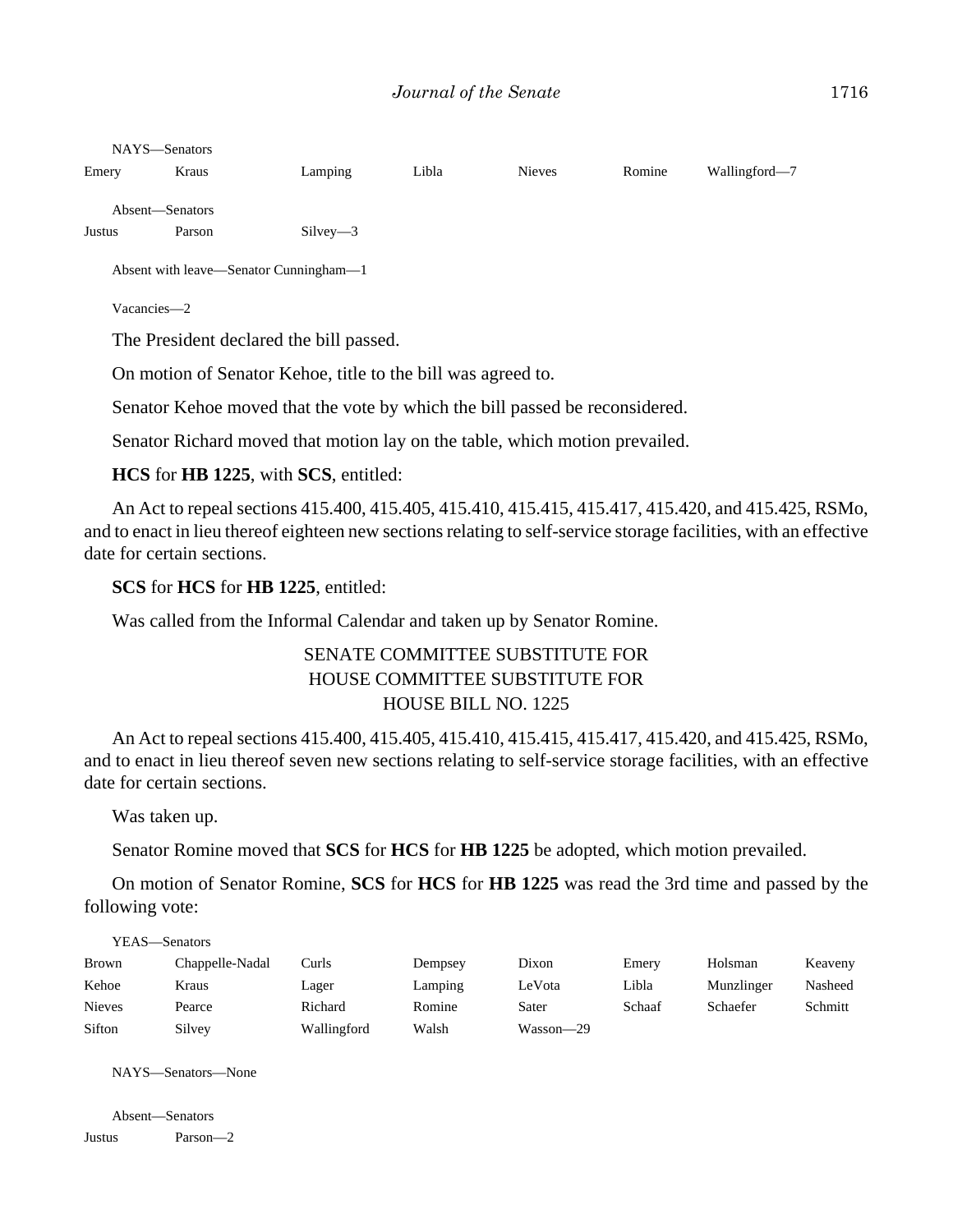NAYS—Senators

| | | | | | | |
|---|---|---|---|---|---|---|
| Emery | Kraus | Lamping | Libla | Nieves | Romine | Wallingford—7 |

Absent—Senators

| | | |
|---|---|---|
| Justus | Parson | Silvey—3 |

Absent with leave—Senator Cunningham—1

Vacancies—2

The President declared the bill passed.

On motion of Senator Kehoe, title to the bill was agreed to.

Senator Kehoe moved that the vote by which the bill passed be reconsidered.

Senator Richard moved that motion lay on the table, which motion prevailed.

**HCS** for **HB 1225**, with **SCS**, entitled:

An Act to repeal sections 415.400, 415.405, 415.410, 415.415, 415.417, 415.420, and 415.425, RSMo, and to enact in lieu thereof eighteen new sections relating to self-service storage facilities, with an effective date for certain sections.

**SCS** for **HCS** for **HB 1225**, entitled:

Was called from the Informal Calendar and taken up by Senator Romine.

SENATE COMMITTEE SUBSTITUTE FOR
HOUSE COMMITTEE SUBSTITUTE FOR
HOUSE BILL NO. 1225

An Act to repeal sections 415.400, 415.405, 415.410, 415.415, 415.417, 415.420, and 415.425, RSMo, and to enact in lieu thereof seven new sections relating to self-service storage facilities, with an effective date for certain sections.

Was taken up.

Senator Romine moved that **SCS** for **HCS** for **HB 1225** be adopted, which motion prevailed.

On motion of Senator Romine, **SCS** for **HCS** for **HB 1225** was read the 3rd time and passed by the following vote:

YEAS—Senators

| | | | | | | | |
|---|---|---|---|---|---|---|---|
| Brown | Chappelle-Nadal | Curls | Dempsey | Dixon | Emery | Holsman | Keaveny |
| Kehoe | Kraus | Lager | Lamping | LeVota | Libla | Munzlinger | Nasheed |
| Nieves | Pearce | Richard | Romine | Sater | Schaaf | Schaefer | Schmitt |
| Sifton | Silvey | Wallingford | Walsh | Wasson—29 | | | |

NAYS—Senators—None

Absent—Senators

| | |
|---|---|
| Justus | Parson—2 |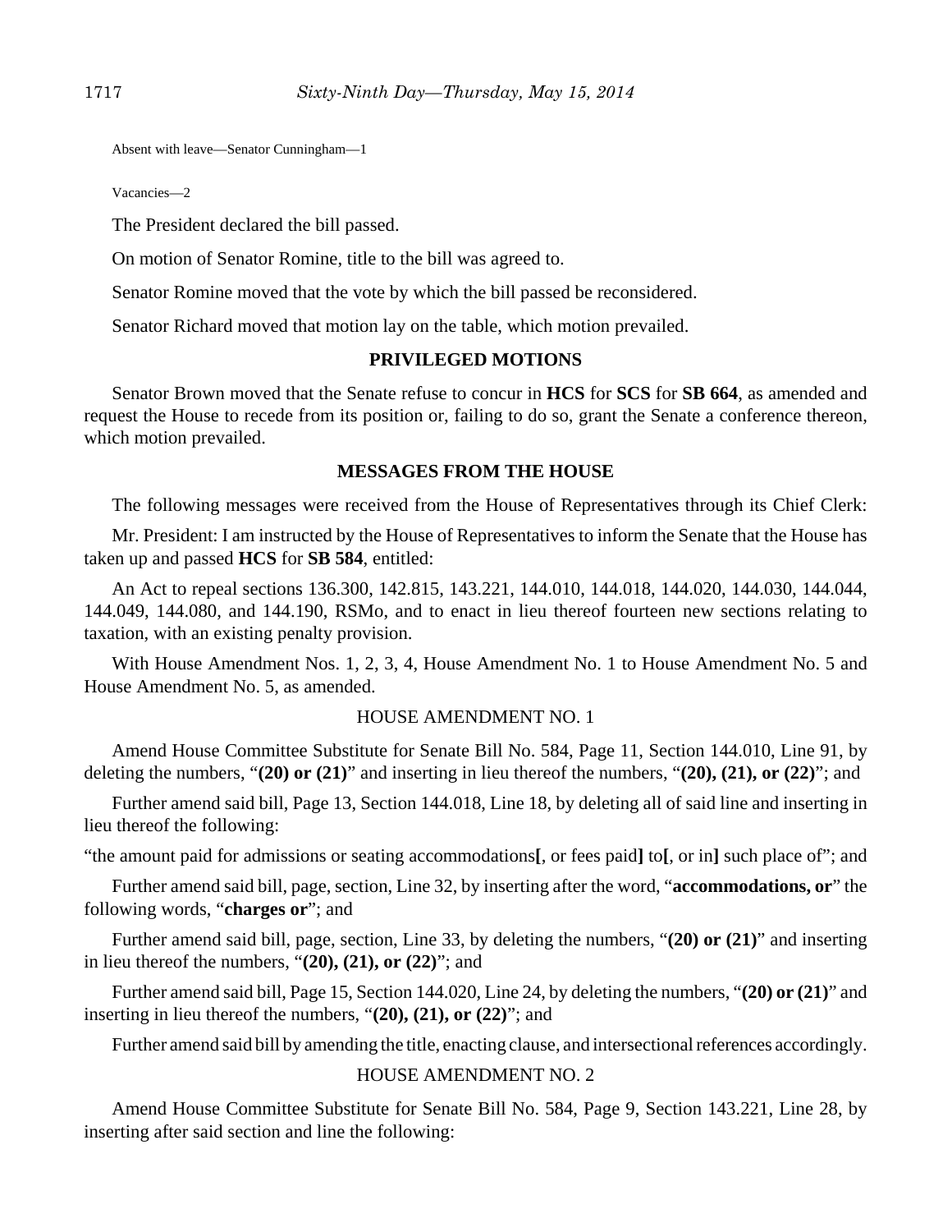Absent with leave—Senator Cunningham—1

Vacancies—2

The President declared the bill passed.

On motion of Senator Romine, title to the bill was agreed to.

Senator Romine moved that the vote by which the bill passed be reconsidered.

Senator Richard moved that motion lay on the table, which motion prevailed.

## PRIVILEGED MOTIONS

Senator Brown moved that the Senate refuse to concur in **HCS** for **SCS** for **SB 664**, as amended and request the House to recede from its position or, failing to do so, grant the Senate a conference thereon, which motion prevailed.

## MESSAGES FROM THE HOUSE

The following messages were received from the House of Representatives through its Chief Clerk:

Mr. President: I am instructed by the House of Representatives to inform the Senate that the House has taken up and passed **HCS** for **SB 584**, entitled:

An Act to repeal sections 136.300, 142.815, 143.221, 144.010, 144.018, 144.020, 144.030, 144.044, 144.049, 144.080, and 144.190, RSMo, and to enact in lieu thereof fourteen new sections relating to taxation, with an existing penalty provision.

With House Amendment Nos. 1, 2, 3, 4, House Amendment No. 1 to House Amendment No. 5 and House Amendment No. 5, as amended.

HOUSE AMENDMENT NO. 1

Amend House Committee Substitute for Senate Bill No. 584, Page 11, Section 144.010, Line 91, by deleting the numbers, "**(20) or (21)**" and inserting in lieu thereof the numbers, "**(20), (21), or (22)**"; and

Further amend said bill, Page 13, Section 144.018, Line 18, by deleting all of said line and inserting in lieu thereof the following:

"the amount paid for admissions or seating accommodations**[**, or fees paid**]** to**[**, or in**]** such place of"; and

Further amend said bill, page, section, Line 32, by inserting after the word, "**accommodations, or**" the following words, "**charges or**"; and

Further amend said bill, page, section, Line 33, by deleting the numbers, "**(20) or (21)**" and inserting in lieu thereof the numbers, "**(20), (21), or (22)**"; and

Further amend said bill, Page 15, Section 144.020, Line 24, by deleting the numbers, "**(20) or (21)**" and inserting in lieu thereof the numbers, "**(20), (21), or (22)**"; and

Further amend said bill by amending the title, enacting clause, and intersectional references accordingly.

HOUSE AMENDMENT NO. 2

Amend House Committee Substitute for Senate Bill No. 584, Page 9, Section 143.221, Line 28, by inserting after said section and line the following: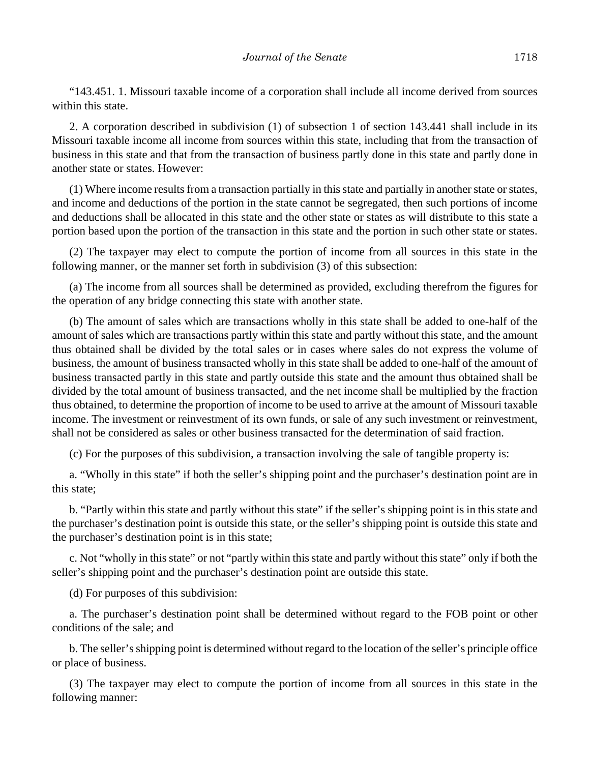"143.451. 1. Missouri taxable income of a corporation shall include all income derived from sources within this state.

2. A corporation described in subdivision (1) of subsection 1 of section 143.441 shall include in its Missouri taxable income all income from sources within this state, including that from the transaction of business in this state and that from the transaction of business partly done in this state and partly done in another state or states. However:

(1) Where income results from a transaction partially in this state and partially in another state or states, and income and deductions of the portion in the state cannot be segregated, then such portions of income and deductions shall be allocated in this state and the other state or states as will distribute to this state a portion based upon the portion of the transaction in this state and the portion in such other state or states.

(2) The taxpayer may elect to compute the portion of income from all sources in this state in the following manner, or the manner set forth in subdivision (3) of this subsection:

(a) The income from all sources shall be determined as provided, excluding therefrom the figures for the operation of any bridge connecting this state with another state.

(b) The amount of sales which are transactions wholly in this state shall be added to one-half of the amount of sales which are transactions partly within this state and partly without this state, and the amount thus obtained shall be divided by the total sales or in cases where sales do not express the volume of business, the amount of business transacted wholly in this state shall be added to one-half of the amount of business transacted partly in this state and partly outside this state and the amount thus obtained shall be divided by the total amount of business transacted, and the net income shall be multiplied by the fraction thus obtained, to determine the proportion of income to be used to arrive at the amount of Missouri taxable income. The investment or reinvestment of its own funds, or sale of any such investment or reinvestment, shall not be considered as sales or other business transacted for the determination of said fraction.

(c) For the purposes of this subdivision, a transaction involving the sale of tangible property is:

a. "Wholly in this state" if both the seller's shipping point and the purchaser's destination point are in this state;

b. "Partly within this state and partly without this state" if the seller's shipping point is in this state and the purchaser's destination point is outside this state, or the seller's shipping point is outside this state and the purchaser's destination point is in this state;

c. Not "wholly in this state" or not "partly within this state and partly without this state" only if both the seller's shipping point and the purchaser's destination point are outside this state.

(d) For purposes of this subdivision:

a. The purchaser's destination point shall be determined without regard to the FOB point or other conditions of the sale; and

b. The seller's shipping point is determined without regard to the location of the seller's principle office or place of business.

(3) The taxpayer may elect to compute the portion of income from all sources in this state in the following manner: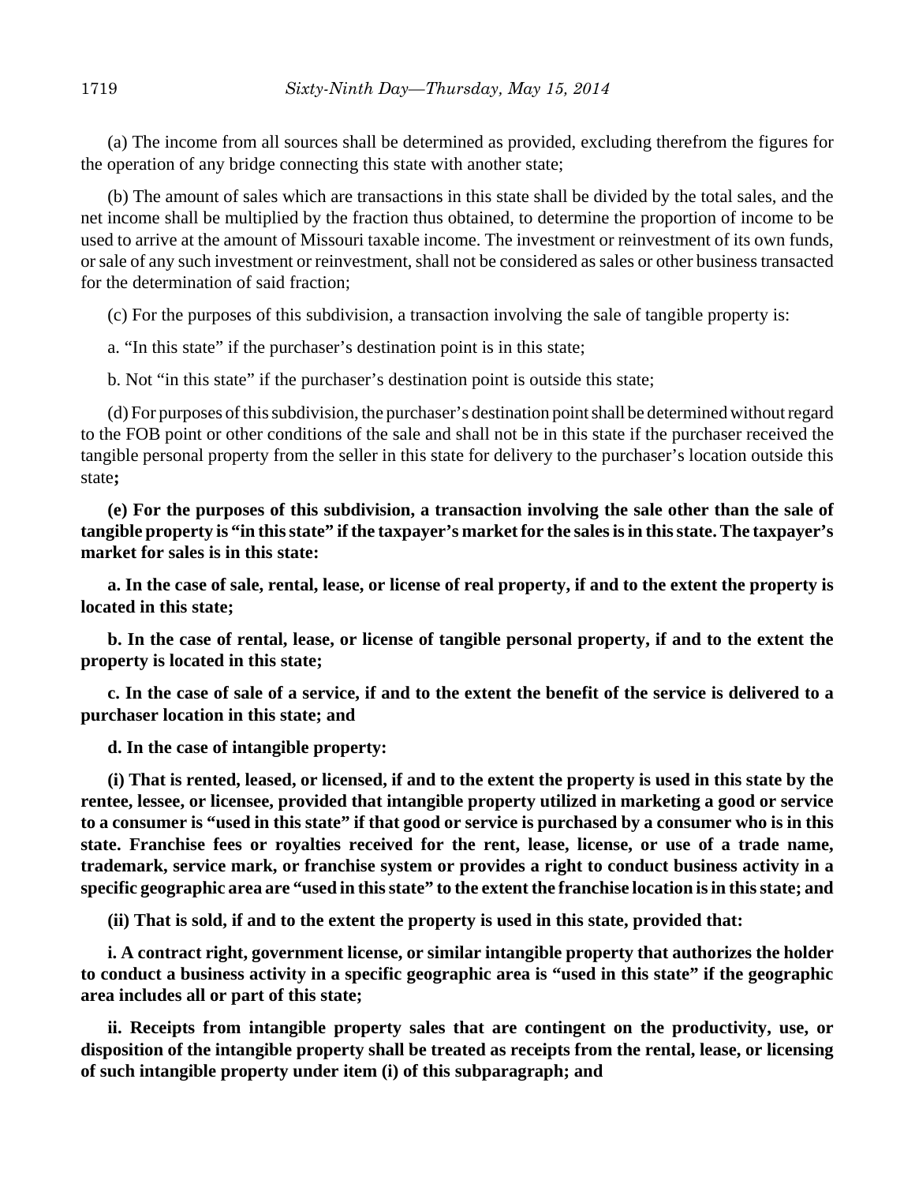(a) The income from all sources shall be determined as provided, excluding therefrom the figures for the operation of any bridge connecting this state with another state;

(b) The amount of sales which are transactions in this state shall be divided by the total sales, and the net income shall be multiplied by the fraction thus obtained, to determine the proportion of income to be used to arrive at the amount of Missouri taxable income. The investment or reinvestment of its own funds, or sale of any such investment or reinvestment, shall not be considered as sales or other business transacted for the determination of said fraction;

(c) For the purposes of this subdivision, a transaction involving the sale of tangible property is:

a. "In this state" if the purchaser's destination point is in this state;

b. Not "in this state" if the purchaser's destination point is outside this state;

(d) For purposes of this subdivision, the purchaser's destination point shall be determined without regard to the FOB point or other conditions of the sale and shall not be in this state if the purchaser received the tangible personal property from the seller in this state for delivery to the purchaser's location outside this state**;**

**(e) For the purposes of this subdivision, a transaction involving the sale other than the sale of tangible property is "in this state" if the taxpayer's market for the sales is in this state. The taxpayer's market for sales is in this state:**

**a. In the case of sale, rental, lease, or license of real property, if and to the extent the property is located in this state;**

**b. In the case of rental, lease, or license of tangible personal property, if and to the extent the property is located in this state;**

**c. In the case of sale of a service, if and to the extent the benefit of the service is delivered to a purchaser location in this state; and**

**d. In the case of intangible property:**

**(i) That is rented, leased, or licensed, if and to the extent the property is used in this state by the rentee, lessee, or licensee, provided that intangible property utilized in marketing a good or service to a consumer is "used in this state" if that good or service is purchased by a consumer who is in this state. Franchise fees or royalties received for the rent, lease, license, or use of a trade name, trademark, service mark, or franchise system or provides a right to conduct business activity in a specific geographic area are "used in this state" to the extent the franchise location is in this state; and**

**(ii) That is sold, if and to the extent the property is used in this state, provided that:**

**i. A contract right, government license, or similar intangible property that authorizes the holder to conduct a business activity in a specific geographic area is "used in this state" if the geographic area includes all or part of this state;**

**ii. Receipts from intangible property sales that are contingent on the productivity, use, or disposition of the intangible property shall be treated as receipts from the rental, lease, or licensing of such intangible property under item (i) of this subparagraph; and**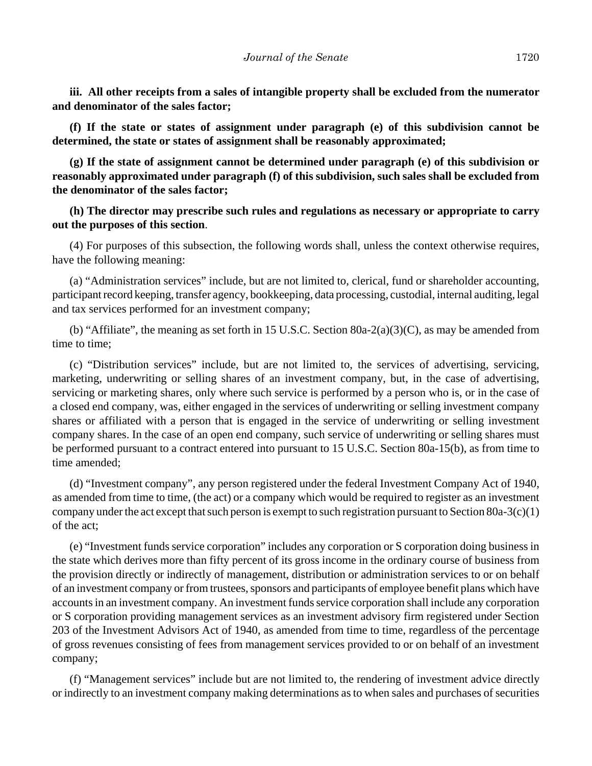**iii. All other receipts from a sales of intangible property shall be excluded from the numerator and denominator of the sales factor;**

**(f) If the state or states of assignment under paragraph (e) of this subdivision cannot be determined, the state or states of assignment shall be reasonably approximated;**

**(g) If the state of assignment cannot be determined under paragraph (e) of this subdivision or reasonably approximated under paragraph (f) of this subdivision, such sales shall be excluded from the denominator of the sales factor;**

**(h) The director may prescribe such rules and regulations as necessary or appropriate to carry out the purposes of this section**.

(4) For purposes of this subsection, the following words shall, unless the context otherwise requires, have the following meaning:

(a) "Administration services" include, but are not limited to, clerical, fund or shareholder accounting, participant record keeping, transfer agency, bookkeeping, data processing, custodial, internal auditing, legal and tax services performed for an investment company;

(b) "Affiliate", the meaning as set forth in 15 U.S.C. Section 80a-2(a)(3)(C), as may be amended from time to time;

(c) "Distribution services" include, but are not limited to, the services of advertising, servicing, marketing, underwriting or selling shares of an investment company, but, in the case of advertising, servicing or marketing shares, only where such service is performed by a person who is, or in the case of a closed end company, was, either engaged in the services of underwriting or selling investment company shares or affiliated with a person that is engaged in the service of underwriting or selling investment company shares. In the case of an open end company, such service of underwriting or selling shares must be performed pursuant to a contract entered into pursuant to 15 U.S.C. Section 80a-15(b), as from time to time amended;

(d) "Investment company", any person registered under the federal Investment Company Act of 1940, as amended from time to time, (the act) or a company which would be required to register as an investment company under the act except that such person is exempt to such registration pursuant to Section 80a-3(c)(1) of the act;

(e) "Investment funds service corporation" includes any corporation or S corporation doing business in the state which derives more than fifty percent of its gross income in the ordinary course of business from the provision directly or indirectly of management, distribution or administration services to or on behalf of an investment company or from trustees, sponsors and participants of employee benefit plans which have accounts in an investment company. An investment funds service corporation shall include any corporation or S corporation providing management services as an investment advisory firm registered under Section 203 of the Investment Advisors Act of 1940, as amended from time to time, regardless of the percentage of gross revenues consisting of fees from management services provided to or on behalf of an investment company;

(f) "Management services" include but are not limited to, the rendering of investment advice directly or indirectly to an investment company making determinations as to when sales and purchases of securities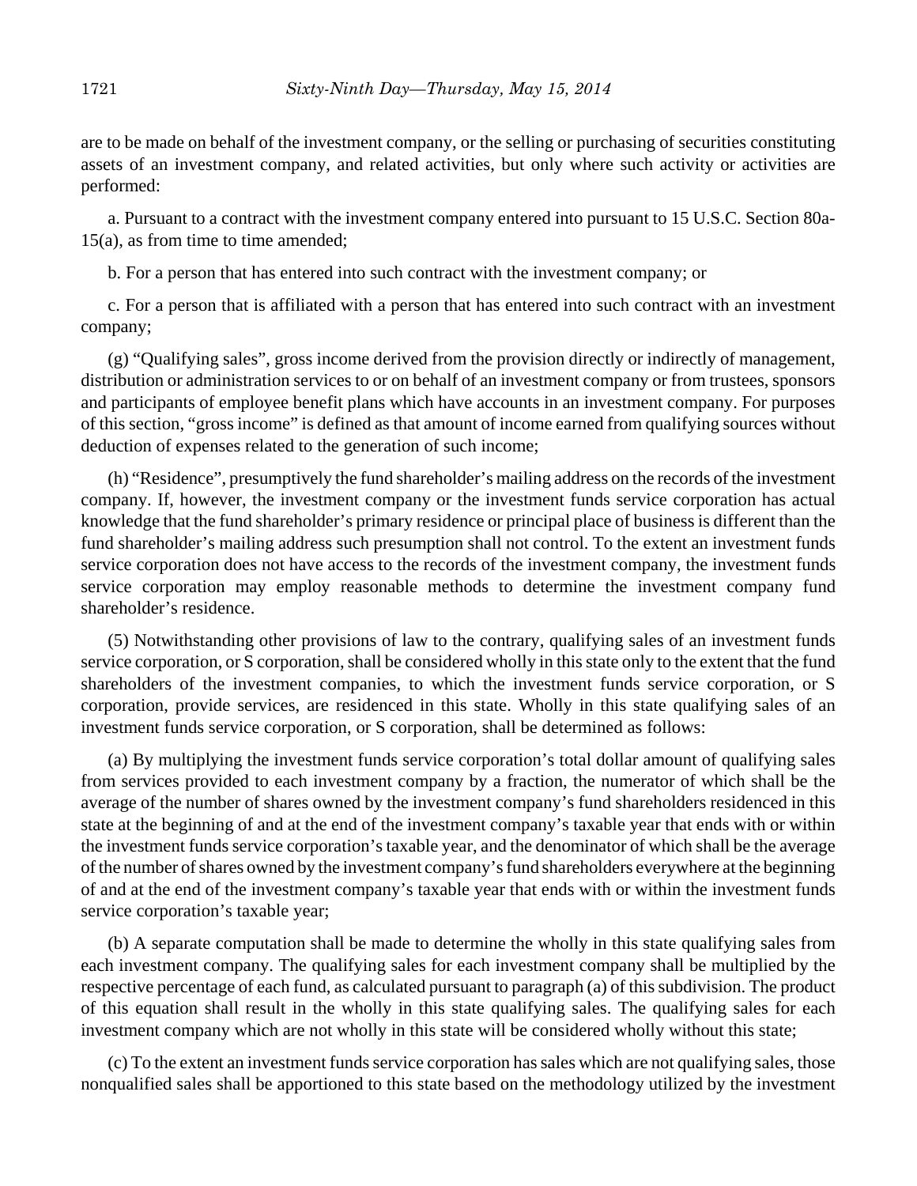are to be made on behalf of the investment company, or the selling or purchasing of securities constituting assets of an investment company, and related activities, but only where such activity or activities are performed:

a. Pursuant to a contract with the investment company entered into pursuant to 15 U.S.C. Section 80a-15(a), as from time to time amended;

b. For a person that has entered into such contract with the investment company; or

c. For a person that is affiliated with a person that has entered into such contract with an investment company;

(g) "Qualifying sales", gross income derived from the provision directly or indirectly of management, distribution or administration services to or on behalf of an investment company or from trustees, sponsors and participants of employee benefit plans which have accounts in an investment company. For purposes of this section, "gross income" is defined as that amount of income earned from qualifying sources without deduction of expenses related to the generation of such income;

(h) "Residence", presumptively the fund shareholder's mailing address on the records of the investment company. If, however, the investment company or the investment funds service corporation has actual knowledge that the fund shareholder's primary residence or principal place of business is different than the fund shareholder's mailing address such presumption shall not control. To the extent an investment funds service corporation does not have access to the records of the investment company, the investment funds service corporation may employ reasonable methods to determine the investment company fund shareholder's residence.

(5) Notwithstanding other provisions of law to the contrary, qualifying sales of an investment funds service corporation, or S corporation, shall be considered wholly in this state only to the extent that the fund shareholders of the investment companies, to which the investment funds service corporation, or S corporation, provide services, are residenced in this state. Wholly in this state qualifying sales of an investment funds service corporation, or S corporation, shall be determined as follows:

(a) By multiplying the investment funds service corporation's total dollar amount of qualifying sales from services provided to each investment company by a fraction, the numerator of which shall be the average of the number of shares owned by the investment company's fund shareholders residenced in this state at the beginning of and at the end of the investment company's taxable year that ends with or within the investment funds service corporation's taxable year, and the denominator of which shall be the average of the number of shares owned by the investment company's fund shareholders everywhere at the beginning of and at the end of the investment company's taxable year that ends with or within the investment funds service corporation's taxable year;

(b) A separate computation shall be made to determine the wholly in this state qualifying sales from each investment company. The qualifying sales for each investment company shall be multiplied by the respective percentage of each fund, as calculated pursuant to paragraph (a) of this subdivision. The product of this equation shall result in the wholly in this state qualifying sales. The qualifying sales for each investment company which are not wholly in this state will be considered wholly without this state;

(c) To the extent an investment funds service corporation has sales which are not qualifying sales, those nonqualified sales shall be apportioned to this state based on the methodology utilized by the investment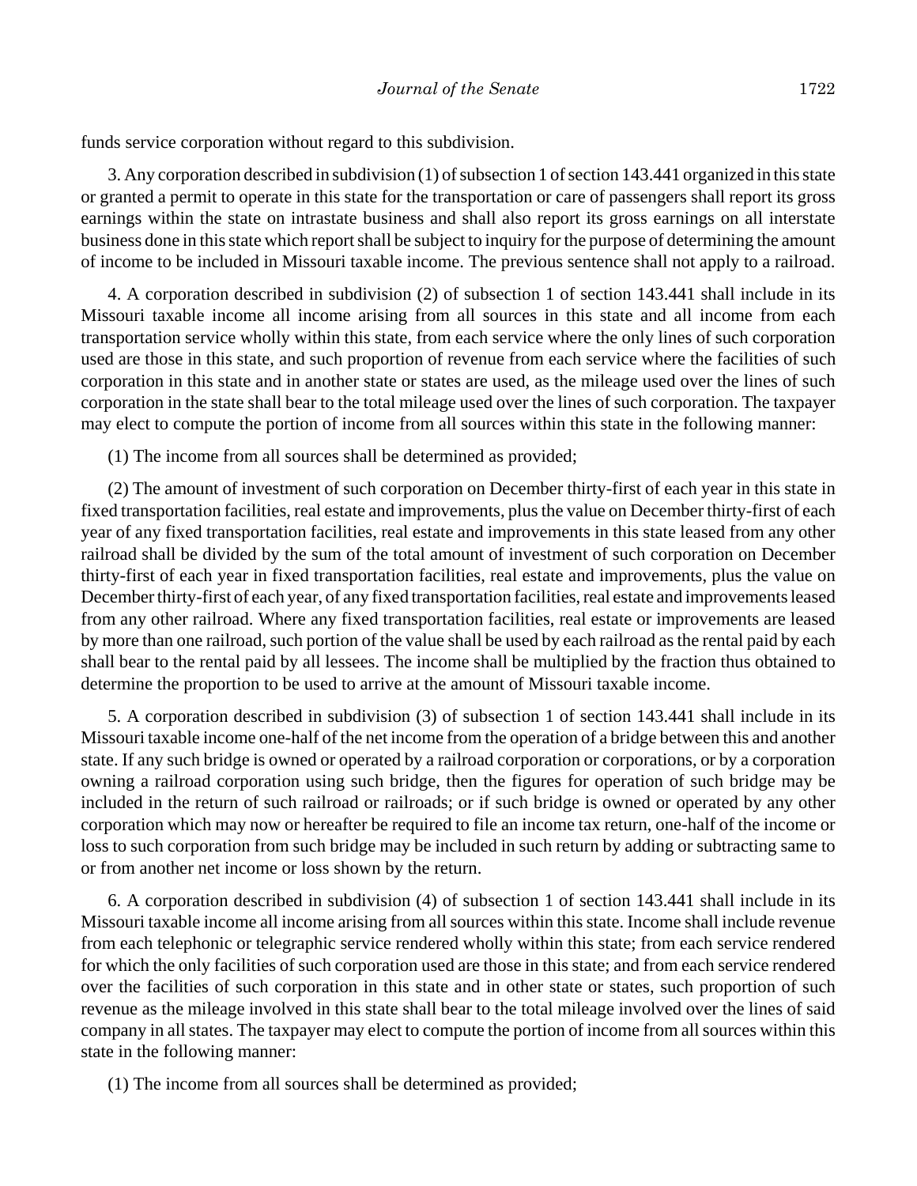funds service corporation without regard to this subdivision.

3. Any corporation described in subdivision (1) of subsection 1 of section 143.441 organized in this state or granted a permit to operate in this state for the transportation or care of passengers shall report its gross earnings within the state on intrastate business and shall also report its gross earnings on all interstate business done in this state which report shall be subject to inquiry for the purpose of determining the amount of income to be included in Missouri taxable income. The previous sentence shall not apply to a railroad.

4. A corporation described in subdivision (2) of subsection 1 of section 143.441 shall include in its Missouri taxable income all income arising from all sources in this state and all income from each transportation service wholly within this state, from each service where the only lines of such corporation used are those in this state, and such proportion of revenue from each service where the facilities of such corporation in this state and in another state or states are used, as the mileage used over the lines of such corporation in the state shall bear to the total mileage used over the lines of such corporation. The taxpayer may elect to compute the portion of income from all sources within this state in the following manner:

(1) The income from all sources shall be determined as provided;

(2) The amount of investment of such corporation on December thirty-first of each year in this state in fixed transportation facilities, real estate and improvements, plus the value on December thirty-first of each year of any fixed transportation facilities, real estate and improvements in this state leased from any other railroad shall be divided by the sum of the total amount of investment of such corporation on December thirty-first of each year in fixed transportation facilities, real estate and improvements, plus the value on December thirty-first of each year, of any fixed transportation facilities, real estate and improvements leased from any other railroad. Where any fixed transportation facilities, real estate or improvements are leased by more than one railroad, such portion of the value shall be used by each railroad as the rental paid by each shall bear to the rental paid by all lessees. The income shall be multiplied by the fraction thus obtained to determine the proportion to be used to arrive at the amount of Missouri taxable income.

5. A corporation described in subdivision (3) of subsection 1 of section 143.441 shall include in its Missouri taxable income one-half of the net income from the operation of a bridge between this and another state. If any such bridge is owned or operated by a railroad corporation or corporations, or by a corporation owning a railroad corporation using such bridge, then the figures for operation of such bridge may be included in the return of such railroad or railroads; or if such bridge is owned or operated by any other corporation which may now or hereafter be required to file an income tax return, one-half of the income or loss to such corporation from such bridge may be included in such return by adding or subtracting same to or from another net income or loss shown by the return.

6. A corporation described in subdivision (4) of subsection 1 of section 143.441 shall include in its Missouri taxable income all income arising from all sources within this state. Income shall include revenue from each telephonic or telegraphic service rendered wholly within this state; from each service rendered for which the only facilities of such corporation used are those in this state; and from each service rendered over the facilities of such corporation in this state and in other state or states, such proportion of such revenue as the mileage involved in this state shall bear to the total mileage involved over the lines of said company in all states. The taxpayer may elect to compute the portion of income from all sources within this state in the following manner:

(1) The income from all sources shall be determined as provided;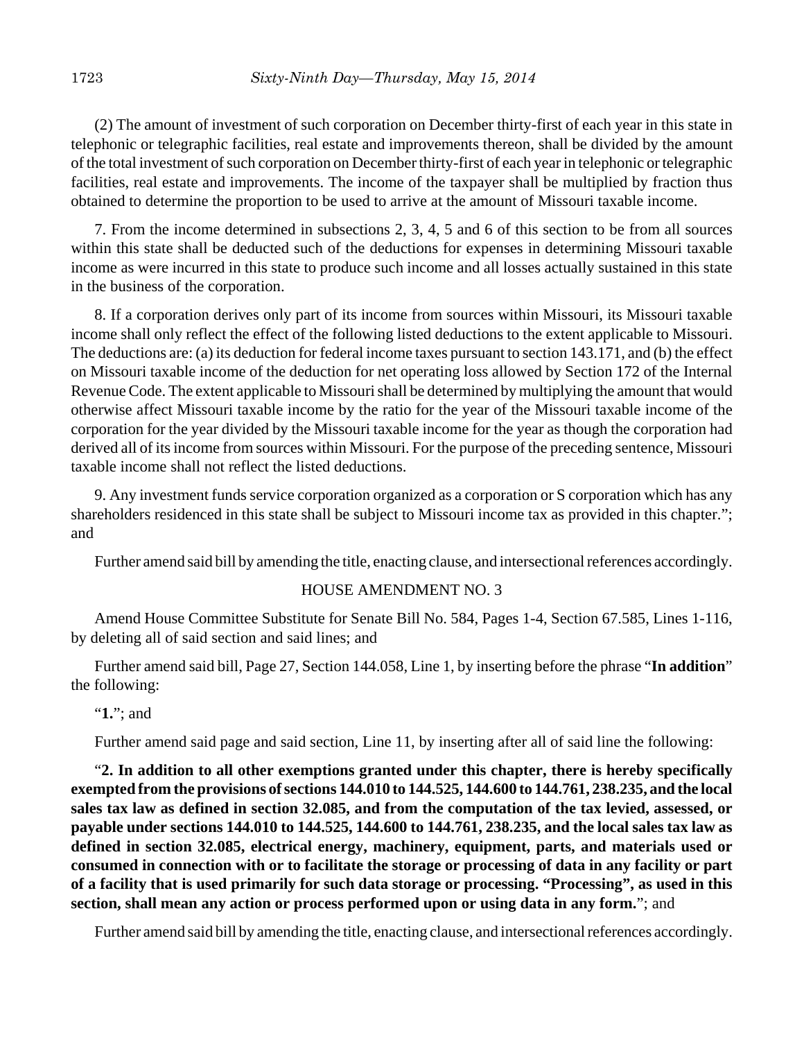(2) The amount of investment of such corporation on December thirty-first of each year in this state in telephonic or telegraphic facilities, real estate and improvements thereon, shall be divided by the amount of the total investment of such corporation on December thirty-first of each year in telephonic or telegraphic facilities, real estate and improvements. The income of the taxpayer shall be multiplied by fraction thus obtained to determine the proportion to be used to arrive at the amount of Missouri taxable income.

7. From the income determined in subsections 2, 3, 4, 5 and 6 of this section to be from all sources within this state shall be deducted such of the deductions for expenses in determining Missouri taxable income as were incurred in this state to produce such income and all losses actually sustained in this state in the business of the corporation.

8. If a corporation derives only part of its income from sources within Missouri, its Missouri taxable income shall only reflect the effect of the following listed deductions to the extent applicable to Missouri. The deductions are: (a) its deduction for federal income taxes pursuant to section 143.171, and (b) the effect on Missouri taxable income of the deduction for net operating loss allowed by Section 172 of the Internal Revenue Code. The extent applicable to Missouri shall be determined by multiplying the amount that would otherwise affect Missouri taxable income by the ratio for the year of the Missouri taxable income of the corporation for the year divided by the Missouri taxable income for the year as though the corporation had derived all of its income from sources within Missouri. For the purpose of the preceding sentence, Missouri taxable income shall not reflect the listed deductions.

9. Any investment funds service corporation organized as a corporation or S corporation which has any shareholders residenced in this state shall be subject to Missouri income tax as provided in this chapter."; and

Further amend said bill by amending the title, enacting clause, and intersectional references accordingly.

HOUSE AMENDMENT NO. 3

Amend House Committee Substitute for Senate Bill No. 584, Pages 1-4, Section 67.585, Lines 1-116, by deleting all of said section and said lines; and

Further amend said bill, Page 27, Section 144.058, Line 1, by inserting before the phrase "**In addition**" the following:

"**1.**"; and

Further amend said page and said section, Line 11, by inserting after all of said line the following:

"**2. In addition to all other exemptions granted under this chapter, there is hereby specifically exempted from the provisions of sections 144.010 to 144.525, 144.600 to 144.761, 238.235, and the local sales tax law as defined in section 32.085, and from the computation of the tax levied, assessed, or payable under sections 144.010 to 144.525, 144.600 to 144.761, 238.235, and the local sales tax law as defined in section 32.085, electrical energy, machinery, equipment, parts, and materials used or consumed in connection with or to facilitate the storage or processing of data in any facility or part of a facility that is used primarily for such data storage or processing. "Processing", as used in this section, shall mean any action or process performed upon or using data in any form.**"; and

Further amend said bill by amending the title, enacting clause, and intersectional references accordingly.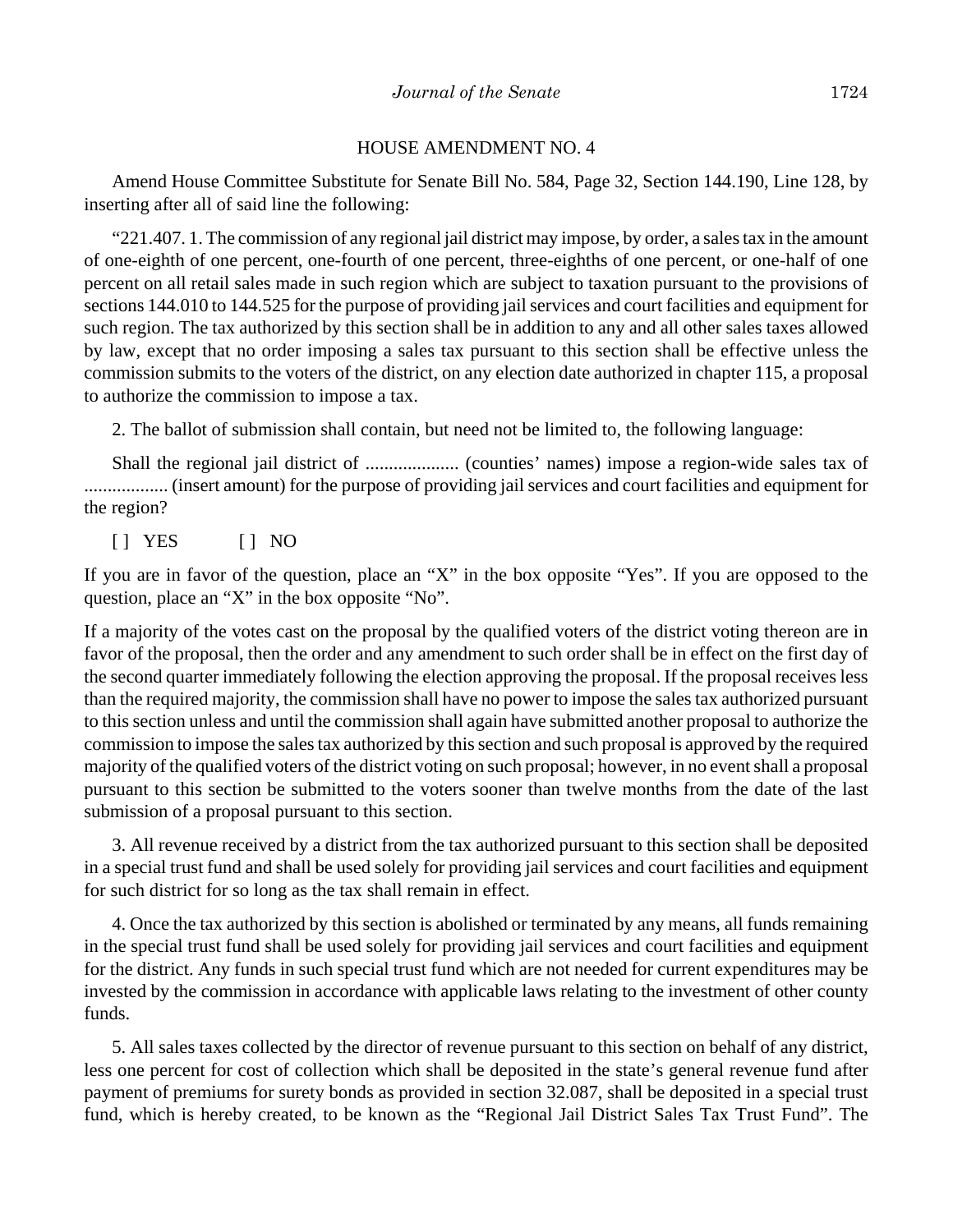HOUSE AMENDMENT NO. 4

Amend House Committee Substitute for Senate Bill No. 584, Page 32, Section 144.190, Line 128, by inserting after all of said line the following:

"221.407. 1. The commission of any regional jail district may impose, by order, a sales tax in the amount of one-eighth of one percent, one-fourth of one percent, three-eighths of one percent, or one-half of one percent on all retail sales made in such region which are subject to taxation pursuant to the provisions of sections 144.010 to 144.525 for the purpose of providing jail services and court facilities and equipment for such region. The tax authorized by this section shall be in addition to any and all other sales taxes allowed by law, except that no order imposing a sales tax pursuant to this section shall be effective unless the commission submits to the voters of the district, on any election date authorized in chapter 115, a proposal to authorize the commission to impose a tax.

2. The ballot of submission shall contain, but need not be limited to, the following language:

Shall the regional jail district of .................... (counties' names) impose a region-wide sales tax of .................. (insert amount) for the purpose of providing jail services and court facilities and equipment for the region?

[ ] YES [ ] NO

If you are in favor of the question, place an "X" in the box opposite "Yes". If you are opposed to the question, place an "X" in the box opposite "No".

If a majority of the votes cast on the proposal by the qualified voters of the district voting thereon are in favor of the proposal, then the order and any amendment to such order shall be in effect on the first day of the second quarter immediately following the election approving the proposal. If the proposal receives less than the required majority, the commission shall have no power to impose the sales tax authorized pursuant to this section unless and until the commission shall again have submitted another proposal to authorize the commission to impose the sales tax authorized by this section and such proposal is approved by the required majority of the qualified voters of the district voting on such proposal; however, in no event shall a proposal pursuant to this section be submitted to the voters sooner than twelve months from the date of the last submission of a proposal pursuant to this section.

3. All revenue received by a district from the tax authorized pursuant to this section shall be deposited in a special trust fund and shall be used solely for providing jail services and court facilities and equipment for such district for so long as the tax shall remain in effect.

4. Once the tax authorized by this section is abolished or terminated by any means, all funds remaining in the special trust fund shall be used solely for providing jail services and court facilities and equipment for the district. Any funds in such special trust fund which are not needed for current expenditures may be invested by the commission in accordance with applicable laws relating to the investment of other county funds.

5. All sales taxes collected by the director of revenue pursuant to this section on behalf of any district, less one percent for cost of collection which shall be deposited in the state's general revenue fund after payment of premiums for surety bonds as provided in section 32.087, shall be deposited in a special trust fund, which is hereby created, to be known as the "Regional Jail District Sales Tax Trust Fund". The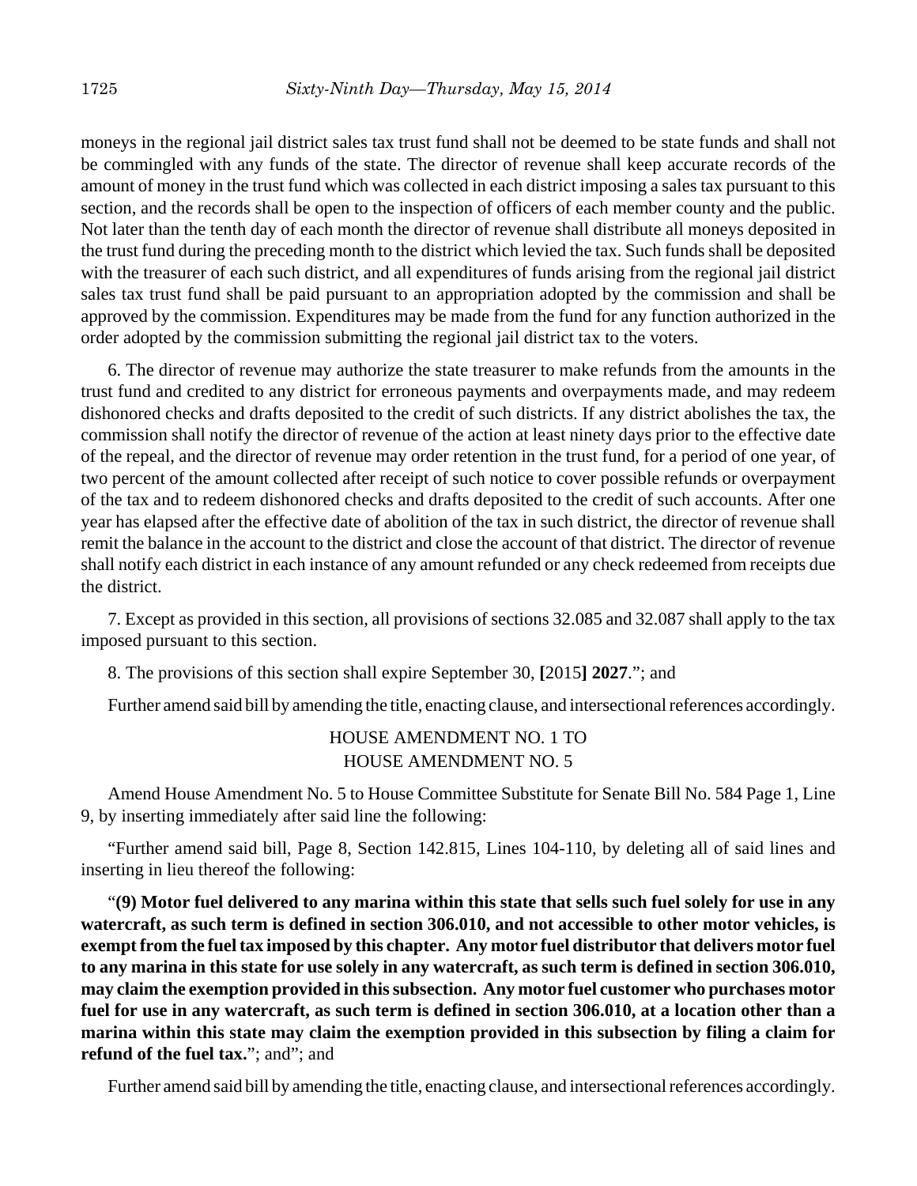moneys in the regional jail district sales tax trust fund shall not be deemed to be state funds and shall not be commingled with any funds of the state. The director of revenue shall keep accurate records of the amount of money in the trust fund which was collected in each district imposing a sales tax pursuant to this section, and the records shall be open to the inspection of officers of each member county and the public. Not later than the tenth day of each month the director of revenue shall distribute all moneys deposited in the trust fund during the preceding month to the district which levied the tax. Such funds shall be deposited with the treasurer of each such district, and all expenditures of funds arising from the regional jail district sales tax trust fund shall be paid pursuant to an appropriation adopted by the commission and shall be approved by the commission. Expenditures may be made from the fund for any function authorized in the order adopted by the commission submitting the regional jail district tax to the voters.

6. The director of revenue may authorize the state treasurer to make refunds from the amounts in the trust fund and credited to any district for erroneous payments and overpayments made, and may redeem dishonored checks and drafts deposited to the credit of such districts. If any district abolishes the tax, the commission shall notify the director of revenue of the action at least ninety days prior to the effective date of the repeal, and the director of revenue may order retention in the trust fund, for a period of one year, of two percent of the amount collected after receipt of such notice to cover possible refunds or overpayment of the tax and to redeem dishonored checks and drafts deposited to the credit of such accounts. After one year has elapsed after the effective date of abolition of the tax in such district, the director of revenue shall remit the balance in the account to the district and close the account of that district. The director of revenue shall notify each district in each instance of any amount refunded or any check redeemed from receipts due the district.

7. Except as provided in this section, all provisions of sections 32.085 and 32.087 shall apply to the tax imposed pursuant to this section.

8. The provisions of this section shall expire September 30, **[**2015**] 2027**."; and

Further amend said bill by amending the title, enacting clause, and intersectional references accordingly.

HOUSE AMENDMENT NO. 1 TO
HOUSE AMENDMENT NO. 5

Amend House Amendment No. 5 to House Committee Substitute for Senate Bill No. 584 Page 1, Line 9, by inserting immediately after said line the following:

"Further amend said bill, Page 8, Section 142.815, Lines 104-110, by deleting all of said lines and inserting in lieu thereof the following:

"**(9) Motor fuel delivered to any marina within this state that sells such fuel solely for use in any watercraft, as such term is defined in section 306.010, and not accessible to other motor vehicles, is exempt from the fuel tax imposed by this chapter. Any motor fuel distributor that delivers motor fuel to any marina in this state for use solely in any watercraft, as such term is defined in section 306.010, may claim the exemption provided in this subsection. Any motor fuel customer who purchases motor fuel for use in any watercraft, as such term is defined in section 306.010, at a location other than a marina within this state may claim the exemption provided in this subsection by filing a claim for refund of the fuel tax.**"; and"; and

Further amend said bill by amending the title, enacting clause, and intersectional references accordingly.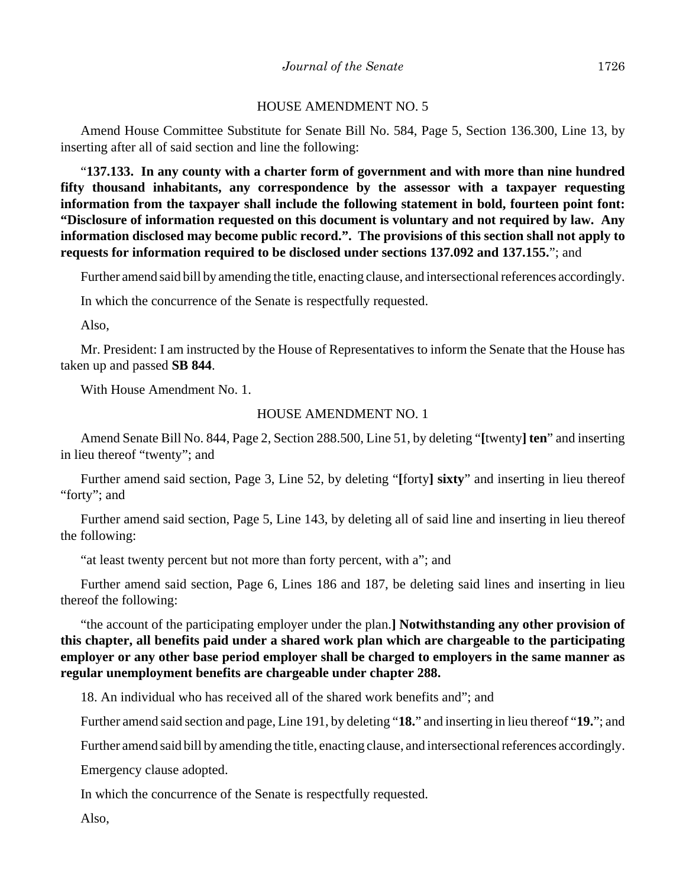HOUSE AMENDMENT NO. 5

Amend House Committee Substitute for Senate Bill No. 584, Page 5, Section 136.300, Line 13, by inserting after all of said section and line the following:

"**137.133. In any county with a charter form of government and with more than nine hundred fifty thousand inhabitants, any correspondence by the assessor with a taxpayer requesting information from the taxpayer shall include the following statement in bold, fourteen point font: "Disclosure of information requested on this document is voluntary and not required by law. Any information disclosed may become public record.". The provisions of this section shall not apply to requests for information required to be disclosed under sections 137.092 and 137.155.**"; and

Further amend said bill by amending the title, enacting clause, and intersectional references accordingly.

In which the concurrence of the Senate is respectfully requested.

Also,

Mr. President: I am instructed by the House of Representatives to inform the Senate that the House has taken up and passed **SB 844**.

With House Amendment No. 1.

HOUSE AMENDMENT NO. 1

Amend Senate Bill No. 844, Page 2, Section 288.500, Line 51, by deleting "**[**twenty**] ten**" and inserting in lieu thereof "twenty"; and

Further amend said section, Page 3, Line 52, by deleting "**[**forty**] sixty**" and inserting in lieu thereof "forty"; and

Further amend said section, Page 5, Line 143, by deleting all of said line and inserting in lieu thereof the following:

"at least twenty percent but not more than forty percent, with a"; and

Further amend said section, Page 6, Lines 186 and 187, be deleting said lines and inserting in lieu thereof the following:

"the account of the participating employer under the plan.**] Notwithstanding any other provision of this chapter, all benefits paid under a shared work plan which are chargeable to the participating employer or any other base period employer shall be charged to employers in the same manner as regular unemployment benefits are chargeable under chapter 288.**

18. An individual who has received all of the shared work benefits and"; and

Further amend said section and page, Line 191, by deleting "**18.**" and inserting in lieu thereof "**19.**"; and

Further amend said bill by amending the title, enacting clause, and intersectional references accordingly.

Emergency clause adopted.

In which the concurrence of the Senate is respectfully requested.

Also,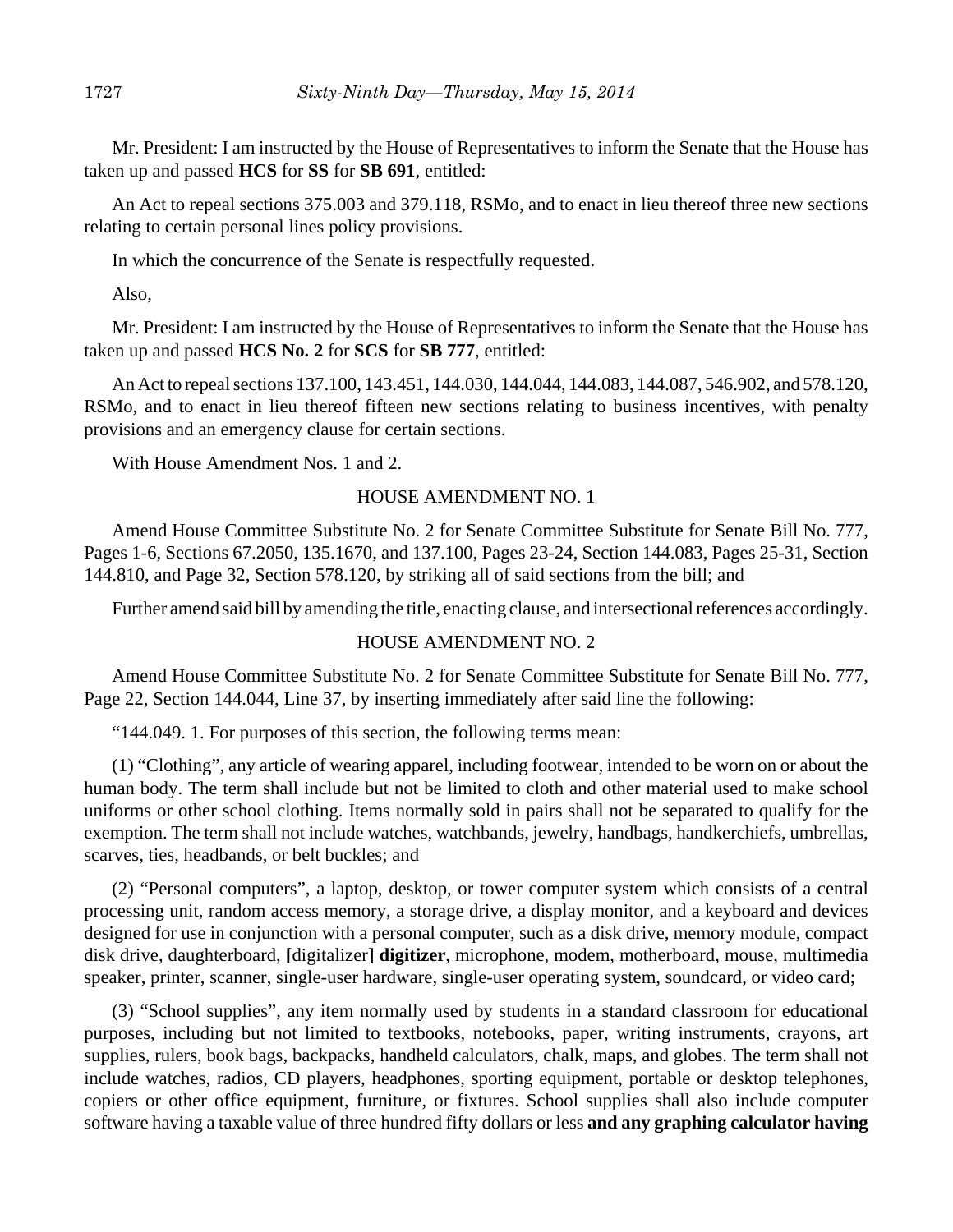Mr. President: I am instructed by the House of Representatives to inform the Senate that the House has taken up and passed **HCS** for **SS** for **SB 691**, entitled:

An Act to repeal sections 375.003 and 379.118, RSMo, and to enact in lieu thereof three new sections relating to certain personal lines policy provisions.

In which the concurrence of the Senate is respectfully requested.

Also,

Mr. President: I am instructed by the House of Representatives to inform the Senate that the House has taken up and passed **HCS No. 2** for **SCS** for **SB 777**, entitled:

An Act to repeal sections 137.100, 143.451, 144.030, 144.044, 144.083, 144.087, 546.902, and 578.120, RSMo, and to enact in lieu thereof fifteen new sections relating to business incentives, with penalty provisions and an emergency clause for certain sections.

With House Amendment Nos. 1 and 2.

HOUSE AMENDMENT NO. 1

Amend House Committee Substitute No. 2 for Senate Committee Substitute for Senate Bill No. 777, Pages 1-6, Sections 67.2050, 135.1670, and 137.100, Pages 23-24, Section 144.083, Pages 25-31, Section 144.810, and Page 32, Section 578.120, by striking all of said sections from the bill; and

Further amend said bill by amending the title, enacting clause, and intersectional references accordingly.

HOUSE AMENDMENT NO. 2

Amend House Committee Substitute No. 2 for Senate Committee Substitute for Senate Bill No. 777, Page 22, Section 144.044, Line 37, by inserting immediately after said line the following:

"144.049. 1. For purposes of this section, the following terms mean:

(1) "Clothing", any article of wearing apparel, including footwear, intended to be worn on or about the human body. The term shall include but not be limited to cloth and other material used to make school uniforms or other school clothing. Items normally sold in pairs shall not be separated to qualify for the exemption. The term shall not include watches, watchbands, jewelry, handbags, handkerchiefs, umbrellas, scarves, ties, headbands, or belt buckles; and

(2) "Personal computers", a laptop, desktop, or tower computer system which consists of a central processing unit, random access memory, a storage drive, a display monitor, and a keyboard and devices designed for use in conjunction with a personal computer, such as a disk drive, memory module, compact disk drive, daughterboard, **[**digitalizer**]** **digitizer**, microphone, modem, motherboard, mouse, multimedia speaker, printer, scanner, single-user hardware, single-user operating system, soundcard, or video card;

(3) "School supplies", any item normally used by students in a standard classroom for educational purposes, including but not limited to textbooks, notebooks, paper, writing instruments, crayons, art supplies, rulers, book bags, backpacks, handheld calculators, chalk, maps, and globes. The term shall not include watches, radios, CD players, headphones, sporting equipment, portable or desktop telephones, copiers or other office equipment, furniture, or fixtures. School supplies shall also include computer software having a taxable value of three hundred fifty dollars or less **and any graphing calculator having**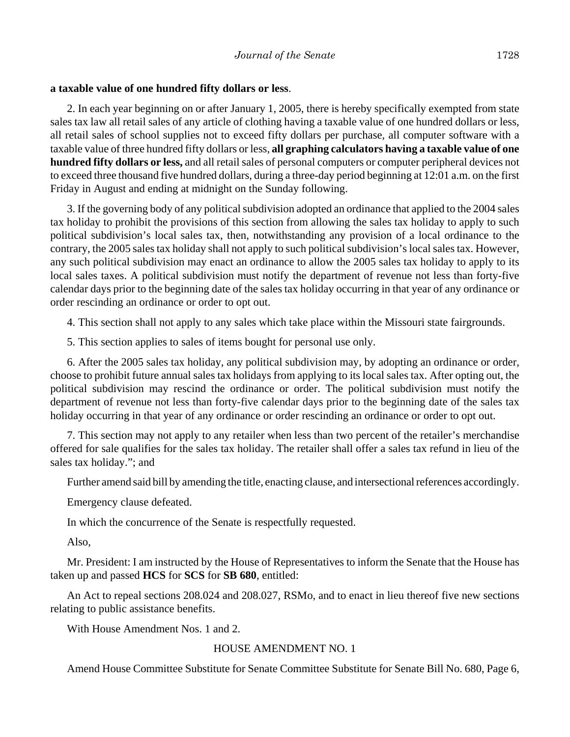**a taxable value of one hundred fifty dollars or less**.

2. In each year beginning on or after January 1, 2005, there is hereby specifically exempted from state sales tax law all retail sales of any article of clothing having a taxable value of one hundred dollars or less, all retail sales of school supplies not to exceed fifty dollars per purchase, all computer software with a taxable value of three hundred fifty dollars or less, **all graphing calculators having a taxable value of one hundred fifty dollars or less,** and all retail sales of personal computers or computer peripheral devices not to exceed three thousand five hundred dollars, during a three-day period beginning at 12:01 a.m. on the first Friday in August and ending at midnight on the Sunday following.

3. If the governing body of any political subdivision adopted an ordinance that applied to the 2004 sales tax holiday to prohibit the provisions of this section from allowing the sales tax holiday to apply to such political subdivision's local sales tax, then, notwithstanding any provision of a local ordinance to the contrary, the 2005 sales tax holiday shall not apply to such political subdivision's local sales tax. However, any such political subdivision may enact an ordinance to allow the 2005 sales tax holiday to apply to its local sales taxes. A political subdivision must notify the department of revenue not less than forty-five calendar days prior to the beginning date of the sales tax holiday occurring in that year of any ordinance or order rescinding an ordinance or order to opt out.

4. This section shall not apply to any sales which take place within the Missouri state fairgrounds.

5. This section applies to sales of items bought for personal use only.

6. After the 2005 sales tax holiday, any political subdivision may, by adopting an ordinance or order, choose to prohibit future annual sales tax holidays from applying to its local sales tax. After opting out, the political subdivision may rescind the ordinance or order. The political subdivision must notify the department of revenue not less than forty-five calendar days prior to the beginning date of the sales tax holiday occurring in that year of any ordinance or order rescinding an ordinance or order to opt out.

7. This section may not apply to any retailer when less than two percent of the retailer's merchandise offered for sale qualifies for the sales tax holiday. The retailer shall offer a sales tax refund in lieu of the sales tax holiday."; and

Further amend said bill by amending the title, enacting clause, and intersectional references accordingly.

Emergency clause defeated.

In which the concurrence of the Senate is respectfully requested.

Also,

Mr. President: I am instructed by the House of Representatives to inform the Senate that the House has taken up and passed **HCS** for **SCS** for **SB 680**, entitled:

An Act to repeal sections 208.024 and 208.027, RSMo, and to enact in lieu thereof five new sections relating to public assistance benefits.

With House Amendment Nos. 1 and 2.

HOUSE AMENDMENT NO. 1

Amend House Committee Substitute for Senate Committee Substitute for Senate Bill No. 680, Page 6,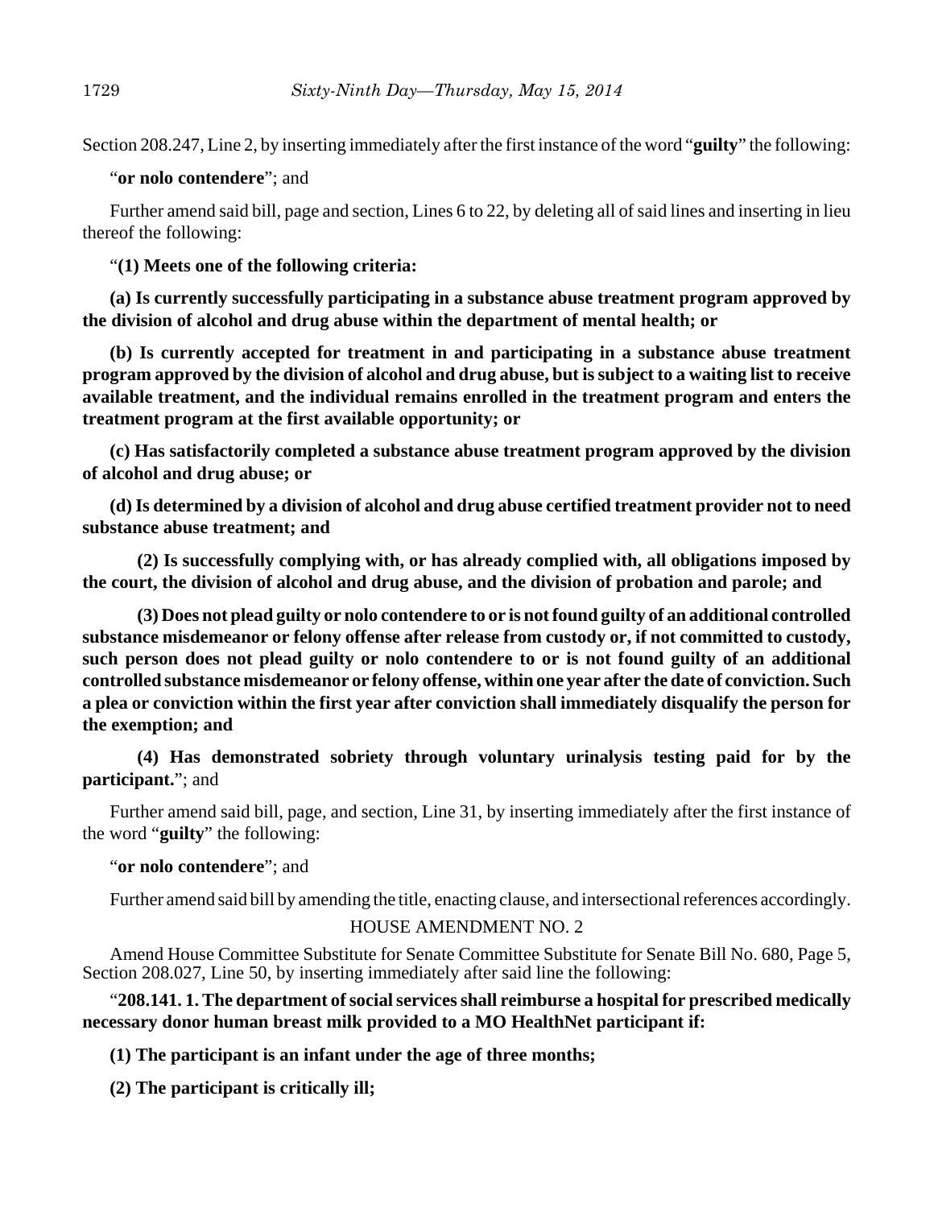Section 208.247, Line 2, by inserting immediately after the first instance of the word "**guilty**" the following:

"**or nolo contendere**"; and

Further amend said bill, page and section, Lines 6 to 22, by deleting all of said lines and inserting in lieu thereof the following:

"**(1) Meets one of the following criteria:**

**(a) Is currently successfully participating in a substance abuse treatment program approved by the division of alcohol and drug abuse within the department of mental health; or**

**(b) Is currently accepted for treatment in and participating in a substance abuse treatment program approved by the division of alcohol and drug abuse, but is subject to a waiting list to receive available treatment, and the individual remains enrolled in the treatment program and enters the treatment program at the first available opportunity; or**

**(c) Has satisfactorily completed a substance abuse treatment program approved by the division of alcohol and drug abuse; or**

**(d) Is determined by a division of alcohol and drug abuse certified treatment provider not to need substance abuse treatment; and**

**(2) Is successfully complying with, or has already complied with, all obligations imposed by the court, the division of alcohol and drug abuse, and the division of probation and parole; and**

**(3) Does not plead guilty or nolo contendere to or is not found guilty of an additional controlled substance misdemeanor or felony offense after release from custody or, if not committed to custody, such person does not plead guilty or nolo contendere to or is not found guilty of an additional controlled substance misdemeanor or felony offense, within one year after the date of conviction. Such a plea or conviction within the first year after conviction shall immediately disqualify the person for the exemption; and**

**(4) Has demonstrated sobriety through voluntary urinalysis testing paid for by the participant.**"; and

Further amend said bill, page, and section, Line 31, by inserting immediately after the first instance of the word "**guilty**" the following:

"**or nolo contendere**"; and

Further amend said bill by amending the title, enacting clause, and intersectional references accordingly.

HOUSE AMENDMENT NO. 2

Amend House Committee Substitute for Senate Committee Substitute for Senate Bill No. 680, Page 5, Section 208.027, Line 50, by inserting immediately after said line the following:

"**208.141. 1. The department of social services shall reimburse a hospital for prescribed medically necessary donor human breast milk provided to a MO HealthNet participant if:**

**(1) The participant is an infant under the age of three months;**

**(2) The participant is critically ill;**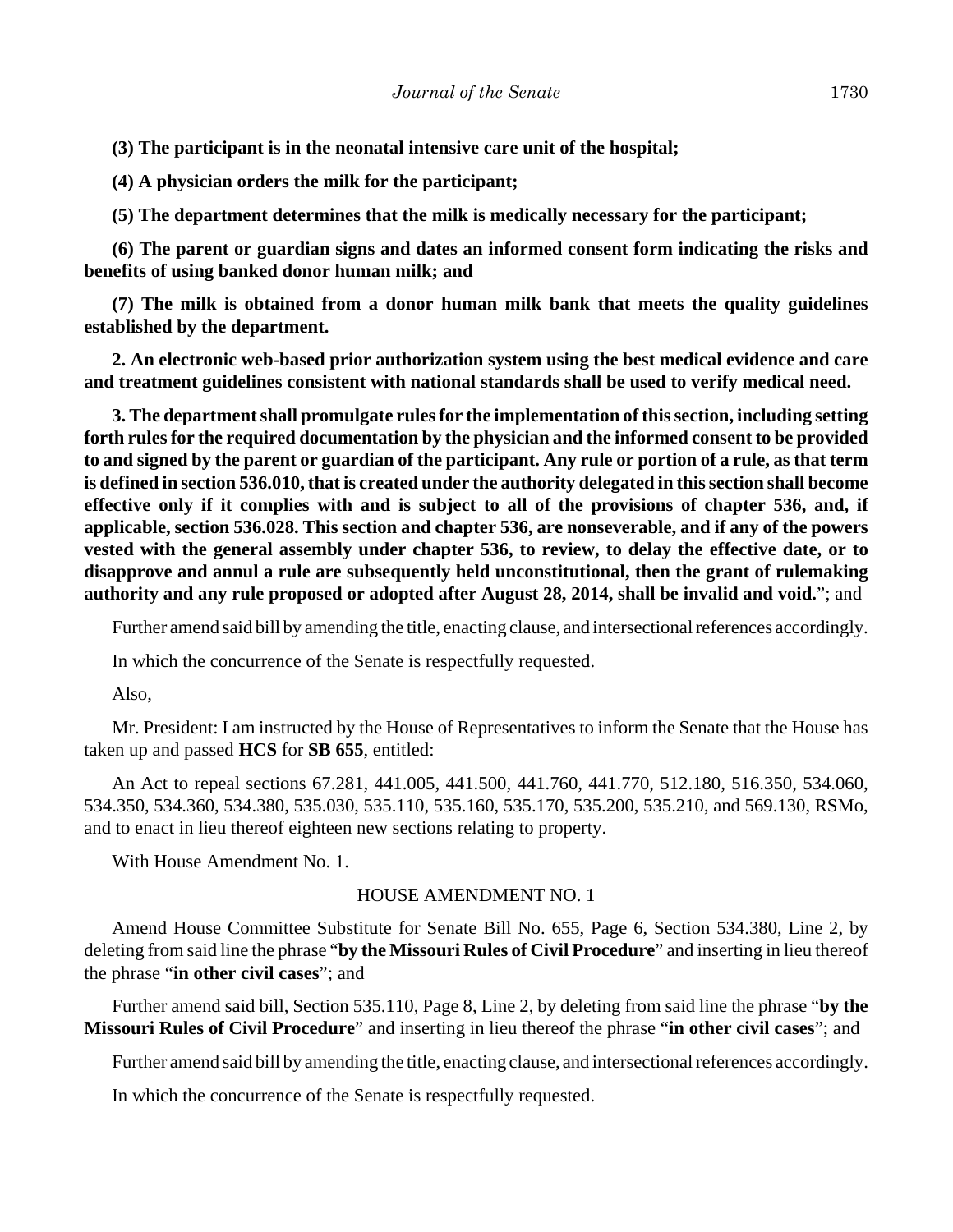**(3) The participant is in the neonatal intensive care unit of the hospital;**

**(4) A physician orders the milk for the participant;**

**(5) The department determines that the milk is medically necessary for the participant;**

**(6) The parent or guardian signs and dates an informed consent form indicating the risks and benefits of using banked donor human milk; and**

**(7) The milk is obtained from a donor human milk bank that meets the quality guidelines established by the department.**

**2. An electronic web-based prior authorization system using the best medical evidence and care and treatment guidelines consistent with national standards shall be used to verify medical need.**

**3. The department shall promulgate rules for the implementation of this section, including setting forth rules for the required documentation by the physician and the informed consent to be provided to and signed by the parent or guardian of the participant. Any rule or portion of a rule, as that term is defined in section 536.010, that is created under the authority delegated in this section shall become effective only if it complies with and is subject to all of the provisions of chapter 536, and, if applicable, section 536.028. This section and chapter 536, are nonseverable, and if any of the powers vested with the general assembly under chapter 536, to review, to delay the effective date, or to disapprove and annul a rule are subsequently held unconstitutional, then the grant of rulemaking authority and any rule proposed or adopted after August 28, 2014, shall be invalid and void.**"; and

Further amend said bill by amending the title, enacting clause, and intersectional references accordingly.

In which the concurrence of the Senate is respectfully requested.

Also,

Mr. President: I am instructed by the House of Representatives to inform the Senate that the House has taken up and passed **HCS** for **SB 655**, entitled:

An Act to repeal sections 67.281, 441.005, 441.500, 441.760, 441.770, 512.180, 516.350, 534.060, 534.350, 534.360, 534.380, 535.030, 535.110, 535.160, 535.170, 535.200, 535.210, and 569.130, RSMo, and to enact in lieu thereof eighteen new sections relating to property.

With House Amendment No. 1.

HOUSE AMENDMENT NO. 1

Amend House Committee Substitute for Senate Bill No. 655, Page 6, Section 534.380, Line 2, by deleting from said line the phrase "**by the Missouri Rules of Civil Procedure**" and inserting in lieu thereof the phrase "**in other civil cases**"; and

Further amend said bill, Section 535.110, Page 8, Line 2, by deleting from said line the phrase "**by the Missouri Rules of Civil Procedure**" and inserting in lieu thereof the phrase "**in other civil cases**"; and

Further amend said bill by amending the title, enacting clause, and intersectional references accordingly.

In which the concurrence of the Senate is respectfully requested.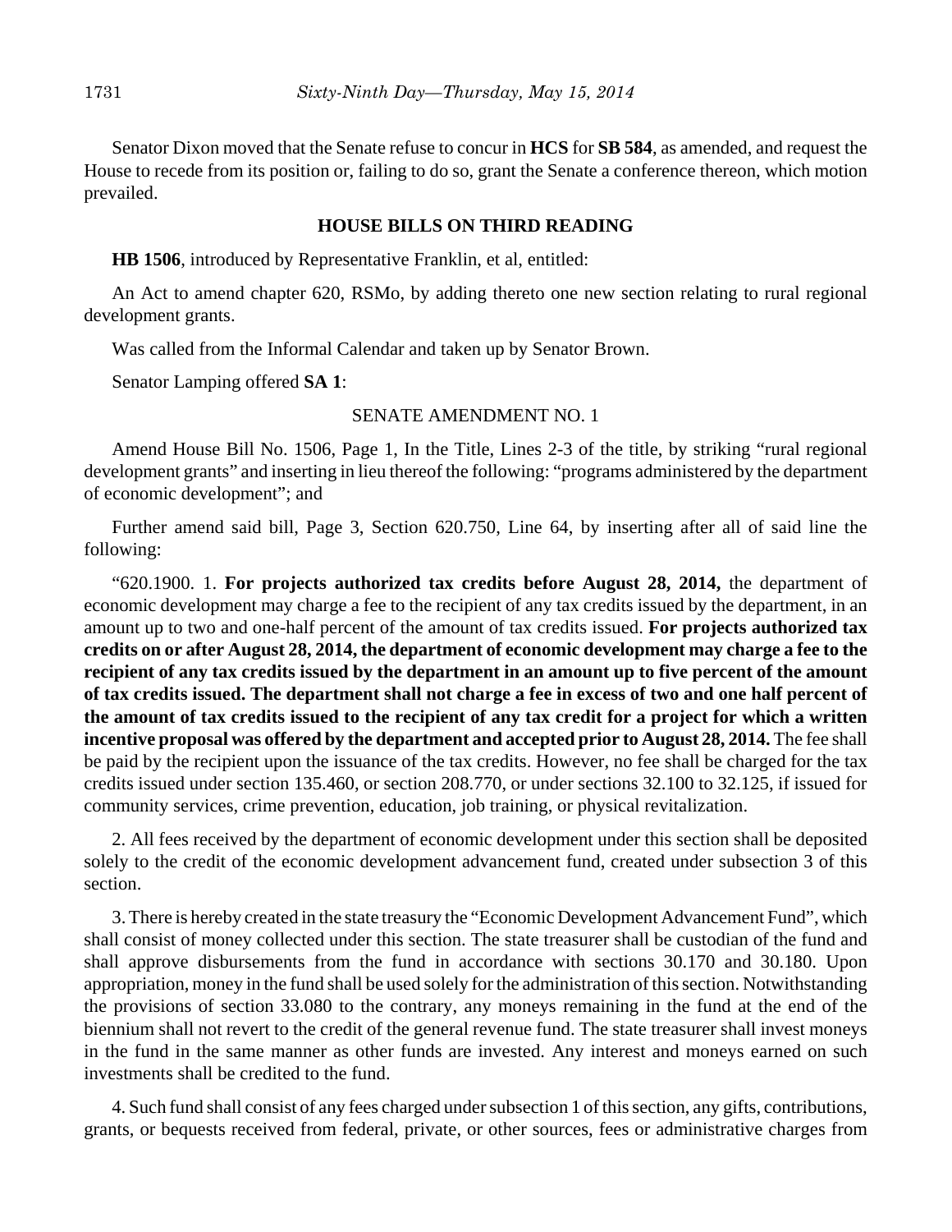Senator Dixon moved that the Senate refuse to concur in **HCS** for **SB 584**, as amended, and request the House to recede from its position or, failing to do so, grant the Senate a conference thereon, which motion prevailed.

## HOUSE BILLS ON THIRD READING

**HB 1506**, introduced by Representative Franklin, et al, entitled:

An Act to amend chapter 620, RSMo, by adding thereto one new section relating to rural regional development grants.

Was called from the Informal Calendar and taken up by Senator Brown.

Senator Lamping offered **SA 1**:

SENATE AMENDMENT NO. 1

Amend House Bill No. 1506, Page 1, In the Title, Lines 2-3 of the title, by striking "rural regional development grants" and inserting in lieu thereof the following: "programs administered by the department of economic development"; and

Further amend said bill, Page 3, Section 620.750, Line 64, by inserting after all of said line the following:

"620.1900. 1. **For projects authorized tax credits before August 28, 2014,** the department of economic development may charge a fee to the recipient of any tax credits issued by the department, in an amount up to two and one-half percent of the amount of tax credits issued. **For projects authorized tax credits on or after August 28, 2014, the department of economic development may charge a fee to the recipient of any tax credits issued by the department in an amount up to five percent of the amount of tax credits issued. The department shall not charge a fee in excess of two and one half percent of the amount of tax credits issued to the recipient of any tax credit for a project for which a written incentive proposal was offered by the department and accepted prior to August 28, 2014.** The fee shall be paid by the recipient upon the issuance of the tax credits. However, no fee shall be charged for the tax credits issued under section 135.460, or section 208.770, or under sections 32.100 to 32.125, if issued for community services, crime prevention, education, job training, or physical revitalization.

2. All fees received by the department of economic development under this section shall be deposited solely to the credit of the economic development advancement fund, created under subsection 3 of this section.

3. There is hereby created in the state treasury the "Economic Development Advancement Fund", which shall consist of money collected under this section. The state treasurer shall be custodian of the fund and shall approve disbursements from the fund in accordance with sections 30.170 and 30.180. Upon appropriation, money in the fund shall be used solely for the administration of this section. Notwithstanding the provisions of section 33.080 to the contrary, any moneys remaining in the fund at the end of the biennium shall not revert to the credit of the general revenue fund. The state treasurer shall invest moneys in the fund in the same manner as other funds are invested. Any interest and moneys earned on such investments shall be credited to the fund.

4. Such fund shall consist of any fees charged under subsection 1 of this section, any gifts, contributions, grants, or bequests received from federal, private, or other sources, fees or administrative charges from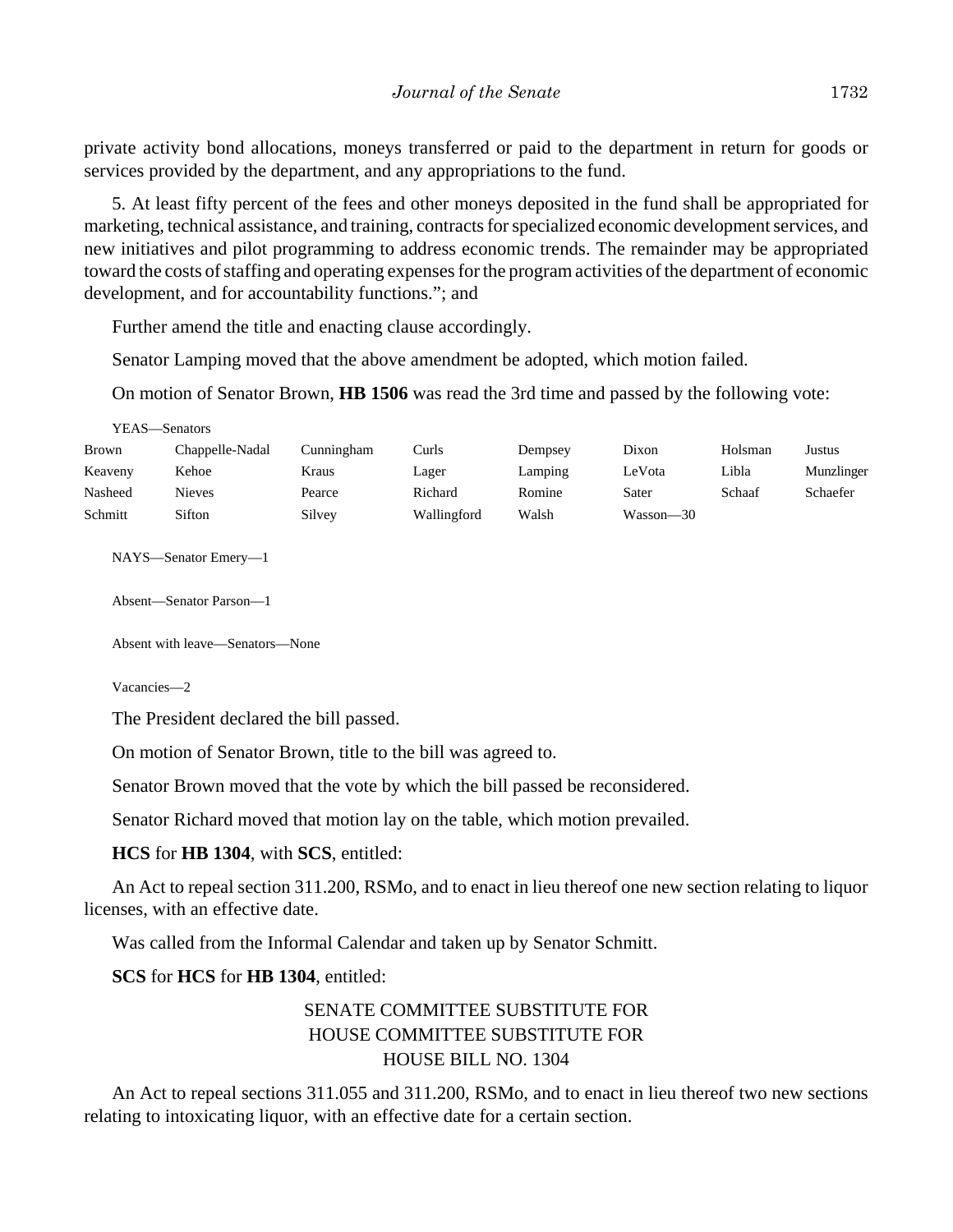private activity bond allocations, moneys transferred or paid to the department in return for goods or services provided by the department, and any appropriations to the fund.

5. At least fifty percent of the fees and other moneys deposited in the fund shall be appropriated for marketing, technical assistance, and training, contracts for specialized economic development services, and new initiatives and pilot programming to address economic trends. The remainder may be appropriated toward the costs of staffing and operating expenses for the program activities of the department of economic development, and for accountability functions."; and

Further amend the title and enacting clause accordingly.

Senator Lamping moved that the above amendment be adopted, which motion failed.

On motion of Senator Brown, **HB 1506** was read the 3rd time and passed by the following vote:

YEAS—Senators

| | | | | | | | |
|---|---|---|---|---|---|---|---|
| Brown | Chappelle-Nadal | Cunningham | Curls | Dempsey | Dixon | Holsman | Justus |
| Keaveny | Kehoe | Kraus | Lager | Lamping | LeVota | Libla | Munzlinger |
| Nasheed | Nieves | Pearce | Richard | Romine | Sater | Schaaf | Schaefer |
| Schmitt | Sifton | Silvey | Wallingford | Walsh | Wasson—30 | | |

NAYS—Senator Emery—1

Absent—Senator Parson—1

Absent with leave—Senators—None

Vacancies—2

The President declared the bill passed.

On motion of Senator Brown, title to the bill was agreed to.

Senator Brown moved that the vote by which the bill passed be reconsidered.

Senator Richard moved that motion lay on the table, which motion prevailed.

**HCS** for **HB 1304**, with **SCS**, entitled:

An Act to repeal section 311.200, RSMo, and to enact in lieu thereof one new section relating to liquor licenses, with an effective date.

Was called from the Informal Calendar and taken up by Senator Schmitt.

**SCS** for **HCS** for **HB 1304**, entitled:

SENATE COMMITTEE SUBSTITUTE FOR
HOUSE COMMITTEE SUBSTITUTE FOR
HOUSE BILL NO. 1304

An Act to repeal sections 311.055 and 311.200, RSMo, and to enact in lieu thereof two new sections relating to intoxicating liquor, with an effective date for a certain section.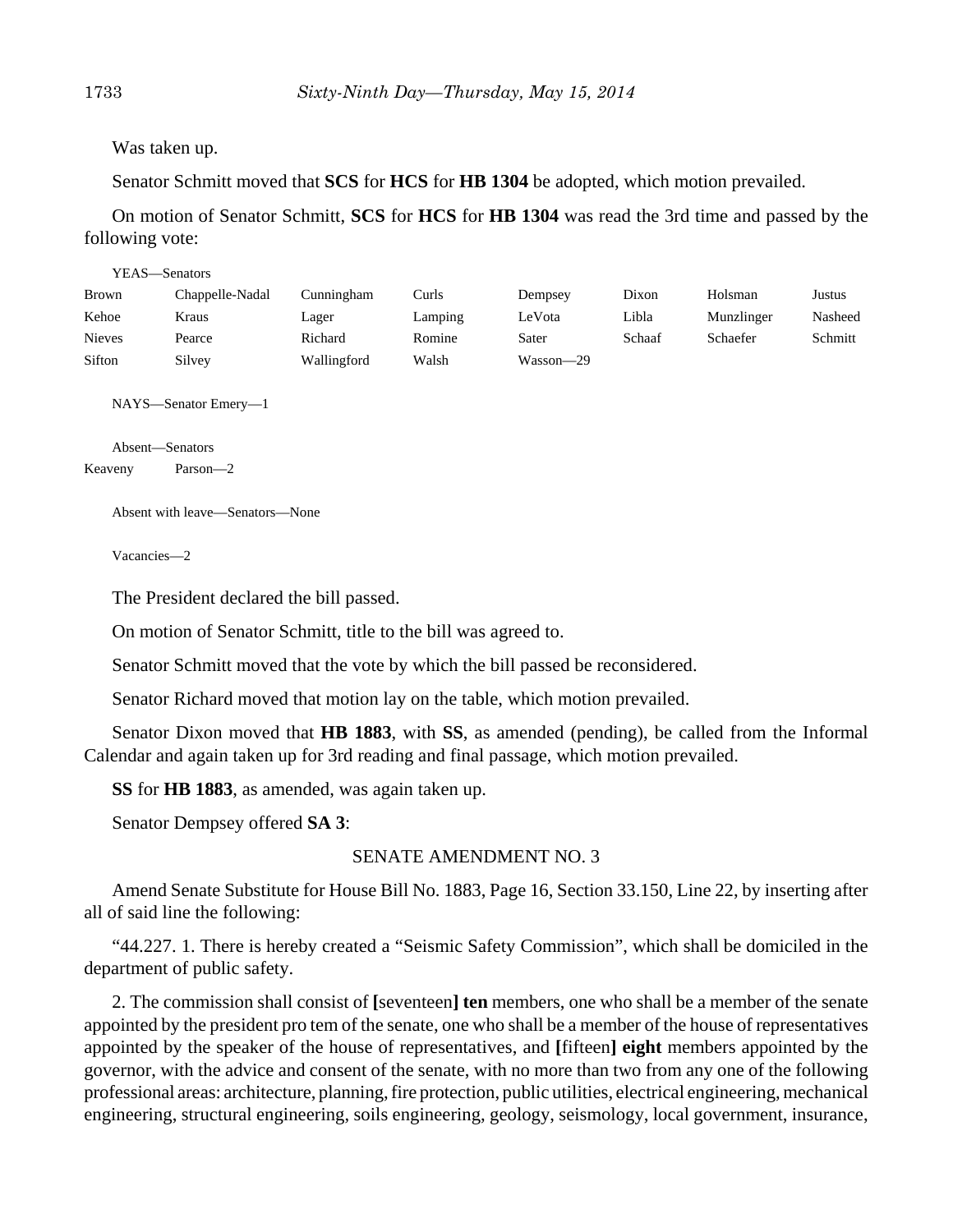Was taken up.

Senator Schmitt moved that **SCS** for **HCS** for **HB 1304** be adopted, which motion prevailed.

On motion of Senator Schmitt, **SCS** for **HCS** for **HB 1304** was read the 3rd time and passed by the following vote:

YEAS—Senators

| | | | | | | | |
|---|---|---|---|---|---|---|---|
| Brown | Chappelle-Nadal | Cunningham | Curls | Dempsey | Dixon | Holsman | Justus |
| Kehoe | Kraus | Lager | Lamping | LeVota | Libla | Munzlinger | Nasheed |
| Nieves | Pearce | Richard | Romine | Sater | Schaaf | Schaefer | Schmitt |
| Sifton | Silvey | Wallingford | Walsh | Wasson—29 | | | |

NAYS—Senator Emery—1

Absent—Senators

Keaveny Parson—2

Absent with leave—Senators—None

Vacancies—2

The President declared the bill passed.

On motion of Senator Schmitt, title to the bill was agreed to.

Senator Schmitt moved that the vote by which the bill passed be reconsidered.

Senator Richard moved that motion lay on the table, which motion prevailed.

Senator Dixon moved that **HB 1883**, with **SS**, as amended (pending), be called from the Informal Calendar and again taken up for 3rd reading and final passage, which motion prevailed.

**SS** for **HB 1883**, as amended, was again taken up.

Senator Dempsey offered **SA 3**:

SENATE AMENDMENT NO. 3

Amend Senate Substitute for House Bill No. 1883, Page 16, Section 33.150, Line 22, by inserting after all of said line the following:

"44.227. 1. There is hereby created a "Seismic Safety Commission", which shall be domiciled in the department of public safety.

2. The commission shall consist of **[**seventeen**]** **ten** members, one who shall be a member of the senate appointed by the president pro tem of the senate, one who shall be a member of the house of representatives appointed by the speaker of the house of representatives, and **[**fifteen**]** **eight** members appointed by the governor, with the advice and consent of the senate, with no more than two from any one of the following professional areas: architecture, planning, fire protection, public utilities, electrical engineering, mechanical engineering, structural engineering, soils engineering, geology, seismology, local government, insurance,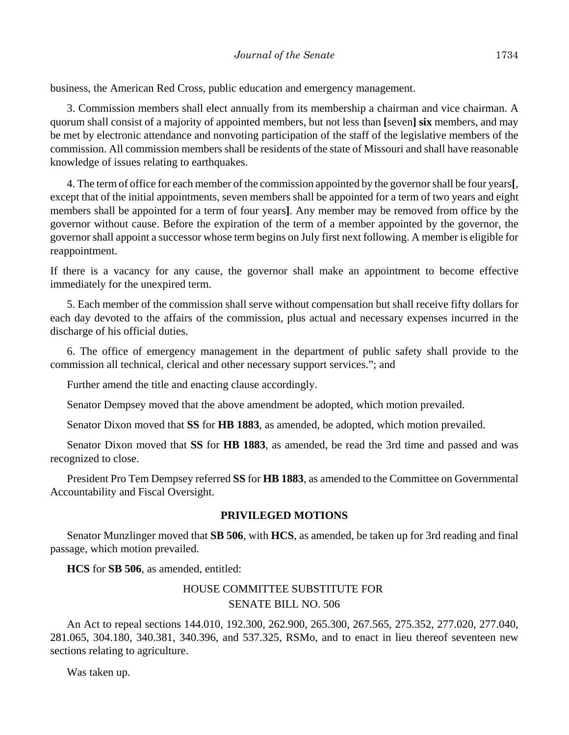business, the American Red Cross, public education and emergency management.

3. Commission members shall elect annually from its membership a chairman and vice chairman. A quorum shall consist of a majority of appointed members, but not less than **[**seven**]** **six** members, and may be met by electronic attendance and nonvoting participation of the staff of the legislative members of the commission. All commission members shall be residents of the state of Missouri and shall have reasonable knowledge of issues relating to earthquakes.

4. The term of office for each member of the commission appointed by the governor shall be four years**[**, except that of the initial appointments, seven members shall be appointed for a term of two years and eight members shall be appointed for a term of four years**]**. Any member may be removed from office by the governor without cause. Before the expiration of the term of a member appointed by the governor, the governor shall appoint a successor whose term begins on July first next following. A member is eligible for reappointment.

If there is a vacancy for any cause, the governor shall make an appointment to become effective immediately for the unexpired term.

5. Each member of the commission shall serve without compensation but shall receive fifty dollars for each day devoted to the affairs of the commission, plus actual and necessary expenses incurred in the discharge of his official duties.

6. The office of emergency management in the department of public safety shall provide to the commission all technical, clerical and other necessary support services."; and

Further amend the title and enacting clause accordingly.

Senator Dempsey moved that the above amendment be adopted, which motion prevailed.

Senator Dixon moved that **SS** for **HB 1883**, as amended, be adopted, which motion prevailed.

Senator Dixon moved that **SS** for **HB 1883**, as amended, be read the 3rd time and passed and was recognized to close.

President Pro Tem Dempsey referred **SS** for **HB 1883**, as amended to the Committee on Governmental Accountability and Fiscal Oversight.

## PRIVILEGED MOTIONS

Senator Munzlinger moved that **SB 506**, with **HCS**, as amended, be taken up for 3rd reading and final passage, which motion prevailed.

**HCS** for **SB 506**, as amended, entitled:

HOUSE COMMITTEE SUBSTITUTE FOR
SENATE BILL NO. 506

An Act to repeal sections 144.010, 192.300, 262.900, 265.300, 267.565, 275.352, 277.020, 277.040, 281.065, 304.180, 340.381, 340.396, and 537.325, RSMo, and to enact in lieu thereof seventeen new sections relating to agriculture.

Was taken up.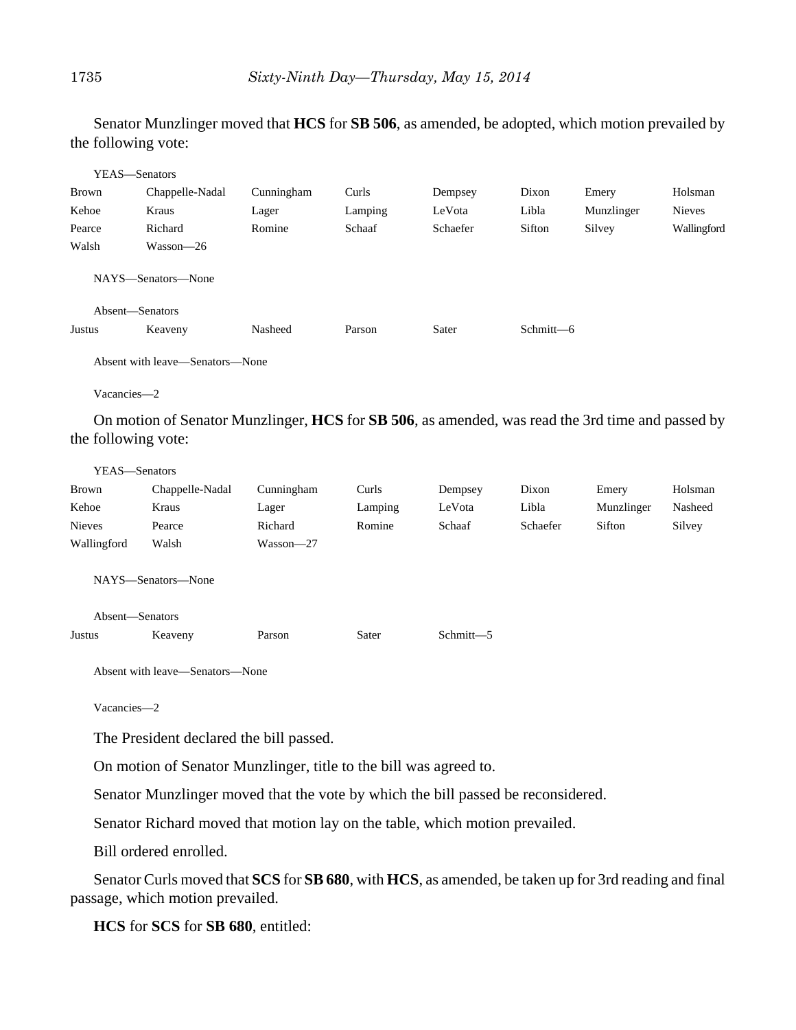Senator Munzlinger moved that **HCS** for **SB 506**, as amended, be adopted, which motion prevailed by the following vote:

YEAS—Senators

| | | | | | | | |
|---|---|---|---|---|---|---|---|
| Brown | Chappelle-Nadal | Cunningham | Curls | Dempsey | Dixon | Emery | Holsman |
| Kehoe | Kraus | Lager | Lamping | LeVota | Libla | Munzlinger | Nieves |
| Pearce | Richard | Romine | Schaaf | Schaefer | Sifton | Silvey | Wallingford |
| Walsh | Wasson—26 | | | | | | |

NAYS—Senators—None

Absent—Senators

| | | | | | |
|---|---|---|---|---|---|
| Justus | Keaveny | Nasheed | Parson | Sater | Schmitt—6 |

Absent with leave—Senators—None

Vacancies—2

On motion of Senator Munzlinger, **HCS** for **SB 506**, as amended, was read the 3rd time and passed by the following vote:

YEAS—Senators

| | | | | | | | |
|---|---|---|---|---|---|---|---|
| Brown | Chappelle-Nadal | Cunningham | Curls | Dempsey | Dixon | Emery | Holsman |
| Kehoe | Kraus | Lager | Lamping | LeVota | Libla | Munzlinger | Nasheed |
| Nieves | Pearce | Richard | Romine | Schaaf | Schaefer | Sifton | Silvey |
| Wallingford | Walsh | Wasson—27 | | | | | |

NAYS—Senators—None

Absent—Senators

| | | | | |
|---|---|---|---|---|
| Justus | Keaveny | Parson | Sater | Schmitt—5 |

Absent with leave—Senators—None

Vacancies—2

The President declared the bill passed.

On motion of Senator Munzlinger, title to the bill was agreed to.

Senator Munzlinger moved that the vote by which the bill passed be reconsidered.

Senator Richard moved that motion lay on the table, which motion prevailed.

Bill ordered enrolled.

Senator Curls moved that **SCS** for **SB 680**, with **HCS**, as amended, be taken up for 3rd reading and final passage, which motion prevailed.

**HCS** for **SCS** for **SB 680**, entitled: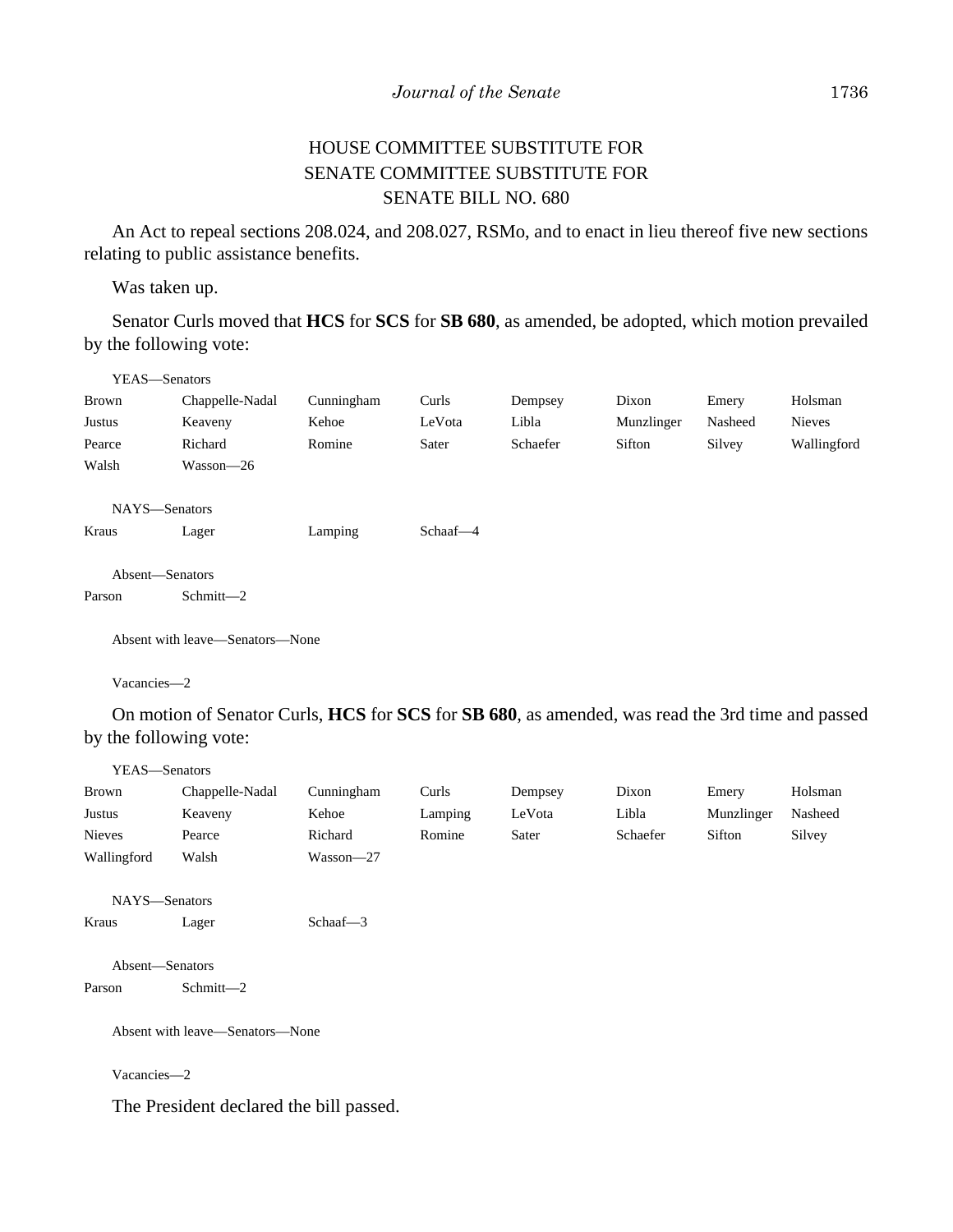HOUSE COMMITTEE SUBSTITUTE FOR
SENATE COMMITTEE SUBSTITUTE FOR
SENATE BILL NO. 680

An Act to repeal sections 208.024, and 208.027, RSMo, and to enact in lieu thereof five new sections relating to public assistance benefits.

Was taken up.

Senator Curls moved that **HCS** for **SCS** for **SB 680**, as amended, be adopted, which motion prevailed by the following vote:

YEAS—Senators

| | | | | | | | |
|---|---|---|---|---|---|---|---|
| Brown | Chappelle-Nadal | Cunningham | Curls | Dempsey | Dixon | Emery | Holsman |
| Justus | Keaveny | Kehoe | LeVota | Libla | Munzlinger | Nasheed | Nieves |
| Pearce | Richard | Romine | Sater | Schaefer | Sifton | Silvey | Wallingford |
| Walsh | Wasson—26 | | | | | | |

NAYS—Senators

| | | | |
|---|---|---|---|
| Kraus | Lager | Lamping | Schaaf—4 |

Absent—Senators

| | |
|---|---|
| Parson | Schmitt—2 |

Absent with leave—Senators—None

Vacancies—2

On motion of Senator Curls, **HCS** for **SCS** for **SB 680**, as amended, was read the 3rd time and passed by the following vote:

YEAS—Senators

| | | | | | | | |
|---|---|---|---|---|---|---|---|
| Brown | Chappelle-Nadal | Cunningham | Curls | Dempsey | Dixon | Emery | Holsman |
| Justus | Keaveny | Kehoe | Lamping | LeVota | Libla | Munzlinger | Nasheed |
| Nieves | Pearce | Richard | Romine | Sater | Schaefer | Sifton | Silvey |
| Wallingford | Walsh | Wasson—27 | | | | | |

NAYS—Senators

| | | |
|---|---|---|
| Kraus | Lager | Schaaf—3 |

Absent—Senators

| | |
|---|---|
| Parson | Schmitt—2 |

Absent with leave—Senators—None

Vacancies—2

The President declared the bill passed.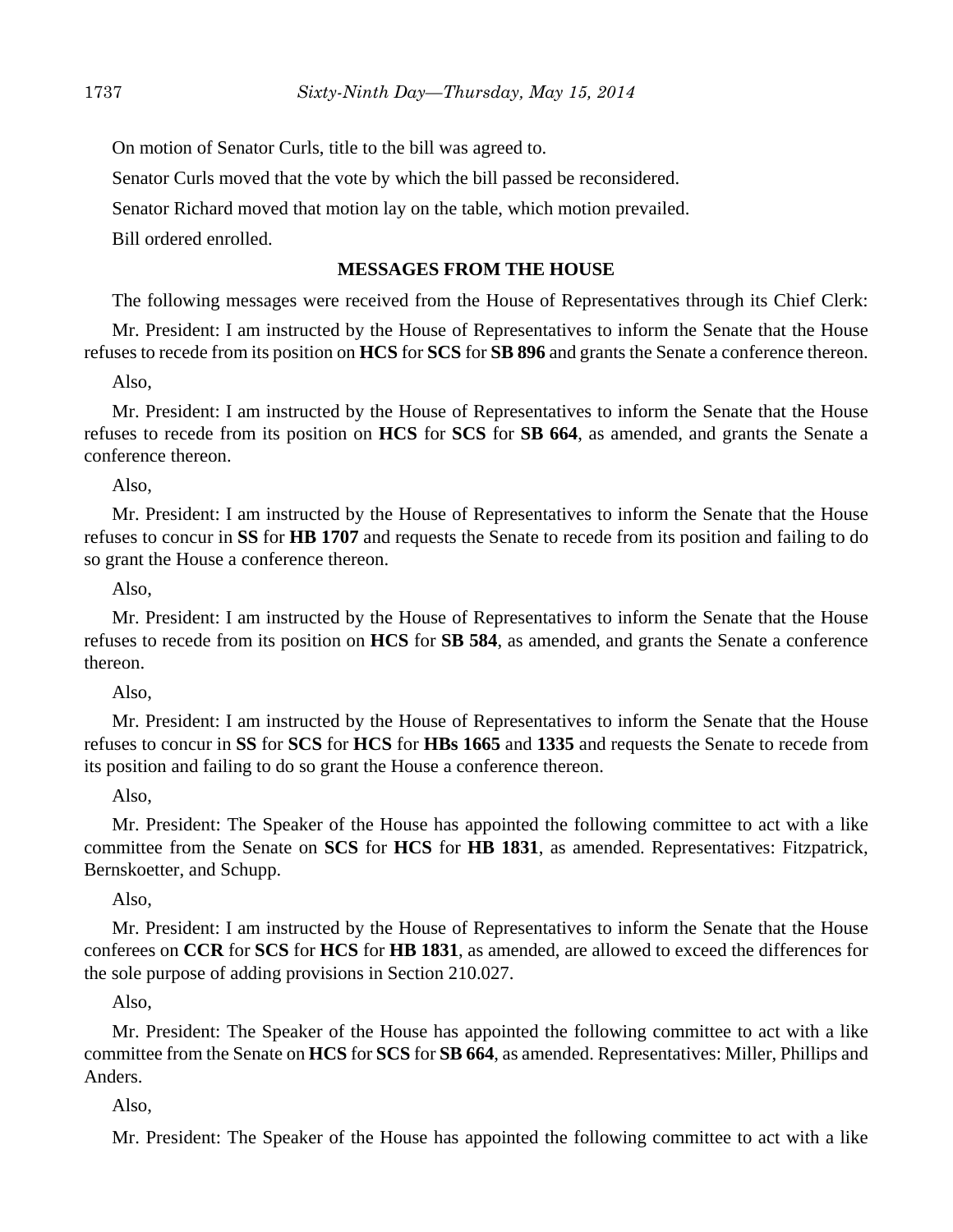On motion of Senator Curls, title to the bill was agreed to.

Senator Curls moved that the vote by which the bill passed be reconsidered.

Senator Richard moved that motion lay on the table, which motion prevailed.

Bill ordered enrolled.

## MESSAGES FROM THE HOUSE

The following messages were received from the House of Representatives through its Chief Clerk:

Mr. President: I am instructed by the House of Representatives to inform the Senate that the House refuses to recede from its position on **HCS** for **SCS** for **SB 896** and grants the Senate a conference thereon.

Also,

Mr. President: I am instructed by the House of Representatives to inform the Senate that the House refuses to recede from its position on **HCS** for **SCS** for **SB 664**, as amended, and grants the Senate a conference thereon.

Also,

Mr. President: I am instructed by the House of Representatives to inform the Senate that the House refuses to concur in **SS** for **HB 1707** and requests the Senate to recede from its position and failing to do so grant the House a conference thereon.

Also,

Mr. President: I am instructed by the House of Representatives to inform the Senate that the House refuses to recede from its position on **HCS** for **SB 584**, as amended, and grants the Senate a conference thereon.

Also,

Mr. President: I am instructed by the House of Representatives to inform the Senate that the House refuses to concur in **SS** for **SCS** for **HCS** for **HBs 1665** and **1335** and requests the Senate to recede from its position and failing to do so grant the House a conference thereon.

Also,

Mr. President: The Speaker of the House has appointed the following committee to act with a like committee from the Senate on **SCS** for **HCS** for **HB 1831**, as amended. Representatives: Fitzpatrick, Bernskoetter, and Schupp.

Also,

Mr. President: I am instructed by the House of Representatives to inform the Senate that the House conferees on **CCR** for **SCS** for **HCS** for **HB 1831**, as amended, are allowed to exceed the differences for the sole purpose of adding provisions in Section 210.027.

Also,

Mr. President: The Speaker of the House has appointed the following committee to act with a like committee from the Senate on **HCS** for **SCS** for **SB 664**, as amended. Representatives: Miller, Phillips and Anders.

Also,

Mr. President: The Speaker of the House has appointed the following committee to act with a like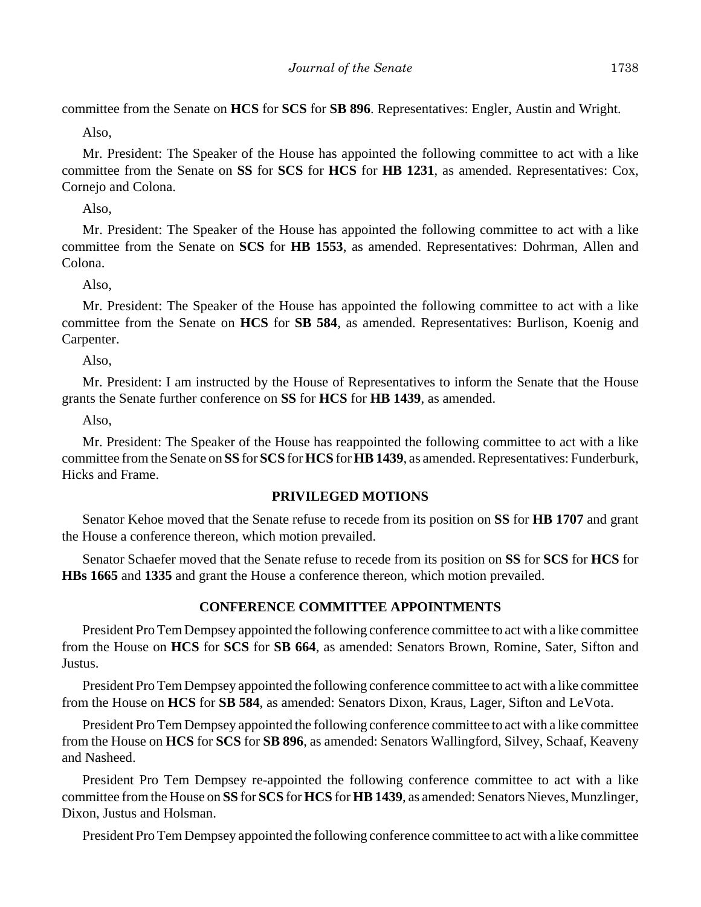committee from the Senate on **HCS** for **SCS** for **SB 896**. Representatives: Engler, Austin and Wright.

Also,

Mr. President: The Speaker of the House has appointed the following committee to act with a like committee from the Senate on **SS** for **SCS** for **HCS** for **HB 1231**, as amended. Representatives: Cox, Cornejo and Colona.

Also,

Mr. President: The Speaker of the House has appointed the following committee to act with a like committee from the Senate on **SCS** for **HB 1553**, as amended. Representatives: Dohrman, Allen and Colona.

Also,

Mr. President: The Speaker of the House has appointed the following committee to act with a like committee from the Senate on **HCS** for **SB 584**, as amended. Representatives: Burlison, Koenig and Carpenter.

Also,

Mr. President: I am instructed by the House of Representatives to inform the Senate that the House grants the Senate further conference on **SS** for **HCS** for **HB 1439**, as amended.

Also,

Mr. President: The Speaker of the House has reappointed the following committee to act with a like committee from the Senate on **SS** for **SCS** for **HCS** for **HB 1439**, as amended. Representatives: Funderburk, Hicks and Frame.

## PRIVILEGED MOTIONS

Senator Kehoe moved that the Senate refuse to recede from its position on **SS** for **HB 1707** and grant the House a conference thereon, which motion prevailed.

Senator Schaefer moved that the Senate refuse to recede from its position on **SS** for **SCS** for **HCS** for **HBs 1665** and **1335** and grant the House a conference thereon, which motion prevailed.

## CONFERENCE COMMITTEE APPOINTMENTS

President Pro Tem Dempsey appointed the following conference committee to act with a like committee from the House on **HCS** for **SCS** for **SB 664**, as amended: Senators Brown, Romine, Sater, Sifton and Justus.

President Pro Tem Dempsey appointed the following conference committee to act with a like committee from the House on **HCS** for **SB 584**, as amended: Senators Dixon, Kraus, Lager, Sifton and LeVota.

President Pro Tem Dempsey appointed the following conference committee to act with a like committee from the House on **HCS** for **SCS** for **SB 896**, as amended: Senators Wallingford, Silvey, Schaaf, Keaveny and Nasheed.

President Pro Tem Dempsey re-appointed the following conference committee to act with a like committee from the House on **SS** for **SCS** for **HCS** for **HB 1439**, as amended: Senators Nieves, Munzlinger, Dixon, Justus and Holsman.

President Pro Tem Dempsey appointed the following conference committee to act with a like committee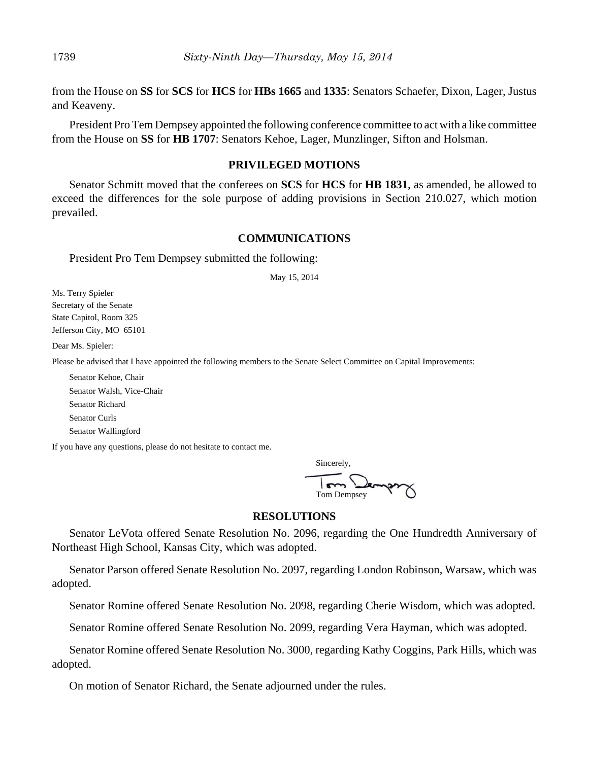from the House on **SS** for **SCS** for **HCS** for **HBs 1665** and **1335**: Senators Schaefer, Dixon, Lager, Justus and Keaveny.

President Pro Tem Dempsey appointed the following conference committee to act with a like committee from the House on **SS** for **HB 1707**: Senators Kehoe, Lager, Munzlinger, Sifton and Holsman.

## PRIVILEGED MOTIONS

Senator Schmitt moved that the conferees on **SCS** for **HCS** for **HB 1831**, as amended, be allowed to exceed the differences for the sole purpose of adding provisions in Section 210.027, which motion prevailed.

## COMMUNICATIONS

President Pro Tem Dempsey submitted the following:

May 15, 2014

Ms. Terry Spieler
Secretary of the Senate
State Capitol, Room 325
Jefferson City, MO 65101

Dear Ms. Spieler:

Please be advised that I have appointed the following members to the Senate Select Committee on Capital Improvements:

Senator Kehoe, Chair
Senator Walsh, Vice-Chair
Senator Richard
Senator Curls
Senator Wallingford

If you have any questions, please do not hesitate to contact me.

Sincerely,

Tom Dempsey

## RESOLUTIONS

Senator LeVota offered Senate Resolution No. 2096, regarding the One Hundredth Anniversary of Northeast High School, Kansas City, which was adopted.

Senator Parson offered Senate Resolution No. 2097, regarding London Robinson, Warsaw, which was adopted.

Senator Romine offered Senate Resolution No. 2098, regarding Cherie Wisdom, which was adopted.

Senator Romine offered Senate Resolution No. 2099, regarding Vera Hayman, which was adopted.

Senator Romine offered Senate Resolution No. 3000, regarding Kathy Coggins, Park Hills, which was adopted.

On motion of Senator Richard, the Senate adjourned under the rules.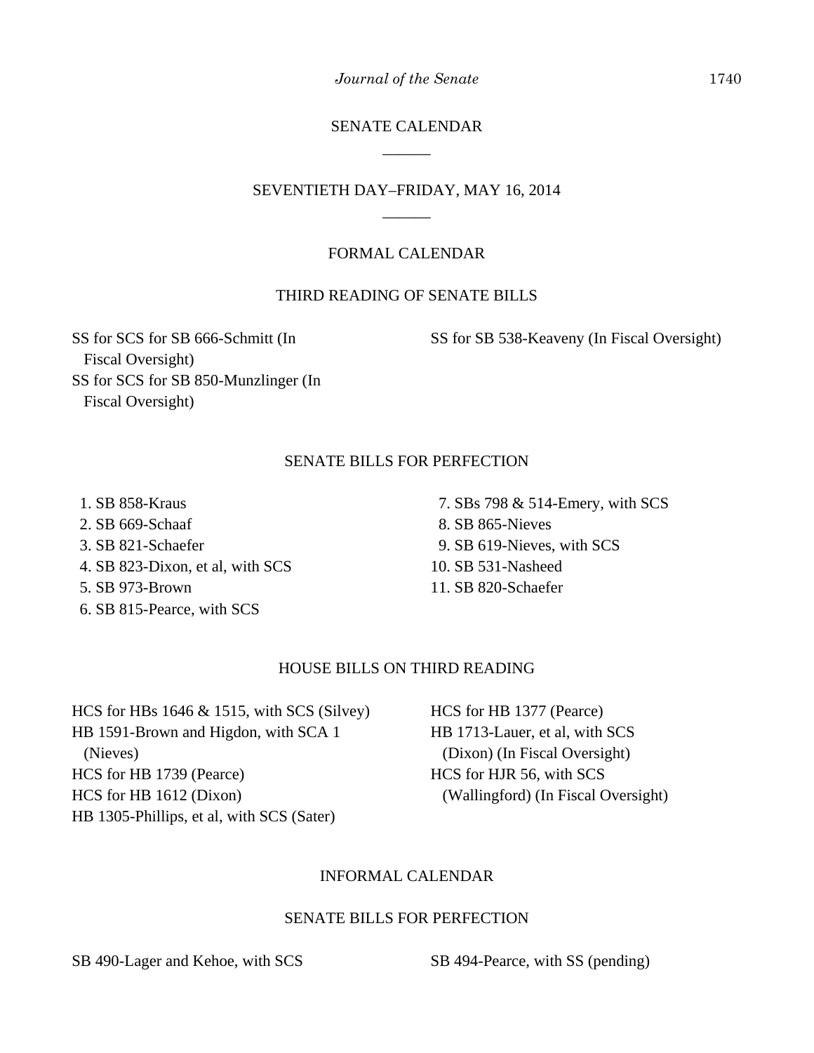# SENATE CALENDAR

______

## SEVENTIETH DAY–FRIDAY, MAY 16, 2014

______

## FORMAL CALENDAR

### THIRD READING OF SENATE BILLS

SS for SCS for SB 666-Schmitt (In Fiscal Oversight)
SS for SCS for SB 850-Munzlinger (In Fiscal Oversight)
SS for SB 538-Keaveny (In Fiscal Oversight)

### SENATE BILLS FOR PERFECTION

1. SB 858-Kraus
2. SB 669-Schaaf
3. SB 821-Schaefer
4. SB 823-Dixon, et al, with SCS
5. SB 973-Brown
6. SB 815-Pearce, with SCS
7. SBs 798 & 514-Emery, with SCS
8. SB 865-Nieves
9. SB 619-Nieves, with SCS
10. SB 531-Nasheed
11. SB 820-Schaefer

### HOUSE BILLS ON THIRD READING

HCS for HBs 1646 & 1515, with SCS (Silvey)
HB 1591-Brown and Higdon, with SCA 1 (Nieves)
HCS for HB 1739 (Pearce)
HCS for HB 1612 (Dixon)
HB 1305-Phillips, et al, with SCS (Sater)
HCS for HB 1377 (Pearce)
HB 1713-Lauer, et al, with SCS (Dixon) (In Fiscal Oversight)
HCS for HJR 56, with SCS (Wallingford) (In Fiscal Oversight)

## INFORMAL CALENDAR

### SENATE BILLS FOR PERFECTION

SB 490-Lager and Kehoe, with SCS
SB 494-Pearce, with SS (pending)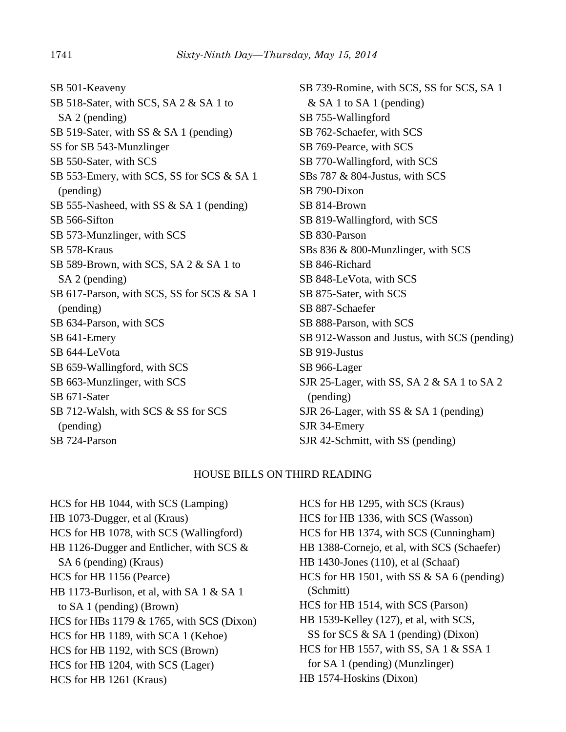SB 501-Keaveny
SB 518-Sater, with SCS, SA 2 & SA 1 to SA 2 (pending)
SB 519-Sater, with SS & SA 1 (pending)
SS for SB 543-Munzlinger
SB 550-Sater, with SCS
SB 553-Emery, with SCS, SS for SCS & SA 1 (pending)
SB 555-Nasheed, with SS & SA 1 (pending)
SB 566-Sifton
SB 573-Munzlinger, with SCS
SB 578-Kraus
SB 589-Brown, with SCS, SA 2 & SA 1 to SA 2 (pending)
SB 617-Parson, with SCS, SS for SCS & SA 1 (pending)
SB 634-Parson, with SCS
SB 641-Emery
SB 644-LeVota
SB 659-Wallingford, with SCS
SB 663-Munzlinger, with SCS
SB 671-Sater
SB 712-Walsh, with SCS & SS for SCS (pending)
SB 724-Parson
SB 739-Romine, with SCS, SS for SCS, SA 1 & SA 1 to SA 1 (pending)
SB 755-Wallingford
SB 762-Schaefer, with SCS
SB 769-Pearce, with SCS
SB 770-Wallingford, with SCS
SBs 787 & 804-Justus, with SCS
SB 790-Dixon
SB 814-Brown
SB 819-Wallingford, with SCS
SB 830-Parson
SBs 836 & 800-Munzlinger, with SCS
SB 846-Richard
SB 848-LeVota, with SCS
SB 875-Sater, with SCS
SB 887-Schaefer
SB 888-Parson, with SCS
SB 912-Wasson and Justus, with SCS (pending)
SB 919-Justus
SB 966-Lager
SJR 25-Lager, with SS, SA 2 & SA 1 to SA 2 (pending)
SJR 26-Lager, with SS & SA 1 (pending)
SJR 34-Emery
SJR 42-Schmitt, with SS (pending)

## HOUSE BILLS ON THIRD READING

HCS for HB 1044, with SCS (Lamping)
HB 1073-Dugger, et al (Kraus)
HCS for HB 1078, with SCS (Wallingford)
HB 1126-Dugger and Entlicher, with SCS & SA 6 (pending) (Kraus)
HCS for HB 1156 (Pearce)
HB 1173-Burlison, et al, with SA 1 & SA 1 to SA 1 (pending) (Brown)
HCS for HBs 1179 & 1765, with SCS (Dixon)
HCS for HB 1189, with SCA 1 (Kehoe)
HCS for HB 1192, with SCS (Brown)
HCS for HB 1204, with SCS (Lager)
HCS for HB 1261 (Kraus)
HCS for HB 1295, with SCS (Kraus)
HCS for HB 1336, with SCS (Wasson)
HCS for HB 1374, with SCS (Cunningham)
HB 1388-Cornejo, et al, with SCS (Schaefer)
HB 1430-Jones (110), et al (Schaaf)
HCS for HB 1501, with SS & SA 6 (pending) (Schmitt)
HCS for HB 1514, with SCS (Parson)
HB 1539-Kelley (127), et al, with SCS, SS for SCS & SA 1 (pending) (Dixon)
HCS for HB 1557, with SS, SA 1 & SSA 1 for SA 1 (pending) (Munzlinger)
HB 1574-Hoskins (Dixon)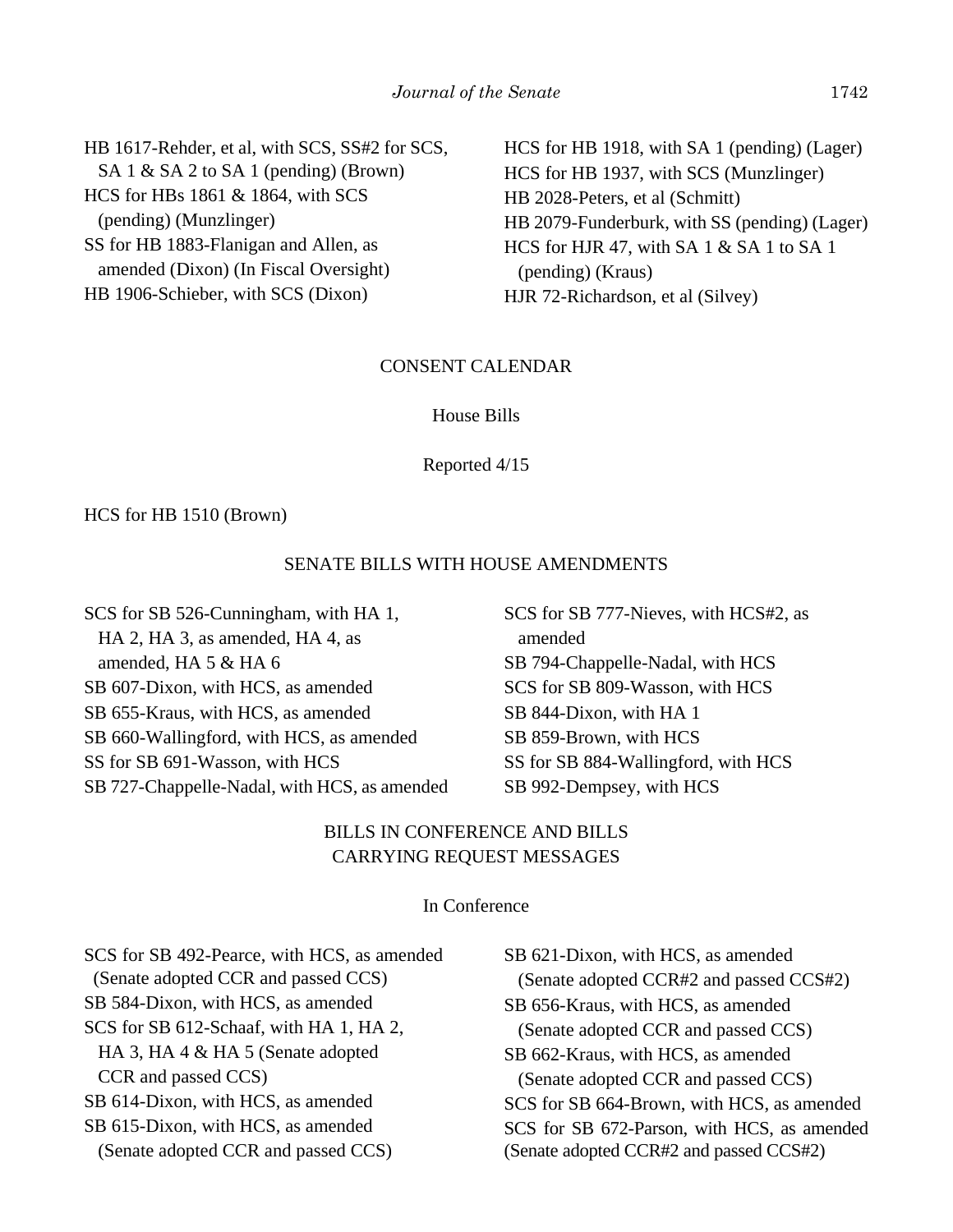HB 1617-Rehder, et al, with SCS, SS#2 for SCS, SA 1 & SA 2 to SA 1 (pending) (Brown)

HCS for HBs 1861 & 1864, with SCS (pending) (Munzlinger)

SS for HB 1883-Flanigan and Allen, as amended (Dixon) (In Fiscal Oversight)

HB 1906-Schieber, with SCS (Dixon)

HCS for HB 1918, with SA 1 (pending) (Lager)

HCS for HB 1937, with SCS (Munzlinger)

HB 2028-Peters, et al (Schmitt)

HB 2079-Funderburk, with SS (pending) (Lager)

HCS for HJR 47, with SA 1 & SA 1 to SA 1 (pending) (Kraus)

HJR 72-Richardson, et al (Silvey)

CONSENT CALENDAR

House Bills

Reported 4/15

HCS for HB 1510 (Brown)

SENATE BILLS WITH HOUSE AMENDMENTS

SCS for SB 526-Cunningham, with HA 1, HA 2, HA 3, as amended, HA 4, as amended, HA 5 & HA 6

SB 607-Dixon, with HCS, as amended

SB 655-Kraus, with HCS, as amended

SB 660-Wallingford, with HCS, as amended

SS for SB 691-Wasson, with HCS

SB 727-Chappelle-Nadal, with HCS, as amended

SCS for SB 777-Nieves, with HCS#2, as amended

SB 794-Chappelle-Nadal, with HCS

SCS for SB 809-Wasson, with HCS

SB 844-Dixon, with HA 1

SB 859-Brown, with HCS

SS for SB 884-Wallingford, with HCS

SB 992-Dempsey, with HCS

BILLS IN CONFERENCE AND BILLS CARRYING REQUEST MESSAGES

In Conference

SCS for SB 492-Pearce, with HCS, as amended (Senate adopted CCR and passed CCS)

SB 584-Dixon, with HCS, as amended

SCS for SB 612-Schaaf, with HA 1, HA 2, HA 3, HA 4 & HA 5 (Senate adopted CCR and passed CCS)

SB 614-Dixon, with HCS, as amended

SB 615-Dixon, with HCS, as amended (Senate adopted CCR and passed CCS)

SB 621-Dixon, with HCS, as amended (Senate adopted CCR#2 and passed CCS#2)

SB 656-Kraus, with HCS, as amended (Senate adopted CCR and passed CCS)

SB 662-Kraus, with HCS, as amended (Senate adopted CCR and passed CCS)

SCS for SB 664-Brown, with HCS, as amended

SCS for SB 672-Parson, with HCS, as amended (Senate adopted CCR#2 and passed CCS#2)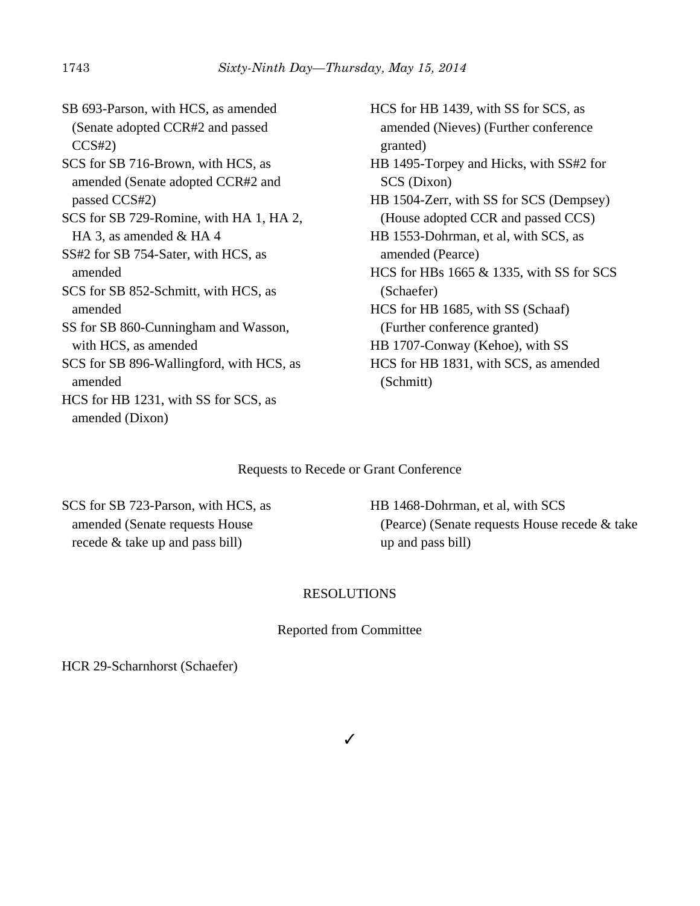SB 693-Parson, with HCS, as amended (Senate adopted CCR#2 and passed CCS#2)

SCS for SB 716-Brown, with HCS, as amended (Senate adopted CCR#2 and passed CCS#2)

SCS for SB 729-Romine, with HA 1, HA 2, HA 3, as amended & HA 4

SS#2 for SB 754-Sater, with HCS, as amended

SCS for SB 852-Schmitt, with HCS, as amended

SS for SB 860-Cunningham and Wasson, with HCS, as amended

SCS for SB 896-Wallingford, with HCS, as amended

HCS for HB 1231, with SS for SCS, as amended (Dixon)

HCS for HB 1439, with SS for SCS, as amended (Nieves) (Further conference granted)

HB 1495-Torpey and Hicks, with SS#2 for SCS (Dixon)

HB 1504-Zerr, with SS for SCS (Dempsey) (House adopted CCR and passed CCS)

HB 1553-Dohrman, et al, with SCS, as amended (Pearce)

HCS for HBs 1665 & 1335, with SS for SCS (Schaefer)

HCS for HB 1685, with SS (Schaaf) (Further conference granted)

HB 1707-Conway (Kehoe), with SS

HCS for HB 1831, with SCS, as amended (Schmitt)

Requests to Recede or Grant Conference

SCS for SB 723-Parson, with HCS, as amended (Senate requests House recede & take up and pass bill)

HB 1468-Dohrman, et al, with SCS (Pearce) (Senate requests House recede & take up and pass bill)

RESOLUTIONS

Reported from Committee

HCR 29-Scharnhorst (Schaefer)

✓